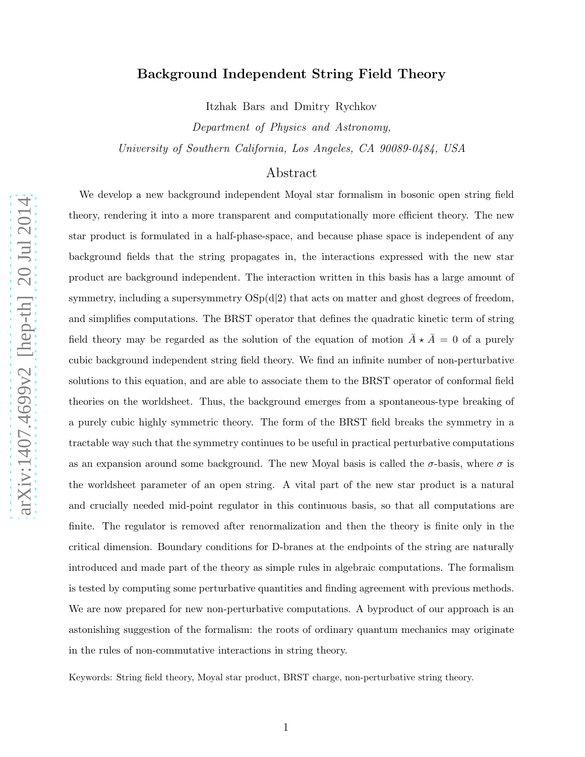# Background Independent String Field Theory

Itzhak Bars and Dmitry Rychkov

*Department of Physics and Astronomy,*

*University of Southern California, Los Angeles, CA 90089-0484, USA*

## Abstract

We develop a new background independent Moyal star formalism in bosonic open string field theory, rendering it into a more transparent and computationally more efficient theory. The new star product is formulated in a half-phase-space, and because phase space is independent of any background fields that the string propagates in, the interactions expressed with the new star product are background independent. The interaction written in this basis has a large amount of symmetry, including a supersymmetry OSp(d|2) that acts on matter and ghost degrees of freedom, and simplifies computations. The BRST operator that defines the quadratic kinetic term of string field theory may be regarded as the solution of the equation of motion $\bar{A} \star \bar{A} = 0$ of a purely cubic background independent string field theory. We find an infinite number of non-perturbative solutions to this equation, and are able to associate them to the BRST operator of conformal field theories on the worldsheet. Thus, the background emerges from a spontaneous-type breaking of a purely cubic highly symmetric theory. The form of the BRST field breaks the symmetry in a tractable way such that the symmetry continues to be useful in practical perturbative computations as an expansion around some background. The new Moyal basis is called the $\sigma$-basis, where $\sigma$ is the worldsheet parameter of an open string. A vital part of the new star product is a natural and crucially needed mid-point regulator in this continuous basis, so that all computations are finite. The regulator is removed after renormalization and then the theory is finite only in the critical dimension. Boundary conditions for D-branes at the endpoints of the string are naturally introduced and made part of the theory as simple rules in algebraic computations. The formalism is tested by computing some perturbative quantities and finding agreement with previous methods. We are now prepared for new non-perturbative computations. A byproduct of our approach is an astonishing suggestion of the formalism: the roots of ordinary quantum mechanics may originate in the rules of non-commutative interactions in string theory.

Keywords: String field theory, Moyal star product, BRST charge, non-perturbative string theory.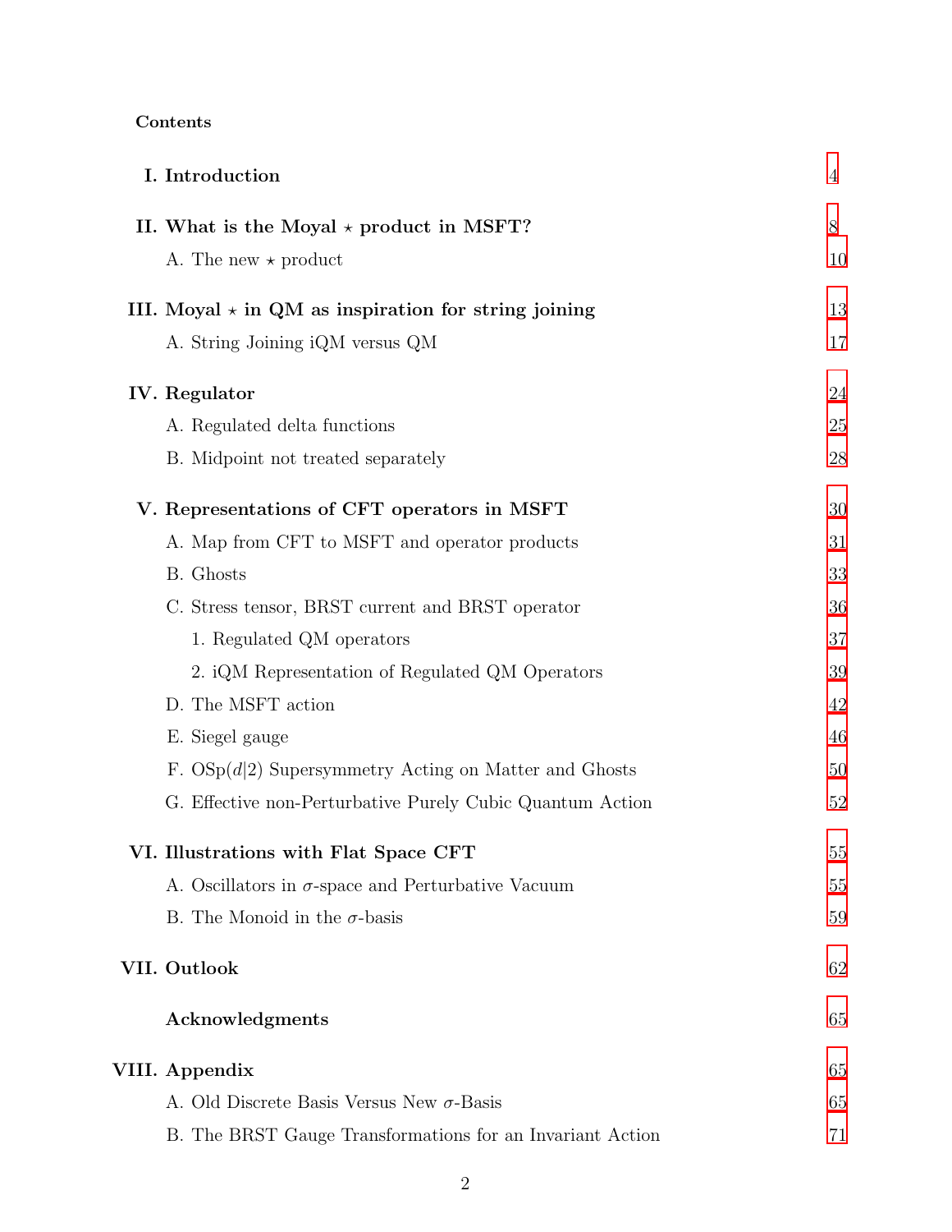**Contents**

| | |
|---|---|
| **I. Introduction** | 4 |
| **II. What is the Moyal $\star$ product in MSFT?** | 8 |
| A. The new $\star$ product | 10 |
| **III. Moyal $\star$ in QM as inspiration for string joining** | 13 |
| A. String Joining iQM versus QM | 17 |
| **IV. Regulator** | 24 |
| A. Regulated delta functions | 25 |
| B. Midpoint not treated separately | 28 |
| **V. Representations of CFT operators in MSFT** | 30 |
| A. Map from CFT to MSFT and operator products | 31 |
| B. Ghosts | 33 |
| C. Stress tensor, BRST current and BRST operator | 36 |
| 1. Regulated QM operators | 37 |
| 2. iQM Representation of Regulated QM Operators | 39 |
| D. The MSFT action | 42 |
| E. Siegel gauge | 46 |
| F. OSp($d$\|2) Supersymmetry Acting on Matter and Ghosts | 50 |
| G. Effective non-Perturbative Purely Cubic Quantum Action | 52 |
| **VI. Illustrations with Flat Space CFT** | 55 |
| A. Oscillators in $\sigma$-space and Perturbative Vacuum | 55 |
| B. The Monoid in the $\sigma$-basis | 59 |
| **VII. Outlook** | 62 |
| **Acknowledgments** | 65 |
| **VIII. Appendix** | 65 |
| A. Old Discrete Basis Versus New $\sigma$-Basis | 65 |
| B. The BRST Gauge Transformations for an Invariant Action | 71 |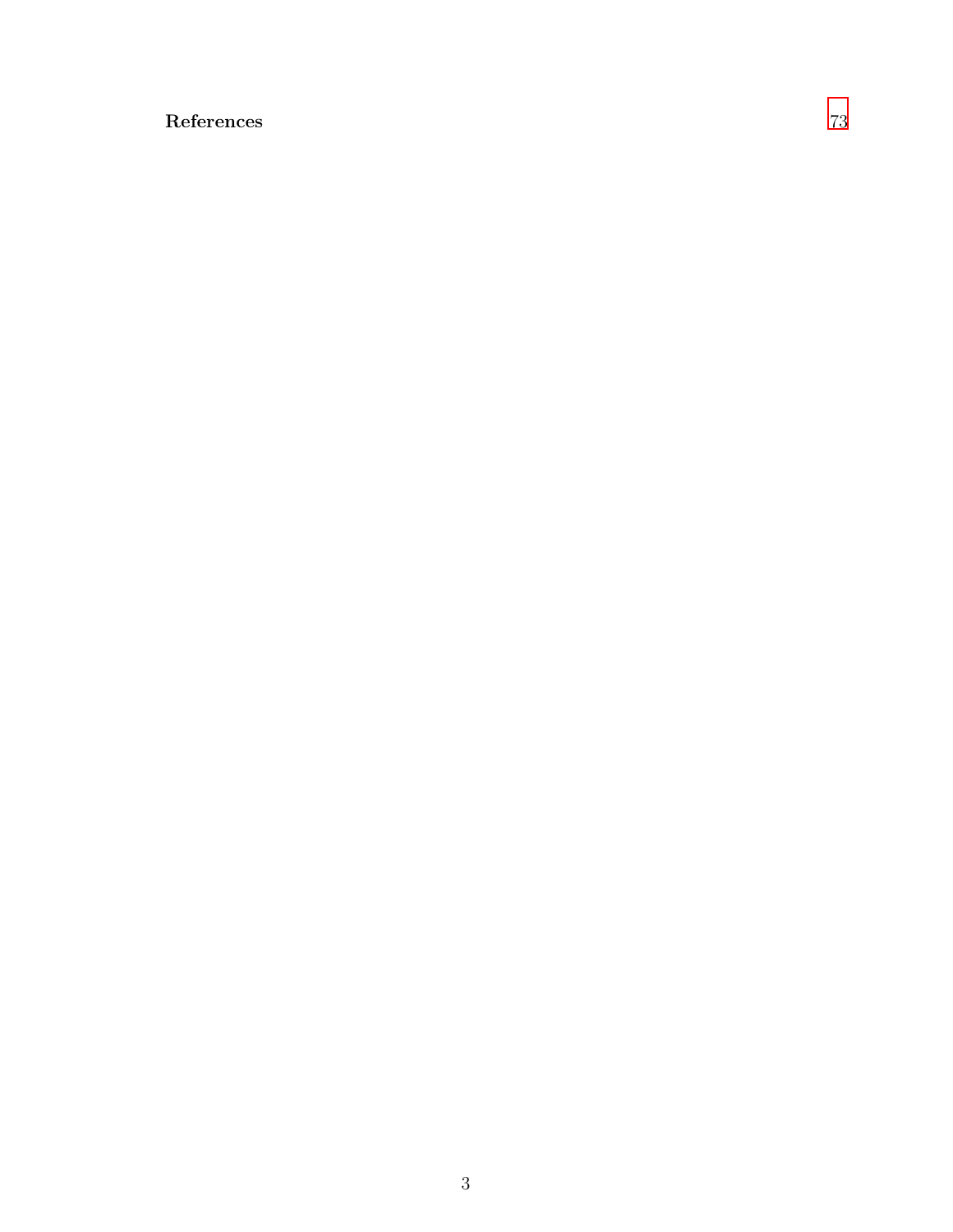**References** 73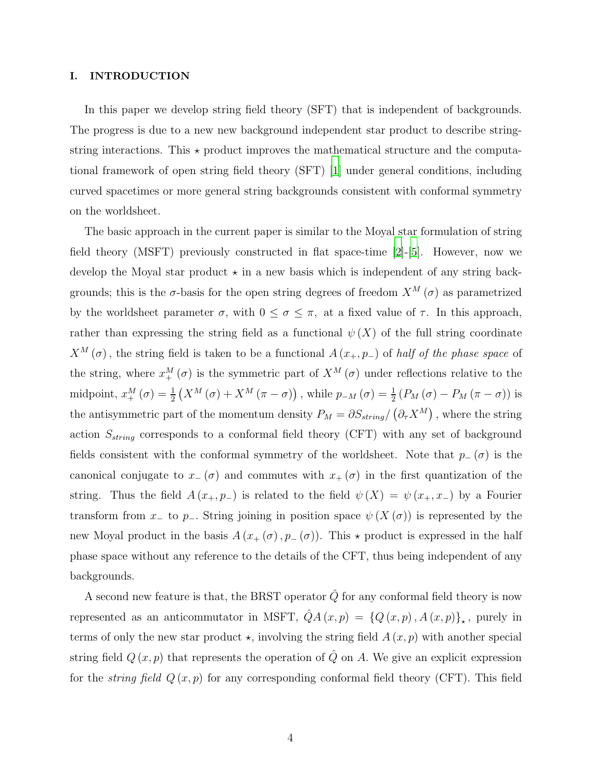## I. INTRODUCTION

In this paper we develop string field theory (SFT) that is independent of backgrounds. The progress is due to a new new background independent star product to describe string-string interactions. This $\star$ product improves the mathematical structure and the computational framework of open string field theory (SFT) [1] under general conditions, including curved spacetimes or more general string backgrounds consistent with conformal symmetry on the worldsheet.

The basic approach in the current paper is similar to the Moyal star formulation of string field theory (MSFT) previously constructed in flat space-time [2]-[5]. However, now we develop the Moyal star product $\star$ in a new basis which is independent of any string backgrounds; this is the $\sigma$-basis for the open string degrees of freedom $X^M(\sigma)$ as parametrized by the worldsheet parameter $\sigma$, with $0 \leq \sigma \leq \pi$, at a fixed value of $\tau$. In this approach, rather than expressing the string field as a functional $\psi(X)$ of the full string coordinate $X^M(\sigma)$, the string field is taken to be a functional $A(x_+, p_-)$ of *half of the phase space* of the string, where $x_+^M(\sigma)$ is the symmetric part of $X^M(\sigma)$ under reflections relative to the midpoint, $x_+^M(\sigma) = \frac{1}{2}\left(X^M(\sigma) + X^M(\pi - \sigma)\right)$, while $p_{-M}(\sigma) = \frac{1}{2}\left(P_M(\sigma) - P_M(\pi - \sigma)\right)$ is the antisymmetric part of the momentum density $P_M = \partial S_{string}/\left(\partial_\tau X^M\right)$, where the string action $S_{string}$ corresponds to a conformal field theory (CFT) with any set of background fields consistent with the conformal symmetry of the worldsheet. Note that $p_-(\sigma)$ is the canonical conjugate to $x_-(\sigma)$ and commutes with $x_+(\sigma)$ in the first quantization of the string. Thus the field $A(x_+, p_-)$ is related to the field $\psi(X) = \psi(x_+, x_-)$ by a Fourier transform from $x_-$ to $p_-$. String joining in position space $\psi(X(\sigma))$ is represented by the new Moyal product in the basis $A(x_+(\sigma), p_-(\sigma))$. This $\star$ product is expressed in the half phase space without any reference to the details of the CFT, thus being independent of any backgrounds.

A second new feature is that, the BRST operator $\hat{Q}$ for any conformal field theory is now represented as an anticommutator in MSFT, $\hat{Q}A(x,p) = \{Q(x,p), A(x,p)\}_\star$, purely in terms of only the new star product $\star$, involving the string field $A(x,p)$ with another special string field $Q(x,p)$ that represents the operation of $\hat{Q}$ on $A$. We give an explicit expression for the *string field* $Q(x,p)$ for any corresponding conformal field theory (CFT). This field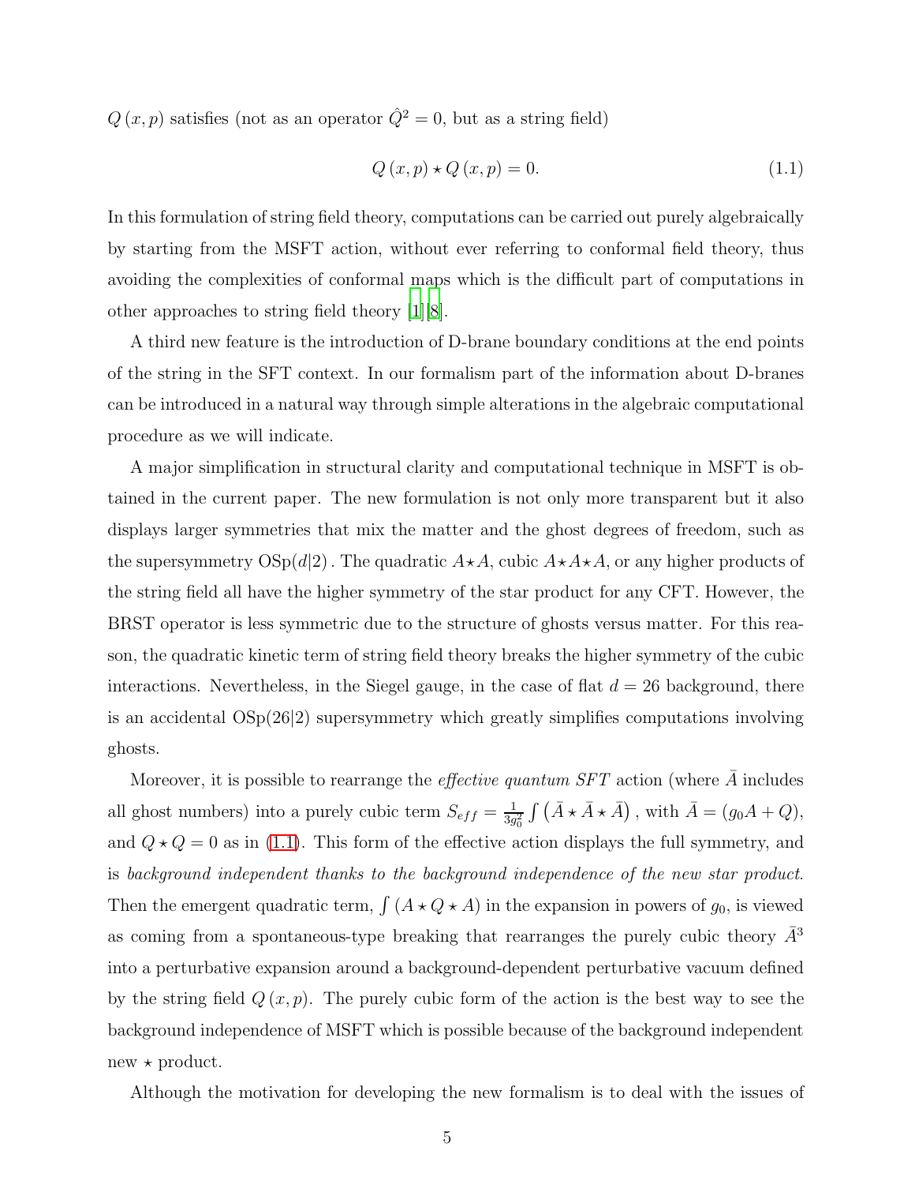$Q(x,p)$ satisfies (not as an operator $\hat{Q}^2 = 0$, but as a string field)

$$Q(x,p) \star Q(x,p) = 0. \tag{1.1}$$

In this formulation of string field theory, computations can be carried out purely algebraically by starting from the MSFT action, without ever referring to conformal field theory, thus avoiding the complexities of conformal maps which is the difficult part of computations in other approaches to string field theory [1][8].

A third new feature is the introduction of D-brane boundary conditions at the end points of the string in the SFT context. In our formalism part of the information about D-branes can be introduced in a natural way through simple alterations in the algebraic computational procedure as we will indicate.

A major simplification in structural clarity and computational technique in MSFT is obtained in the current paper. The new formulation is not only more transparent but it also displays larger symmetries that mix the matter and the ghost degrees of freedom, such as the supersymmetry $\mathrm{OSp}(d|2)$. The quadratic $A\star A$, cubic $A\star A\star A$, or any higher products of the string field all have the higher symmetry of the star product for any CFT. However, the BRST operator is less symmetric due to the structure of ghosts versus matter. For this reason, the quadratic kinetic term of string field theory breaks the higher symmetry of the cubic interactions. Nevertheless, in the Siegel gauge, in the case of flat $d=26$ background, there is an accidental $\mathrm{OSp}(26|2)$ supersymmetry which greatly simplifies computations involving ghosts.

Moreover, it is possible to rearrange the *effective quantum SFT* action (where $\bar{A}$ includes all ghost numbers) into a purely cubic term $S_{eff} = \frac{1}{3g_0^2}\int \left(\bar{A}\star\bar{A}\star\bar{A}\right)$, with $\bar{A} = (g_0 A + Q)$, and $Q\star Q = 0$ as in (1.1). This form of the effective action displays the full symmetry, and is *background independent thanks to the background independence of the new star product*. Then the emergent quadratic term, $\int (A\star Q\star A)$ in the expansion in powers of $g_0$, is viewed as coming from a spontaneous-type breaking that rearranges the purely cubic theory $\bar{A}^3$ into a perturbative expansion around a background-dependent perturbative vacuum defined by the string field $Q(x,p)$. The purely cubic form of the action is the best way to see the background independence of MSFT which is possible because of the background independent new $\star$ product.

Although the motivation for developing the new formalism is to deal with the issues of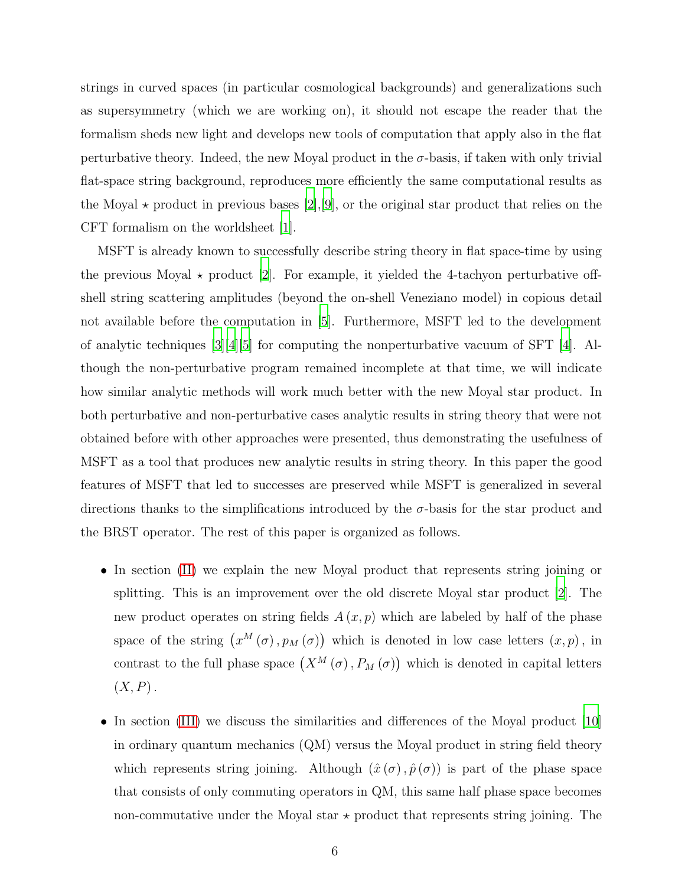strings in curved spaces (in particular cosmological backgrounds) and generalizations such as supersymmetry (which we are working on), it should not escape the reader that the formalism sheds new light and develops new tools of computation that apply also in the flat perturbative theory. Indeed, the new Moyal product in the $\sigma$-basis, if taken with only trivial flat-space string background, reproduces more efficiently the same computational results as the Moyal $\star$ product in previous bases [2],[9], or the original star product that relies on the CFT formalism on the worldsheet [1].

MSFT is already known to successfully describe string theory in flat space-time by using the previous Moyal $\star$ product [2]. For example, it yielded the 4-tachyon perturbative off-shell string scattering amplitudes (beyond the on-shell Veneziano model) in copious detail not available before the computation in [5]. Furthermore, MSFT led to the development of analytic techniques [3][4][5] for computing the nonperturbative vacuum of SFT [4]. Although the non-perturbative program remained incomplete at that time, we will indicate how similar analytic methods will work much better with the new Moyal star product. In both perturbative and non-perturbative cases analytic results in string theory that were not obtained before with other approaches were presented, thus demonstrating the usefulness of MSFT as a tool that produces new analytic results in string theory. In this paper the good features of MSFT that led to successes are preserved while MSFT is generalized in several directions thanks to the simplifications introduced by the $\sigma$-basis for the star product and the BRST operator. The rest of this paper is organized as follows.

- In section (II) we explain the new Moyal product that represents string joining or splitting. This is an improvement over the old discrete Moyal star product [2]. The new product operates on string fields $A(x,p)$ which are labeled by half of the phase space of the string $\left(x^M(\sigma), p_M(\sigma)\right)$ which is denoted in low case letters $(x,p)$, in contrast to the full phase space $\left(X^M(\sigma), P_M(\sigma)\right)$ which is denoted in capital letters $(X,P)$.

- In section (III) we discuss the similarities and differences of the Moyal product [10] in ordinary quantum mechanics (QM) versus the Moyal product in string field theory which represents string joining. Although $(\hat{x}(\sigma), \hat{p}(\sigma))$ is part of the phase space that consists of only commuting operators in QM, this same half phase space becomes non-commutative under the Moyal star $\star$ product that represents string joining. The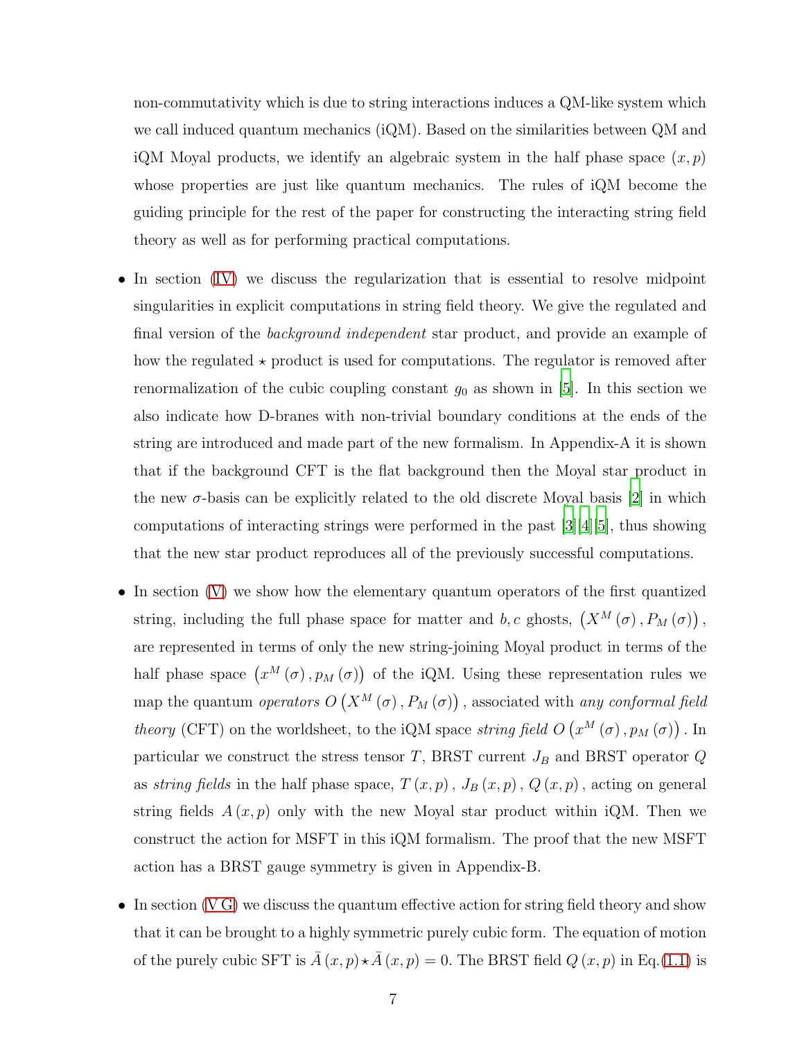non-commutativity which is due to string interactions induces a QM-like system which we call induced quantum mechanics (iQM). Based on the similarities between QM and iQM Moyal products, we identify an algebraic system in the half phase space $(x, p)$ whose properties are just like quantum mechanics. The rules of iQM become the guiding principle for the rest of the paper for constructing the interacting string field theory as well as for performing practical computations.

- In section (IV) we discuss the regularization that is essential to resolve midpoint singularities in explicit computations in string field theory. We give the regulated and final version of the *background independent* star product, and provide an example of how the regulated $\star$ product is used for computations. The regulator is removed after renormalization of the cubic coupling constant $g_0$ as shown in [5]. In this section we also indicate how D-branes with non-trivial boundary conditions at the ends of the string are introduced and made part of the new formalism. In Appendix-A it is shown that if the background CFT is the flat background then the Moyal star product in the new $\sigma$-basis can be explicitly related to the old discrete Moyal basis [2] in which computations of interacting strings were performed in the past [3][4][5], thus showing that the new star product reproduces all of the previously successful computations.

- In section (V) we show how the elementary quantum operators of the first quantized string, including the full phase space for matter and $b, c$ ghosts, $\left(X^M(\sigma), P_M(\sigma)\right)$, are represented in terms of only the new string-joining Moyal product in terms of the half phase space $\left(x^M(\sigma), p_M(\sigma)\right)$ of the iQM. Using these representation rules we map the quantum *operators* $O\left(X^M(\sigma), P_M(\sigma)\right)$, associated with *any conformal field theory* (CFT) on the worldsheet, to the iQM space *string field* $O\left(x^M(\sigma), p_M(\sigma)\right)$. In particular we construct the stress tensor $T$, BRST current $J_B$ and BRST operator $Q$ as *string fields* in the half phase space, $T(x, p)$, $J_B(x, p)$, $Q(x, p)$, acting on general string fields $A(x, p)$ only with the new Moyal star product within iQM. Then we construct the action for MSFT in this iQM formalism. The proof that the new MSFT action has a BRST gauge symmetry is given in Appendix-B.

- In section (V G) we discuss the quantum effective action for string field theory and show that it can be brought to a highly symmetric purely cubic form. The equation of motion of the purely cubic SFT is $\bar{A}(x, p) \star \bar{A}(x, p) = 0$. The BRST field $Q(x, p)$ in Eq.(1.1) is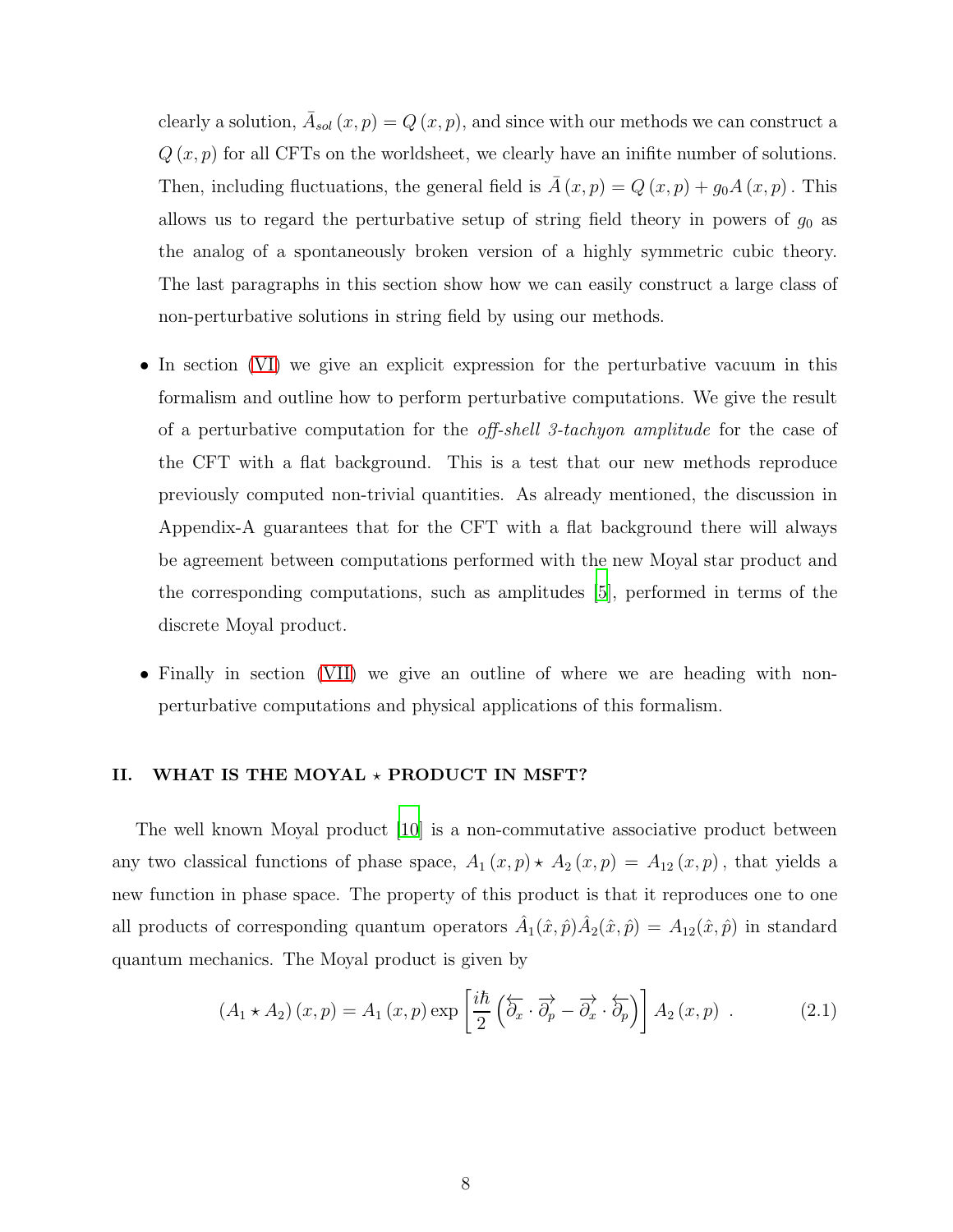clearly a solution, $\bar{A}_{sol}(x,p) = Q(x,p)$, and since with our methods we can construct a $Q(x,p)$ for all CFTs on the worldsheet, we clearly have an inifite number of solutions. Then, including fluctuations, the general field is $\bar{A}(x,p) = Q(x,p) + g_0 A(x,p)$. This allows us to regard the perturbative setup of string field theory in powers of $g_0$ as the analog of a spontaneously broken version of a highly symmetric cubic theory. The last paragraphs in this section show how we can easily construct a large class of non-perturbative solutions in string field by using our methods.

- In section (VI) we give an explicit expression for the perturbative vacuum in this formalism and outline how to perform perturbative computations. We give the result of a perturbative computation for the *off-shell 3-tachyon amplitude* for the case of the CFT with a flat background. This is a test that our new methods reproduce previously computed non-trivial quantities. As already mentioned, the discussion in Appendix-A guarantees that for the CFT with a flat background there will always be agreement between computations performed with the new Moyal star product and the corresponding computations, such as amplitudes [5], performed in terms of the discrete Moyal product.

- Finally in section (VII) we give an outline of where we are heading with non-perturbative computations and physical applications of this formalism.

## II. WHAT IS THE MOYAL $\star$ PRODUCT IN MSFT?

The well known Moyal product [10] is a non-commutative associative product between any two classical functions of phase space, $A_1(x,p) \star A_2(x,p) = A_{12}(x,p)$, that yields a new function in phase space. The property of this product is that it reproduces one to one all products of corresponding quantum operators $\hat{A}_1(\hat{x},\hat{p})\hat{A}_2(\hat{x},\hat{p}) = A_{12}(\hat{x},\hat{p})$ in standard quantum mechanics. The Moyal product is given by

$$(A_1 \star A_2)(x,p) = A_1(x,p) \exp\left[\frac{i\hbar}{2}\left(\overleftarrow{\partial_x} \cdot \overrightarrow{\partial_p} - \overrightarrow{\partial_x} \cdot \overleftarrow{\partial_p}\right)\right] A_2(x,p) \ . \tag{2.1}$$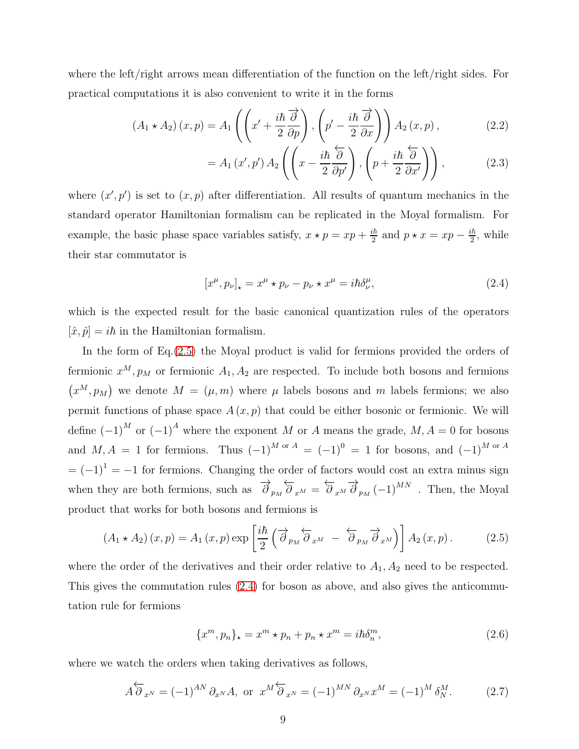where the left/right arrows mean differentiation of the function on the left/right sides. For practical computations it is also convenient to write it in the forms

$$
\begin{aligned}
(A_1 \star A_2)(x,p) &= A_1\left(\left(x' + \frac{i\hbar}{2}\frac{\overrightarrow{\partial}}{\partial p}\right), \left(p' - \frac{i\hbar}{2}\frac{\overrightarrow{\partial}}{\partial x}\right)\right) A_2(x,p), \qquad (2.2)\\
&= A_1(x',p')\, A_2\left(\left(x - \frac{i\hbar}{2}\frac{\overleftarrow{\partial}}{\partial p'}\right), \left(p + \frac{i\hbar}{2}\frac{\overleftarrow{\partial}}{\partial x'}\right)\right), \qquad (2.3)
\end{aligned}
$$

where $(x',p')$ is set to $(x,p)$ after differentiation. All results of quantum mechanics in the standard operator Hamiltonian formalism can be replicated in the Moyal formalism. For example, the basic phase space variables satisfy, $x \star p = xp + \frac{i\hbar}{2}$ and $p \star x = xp - \frac{i\hbar}{2}$, while their star commutator is

$$
[x^\mu, p_\nu]_\star = x^\mu \star p_\nu - p_\nu \star x^\mu = i\hbar\delta^\mu_\nu, \qquad (2.4)
$$

which is the expected result for the basic canonical quantization rules of the operators $[\hat{x}, \hat{p}] = i\hbar$ in the Hamiltonian formalism.

In the form of Eq.(2.5) the Moyal product is valid for fermions provided the orders of fermionic $x^M, p_M$ or fermionic $A_1, A_2$ are respected. To include both bosons and fermions $(x^M, p_M)$ we denote $M = (\mu, m)$ where $\mu$ labels bosons and $m$ labels fermions; we also permit functions of phase space $A(x,p)$ that could be either bosonic or fermionic. We will define $(-1)^M$ or $(-1)^A$ where the exponent $M$ or $A$ means the grade, $M, A = 0$ for bosons and $M, A = 1$ for fermions. Thus $(-1)^{M \text{ or } A} = (-1)^0 = 1$ for bosons, and $(-1)^{M \text{ or } A} = (-1)^1 = -1$ for fermions. Changing the order of factors would cost an extra minus sign when they are both fermions, such as $\overrightarrow{\partial}_{p_M} \overleftarrow{\partial}_{x^M} = \overleftarrow{\partial}_{x^M} \overrightarrow{\partial}_{p_M} (-1)^{MN}$ . Then, the Moyal product that works for both bosons and fermions is

$$
(A_1 \star A_2)(x,p) = A_1(x,p) \exp\left[\frac{i\hbar}{2}\left(\overrightarrow{\partial}_{p_M} \overleftarrow{\partial}_{x^M} - \overleftarrow{\partial}_{p_M} \overrightarrow{\partial}_{x^M}\right)\right] A_2(x,p). \qquad (2.5)
$$

where the order of the derivatives and their order relative to $A_1, A_2$ need to be respected. This gives the commutation rules (2.4) for boson as above, and also gives the anticommutation rule for fermions

$$
\{x^m, p_n\}_\star = x^m \star p_n + p_n \star x^m = i\hbar\delta^m_n, \qquad (2.6)
$$

where we watch the orders when taking derivatives as follows,

$$
A\overleftarrow{\partial}_{x^N} = (-1)^{AN}\, \partial_{x^N} A, \text{ or } x^M \overleftarrow{\partial}_{x^N} = (-1)^{MN}\, \partial_{x^N} x^M = (-1)^M\, \delta^M_N. \qquad (2.7)
$$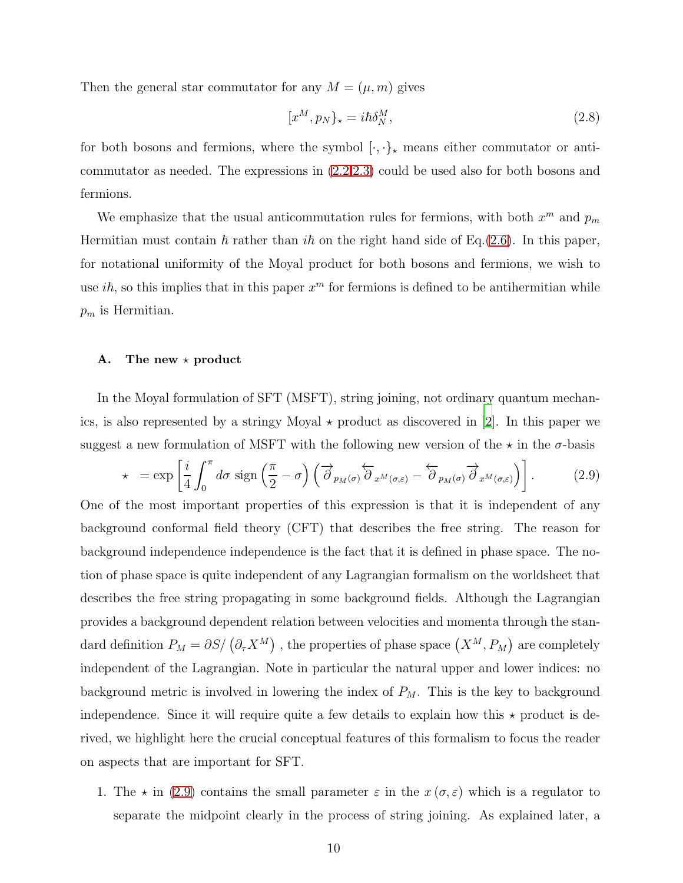Then the general star commutator for any $M = (\mu, m)$ gives

$$[x^M, p_N\}_\star = i\hbar\delta^M_N, \tag{2.8}$$

for both bosons and fermions, where the symbol $[\cdot,\cdot\}_\star$ means either commutator or anticommutator as needed. The expressions in (2.2,2.3) could be used also for both bosons and fermions.

We emphasize that the usual anticommutation rules for fermions, with both $x^m$ and $p_m$ Hermitian must contain $\hbar$ rather than $i\hbar$ on the right hand side of Eq.(2.6). In this paper, for notational uniformity of the Moyal product for both bosons and fermions, we wish to use $i\hbar$, so this implies that in this paper $x^m$ for fermions is defined to be antihermitian while $p_m$ is Hermitian.

### A. The new $\star$ product

In the Moyal formulation of SFT (MSFT), string joining, not ordinary quantum mechanics, is also represented by a stringy Moyal $\star$ product as discovered in [2]. In this paper we suggest a new formulation of MSFT with the following new version of the $\star$ in the $\sigma$-basis

$$\star \;= \exp\left[\frac{i}{4}\int_0^\pi d\sigma\ \text{sign}\left(\frac{\pi}{2}-\sigma\right)\left(\overrightarrow{\partial}_{p_M(\sigma)}\overleftarrow{\partial}_{x^M(\sigma,\varepsilon)} - \overleftarrow{\partial}_{p_M(\sigma)}\overrightarrow{\partial}_{x^M(\sigma,\varepsilon)}\right)\right]. \tag{2.9}$$

One of the most important properties of this expression is that it is independent of any background conformal field theory (CFT) that describes the free string. The reason for background independence independence is the fact that it is defined in phase space. The notion of phase space is quite independent of any Lagrangian formalism on the worldsheet that describes the free string propagating in some background fields. Although the Lagrangian provides a background dependent relation between velocities and momenta through the standard definition $P_M = \partial S/\left(\partial_\tau X^M\right)$ , the properties of phase space $\left(X^M, P_M\right)$ are completely independent of the Lagrangian. Note in particular the natural upper and lower indices: no background metric is involved in lowering the index of $P_M$. This is the key to background independence. Since it will require quite a few details to explain how this $\star$ product is derived, we highlight here the crucial conceptual features of this formalism to focus the reader on aspects that are important for SFT.

1. The $\star$ in (2.9) contains the small parameter $\varepsilon$ in the $x(\sigma,\varepsilon)$ which is a regulator to separate the midpoint clearly in the process of string joining. As explained later, a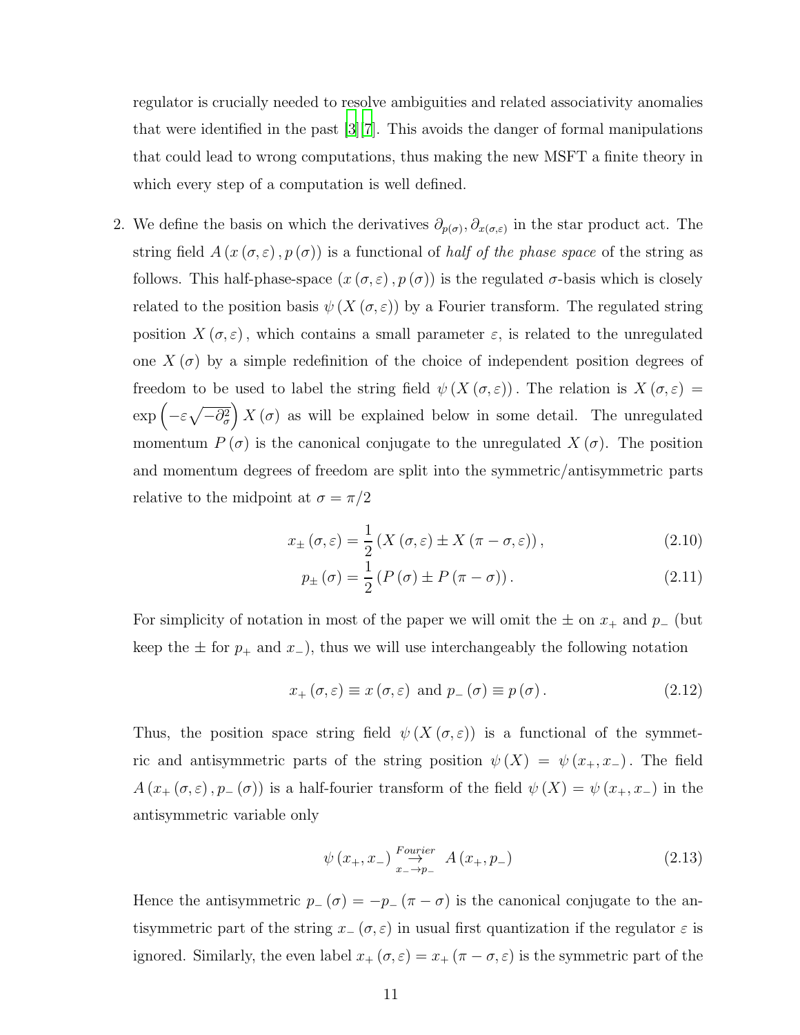regulator is crucially needed to resolve ambiguities and related associativity anomalies that were identified in the past [3][7]. This avoids the danger of formal manipulations that could lead to wrong computations, thus making the new MSFT a finite theory in which every step of a computation is well defined.

2. We define the basis on which the derivatives $\partial_{p(\sigma)}, \partial_{x(\sigma,\varepsilon)}$ in the star product act. The string field $A\left(x\left(\sigma,\varepsilon\right), p\left(\sigma\right)\right)$ is a functional of *half of the phase space* of the string as follows. This half-phase-space $\left(x\left(\sigma,\varepsilon\right), p\left(\sigma\right)\right)$ is the regulated $\sigma$-basis which is closely related to the position basis $\psi\left(X\left(\sigma,\varepsilon\right)\right)$ by a Fourier transform. The regulated string position $X\left(\sigma,\varepsilon\right)$, which contains a small parameter $\varepsilon$, is related to the unregulated one $X\left(\sigma\right)$ by a simple redefinition of the choice of independent position degrees of freedom to be used to label the string field $\psi\left(X\left(\sigma,\varepsilon\right)\right)$. The relation is $X\left(\sigma,\varepsilon\right) = \exp\left(-\varepsilon\sqrt{-\partial_\sigma^2}\right) X\left(\sigma\right)$ as will be explained below in some detail. The unregulated momentum $P\left(\sigma\right)$ is the canonical conjugate to the unregulated $X\left(\sigma\right)$. The position and momentum degrees of freedom are split into the symmetric/antisymmetric parts relative to the midpoint at $\sigma = \pi/2$

$$x_\pm\left(\sigma,\varepsilon\right) = \frac{1}{2}\left(X\left(\sigma,\varepsilon\right) \pm X\left(\pi-\sigma,\varepsilon\right)\right), \tag{2.10}$$

$$p_\pm\left(\sigma\right) = \frac{1}{2}\left(P\left(\sigma\right) \pm P\left(\pi-\sigma\right)\right). \tag{2.11}$$

For simplicity of notation in most of the paper we will omit the $\pm$ on $x_+$ and $p_-$ (but keep the $\pm$ for $p_+$ and $x_-$), thus we will use interchangeably the following notation

$$x_+\left(\sigma,\varepsilon\right) \equiv x\left(\sigma,\varepsilon\right) \text{ and } p_-\left(\sigma\right) \equiv p\left(\sigma\right). \tag{2.12}$$

Thus, the position space string field $\psi\left(X\left(\sigma,\varepsilon\right)\right)$ is a functional of the symmetric and antisymmetric parts of the string position $\psi\left(X\right) = \psi\left(x_+, x_-\right)$. The field $A\left(x_+\left(\sigma,\varepsilon\right), p_-\left(\sigma\right)\right)$ is a half-fourier transform of the field $\psi\left(X\right) = \psi\left(x_+, x_-\right)$ in the antisymmetric variable only

$$\psi\left(x_+, x_-\right) \underset{x_- \to p_-}{\overset{Fourier}{\rightarrow}} A\left(x_+, p_-\right) \tag{2.13}$$

Hence the antisymmetric $p_-\left(\sigma\right) = -p_-\left(\pi-\sigma\right)$ is the canonical conjugate to the antisymmetric part of the string $x_-\left(\sigma,\varepsilon\right)$ in usual first quantization if the regulator $\varepsilon$ is ignored. Similarly, the even label $x_+\left(\sigma,\varepsilon\right) = x_+\left(\pi-\sigma,\varepsilon\right)$ is the symmetric part of the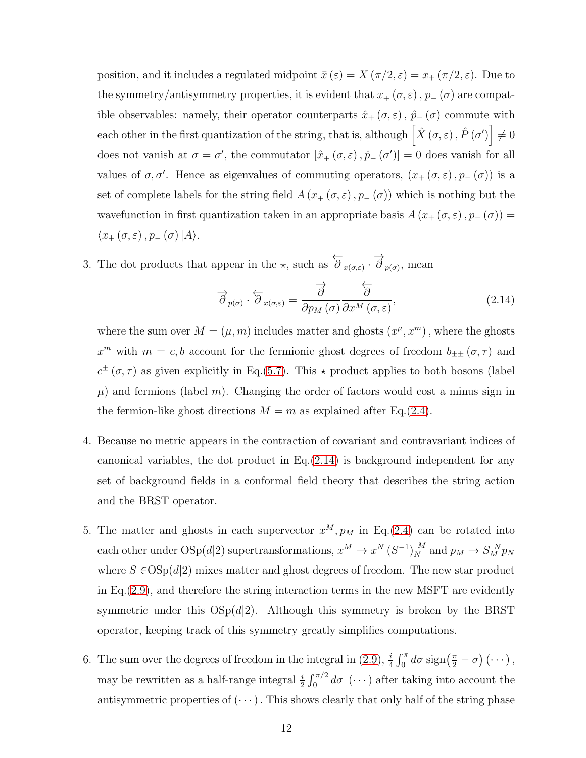position, and it includes a regulated midpoint $\bar{x}(\varepsilon) = X(\pi/2, \varepsilon) = x_+(\pi/2, \varepsilon)$. Due to the symmetry/antisymmetry properties, it is evident that $x_+(\sigma, \varepsilon), p_-(\sigma)$ are compatible observables: namely, their operator counterparts $\hat{x}_+(\sigma, \varepsilon), \hat{p}_-(\sigma)$ commute with each other in the first quantization of the string, that is, although $\left[\hat{X}(\sigma, \varepsilon), \hat{P}(\sigma')\right] \neq 0$ does not vanish at $\sigma = \sigma'$, the commutator $[\hat{x}_+(\sigma, \varepsilon), \hat{p}_-(\sigma')] = 0$ does vanish for all values of $\sigma, \sigma'$. Hence as eigenvalues of commuting operators, $(x_+(\sigma, \varepsilon), p_-(\sigma))$ is a set of complete labels for the string field $A(x_+(\sigma, \varepsilon), p_-(\sigma))$ which is nothing but the wavefunction in first quantization taken in an appropriate basis $A(x_+(\sigma, \varepsilon), p_-(\sigma)) = \langle x_+(\sigma, \varepsilon), p_-(\sigma)|A\rangle$.

3. The dot products that appear in the $\star$, such as $\overleftarrow{\partial}_{x(\sigma,\varepsilon)} \cdot \overrightarrow{\partial}_{p(\sigma)}$, mean

$$\overrightarrow{\partial}_{p(\sigma)} \cdot \overleftarrow{\partial}_{x(\sigma,\varepsilon)} = \frac{\overrightarrow{\partial}}{\partial p_M(\sigma)} \frac{\overleftarrow{\partial}}{\partial x^M(\sigma, \varepsilon)}, \tag{2.14}$$

where the sum over $M = (\mu, m)$ includes matter and ghosts $(x^\mu, x^m)$, where the ghosts $x^m$ with $m = c, b$ account for the fermionic ghost degrees of freedom $b_{\pm\pm}(\sigma, \tau)$ and $c^\pm(\sigma, \tau)$ as given explicitly in Eq.(5.7). This $\star$ product applies to both bosons (label $\mu$) and fermions (label $m$). Changing the order of factors would cost a minus sign in the fermion-like ghost directions $M = m$ as explained after Eq.(2.4).

4. Because no metric appears in the contraction of covariant and contravariant indices of canonical variables, the dot product in Eq.(2.14) is background independent for any set of background fields in a conformal field theory that describes the string action and the BRST operator.

5. The matter and ghosts in each supervector $x^M, p_M$ in Eq.(2.4) can be rotated into each other under OSp$(d|2)$ supertransformations, $x^M \to x^N (S^{-1})_N^{\ M}$ and $p_M \to S_M^{\ N} p_N$ where $S \in$OSp$(d|2)$ mixes matter and ghost degrees of freedom. The new star product in Eq.(2.9), and therefore the string interaction terms in the new MSFT are evidently symmetric under this OSp$(d|2)$. Although this symmetry is broken by the BRST operator, keeping track of this symmetry greatly simplifies computations.

6. The sum over the degrees of freedom in the integral in (2.9), $\frac{i}{4}\int_0^\pi d\sigma \,\text{sign}\big(\frac{\pi}{2} - \sigma\big)(\cdots)$, may be rewritten as a half-range integral $\frac{i}{2}\int_0^{\pi/2} d\sigma \,(\cdots)$ after taking into account the antisymmetric properties of $(\cdots)$. This shows clearly that only half of the string phase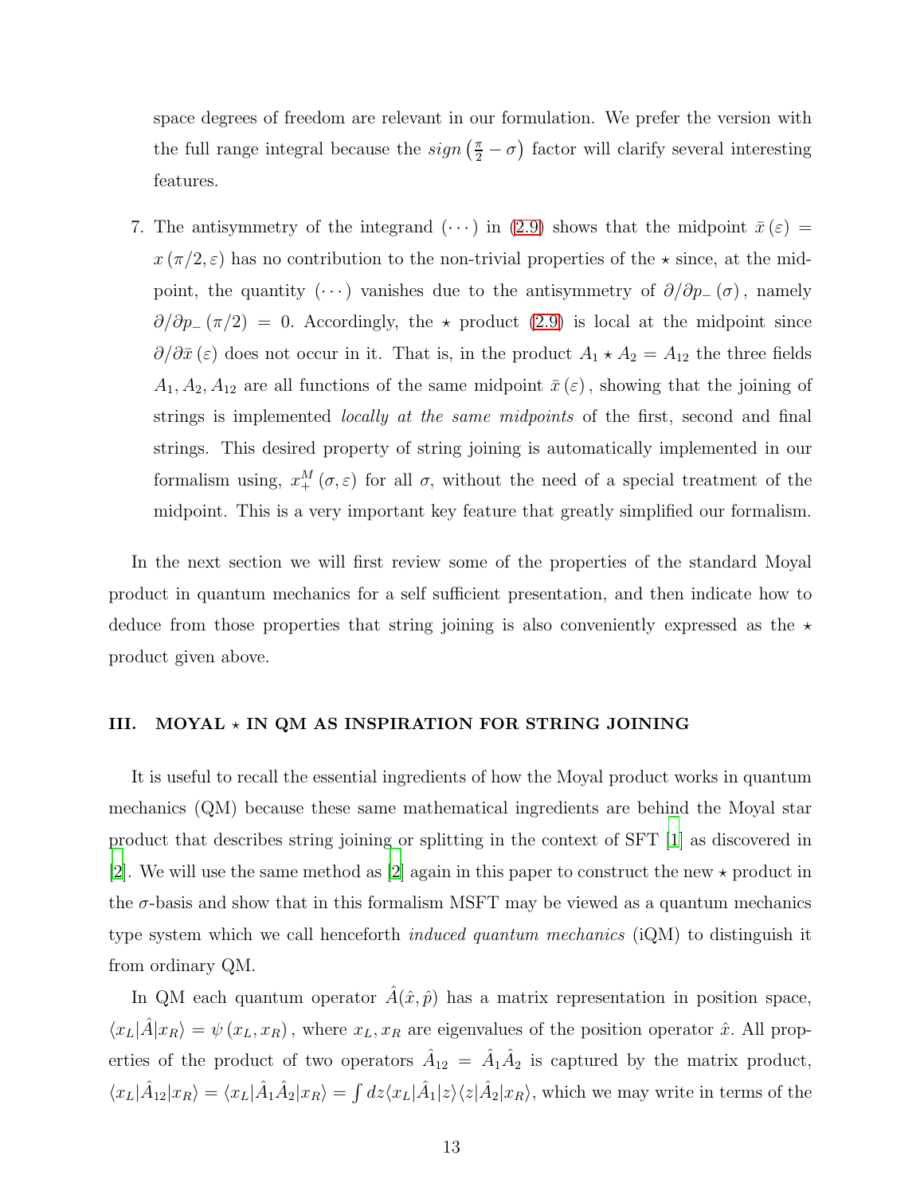space degrees of freedom are relevant in our formulation. We prefer the version with the full range integral because the $sign\left(\frac{\pi}{2}-\sigma\right)$ factor will clarify several interesting features.

7. The antisymmetry of the integrand $(\cdots)$ in (2.9) shows that the midpoint $\bar{x}(\varepsilon) = x(\pi/2, \varepsilon)$ has no contribution to the non-trivial properties of the $\star$ since, at the midpoint, the quantity $(\cdots)$ vanishes due to the antisymmetry of $\partial/\partial p_{-}(\sigma)$, namely $\partial/\partial p_{-}(\pi/2) = 0$. Accordingly, the $\star$ product (2.9) is local at the midpoint since $\partial/\partial\bar{x}(\varepsilon)$ does not occur in it. That is, in the product $A_1 \star A_2 = A_{12}$ the three fields $A_1, A_2, A_{12}$ are all functions of the same midpoint $\bar{x}(\varepsilon)$, showing that the joining of strings is implemented *locally at the same midpoints* of the first, second and final strings. This desired property of string joining is automatically implemented in our formalism using, $x_{+}^{M}(\sigma, \varepsilon)$ for all $\sigma$, without the need of a special treatment of the midpoint. This is a very important key feature that greatly simplified our formalism.

In the next section we will first review some of the properties of the standard Moyal product in quantum mechanics for a self sufficient presentation, and then indicate how to deduce from those properties that string joining is also conveniently expressed as the $\star$ product given above.

## III. MOYAL $\star$ IN QM AS INSPIRATION FOR STRING JOINING

It is useful to recall the essential ingredients of how the Moyal product works in quantum mechanics (QM) because these same mathematical ingredients are behind the Moyal star product that describes string joining or splitting in the context of SFT [1] as discovered in [2]. We will use the same method as [2] again in this paper to construct the new $\star$ product in the $\sigma$-basis and show that in this formalism MSFT may be viewed as a quantum mechanics type system which we call henceforth *induced quantum mechanics* (iQM) to distinguish it from ordinary QM.

In QM each quantum operator $\hat{A}(\hat{x}, \hat{p})$ has a matrix representation in position space, $\langle x_L|\hat{A}|x_R\rangle = \psi(x_L, x_R)$, where $x_L, x_R$ are eigenvalues of the position operator $\hat{x}$. All properties of the product of two operators $\hat{A}_{12} = \hat{A}_1\hat{A}_2$ is captured by the matrix product, $\langle x_L|\hat{A}_{12}|x_R\rangle = \langle x_L|\hat{A}_1\hat{A}_2|x_R\rangle = \int dz \langle x_L|\hat{A}_1|z\rangle\langle z|\hat{A}_2|x_R\rangle$, which we may write in terms of the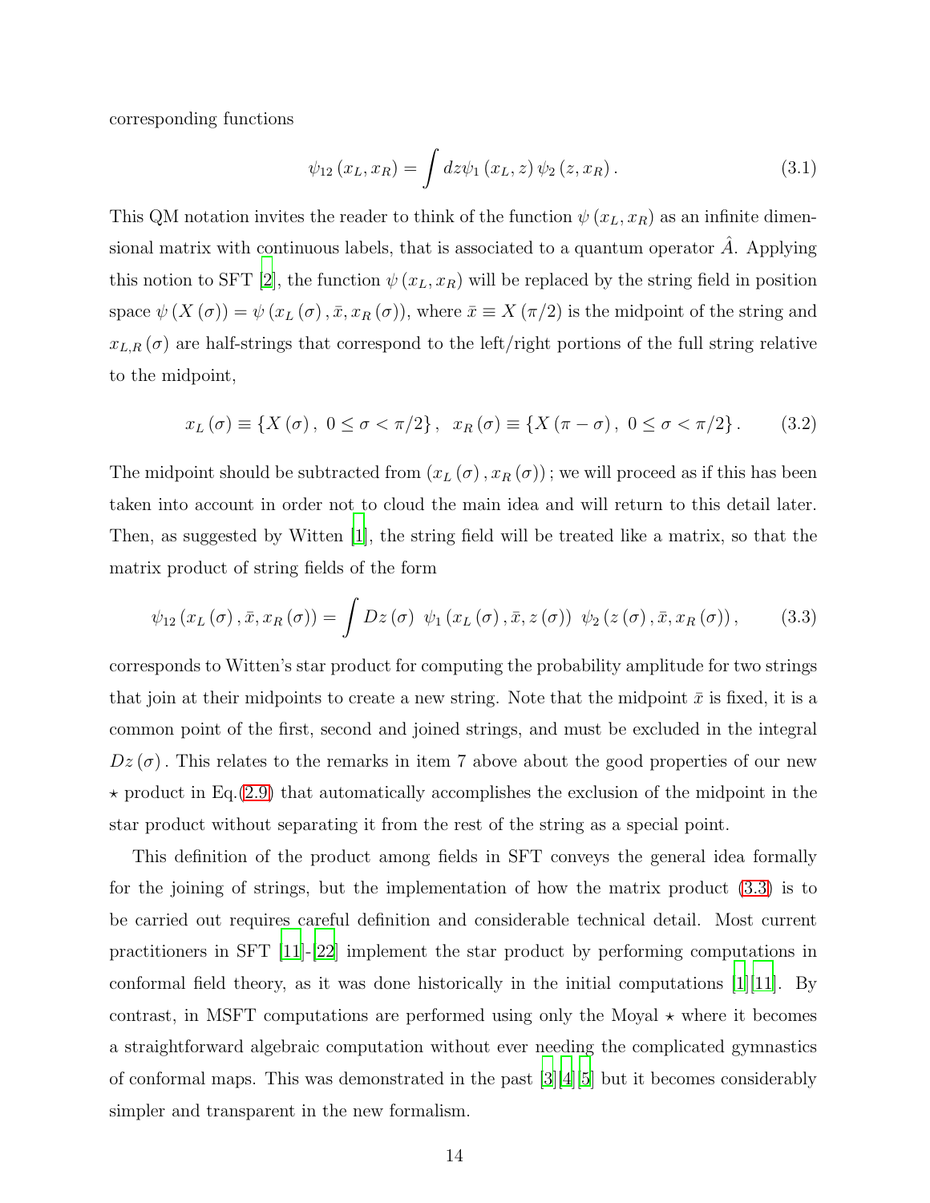corresponding functions

$$\psi_{12}(x_L, x_R) = \int dz \psi_1(x_L, z) \psi_2(z, x_R). \tag{3.1}$$

This QM notation invites the reader to think of the function $\psi(x_L, x_R)$ as an infinite dimensional matrix with continuous labels, that is associated to a quantum operator $\hat{A}$. Applying this notion to SFT [2], the function $\psi(x_L, x_R)$ will be replaced by the string field in position space $\psi(X(\sigma)) = \psi(x_L(\sigma), \bar{x}, x_R(\sigma))$, where $\bar{x} \equiv X(\pi/2)$ is the midpoint of the string and $x_{L,R}(\sigma)$ are half-strings that correspond to the left/right portions of the full string relative to the midpoint,

$$x_L(\sigma) \equiv \{X(\sigma),\ 0 \leq \sigma < \pi/2\},\ \ x_R(\sigma) \equiv \{X(\pi - \sigma),\ 0 \leq \sigma < \pi/2\}. \tag{3.2}$$

The midpoint should be subtracted from $(x_L(\sigma), x_R(\sigma))$; we will proceed as if this has been taken into account in order not to cloud the main idea and will return to this detail later. Then, as suggested by Witten [1], the string field will be treated like a matrix, so that the matrix product of string fields of the form

$$\psi_{12}(x_L(\sigma), \bar{x}, x_R(\sigma)) = \int Dz(\sigma)\ \psi_1(x_L(\sigma), \bar{x}, z(\sigma))\ \psi_2(z(\sigma), \bar{x}, x_R(\sigma)), \tag{3.3}$$

corresponds to Witten's star product for computing the probability amplitude for two strings that join at their midpoints to create a new string. Note that the midpoint $\bar{x}$ is fixed, it is a common point of the first, second and joined strings, and must be excluded in the integral $Dz(\sigma)$. This relates to the remarks in item 7 above about the good properties of our new $\star$ product in Eq.(2.9) that automatically accomplishes the exclusion of the midpoint in the star product without separating it from the rest of the string as a special point.

This definition of the product among fields in SFT conveys the general idea formally for the joining of strings, but the implementation of how the matrix product (3.3) is to be carried out requires careful definition and considerable technical detail. Most current practitioners in SFT [11]-[22] implement the star product by performing computations in conformal field theory, as it was done historically in the initial computations [1][11]. By contrast, in MSFT computations are performed using only the Moyal $\star$ where it becomes a straightforward algebraic computation without ever needing the complicated gymnastics of conformal maps. This was demonstrated in the past [3][4][5] but it becomes considerably simpler and transparent in the new formalism.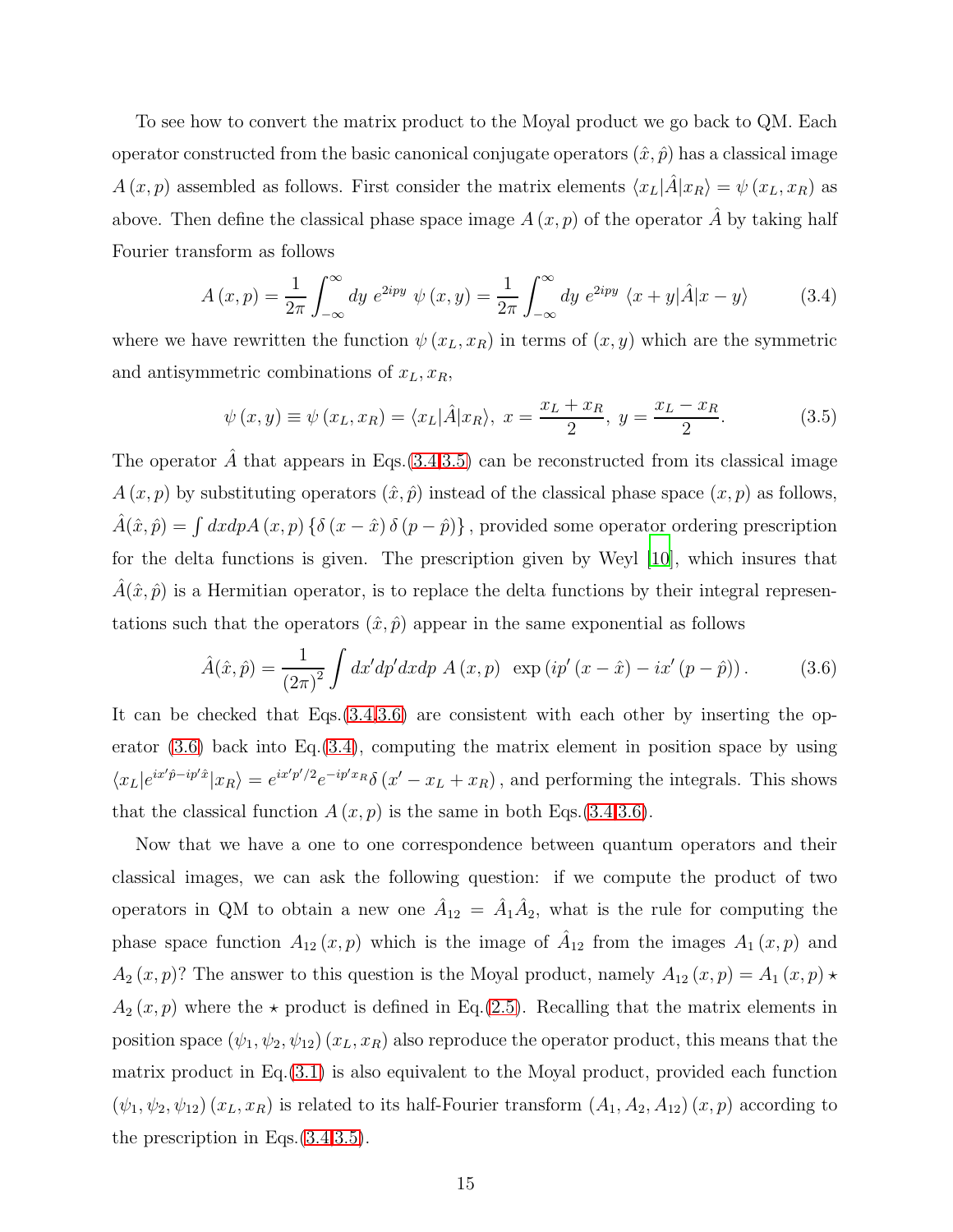To see how to convert the matrix product to the Moyal product we go back to QM. Each operator constructed from the basic canonical conjugate operators $(\hat{x}, \hat{p})$ has a classical image $A(x,p)$ assembled as follows. First consider the matrix elements $\langle x_L|\hat{A}|x_R\rangle = \psi(x_L, x_R)$ as above. Then define the classical phase space image $A(x,p)$ of the operator $\hat{A}$ by taking half Fourier transform as follows

$$A(x,p) = \frac{1}{2\pi}\int_{-\infty}^{\infty} dy\ e^{2ipy}\ \psi(x,y) = \frac{1}{2\pi}\int_{-\infty}^{\infty} dy\ e^{2ipy}\ \langle x+y|\hat{A}|x-y\rangle \tag{3.4}$$

where we have rewritten the function $\psi(x_L, x_R)$ in terms of $(x, y)$ which are the symmetric and antisymmetric combinations of $x_L, x_R$,

$$\psi(x,y) \equiv \psi(x_L, x_R) = \langle x_L|\hat{A}|x_R\rangle,\ x = \frac{x_L + x_R}{2},\ y = \frac{x_L - x_R}{2}. \tag{3.5}$$

The operator $\hat{A}$ that appears in Eqs.(3.4,3.5) can be reconstructed from its classical image $A(x,p)$ by substituting operators $(\hat{x}, \hat{p})$ instead of the classical phase space $(x,p)$ as follows, $\hat{A}(\hat{x}, \hat{p}) = \int dxdp A(x,p)\{\delta(x-\hat{x})\,\delta(p-\hat{p})\}$, provided some operator ordering prescription for the delta functions is given. The prescription given by Weyl [10], which insures that $\hat{A}(\hat{x}, \hat{p})$ is a Hermitian operator, is to replace the delta functions by their integral representations such that the operators $(\hat{x}, \hat{p})$ appear in the same exponential as follows

$$\hat{A}(\hat{x}, \hat{p}) = \frac{1}{(2\pi)^2}\int dx'dp'dxdp\ A(x,p)\ \ \exp\left(ip'(x-\hat{x}) - ix'(p-\hat{p})\right). \tag{3.6}$$

It can be checked that Eqs.(3.4,3.6) are consistent with each other by inserting the operator (3.6) back into Eq.(3.4), computing the matrix element in position space by using $\langle x_L|e^{ix'\hat{p}-ip'\hat{x}}|x_R\rangle = e^{ix'p'/2}e^{-ip'x_R}\delta(x' - x_L + x_R)$, and performing the integrals. This shows that the classical function $A(x,p)$ is the same in both Eqs.(3.4,3.6).

Now that we have a one to one correspondence between quantum operators and their classical images, we can ask the following question: if we compute the product of two operators in QM to obtain a new one $\hat{A}_{12} = \hat{A}_1\hat{A}_2$, what is the rule for computing the phase space function $A_{12}(x,p)$ which is the image of $\hat{A}_{12}$ from the images $A_1(x,p)$ and $A_2(x,p)$? The answer to this question is the Moyal product, namely $A_{12}(x,p) = A_1(x,p) \star A_2(x,p)$ where the $\star$ product is defined in Eq.(2.5). Recalling that the matrix elements in position space $(\psi_1, \psi_2, \psi_{12})(x_L, x_R)$ also reproduce the operator product, this means that the matrix product in Eq.(3.1) is also equivalent to the Moyal product, provided each function $(\psi_1, \psi_2, \psi_{12})(x_L, x_R)$ is related to its half-Fourier transform $(A_1, A_2, A_{12})(x,p)$ according to the prescription in Eqs.(3.4,3.5).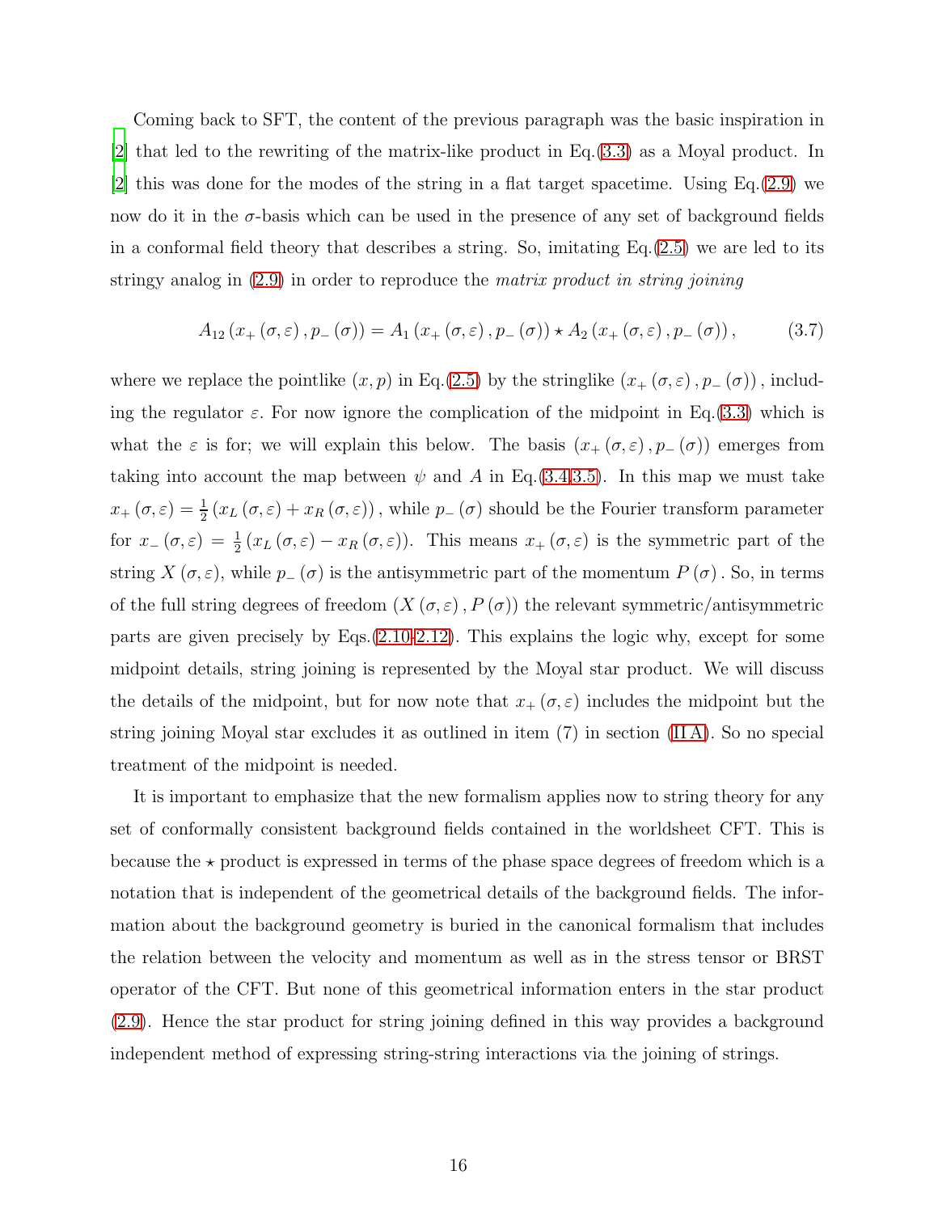Coming back to SFT, the content of the previous paragraph was the basic inspiration in [2] that led to the rewriting of the matrix-like product in Eq.(3.3) as a Moyal product. In [2] this was done for the modes of the string in a flat target spacetime. Using Eq.(2.9) we now do it in the $\sigma$-basis which can be used in the presence of any set of background fields in a conformal field theory that describes a string. So, imitating Eq.(2.5) we are led to its stringy analog in (2.9) in order to reproduce the *matrix product in string joining*

$$A_{12}\left(x_{+}\left(\sigma,\varepsilon\right),p_{-}\left(\sigma\right)\right)=A_{1}\left(x_{+}\left(\sigma,\varepsilon\right),p_{-}\left(\sigma\right)\right)\star A_{2}\left(x_{+}\left(\sigma,\varepsilon\right),p_{-}\left(\sigma\right)\right),\tag{3.7}$$

where we replace the pointlike $(x,p)$ in Eq.(2.5) by the stringlike $\left(x_{+}\left(\sigma,\varepsilon\right),p_{-}\left(\sigma\right)\right)$, including the regulator $\varepsilon$. For now ignore the complication of the midpoint in Eq.(3.3) which is what the $\varepsilon$ is for; we will explain this below. The basis $\left(x_{+}\left(\sigma,\varepsilon\right),p_{-}\left(\sigma\right)\right)$ emerges from taking into account the map between $\psi$ and $A$ in Eq.(3.4-3.5). In this map we must take $x_{+}\left(\sigma,\varepsilon\right)=\frac{1}{2}\left(x_{L}\left(\sigma,\varepsilon\right)+x_{R}\left(\sigma,\varepsilon\right)\right)$, while $p_{-}\left(\sigma\right)$ should be the Fourier transform parameter for $x_{-}\left(\sigma,\varepsilon\right)=\frac{1}{2}\left(x_{L}\left(\sigma,\varepsilon\right)-x_{R}\left(\sigma,\varepsilon\right)\right)$. This means $x_{+}\left(\sigma,\varepsilon\right)$ is the symmetric part of the string $X\left(\sigma,\varepsilon\right)$, while $p_{-}\left(\sigma\right)$ is the antisymmetric part of the momentum $P\left(\sigma\right)$. So, in terms of the full string degrees of freedom $\left(X\left(\sigma,\varepsilon\right),P\left(\sigma\right)\right)$ the relevant symmetric/antisymmetric parts are given precisely by Eqs.(2.10-2.12). This explains the logic why, except for some midpoint details, string joining is represented by the Moyal star product. We will discuss the details of the midpoint, but for now note that $x_{+}\left(\sigma,\varepsilon\right)$ includes the midpoint but the string joining Moyal star excludes it as outlined in item (7) in section (II A). So no special treatment of the midpoint is needed.

It is important to emphasize that the new formalism applies now to string theory for any set of conformally consistent background fields contained in the worldsheet CFT. This is because the $\star$ product is expressed in terms of the phase space degrees of freedom which is a notation that is independent of the geometrical details of the background fields. The information about the background geometry is buried in the canonical formalism that includes the relation between the velocity and momentum as well as in the stress tensor or BRST operator of the CFT. But none of this geometrical information enters in the star product (2.9). Hence the star product for string joining defined in this way provides a background independent method of expressing string-string interactions via the joining of strings.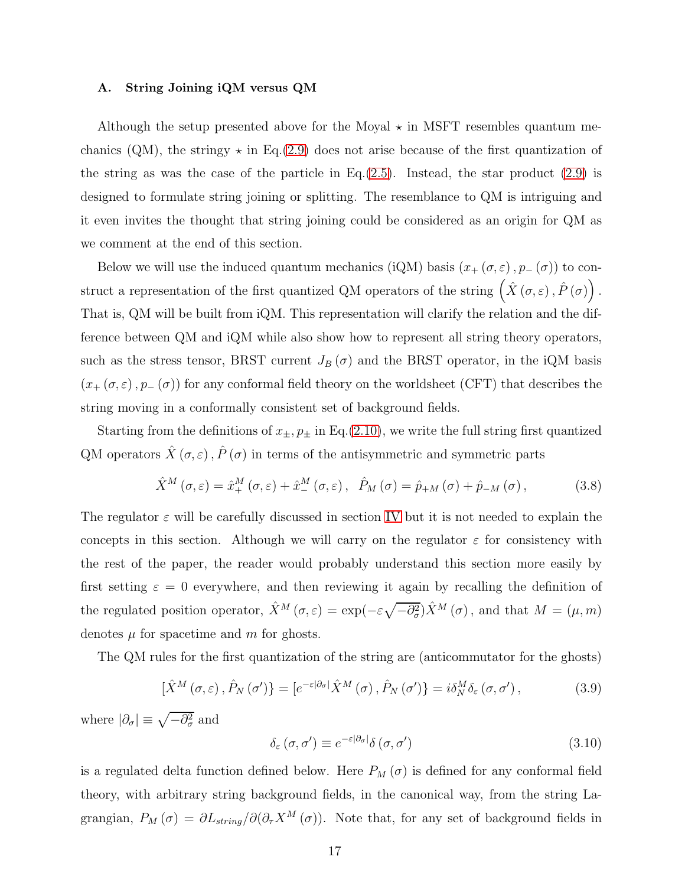### A. String Joining iQM versus QM

Although the setup presented above for the Moyal $\star$ in MSFT resembles quantum mechanics (QM), the stringy $\star$ in Eq.(2.9) does not arise because of the first quantization of the string as was the case of the particle in Eq.(2.5). Instead, the star product (2.9) is designed to formulate string joining or splitting. The resemblance to QM is intriguing and it even invites the thought that string joining could be considered as an origin for QM as we comment at the end of this section.

Below we will use the induced quantum mechanics (iQM) basis $(x_+(\sigma,\varepsilon), p_-(\sigma))$ to construct a representation of the first quantized QM operators of the string $\left(\hat{X}(\sigma,\varepsilon), \hat{P}(\sigma)\right)$. That is, QM will be built from iQM. This representation will clarify the relation and the difference between QM and iQM while also show how to represent all string theory operators, such as the stress tensor, BRST current $J_B(\sigma)$ and the BRST operator, in the iQM basis $(x_+(\sigma,\varepsilon), p_-(\sigma))$ for any conformal field theory on the worldsheet (CFT) that describes the string moving in a conformally consistent set of background fields.

Starting from the definitions of $x_\pm, p_\pm$ in Eq.(2.10), we write the full string first quantized QM operators $\hat{X}(\sigma,\varepsilon), \hat{P}(\sigma)$ in terms of the antisymmetric and symmetric parts

$$\hat{X}^M(\sigma,\varepsilon) = \hat{x}_+^M(\sigma,\varepsilon) + \hat{x}_-^M(\sigma,\varepsilon), \quad \hat{P}_M(\sigma) = \hat{p}_{+M}(\sigma) + \hat{p}_{-M}(\sigma), \tag{3.8}$$

The regulator $\varepsilon$ will be carefully discussed in section IV but it is not needed to explain the concepts in this section. Although we will carry on the regulator $\varepsilon$ for consistency with the rest of the paper, the reader would probably understand this section more easily by first setting $\varepsilon = 0$ everywhere, and then reviewing it again by recalling the definition of the regulated position operator, $\hat{X}^M(\sigma,\varepsilon) = \exp(-\varepsilon\sqrt{-\partial_\sigma^2})\hat{X}^M(\sigma)$, and that $M = (\mu, m)$ denotes $\mu$ for spacetime and $m$ for ghosts.

The QM rules for the first quantization of the string are (anticommutator for the ghosts)

$$[\hat{X}^M(\sigma,\varepsilon), \hat{P}_N(\sigma')\} = [e^{-\varepsilon|\partial_\sigma|}\hat{X}^M(\sigma), \hat{P}_N(\sigma')\} = i\delta_N^M\delta_\varepsilon(\sigma,\sigma'), \tag{3.9}$$

where $|\partial_\sigma| \equiv \sqrt{-\partial_\sigma^2}$ and

$$\delta_\varepsilon(\sigma,\sigma') \equiv e^{-\varepsilon|\partial_\sigma|}\delta(\sigma,\sigma') \tag{3.10}$$

is a regulated delta function defined below. Here $P_M(\sigma)$ is defined for any conformal field theory, with arbitrary string background fields, in the canonical way, from the string Lagrangian, $P_M(\sigma) = \partial L_{string}/\partial(\partial_\tau X^M(\sigma))$. Note that, for any set of background fields in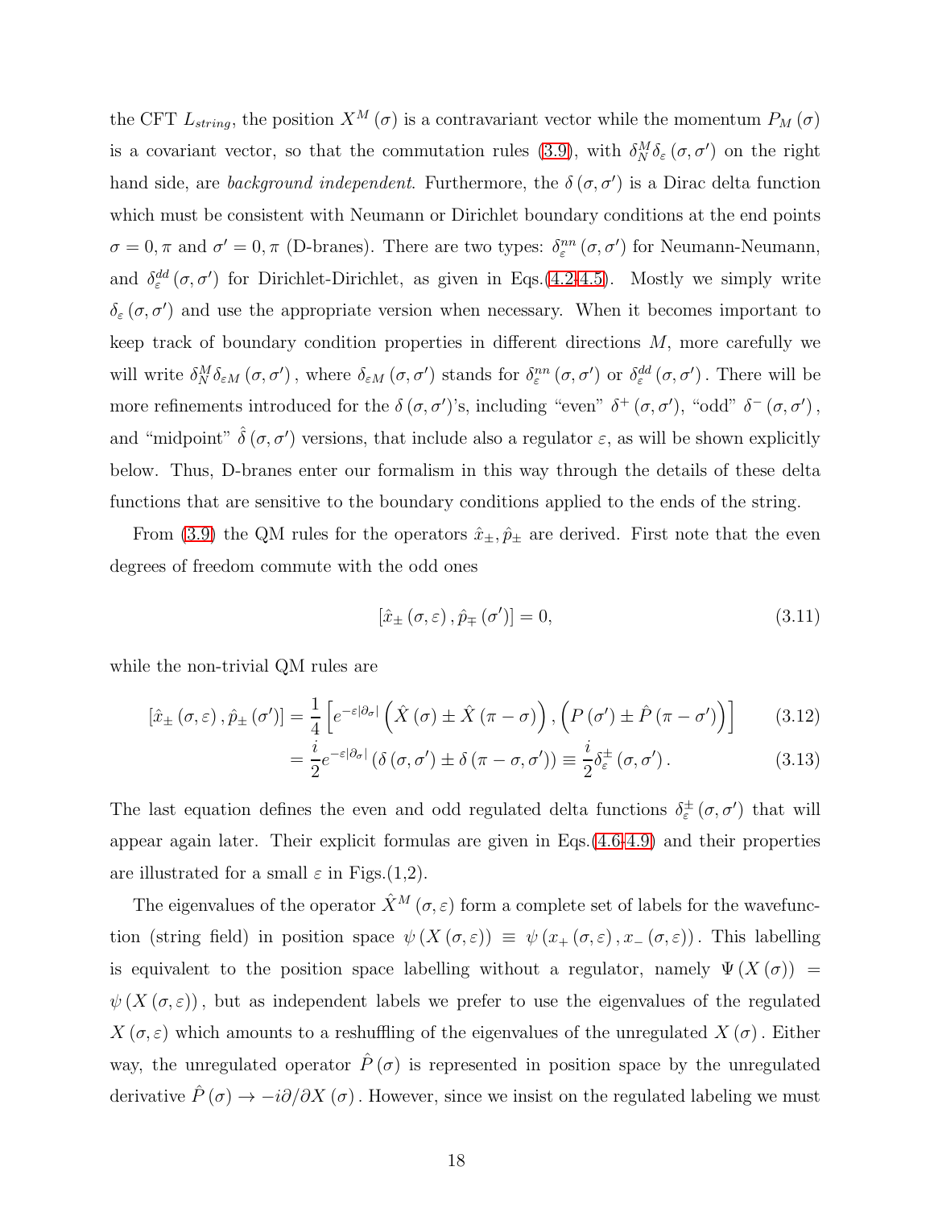the CFT $L_{string}$, the position $X^M(\sigma)$ is a contravariant vector while the momentum $P_M(\sigma)$ is a covariant vector, so that the commutation rules (3.9), with $\delta^M_N \delta_\varepsilon(\sigma, \sigma')$ on the right hand side, are *background independent*. Furthermore, the $\delta(\sigma, \sigma')$ is a Dirac delta function which must be consistent with Neumann or Dirichlet boundary conditions at the end points $\sigma = 0, \pi$ and $\sigma' = 0, \pi$ (D-branes). There are two types: $\delta^{nn}_\varepsilon(\sigma, \sigma')$ for Neumann-Neumann, and $\delta^{dd}_\varepsilon(\sigma, \sigma')$ for Dirichlet-Dirichlet, as given in Eqs.(4.2-4.5). Mostly we simply write $\delta_\varepsilon(\sigma, \sigma')$ and use the appropriate version when necessary. When it becomes important to keep track of boundary condition properties in different directions $M$, more carefully we will write $\delta^M_N \delta_{\varepsilon M}(\sigma, \sigma')$, where $\delta_{\varepsilon M}(\sigma, \sigma')$ stands for $\delta^{nn}_\varepsilon(\sigma, \sigma')$ or $\delta^{dd}_\varepsilon(\sigma, \sigma')$. There will be more refinements introduced for the $\delta(\sigma, \sigma')$'s, including "even" $\delta^+(\sigma, \sigma')$, "odd" $\delta^-(\sigma, \sigma')$, and "midpoint" $\hat{\delta}(\sigma, \sigma')$ versions, that include also a regulator $\varepsilon$, as will be shown explicitly below. Thus, D-branes enter our formalism in this way through the details of these delta functions that are sensitive to the boundary conditions applied to the ends of the string.

From (3.9) the QM rules for the operators $\hat{x}_\pm, \hat{p}_\pm$ are derived. First note that the even degrees of freedom commute with the odd ones

$$[\hat{x}_\pm(\sigma, \varepsilon), \hat{p}_\mp(\sigma')] = 0, \tag{3.11}$$

while the non-trivial QM rules are

$$[\hat{x}_\pm(\sigma, \varepsilon), \hat{p}_\pm(\sigma')] = \frac{1}{4}\left[e^{-\varepsilon|\partial_\sigma|}\left(\hat{X}(\sigma) \pm \hat{X}(\pi - \sigma)\right), \left(P(\sigma') \pm \hat{P}(\pi - \sigma')\right)\right] \tag{3.12}$$

$$= \frac{i}{2} e^{-\varepsilon|\partial_\sigma|}\left(\delta(\sigma, \sigma') \pm \delta(\pi - \sigma, \sigma')\right) \equiv \frac{i}{2}\delta^\pm_\varepsilon(\sigma, \sigma'). \tag{3.13}$$

The last equation defines the even and odd regulated delta functions $\delta^\pm_\varepsilon(\sigma, \sigma')$ that will appear again later. Their explicit formulas are given in Eqs.(4.6-4.9) and their properties are illustrated for a small $\varepsilon$ in Figs.(1,2).

The eigenvalues of the operator $\hat{X}^M(\sigma, \varepsilon)$ form a complete set of labels for the wavefunction (string field) in position space $\psi(X(\sigma, \varepsilon)) \equiv \psi(x_+(\sigma, \varepsilon), x_-(\sigma, \varepsilon))$. This labelling is equivalent to the position space labelling without a regulator, namely $\Psi(X(\sigma)) = \psi(X(\sigma, \varepsilon))$, but as independent labels we prefer to use the eigenvalues of the regulated $X(\sigma, \varepsilon)$ which amounts to a reshuffling of the eigenvalues of the unregulated $X(\sigma)$. Either way, the unregulated operator $\hat{P}(\sigma)$ is represented in position space by the unregulated derivative $\hat{P}(\sigma) \to -i\partial/\partial X(\sigma)$. However, since we insist on the regulated labeling we must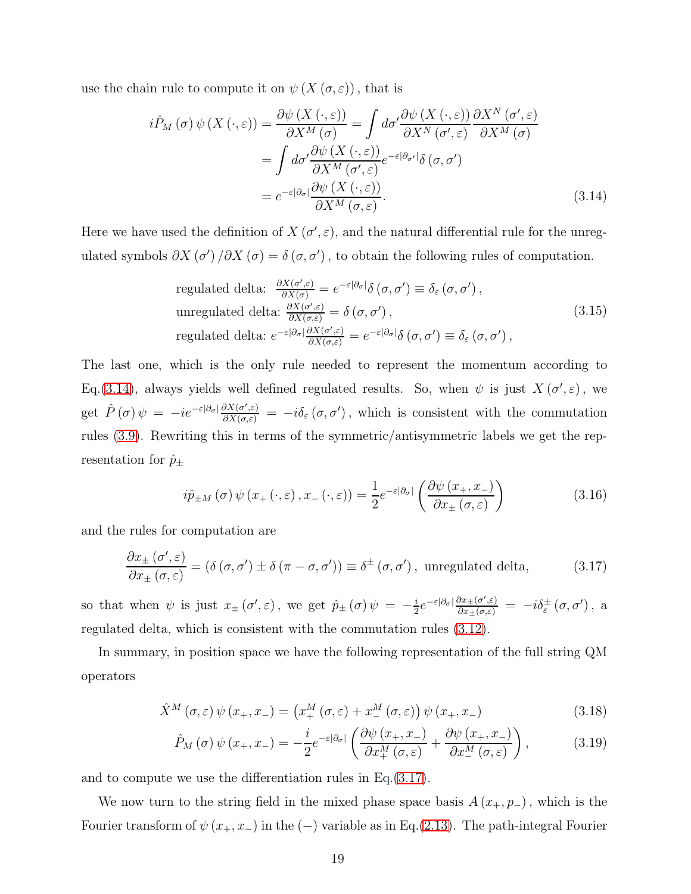use the chain rule to compute it on $\psi\left(X\left(\sigma,\varepsilon\right)\right),$ that is

$$
\begin{aligned}
i\hat{P}_M\left(\sigma\right)\psi\left(X\left(\cdot,\varepsilon\right)\right) &= \frac{\partial\psi\left(X\left(\cdot,\varepsilon\right)\right)}{\partial X^M\left(\sigma\right)} = \int d\sigma' \frac{\partial\psi\left(X\left(\cdot,\varepsilon\right)\right)}{\partial X^N\left(\sigma',\varepsilon\right)}\frac{\partial X^N\left(\sigma',\varepsilon\right)}{\partial X^M\left(\sigma\right)} \\
&= \int d\sigma' \frac{\partial\psi\left(X\left(\cdot,\varepsilon\right)\right)}{\partial X^M\left(\sigma',\varepsilon\right)} e^{-\varepsilon|\partial_{\sigma'}|}\delta\left(\sigma,\sigma'\right) \\
&= e^{-\varepsilon|\partial_\sigma|}\frac{\partial\psi\left(X\left(\cdot,\varepsilon\right)\right)}{\partial X^M\left(\sigma,\varepsilon\right)}.
\end{aligned}
\tag{3.14}
$$

Here we have used the definition of $X\left(\sigma',\varepsilon\right)$, and the natural differential rule for the unregulated symbols $\partial X\left(\sigma'\right)/\partial X\left(\sigma\right) = \delta\left(\sigma,\sigma'\right)$, to obtain the following rules of computation.

$$
\begin{aligned}
&\text{regulated delta: } \tfrac{\partial X(\sigma',\varepsilon)}{\partial X(\sigma)} = e^{-\varepsilon|\partial_\sigma|}\delta\left(\sigma,\sigma'\right) \equiv \delta_\varepsilon\left(\sigma,\sigma'\right), \\
&\text{unregulated delta: } \tfrac{\partial X(\sigma',\varepsilon)}{\partial X(\sigma,\varepsilon)} = \delta\left(\sigma,\sigma'\right), \\
&\text{regulated delta: } e^{-\varepsilon|\partial_\sigma|}\tfrac{\partial X(\sigma',\varepsilon)}{\partial X(\sigma,\varepsilon)} = e^{-\varepsilon|\partial_\sigma|}\delta\left(\sigma,\sigma'\right) \equiv \delta_\varepsilon\left(\sigma,\sigma'\right),
\end{aligned}
\tag{3.15}
$$

The last one, which is the only rule needed to represent the momentum according to Eq.(3.14), always yields well defined regulated results. So, when $\psi$ is just $X\left(\sigma',\varepsilon\right)$, we get $\hat{P}\left(\sigma\right)\psi = -ie^{-\varepsilon|\partial_\sigma|}\frac{\partial X(\sigma',\varepsilon)}{\partial X(\sigma,\varepsilon)} = -i\delta_\varepsilon\left(\sigma,\sigma'\right)$, which is consistent with the commutation rules (3.9). Rewriting this in terms of the symmetric/antisymmetric labels we get the representation for $\hat{p}_\pm$

$$
i\hat{p}_{\pm M}\left(\sigma\right)\psi\left(x_+\left(\cdot,\varepsilon\right),x_-\left(\cdot,\varepsilon\right)\right) = \frac{1}{2}e^{-\varepsilon|\partial_\sigma|}\left(\frac{\partial\psi\left(x_+,x_-\right)}{\partial x_\pm\left(\sigma,\varepsilon\right)}\right)
\tag{3.16}
$$

and the rules for computation are

$$
\frac{\partial x_\pm\left(\sigma',\varepsilon\right)}{\partial x_\pm\left(\sigma,\varepsilon\right)} = \left(\delta\left(\sigma,\sigma'\right) \pm \delta\left(\pi-\sigma,\sigma'\right)\right) \equiv \delta^\pm\left(\sigma,\sigma'\right), \text{ unregulated delta,}
\tag{3.17}
$$

so that when $\psi$ is just $x_\pm\left(\sigma',\varepsilon\right)$, we get $\hat{p}_\pm\left(\sigma\right)\psi = -\frac{i}{2}e^{-\varepsilon|\partial_\sigma|}\frac{\partial x_\pm(\sigma',\varepsilon)}{\partial x_\pm(\sigma,\varepsilon)} = -i\delta_\varepsilon^\pm\left(\sigma,\sigma'\right)$, a regulated delta, which is consistent with the commutation rules (3.12).

In summary, in position space we have the following representation of the full string QM operators

$$
\hat{X}^M\left(\sigma,\varepsilon\right)\psi\left(x_+,x_-\right) = \left(x_+^M\left(\sigma,\varepsilon\right) + x_-^M\left(\sigma,\varepsilon\right)\right)\psi\left(x_+,x_-\right)
\tag{3.18}
$$

$$
\hat{P}_M\left(\sigma\right)\psi\left(x_+,x_-\right) = -\frac{i}{2}e^{-\varepsilon|\partial_\sigma|}\left(\frac{\partial\psi\left(x_+,x_-\right)}{\partial x_+^M\left(\sigma,\varepsilon\right)} + \frac{\partial\psi\left(x_+,x_-\right)}{\partial x_-^M\left(\sigma,\varepsilon\right)}\right),
\tag{3.19}
$$

and to compute we use the differentiation rules in Eq.(3.17).

We now turn to the string field in the mixed phase space basis $A\left(x_+,p_-\right)$, which is the Fourier transform of $\psi\left(x_+,x_-\right)$ in the $(-)$ variable as in Eq.(2.13). The path-integral Fourier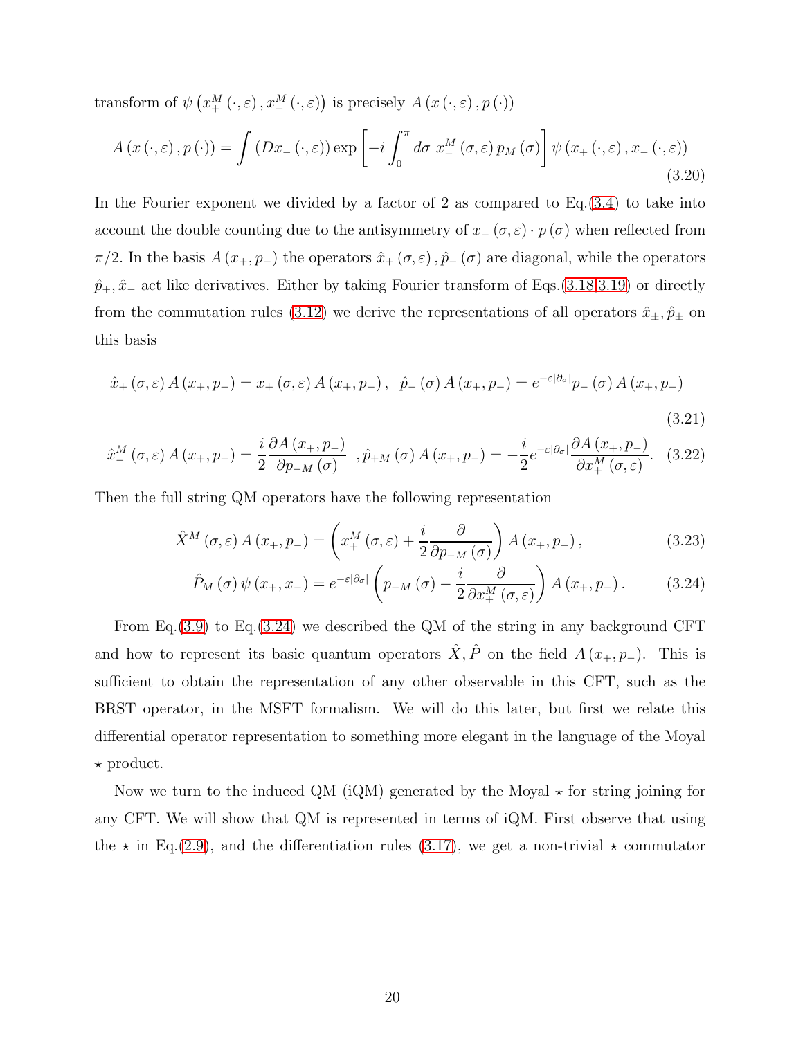transform of $\psi\left(x_{+}^{M}(\cdot,\varepsilon), x_{-}^{M}(\cdot,\varepsilon)\right)$ is precisely $A\left(x(\cdot,\varepsilon), p(\cdot)\right)$

$$A\left(x(\cdot,\varepsilon), p(\cdot)\right) = \int \left(Dx_{-}(\cdot,\varepsilon)\right) \exp\left[-i\int_{0}^{\pi} d\sigma\ x_{-}^{M}(\sigma,\varepsilon)\, p_{M}(\sigma)\right] \psi\left(x_{+}(\cdot,\varepsilon), x_{-}(\cdot,\varepsilon)\right) \tag{3.20}$$

In the Fourier exponent we divided by a factor of 2 as compared to Eq.(3.4) to take into account the double counting due to the antisymmetry of $x_{-}(\sigma,\varepsilon)\cdot p(\sigma)$ when reflected from $\pi/2$. In the basis $A(x_{+}, p_{-})$ the operators $\hat{x}_{+}(\sigma,\varepsilon), \hat{p}_{-}(\sigma)$ are diagonal, while the operators $\hat{p}_{+}, \hat{x}_{-}$ act like derivatives. Either by taking Fourier transform of Eqs.(3.18,3.19) or directly from the commutation rules (3.12) we derive the representations of all operators $\hat{x}_{\pm}, \hat{p}_{\pm}$ on this basis

$$\hat{x}_{+}(\sigma,\varepsilon) A(x_{+}, p_{-}) = x_{+}(\sigma,\varepsilon) A(x_{+}, p_{-}), \quad \hat{p}_{-}(\sigma) A(x_{+}, p_{-}) = e^{-\varepsilon|\partial_{\sigma}|} p_{-}(\sigma) A(x_{+}, p_{-}) \tag{3.21}$$

$$\hat{x}_{-}^{M}(\sigma,\varepsilon) A(x_{+}, p_{-}) = \frac{i}{2}\frac{\partial A(x_{+}, p_{-})}{\partial p_{-M}(\sigma)} \quad, \hat{p}_{+M}(\sigma) A(x_{+}, p_{-}) = -\frac{i}{2} e^{-\varepsilon|\partial_{\sigma}|} \frac{\partial A(x_{+}, p_{-})}{\partial x_{+}^{M}(\sigma,\varepsilon)}. \tag{3.22}$$

Then the full string QM operators have the following representation

$$\hat{X}^{M}(\sigma,\varepsilon) A(x_{+}, p_{-}) = \left(x_{+}^{M}(\sigma,\varepsilon) + \frac{i}{2}\frac{\partial}{\partial p_{-M}(\sigma)}\right) A(x_{+}, p_{-}), \tag{3.23}$$

$$\hat{P}_{M}(\sigma)\, \psi(x_{+}, x_{-}) = e^{-\varepsilon|\partial_{\sigma}|}\left(p_{-M}(\sigma) - \frac{i}{2}\frac{\partial}{\partial x_{+}^{M}(\sigma,\varepsilon)}\right) A(x_{+}, p_{-}). \tag{3.24}$$

From Eq.(3.9) to Eq.(3.24) we described the QM of the string in any background CFT and how to represent its basic quantum operators $\hat{X}, \hat{P}$ on the field $A(x_{+}, p_{-})$. This is sufficient to obtain the representation of any other observable in this CFT, such as the BRST operator, in the MSFT formalism. We will do this later, but first we relate this differential operator representation to something more elegant in the language of the Moyal $\star$ product.

Now we turn to the induced QM (iQM) generated by the Moyal $\star$ for string joining for any CFT. We will show that QM is represented in terms of iQM. First observe that using the $\star$ in Eq.(2.9), and the differentiation rules (3.17), we get a non-trivial $\star$ commutator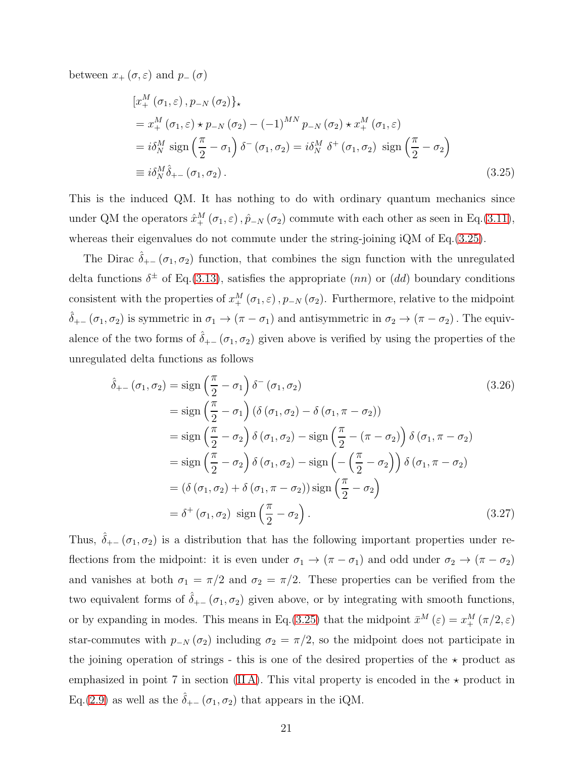between $x_+(\sigma,\varepsilon)$ and $p_-(\sigma)$

$$
\begin{aligned}
&\left[x_+^M(\sigma_1,\varepsilon), p_{-N}(\sigma_2)\right\}_\star \\
&= x_+^M(\sigma_1,\varepsilon)\star p_{-N}(\sigma_2) - (-1)^{MN} p_{-N}(\sigma_2)\star x_+^M(\sigma_1,\varepsilon) \\
&= i\delta_N^M \,\text{sign}\left(\frac{\pi}{2}-\sigma_1\right)\delta^-(\sigma_1,\sigma_2) = i\delta_N^M\ \delta^+(\sigma_1,\sigma_2)\ \text{sign}\left(\frac{\pi}{2}-\sigma_2\right) \\
&\equiv i\delta_N^M \hat{\delta}_{+-}(\sigma_1,\sigma_2). \qquad (3.25)
\end{aligned}
$$

This is the induced QM. It has nothing to do with ordinary quantum mechanics since under QM the operators $\hat{x}_+^M(\sigma_1,\varepsilon), \hat{p}_{-N}(\sigma_2)$ commute with each other as seen in Eq.(3.11), whereas their eigenvalues do not commute under the string-joining iQM of Eq.(3.25).

The Dirac $\hat{\delta}_{+-}(\sigma_1,\sigma_2)$ function, that combines the sign function with the unregulated delta functions $\delta^\pm$ of Eq.(3.13), satisfies the appropriate $(nn)$ or $(dd)$ boundary conditions consistent with the properties of $x_+^M(\sigma_1,\varepsilon), p_{-N}(\sigma_2)$. Furthermore, relative to the midpoint $\hat{\delta}_{+-}(\sigma_1,\sigma_2)$ is symmetric in $\sigma_1 \to (\pi-\sigma_1)$ and antisymmetric in $\sigma_2 \to (\pi-\sigma_2)$. The equivalence of the two forms of $\hat{\delta}_{+-}(\sigma_1,\sigma_2)$ given above is verified by using the properties of the unregulated delta functions as follows

$$
\begin{aligned}
\hat{\delta}_{+-}(\sigma_1,\sigma_2) &= \text{sign}\left(\frac{\pi}{2}-\sigma_1\right)\delta^-(\sigma_1,\sigma_2) \qquad (3.26)\\
&= \text{sign}\left(\frac{\pi}{2}-\sigma_1\right)\left(\delta(\sigma_1,\sigma_2)-\delta(\sigma_1,\pi-\sigma_2)\right) \\
&= \text{sign}\left(\frac{\pi}{2}-\sigma_2\right)\delta(\sigma_1,\sigma_2) - \text{sign}\left(\frac{\pi}{2}-(\pi-\sigma_2)\right)\delta(\sigma_1,\pi-\sigma_2) \\
&= \text{sign}\left(\frac{\pi}{2}-\sigma_2\right)\delta(\sigma_1,\sigma_2) - \text{sign}\left(-\left(\frac{\pi}{2}-\sigma_2\right)\right)\delta(\sigma_1,\pi-\sigma_2) \\
&= \left(\delta(\sigma_1,\sigma_2)+\delta(\sigma_1,\pi-\sigma_2)\right)\text{sign}\left(\frac{\pi}{2}-\sigma_2\right) \\
&= \delta^+(\sigma_1,\sigma_2)\ \text{sign}\left(\frac{\pi}{2}-\sigma_2\right). \qquad (3.27)
\end{aligned}
$$

Thus, $\hat{\delta}_{+-}(\sigma_1,\sigma_2)$ is a distribution that has the following important properties under reflections from the midpoint: it is even under $\sigma_1 \to (\pi-\sigma_1)$ and odd under $\sigma_2 \to (\pi-\sigma_2)$ and vanishes at both $\sigma_1 = \pi/2$ and $\sigma_2 = \pi/2$. These properties can be verified from the two equivalent forms of $\hat{\delta}_{+-}(\sigma_1,\sigma_2)$ given above, or by integrating with smooth functions, or by expanding in modes. This means in Eq.(3.25) that the midpoint $\bar{x}^M(\varepsilon) = x_+^M(\pi/2,\varepsilon)$ star-commutes with $p_{-N}(\sigma_2)$ including $\sigma_2 = \pi/2$, so the midpoint does not participate in the joining operation of strings - this is one of the desired properties of the $\star$ product as emphasized in point 7 in section (II A). This vital property is encoded in the $\star$ product in Eq.(2.9) as well as the $\hat{\delta}_{+-}(\sigma_1,\sigma_2)$ that appears in the iQM.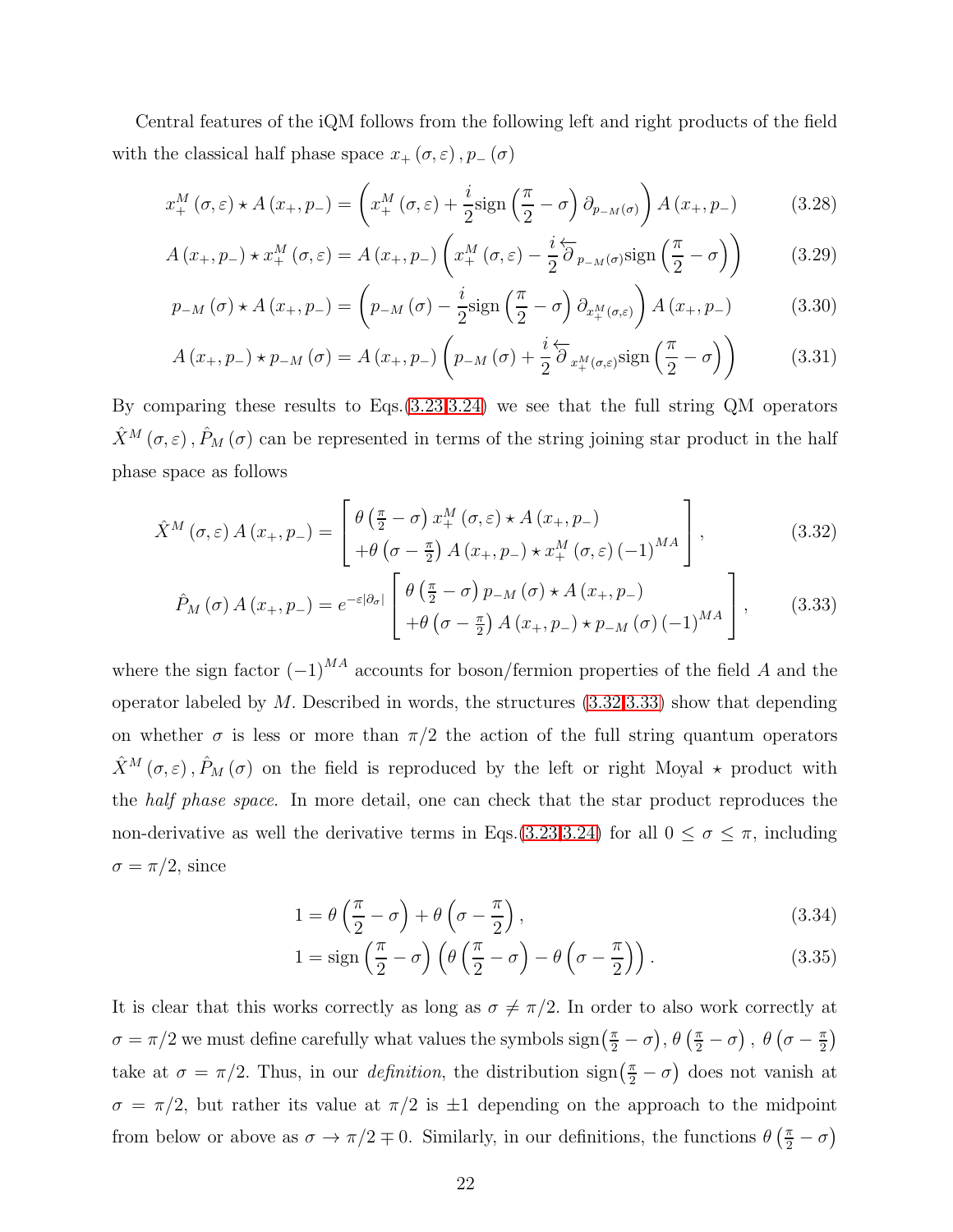Central features of the iQM follows from the following left and right products of the field with the classical half phase space $x_+(\sigma,\varepsilon), p_-(\sigma)$

$$x_+^M(\sigma,\varepsilon)\star A(x_+,p_-)=\left(x_+^M(\sigma,\varepsilon)+\frac{i}{2}\text{sign}\left(\frac{\pi}{2}-\sigma\right)\partial_{p_{-M}(\sigma)}\right)A(x_+,p_-) \tag{3.28}$$

$$A(x_+,p_-)\star x_+^M(\sigma,\varepsilon)=A(x_+,p_-)\left(x_+^M(\sigma,\varepsilon)-\frac{i}{2}\overleftarrow{\partial}_{p_{-M}(\sigma)}\text{sign}\left(\frac{\pi}{2}-\sigma\right)\right) \tag{3.29}$$

$$p_{-M}(\sigma)\star A(x_+,p_-)=\left(p_{-M}(\sigma)-\frac{i}{2}\text{sign}\left(\frac{\pi}{2}-\sigma\right)\partial_{x_+^M(\sigma,\varepsilon)}\right)A(x_+,p_-) \tag{3.30}$$

$$A(x_+,p_-)\star p_{-M}(\sigma)=A(x_+,p_-)\left(p_{-M}(\sigma)+\frac{i}{2}\overleftarrow{\partial}_{x_+^M(\sigma,\varepsilon)}\text{sign}\left(\frac{\pi}{2}-\sigma\right)\right) \tag{3.31}$$

By comparing these results to Eqs.(3.23,3.24) we see that the full string QM operators $\hat{X}^M(\sigma,\varepsilon), \hat{P}_M(\sigma)$ can be represented in terms of the string joining star product in the half phase space as follows

$$\hat{X}^M(\sigma,\varepsilon)A(x_+,p_-)=\left[\begin{array}{l}\theta\left(\frac{\pi}{2}-\sigma\right)x_+^M(\sigma,\varepsilon)\star A(x_+,p_-)\\+\theta\left(\sigma-\frac{\pi}{2}\right)A(x_+,p_-)\star x_+^M(\sigma,\varepsilon)(-1)^{MA}\end{array}\right], \tag{3.32}$$

$$\hat{P}_M(\sigma)A(x_+,p_-)=e^{-\varepsilon|\partial_\sigma|}\left[\begin{array}{l}\theta\left(\frac{\pi}{2}-\sigma\right)p_{-M}(\sigma)\star A(x_+,p_-)\\+\theta\left(\sigma-\frac{\pi}{2}\right)A(x_+,p_-)\star p_{-M}(\sigma)(-1)^{MA}\end{array}\right], \tag{3.33}$$

where the sign factor $(-1)^{MA}$ accounts for boson/fermion properties of the field $A$ and the operator labeled by $M$. Described in words, the structures (3.32,3.33) show that depending on whether $\sigma$ is less or more than $\pi/2$ the action of the full string quantum operators $\hat{X}^M(\sigma,\varepsilon), \hat{P}_M(\sigma)$ on the field is reproduced by the left or right Moyal $\star$ product with the *half phase space*. In more detail, one can check that the star product reproduces the non-derivative as well the derivative terms in Eqs.(3.23,3.24) for all $0\leq\sigma\leq\pi$, including $\sigma=\pi/2$, since

$$1=\theta\left(\frac{\pi}{2}-\sigma\right)+\theta\left(\sigma-\frac{\pi}{2}\right), \tag{3.34}$$

$$1=\text{sign}\left(\frac{\pi}{2}-\sigma\right)\left(\theta\left(\frac{\pi}{2}-\sigma\right)-\theta\left(\sigma-\frac{\pi}{2}\right)\right). \tag{3.35}$$

It is clear that this works correctly as long as $\sigma\neq\pi/2$. In order to also work correctly at $\sigma=\pi/2$ we must define carefully what values the symbols $\text{sign}\left(\frac{\pi}{2}-\sigma\right), \theta\left(\frac{\pi}{2}-\sigma\right), \theta\left(\sigma-\frac{\pi}{2}\right)$ take at $\sigma=\pi/2$. Thus, in our *definition*, the distribution $\text{sign}\left(\frac{\pi}{2}-\sigma\right)$ does not vanish at $\sigma=\pi/2$, but rather its value at $\pi/2$ is $\pm1$ depending on the approach to the midpoint from below or above as $\sigma\to\pi/2\mp0$. Similarly, in our definitions, the functions $\theta\left(\frac{\pi}{2}-\sigma\right)$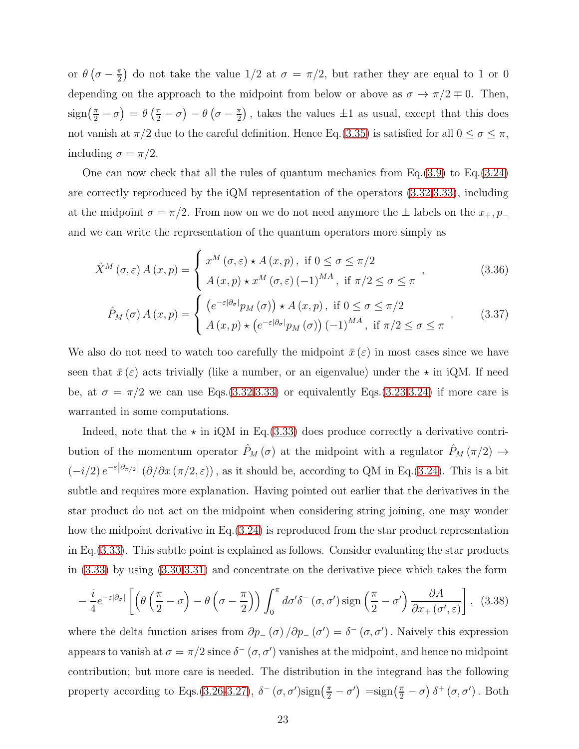or $\theta\left(\sigma-\frac{\pi}{2}\right)$ do not take the value 1/2 at $\sigma=\pi/2$, but rather they are equal to 1 or 0 depending on the approach to the midpoint from below or above as $\sigma\rightarrow\pi/2\mp0$. Then, $\text{sign}\left(\frac{\pi}{2}-\sigma\right)=\theta\left(\frac{\pi}{2}-\sigma\right)-\theta\left(\sigma-\frac{\pi}{2}\right)$, takes the values $\pm1$ as usual, except that this does not vanish at $\pi/2$ due to the careful definition. Hence Eq.(3.35) is satisfied for all $0\leq\sigma\leq\pi$, including $\sigma=\pi/2$.

One can now check that all the rules of quantum mechanics from Eq.(3.9) to Eq.(3.24) are correctly reproduced by the iQM representation of the operators (3.32,3.33), including at the midpoint $\sigma=\pi/2$. From now on we do not need anymore the $\pm$ labels on the $x_+,p_-$ and we can write the representation of the quantum operators more simply as

$$\hat{X}^M(\sigma,\varepsilon)\,A(x,p)=\begin{cases}x^M(\sigma,\varepsilon)\star A(x,p)\,, & \text{if } 0\leq\sigma\leq\pi/2\\ A(x,p)\star x^M(\sigma,\varepsilon)\,(-1)^{MA}\,, & \text{if } \pi/2\leq\sigma\leq\pi\end{cases}, \tag{3.36}$$

$$\hat{P}_M(\sigma)\,A(x,p)=\begin{cases}\left(e^{-\varepsilon|\partial_\sigma|}p_M(\sigma)\right)\star A(x,p)\,, & \text{if } 0\leq\sigma\leq\pi/2\\ A(x,p)\star\left(e^{-\varepsilon|\partial_\sigma|}p_M(\sigma)\right)(-1)^{MA}\,, & \text{if } \pi/2\leq\sigma\leq\pi\end{cases}. \tag{3.37}$$

We also do not need to watch too carefully the midpoint $\bar{x}(\varepsilon)$ in most cases since we have seen that $\bar{x}(\varepsilon)$ acts trivially (like a number, or an eigenvalue) under the $\star$ in iQM. If need be, at $\sigma=\pi/2$ we can use Eqs.(3.32,3.33) or equivalently Eqs.(3.23,3.24) if more care is warranted in some computations.

Indeed, note that the $\star$ in iQM in Eq.(3.33) does produce correctly a derivative contribution of the momentum operator $\hat{P}_M(\sigma)$ at the midpoint with a regulator $\hat{P}_M(\pi/2)\rightarrow(-i/2)\,e^{-\varepsilon\left|\partial_{\pi/2}\right|}\left(\partial/\partial x\left(\pi/2,\varepsilon\right)\right)$, as it should be, according to QM in Eq.(3.24). This is a bit subtle and requires more explanation. Having pointed out earlier that the derivatives in the star product do not act on the midpoint when considering string joining, one may wonder how the midpoint derivative in Eq.(3.24) is reproduced from the star product representation in Eq.(3.33). This subtle point is explained as follows. Consider evaluating the star products in (3.33) by using (3.30,3.31) and concentrate on the derivative piece which takes the form

$$-\frac{i}{4}e^{-\varepsilon|\partial_\sigma|}\left[\left(\theta\left(\frac{\pi}{2}-\sigma\right)-\theta\left(\sigma-\frac{\pi}{2}\right)\right)\int_0^\pi d\sigma'\delta^-(\sigma,\sigma')\,\text{sign}\left(\frac{\pi}{2}-\sigma'\right)\frac{\partial A}{\partial x_+(\sigma',\varepsilon)}\right], \tag{3.38}$$

where the delta function arises from $\partial p_-(\sigma)/\partial p_-(\sigma')=\delta^-(\sigma,\sigma')$. Naively this expression appears to vanish at $\sigma=\pi/2$ since $\delta^-(\sigma,\sigma')$ vanishes at the midpoint, and hence no midpoint contribution; but more care is needed. The distribution in the integrand has the following property according to Eqs.(3.26-3.27), $\delta^-(\sigma,\sigma')\text{sign}\left(\frac{\pi}{2}-\sigma'\right)=\text{sign}\left(\frac{\pi}{2}-\sigma\right)\delta^+(\sigma,\sigma')$. Both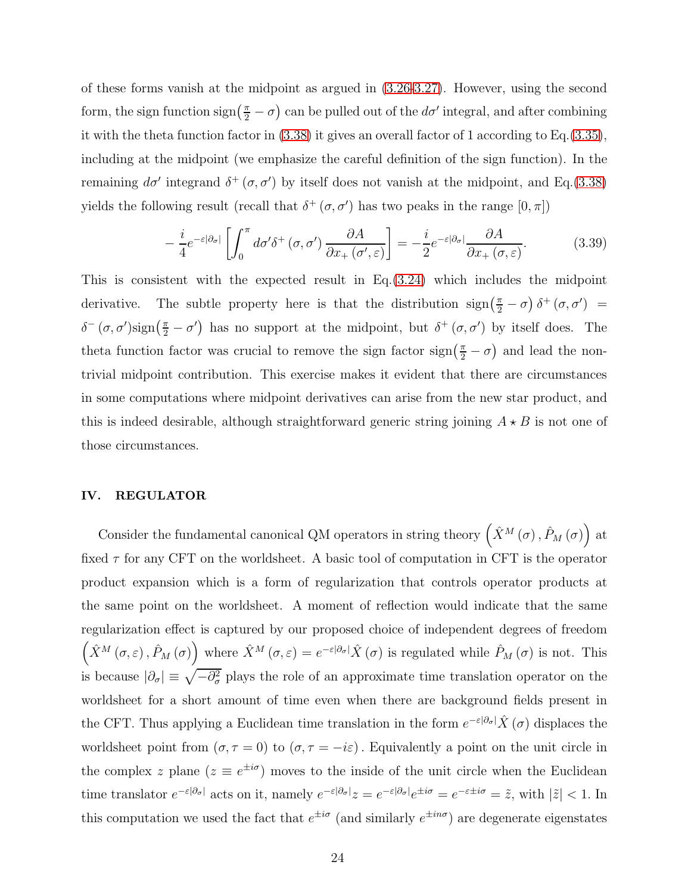of these forms vanish at the midpoint as argued in (3.26-3.27). However, using the second form, the sign function $\text{sign}\left(\frac{\pi}{2}-\sigma\right)$ can be pulled out of the $d\sigma'$ integral, and after combining it with the theta function factor in (3.38) it gives an overall factor of 1 according to Eq.(3.35), including at the midpoint (we emphasize the careful definition of the sign function). In the remaining $d\sigma'$ integrand $\delta^{+}(\sigma,\sigma')$ by itself does not vanish at the midpoint, and Eq.(3.38) yields the following result (recall that $\delta^{+}(\sigma,\sigma')$ has two peaks in the range $[0,\pi]$)

$$-\frac{i}{4}e^{-\varepsilon|\partial_\sigma|}\left[\int_0^\pi d\sigma'\delta^{+}(\sigma,\sigma')\frac{\partial A}{\partial x_{+}(\sigma',\varepsilon)}\right]=-\frac{i}{2}e^{-\varepsilon|\partial_\sigma|}\frac{\partial A}{\partial x_{+}(\sigma,\varepsilon)}. \tag{3.39}$$

This is consistent with the expected result in Eq.(3.24) which includes the midpoint derivative. The subtle property here is that the distribution $\text{sign}\left(\frac{\pi}{2}-\sigma\right)\delta^{+}(\sigma,\sigma')=\delta^{-}(\sigma,\sigma')\text{sign}\left(\frac{\pi}{2}-\sigma'\right)$ has no support at the midpoint, but $\delta^{+}(\sigma,\sigma')$ by itself does. The theta function factor was crucial to remove the sign factor $\text{sign}\left(\frac{\pi}{2}-\sigma\right)$ and lead the non-trivial midpoint contribution. This exercise makes it evident that there are circumstances in some computations where midpoint derivatives can arise from the new star product, and this is indeed desirable, although straightforward generic string joining $A\star B$ is not one of those circumstances.

## IV. REGULATOR

Consider the fundamental canonical QM operators in string theory $\left(\hat{X}^M(\sigma),\hat{P}_M(\sigma)\right)$ at fixed $\tau$ for any CFT on the worldsheet. A basic tool of computation in CFT is the operator product expansion which is a form of regularization that controls operator products at the same point on the worldsheet. A moment of reflection would indicate that the same regularization effect is captured by our proposed choice of independent degrees of freedom $\left(\hat{X}^M(\sigma,\varepsilon),\hat{P}_M(\sigma)\right)$ where $\hat{X}^M(\sigma,\varepsilon)=e^{-\varepsilon|\partial_\sigma|}\hat{X}(\sigma)$ is regulated while $\hat{P}_M(\sigma)$ is not. This is because $|\partial_\sigma|\equiv\sqrt{-\partial_\sigma^2}$ plays the role of an approximate time translation operator on the worldsheet for a short amount of time even when there are background fields present in the CFT. Thus applying a Euclidean time translation in the form $e^{-\varepsilon|\partial_\sigma|}\hat{X}(\sigma)$ displaces the worldsheet point from $(\sigma,\tau=0)$ to $(\sigma,\tau=-i\varepsilon)$. Equivalently a point on the unit circle in the complex $z$ plane ($z\equiv e^{\pm i\sigma}$) moves to the inside of the unit circle when the Euclidean time translator $e^{-\varepsilon|\partial_\sigma|}$ acts on it, namely $e^{-\varepsilon|\partial_\sigma|}z=e^{-\varepsilon|\partial_\sigma|}e^{\pm i\sigma}=e^{-\varepsilon\pm i\sigma}=\tilde{z}$, with $|\tilde{z}|<1$. In this computation we used the fact that $e^{\pm i\sigma}$ (and similarly $e^{\pm in\sigma}$) are degenerate eigenstates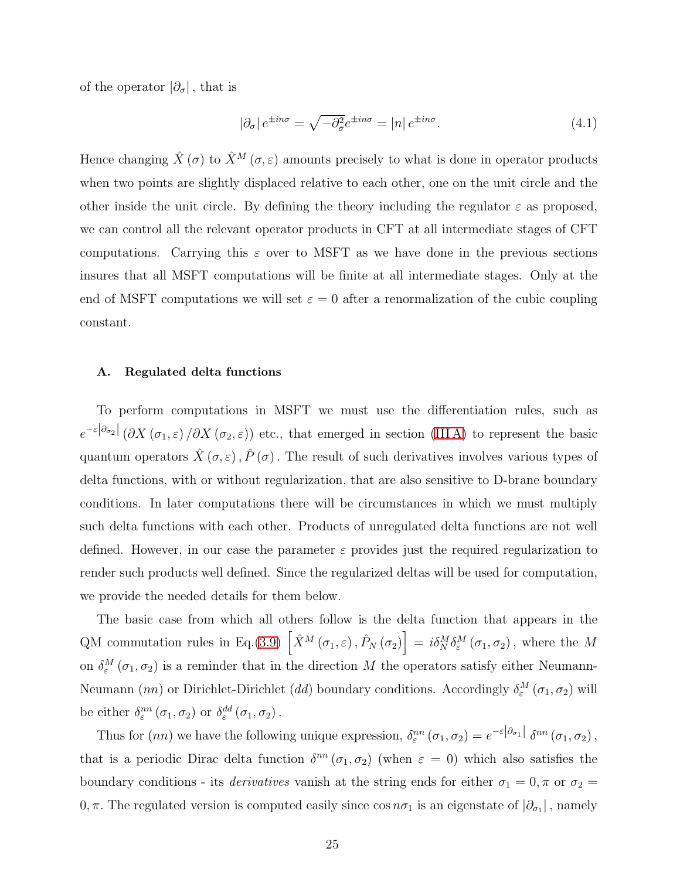of the operator $|\partial_\sigma|$, that is

$$|\partial_\sigma| e^{\pm in\sigma} = \sqrt{-\partial_\sigma^2} e^{\pm in\sigma} = |n| e^{\pm in\sigma}. \tag{4.1}$$

Hence changing $\hat{X}(\sigma)$ to $\hat{X}^M(\sigma,\varepsilon)$ amounts precisely to what is done in operator products when two points are slightly displaced relative to each other, one on the unit circle and the other inside the unit circle. By defining the theory including the regulator $\varepsilon$ as proposed, we can control all the relevant operator products in CFT at all intermediate stages of CFT computations. Carrying this $\varepsilon$ over to MSFT as we have done in the previous sections insures that all MSFT computations will be finite at all intermediate stages. Only at the end of MSFT computations we will set $\varepsilon = 0$ after a renormalization of the cubic coupling constant.

### A. Regulated delta functions

To perform computations in MSFT we must use the differentiation rules, such as $e^{-\varepsilon|\partial_{\sigma_2}|}\left(\partial X(\sigma_1,\varepsilon)/\partial X(\sigma_2,\varepsilon)\right)$ etc., that emerged in section (III A) to represent the basic quantum operators $\hat{X}(\sigma,\varepsilon), \hat{P}(\sigma)$. The result of such derivatives involves various types of delta functions, with or without regularization, that are also sensitive to D-brane boundary conditions. In later computations there will be circumstances in which we must multiply such delta functions with each other. Products of unregulated delta functions are not well defined. However, in our case the parameter $\varepsilon$ provides just the required regularization to render such products well defined. Since the regularized deltas will be used for computation, we provide the needed details for them below.

The basic case from which all others follow is the delta function that appears in the QM commutation rules in Eq.(3.9) $\left[\hat{X}^M(\sigma_1,\varepsilon), \hat{P}_N(\sigma_2)\right] = i\delta_N^M \delta_\varepsilon^M(\sigma_1,\sigma_2)$, where the $M$ on $\delta_\varepsilon^M(\sigma_1,\sigma_2)$ is a reminder that in the direction $M$ the operators satisfy either Neumann-Neumann $(nn)$ or Dirichlet-Dirichlet $(dd)$ boundary conditions. Accordingly $\delta_\varepsilon^M(\sigma_1,\sigma_2)$ will be either $\delta_\varepsilon^{nn}(\sigma_1,\sigma_2)$ or $\delta_\varepsilon^{dd}(\sigma_1,\sigma_2)$.

Thus for $(nn)$ we have the following unique expression, $\delta_\varepsilon^{nn}(\sigma_1,\sigma_2) = e^{-\varepsilon|\partial_{\sigma_1}|}\,\delta^{nn}(\sigma_1,\sigma_2)$, that is a periodic Dirac delta function $\delta^{nn}(\sigma_1,\sigma_2)$ (when $\varepsilon = 0$) which also satisfies the boundary conditions - its *derivatives* vanish at the string ends for either $\sigma_1 = 0,\pi$ or $\sigma_2 = 0,\pi$. The regulated version is computed easily since $\cos n\sigma_1$ is an eigenstate of $|\partial_{\sigma_1}|$, namely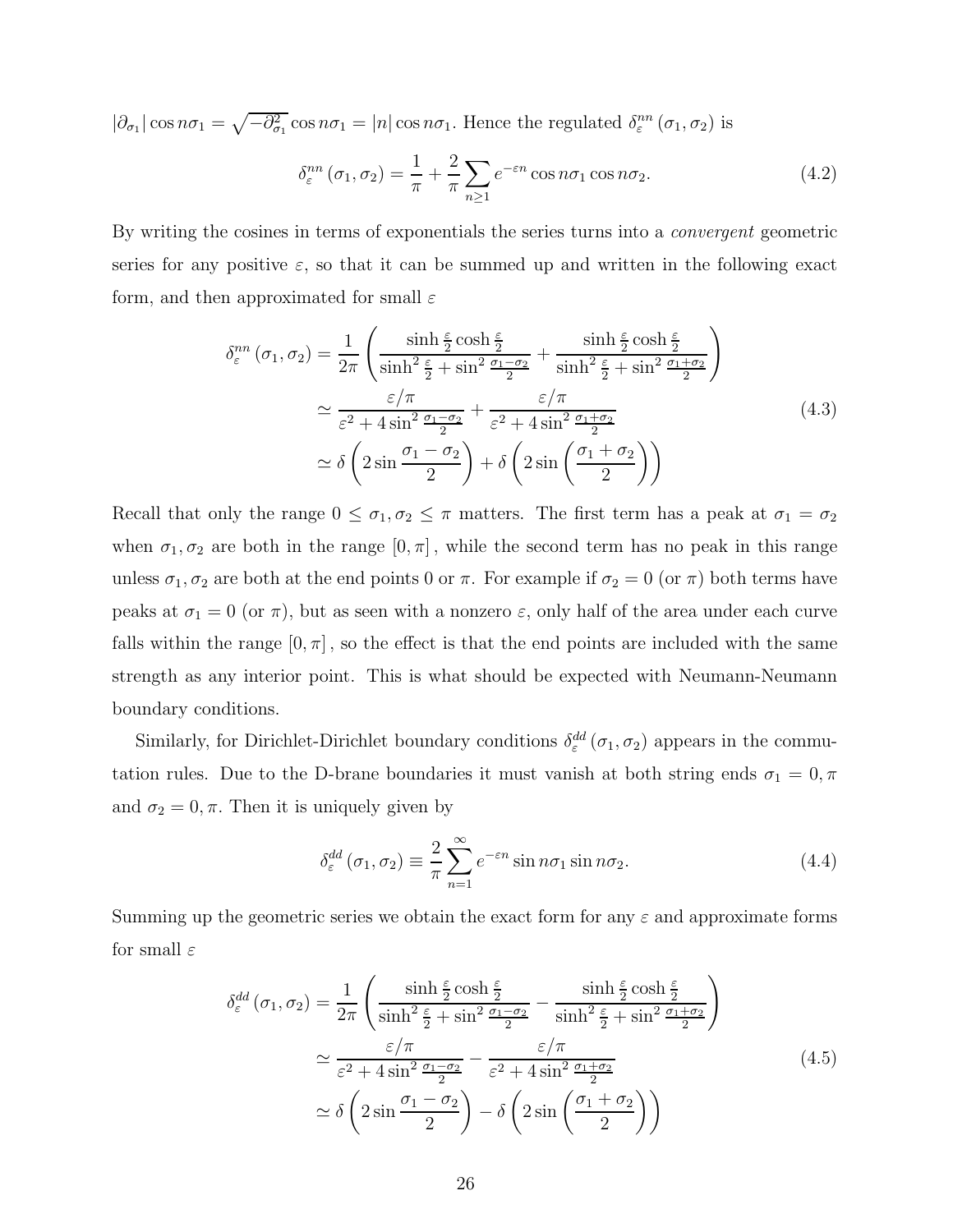$|\partial_{\sigma_1}| \cos n\sigma_1 = \sqrt{-\partial_{\sigma_1}^2} \cos n\sigma_1 = |n| \cos n\sigma_1$. Hence the regulated $\delta_\varepsilon^{nn}(\sigma_1, \sigma_2)$ is

$$\delta_\varepsilon^{nn}(\sigma_1, \sigma_2) = \frac{1}{\pi} + \frac{2}{\pi} \sum_{n \geq 1} e^{-\varepsilon n} \cos n\sigma_1 \cos n\sigma_2. \tag{4.2}$$

By writing the cosines in terms of exponentials the series turns into a *convergent* geometric series for any positive $\varepsilon$, so that it can be summed up and written in the following exact form, and then approximated for small $\varepsilon$

$$\begin{aligned}
\delta_\varepsilon^{nn}(\sigma_1, \sigma_2) &= \frac{1}{2\pi} \left( \frac{\sinh \frac{\varepsilon}{2} \cosh \frac{\varepsilon}{2}}{\sinh^2 \frac{\varepsilon}{2} + \sin^2 \frac{\sigma_1 - \sigma_2}{2}} + \frac{\sinh \frac{\varepsilon}{2} \cosh \frac{\varepsilon}{2}}{\sinh^2 \frac{\varepsilon}{2} + \sin^2 \frac{\sigma_1 + \sigma_2}{2}} \right) \\
&\simeq \frac{\varepsilon/\pi}{\varepsilon^2 + 4 \sin^2 \frac{\sigma_1 - \sigma_2}{2}} + \frac{\varepsilon/\pi}{\varepsilon^2 + 4 \sin^2 \frac{\sigma_1 + \sigma_2}{2}} \\
&\simeq \delta \left( 2 \sin \frac{\sigma_1 - \sigma_2}{2} \right) + \delta \left( 2 \sin \left( \frac{\sigma_1 + \sigma_2}{2} \right) \right)
\end{aligned} \tag{4.3}$$

Recall that only the range $0 \leq \sigma_1, \sigma_2 \leq \pi$ matters. The first term has a peak at $\sigma_1 = \sigma_2$ when $\sigma_1, \sigma_2$ are both in the range $[0, \pi]$, while the second term has no peak in this range unless $\sigma_1, \sigma_2$ are both at the end points 0 or $\pi$. For example if $\sigma_2 = 0$ (or $\pi$) both terms have peaks at $\sigma_1 = 0$ (or $\pi$), but as seen with a nonzero $\varepsilon$, only half of the area under each curve falls within the range $[0, \pi]$, so the effect is that the end points are included with the same strength as any interior point. This is what should be expected with Neumann-Neumann boundary conditions.

Similarly, for Dirichlet-Dirichlet boundary conditions $\delta_\varepsilon^{dd}(\sigma_1, \sigma_2)$ appears in the commutation rules. Due to the D-brane boundaries it must vanish at both string ends $\sigma_1 = 0, \pi$ and $\sigma_2 = 0, \pi$. Then it is uniquely given by

$$\delta_\varepsilon^{dd}(\sigma_1, \sigma_2) \equiv \frac{2}{\pi} \sum_{n=1}^{\infty} e^{-\varepsilon n} \sin n\sigma_1 \sin n\sigma_2. \tag{4.4}$$

Summing up the geometric series we obtain the exact form for any $\varepsilon$ and approximate forms for small $\varepsilon$

$$\begin{aligned}
\delta_\varepsilon^{dd}(\sigma_1, \sigma_2) &= \frac{1}{2\pi} \left( \frac{\sinh \frac{\varepsilon}{2} \cosh \frac{\varepsilon}{2}}{\sinh^2 \frac{\varepsilon}{2} + \sin^2 \frac{\sigma_1 - \sigma_2}{2}} - \frac{\sinh \frac{\varepsilon}{2} \cosh \frac{\varepsilon}{2}}{\sinh^2 \frac{\varepsilon}{2} + \sin^2 \frac{\sigma_1 + \sigma_2}{2}} \right) \\
&\simeq \frac{\varepsilon/\pi}{\varepsilon^2 + 4 \sin^2 \frac{\sigma_1 - \sigma_2}{2}} - \frac{\varepsilon/\pi}{\varepsilon^2 + 4 \sin^2 \frac{\sigma_1 + \sigma_2}{2}} \\
&\simeq \delta \left( 2 \sin \frac{\sigma_1 - \sigma_2}{2} \right) - \delta \left( 2 \sin \left( \frac{\sigma_1 + \sigma_2}{2} \right) \right)
\end{aligned} \tag{4.5}$$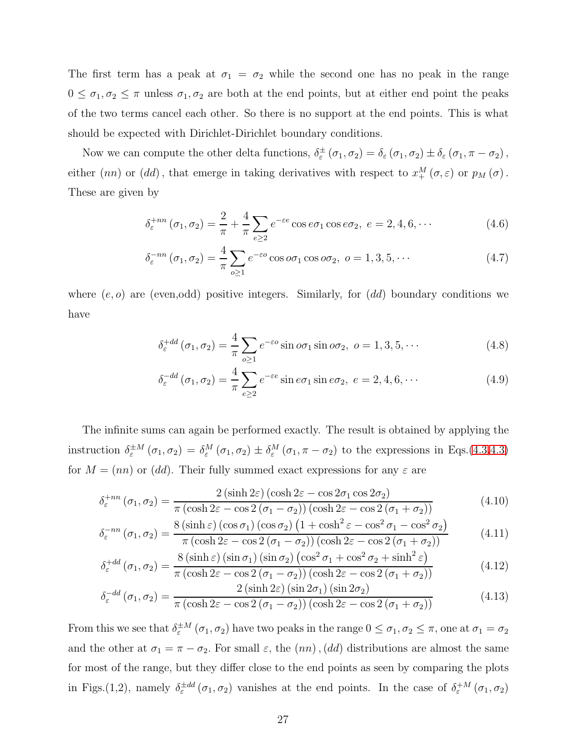The first term has a peak at $\sigma_1 = \sigma_2$ while the second one has no peak in the range $0 \le \sigma_1, \sigma_2 \le \pi$ unless $\sigma_1, \sigma_2$ are both at the end points, but at either end point the peaks of the two terms cancel each other. So there is no support at the end points. This is what should be expected with Dirichlet-Dirichlet boundary conditions.

Now we can compute the other delta functions, $\delta_\varepsilon^\pm(\sigma_1, \sigma_2) = \delta_\varepsilon(\sigma_1, \sigma_2) \pm \delta_\varepsilon(\sigma_1, \pi - \sigma_2)$, either $(nn)$ or $(dd)$, that emerge in taking derivatives with respect to $x_+^M(\sigma, \varepsilon)$ or $p_M(\sigma)$. These are given by

$$\delta_\varepsilon^{+nn}(\sigma_1, \sigma_2) = \frac{2}{\pi} + \frac{4}{\pi} \sum_{e \ge 2} e^{-\varepsilon e} \cos e\sigma_1 \cos e\sigma_2, \ e = 2, 4, 6, \cdots \tag{4.6}$$

$$\delta_\varepsilon^{-nn}(\sigma_1, \sigma_2) = \frac{4}{\pi} \sum_{o \ge 1} e^{-\varepsilon o} \cos o\sigma_1 \cos o\sigma_2, \ o = 1, 3, 5, \cdots \tag{4.7}$$

where $(e, o)$ are (even,odd) positive integers. Similarly, for $(dd)$ boundary conditions we have

$$\delta_\varepsilon^{+dd}(\sigma_1, \sigma_2) = \frac{4}{\pi} \sum_{o \ge 1} e^{-\varepsilon o} \sin o\sigma_1 \sin o\sigma_2, \ o = 1, 3, 5, \cdots \tag{4.8}$$

$$\delta_\varepsilon^{-dd}(\sigma_1, \sigma_2) = \frac{4}{\pi} \sum_{e \ge 2} e^{-\varepsilon e} \sin e\sigma_1 \sin e\sigma_2, \ e = 2, 4, 6, \cdots \tag{4.9}$$

The infinite sums can again be performed exactly. The result is obtained by applying the instruction $\delta_\varepsilon^{\pm M}(\sigma_1, \sigma_2) = \delta_\varepsilon^M(\sigma_1, \sigma_2) \pm \delta_\varepsilon^M(\sigma_1, \pi - \sigma_2)$ to the expressions in Eqs.(4.3,4.3) for $M = (nn)$ or $(dd)$. Their fully summed exact expressions for any $\varepsilon$ are

$$\delta_\varepsilon^{+nn}(\sigma_1, \sigma_2) = \frac{2(\sinh 2\varepsilon)(\cosh 2\varepsilon - \cos 2\sigma_1 \cos 2\sigma_2)}{\pi(\cosh 2\varepsilon - \cos 2(\sigma_1 - \sigma_2))(\cosh 2\varepsilon - \cos 2(\sigma_1 + \sigma_2))} \tag{4.10}$$

$$\delta_\varepsilon^{-nn}(\sigma_1, \sigma_2) = \frac{8(\sinh \varepsilon)(\cos \sigma_1)(\cos \sigma_2)\left(1 + \cosh^2 \varepsilon - \cos^2 \sigma_1 - \cos^2 \sigma_2\right)}{\pi(\cosh 2\varepsilon - \cos 2(\sigma_1 - \sigma_2))(\cosh 2\varepsilon - \cos 2(\sigma_1 + \sigma_2))} \tag{4.11}$$

$$\delta_\varepsilon^{+dd}(\sigma_1, \sigma_2) = \frac{8(\sinh \varepsilon)(\sin \sigma_1)(\sin \sigma_2)\left(\cos^2 \sigma_1 + \cos^2 \sigma_2 + \sinh^2 \varepsilon\right)}{\pi(\cosh 2\varepsilon - \cos 2(\sigma_1 - \sigma_2))(\cosh 2\varepsilon - \cos 2(\sigma_1 + \sigma_2))} \tag{4.12}$$

$$\delta_\varepsilon^{-dd}(\sigma_1, \sigma_2) = \frac{2(\sinh 2\varepsilon)(\sin 2\sigma_1)(\sin 2\sigma_2)}{\pi(\cosh 2\varepsilon - \cos 2(\sigma_1 - \sigma_2))(\cosh 2\varepsilon - \cos 2(\sigma_1 + \sigma_2))} \tag{4.13}$$

From this we see that $\delta_\varepsilon^{\pm M}(\sigma_1, \sigma_2)$ have two peaks in the range $0 \le \sigma_1, \sigma_2 \le \pi$, one at $\sigma_1 = \sigma_2$ and the other at $\sigma_1 = \pi - \sigma_2$. For small $\varepsilon$, the $(nn), (dd)$ distributions are almost the same for most of the range, but they differ close to the end points as seen by comparing the plots in Figs.(1,2), namely $\delta_\varepsilon^{\pm dd}(\sigma_1, \sigma_2)$ vanishes at the end points. In the case of $\delta_\varepsilon^{+M}(\sigma_1, \sigma_2)$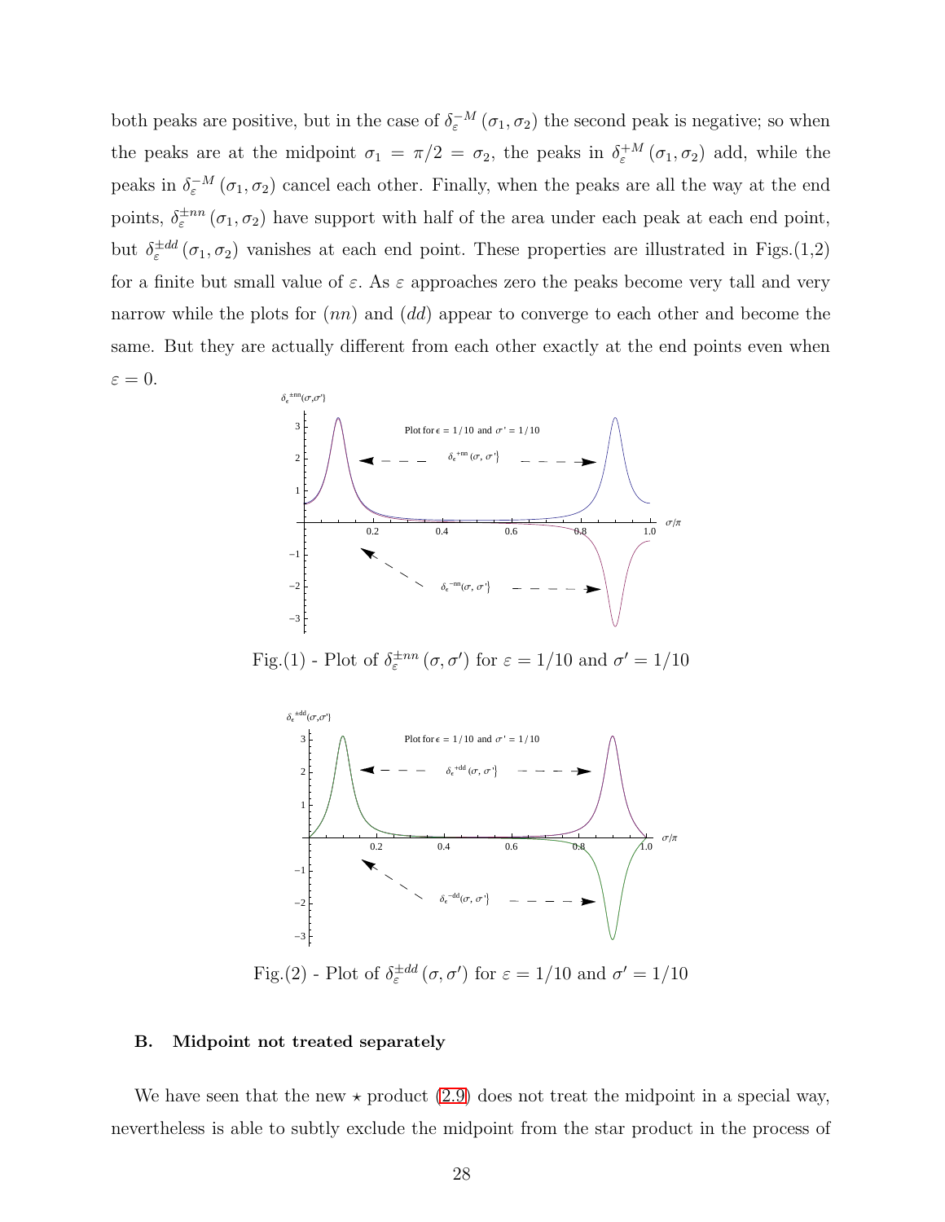both peaks are positive, but in the case of $\delta_{\varepsilon}^{-M}(\sigma_1,\sigma_2)$ the second peak is negative; so when the peaks are at the midpoint $\sigma_1 = \pi/2 = \sigma_2$, the peaks in $\delta_{\varepsilon}^{+M}(\sigma_1,\sigma_2)$ add, while the peaks in $\delta_{\varepsilon}^{-M}(\sigma_1,\sigma_2)$ cancel each other. Finally, when the peaks are all the way at the end points, $\delta_{\varepsilon}^{\pm nn}(\sigma_1,\sigma_2)$ have support with half of the area under each peak at each end point, but $\delta_{\varepsilon}^{\pm dd}(\sigma_1,\sigma_2)$ vanishes at each end point. These properties are illustrated in Figs.(1,2) for a finite but small value of $\varepsilon$. As $\varepsilon$ approaches zero the peaks become very tall and very narrow while the plots for $(nn)$ and $(dd)$ appear to converge to each other and become the same. But they are actually different from each other exactly at the end points even when $\varepsilon = 0$.

Fig.(1) - Plot of $\delta_{\varepsilon}^{\pm nn}(\sigma,\sigma')$ for $\varepsilon = 1/10$ and $\sigma' = 1/10$

Fig.(2) - Plot of $\delta_{\varepsilon}^{\pm dd}(\sigma,\sigma')$ for $\varepsilon = 1/10$ and $\sigma' = 1/10$

### B. Midpoint not treated separately

We have seen that the new $\star$ product (2.9) does not treat the midpoint in a special way, nevertheless is able to subtly exclude the midpoint from the star product in the process of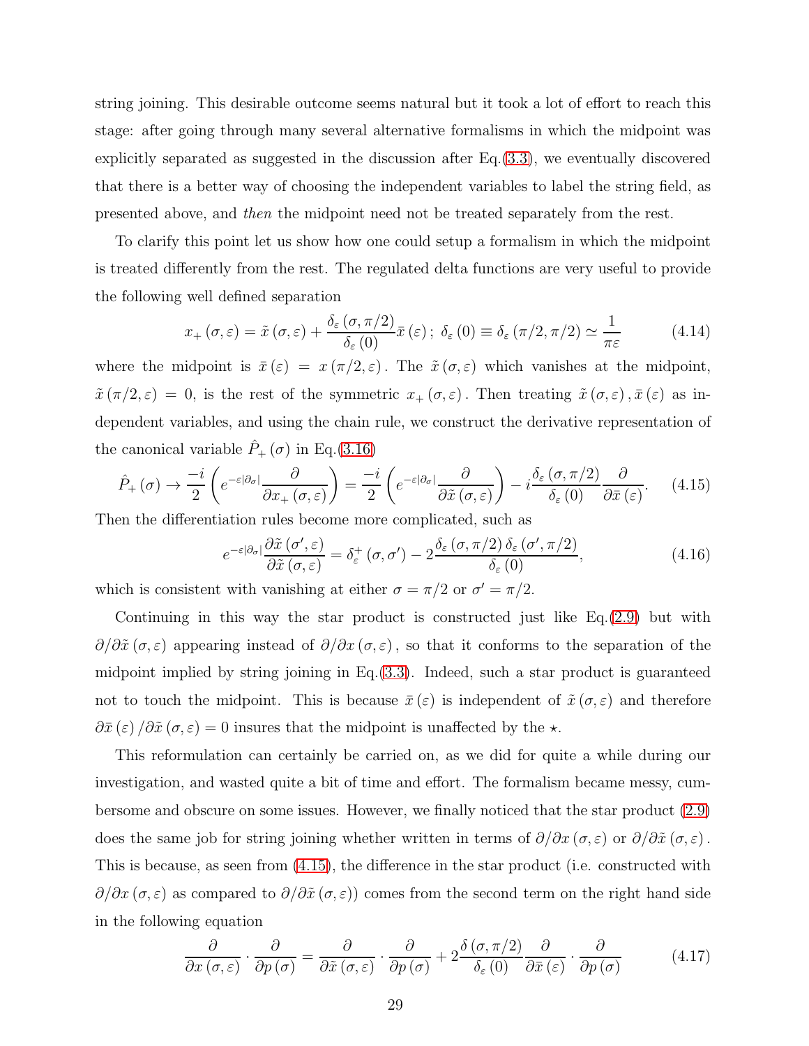string joining. This desirable outcome seems natural but it took a lot of effort to reach this stage: after going through many several alternative formalisms in which the midpoint was explicitly separated as suggested in the discussion after Eq.(3.3), we eventually discovered that there is a better way of choosing the independent variables to label the string field, as presented above, and *then* the midpoint need not be treated separately from the rest.

To clarify this point let us show how one could setup a formalism in which the midpoint is treated differently from the rest. The regulated delta functions are very useful to provide the following well defined separation

$$x_+(\sigma,\varepsilon) = \tilde{x}(\sigma,\varepsilon) + \frac{\delta_\varepsilon(\sigma,\pi/2)}{\delta_\varepsilon(0)}\bar{x}(\varepsilon)\,;\; \delta_\varepsilon(0) \equiv \delta_\varepsilon(\pi/2,\pi/2) \simeq \frac{1}{\pi\varepsilon} \tag{4.14}$$

where the midpoint is $\bar{x}(\varepsilon) = x(\pi/2,\varepsilon)$. The $\tilde{x}(\sigma,\varepsilon)$ which vanishes at the midpoint, $\tilde{x}(\pi/2,\varepsilon) = 0$, is the rest of the symmetric $x_+(\sigma,\varepsilon)$. Then treating $\tilde{x}(\sigma,\varepsilon), \bar{x}(\varepsilon)$ as independent variables, and using the chain rule, we construct the derivative representation of the canonical variable $\hat{P}_+(\sigma)$ in Eq.(3.16)

$$\hat{P}_+(\sigma) \to \frac{-i}{2}\left(e^{-\varepsilon|\partial_\sigma|}\frac{\partial}{\partial x_+(\sigma,\varepsilon)}\right) = \frac{-i}{2}\left(e^{-\varepsilon|\partial_\sigma|}\frac{\partial}{\partial \tilde{x}(\sigma,\varepsilon)}\right) - i\frac{\delta_\varepsilon(\sigma,\pi/2)}{\delta_\varepsilon(0)}\frac{\partial}{\partial \bar{x}(\varepsilon)}. \tag{4.15}$$

Then the differentiation rules become more complicated, such as

$$e^{-\varepsilon|\partial_\sigma|}\frac{\partial \tilde{x}(\sigma',\varepsilon)}{\partial \tilde{x}(\sigma,\varepsilon)} = \delta^+_\varepsilon(\sigma,\sigma') - 2\frac{\delta_\varepsilon(\sigma,\pi/2)\,\delta_\varepsilon(\sigma',\pi/2)}{\delta_\varepsilon(0)}, \tag{4.16}$$

which is consistent with vanishing at either $\sigma = \pi/2$ or $\sigma' = \pi/2$.

Continuing in this way the star product is constructed just like Eq.(2.9) but with $\partial/\partial\tilde{x}(\sigma,\varepsilon)$ appearing instead of $\partial/\partial x(\sigma,\varepsilon)$, so that it conforms to the separation of the midpoint implied by string joining in Eq.(3.3). Indeed, such a star product is guaranteed not to touch the midpoint. This is because $\bar{x}(\varepsilon)$ is independent of $\tilde{x}(\sigma,\varepsilon)$ and therefore $\partial\bar{x}(\varepsilon)/\partial\tilde{x}(\sigma,\varepsilon) = 0$ insures that the midpoint is unaffected by the $\star$.

This reformulation can certainly be carried on, as we did for quite a while during our investigation, and wasted quite a bit of time and effort. The formalism became messy, cumbersome and obscure on some issues. However, we finally noticed that the star product (2.9) does the same job for string joining whether written in terms of $\partial/\partial x(\sigma,\varepsilon)$ or $\partial/\partial\tilde{x}(\sigma,\varepsilon)$. This is because, as seen from (4.15), the difference in the star product (i.e. constructed with $\partial/\partial x(\sigma,\varepsilon)$ as compared to $\partial/\partial\tilde{x}(\sigma,\varepsilon)$) comes from the second term on the right hand side in the following equation

$$\frac{\partial}{\partial x(\sigma,\varepsilon)}\cdot\frac{\partial}{\partial p(\sigma)} = \frac{\partial}{\partial\tilde{x}(\sigma,\varepsilon)}\cdot\frac{\partial}{\partial p(\sigma)} + 2\frac{\delta(\sigma,\pi/2)}{\delta_\varepsilon(0)}\frac{\partial}{\partial\bar{x}(\varepsilon)}\cdot\frac{\partial}{\partial p(\sigma)} \tag{4.17}$$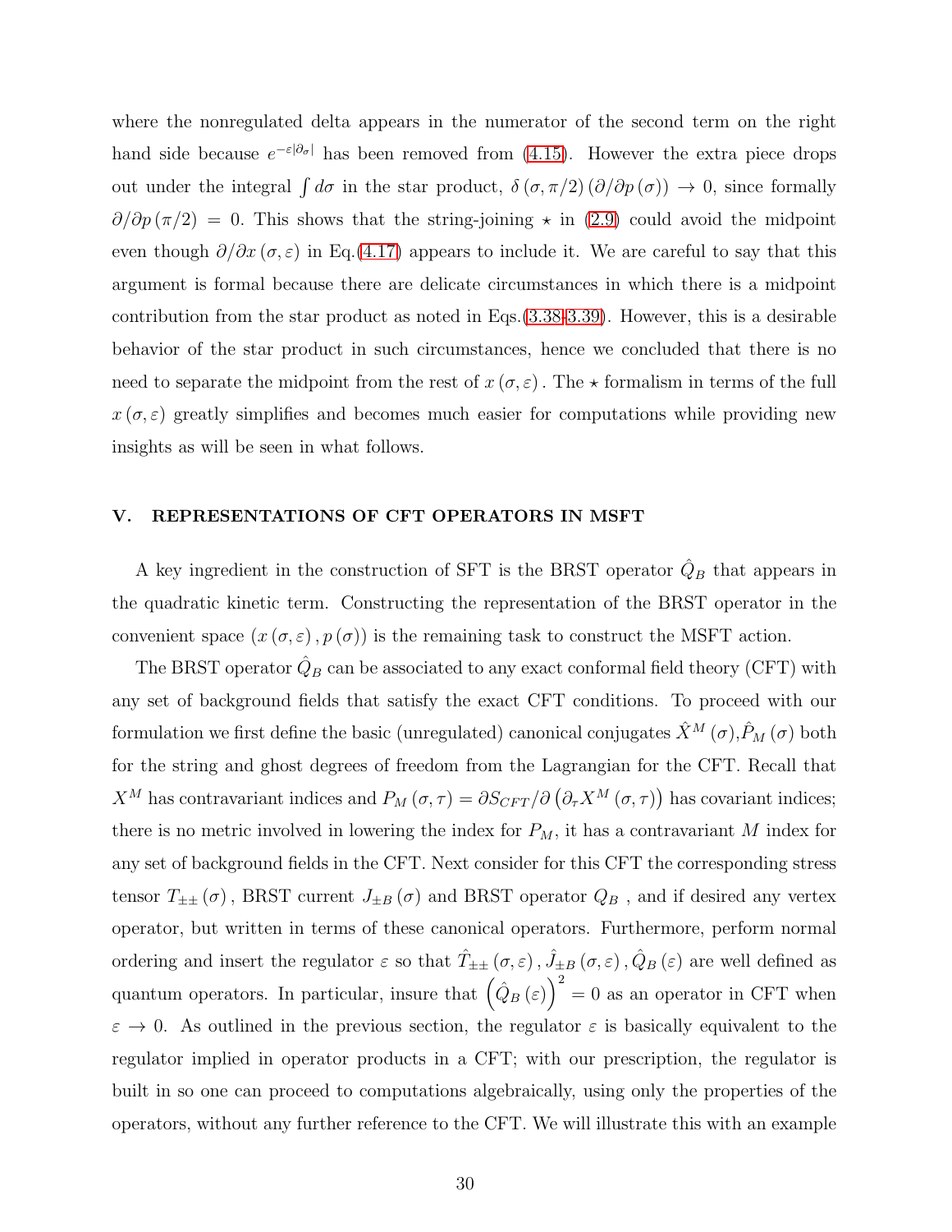where the nonregulated delta appears in the numerator of the second term on the right hand side because $e^{-\varepsilon|\partial_\sigma|}$ has been removed from (4.15). However the extra piece drops out under the integral $\int d\sigma$ in the star product, $\delta(\sigma, \pi/2)(\partial/\partial p(\sigma)) \to 0$, since formally $\partial/\partial p(\pi/2) = 0$. This shows that the string-joining $\star$ in (2.9) could avoid the midpoint even though $\partial/\partial x(\sigma, \varepsilon)$ in Eq.(4.17) appears to include it. We are careful to say that this argument is formal because there are delicate circumstances in which there is a midpoint contribution from the star product as noted in Eqs.(3.38-3.39). However, this is a desirable behavior of the star product in such circumstances, hence we concluded that there is no need to separate the midpoint from the rest of $x(\sigma, \varepsilon)$. The $\star$ formalism in terms of the full $x(\sigma, \varepsilon)$ greatly simplifies and becomes much easier for computations while providing new insights as will be seen in what follows.

## V. REPRESENTATIONS OF CFT OPERATORS IN MSFT

A key ingredient in the construction of SFT is the BRST operator $\hat{Q}_B$ that appears in the quadratic kinetic term. Constructing the representation of the BRST operator in the convenient space $(x(\sigma, \varepsilon), p(\sigma))$ is the remaining task to construct the MSFT action.

The BRST operator $\hat{Q}_B$ can be associated to any exact conformal field theory (CFT) with any set of background fields that satisfy the exact CFT conditions. To proceed with our formulation we first define the basic (unregulated) canonical conjugates $\hat{X}^M(\sigma)$,$\hat{P}_M(\sigma)$ both for the string and ghost degrees of freedom from the Lagrangian for the CFT. Recall that $X^M$ has contravariant indices and $P_M(\sigma, \tau) = \partial S_{CFT}/\partial\left(\partial_\tau X^M(\sigma, \tau)\right)$ has covariant indices; there is no metric involved in lowering the index for $P_M$, it has a contravariant $M$ index for any set of background fields in the CFT. Next consider for this CFT the corresponding stress tensor $T_{\pm\pm}(\sigma)$, BRST current $J_{\pm B}(\sigma)$ and BRST operator $Q_B$ , and if desired any vertex operator, but written in terms of these canonical operators. Furthermore, perform normal ordering and insert the regulator $\varepsilon$ so that $\hat{T}_{\pm\pm}(\sigma, \varepsilon), \hat{J}_{\pm B}(\sigma, \varepsilon), \hat{Q}_B(\varepsilon)$ are well defined as quantum operators. In particular, insure that $\left(\hat{Q}_B(\varepsilon)\right)^2 = 0$ as an operator in CFT when $\varepsilon \to 0$. As outlined in the previous section, the regulator $\varepsilon$ is basically equivalent to the regulator implied in operator products in a CFT; with our prescription, the regulator is built in so one can proceed to computations algebraically, using only the properties of the operators, without any further reference to the CFT. We will illustrate this with an example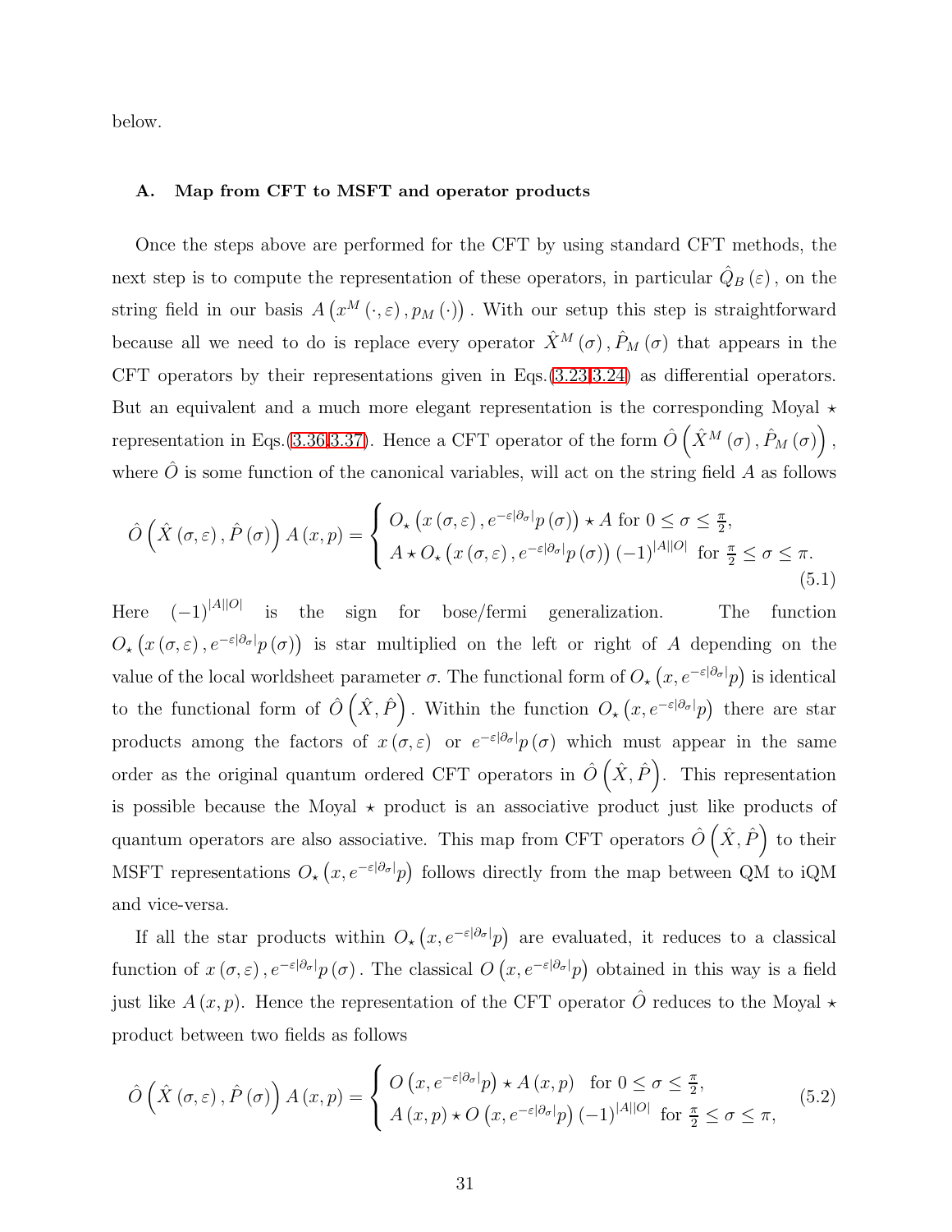below.

### A. Map from CFT to MSFT and operator products

Once the steps above are performed for the CFT by using standard CFT methods, the next step is to compute the representation of these operators, in particular $\hat{Q}_B(\varepsilon)$, on the string field in our basis $A\left(x^M(\cdot,\varepsilon), p_M(\cdot)\right)$. With our setup this step is straightforward because all we need to do is replace every operator $\hat{X}^M(\sigma), \hat{P}_M(\sigma)$ that appears in the CFT operators by their representations given in Eqs.(3.23,3.24) as differential operators. But an equivalent and a much more elegant representation is the corresponding Moyal $\star$ representation in Eqs.(3.36,3.37). Hence a CFT operator of the form $\hat{O}\left(\hat{X}^M(\sigma), \hat{P}_M(\sigma)\right)$, where $\hat{O}$ is some function of the canonical variables, will act on the string field $A$ as follows

$$
\hat{O}\left(\hat{X}(\sigma,\varepsilon), \hat{P}(\sigma)\right) A(x,p) = \begin{cases} O_\star\left(x(\sigma,\varepsilon), e^{-\varepsilon|\partial_\sigma|}p(\sigma)\right) \star A \text{ for } 0 \leq \sigma \leq \frac{\pi}{2}, \\ A \star O_\star\left(x(\sigma,\varepsilon), e^{-\varepsilon|\partial_\sigma|}p(\sigma)\right)(-1)^{|A||O|} \text{ for } \frac{\pi}{2} \leq \sigma \leq \pi. \end{cases} \tag{5.1}
$$

Here $(-1)^{|A||O|}$ is the sign for bose/fermi generalization. The function $O_\star\left(x(\sigma,\varepsilon), e^{-\varepsilon|\partial_\sigma|}p(\sigma)\right)$ is star multiplied on the left or right of $A$ depending on the value of the local worldsheet parameter $\sigma$. The functional form of $O_\star\left(x, e^{-\varepsilon|\partial_\sigma|}p\right)$ is identical to the functional form of $\hat{O}\left(\hat{X}, \hat{P}\right)$. Within the function $O_\star\left(x, e^{-\varepsilon|\partial_\sigma|}p\right)$ there are star products among the factors of $x(\sigma,\varepsilon)$ or $e^{-\varepsilon|\partial_\sigma|}p(\sigma)$ which must appear in the same order as the original quantum ordered CFT operators in $\hat{O}\left(\hat{X}, \hat{P}\right)$. This representation is possible because the Moyal $\star$ product is an associative product just like products of quantum operators are also associative. This map from CFT operators $\hat{O}\left(\hat{X}, \hat{P}\right)$ to their MSFT representations $O_\star\left(x, e^{-\varepsilon|\partial_\sigma|}p\right)$ follows directly from the map between QM to iQM and vice-versa.

If all the star products within $O_\star\left(x, e^{-\varepsilon|\partial_\sigma|}p\right)$ are evaluated, it reduces to a classical function of $x(\sigma,\varepsilon), e^{-\varepsilon|\partial_\sigma|}p(\sigma)$. The classical $O\left(x, e^{-\varepsilon|\partial_\sigma|}p\right)$ obtained in this way is a field just like $A(x,p)$. Hence the representation of the CFT operator $\hat{O}$ reduces to the Moyal $\star$ product between two fields as follows

$$
\hat{O}\left(\hat{X}(\sigma,\varepsilon), \hat{P}(\sigma)\right) A(x,p) = \begin{cases} O\left(x, e^{-\varepsilon|\partial_\sigma|}p\right) \star A(x,p) \quad \text{for } 0 \leq \sigma \leq \frac{\pi}{2}, \\ A(x,p) \star O\left(x, e^{-\varepsilon|\partial_\sigma|}p\right)(-1)^{|A||O|} \text{ for } \frac{\pi}{2} \leq \sigma \leq \pi, \end{cases} \tag{5.2}
$$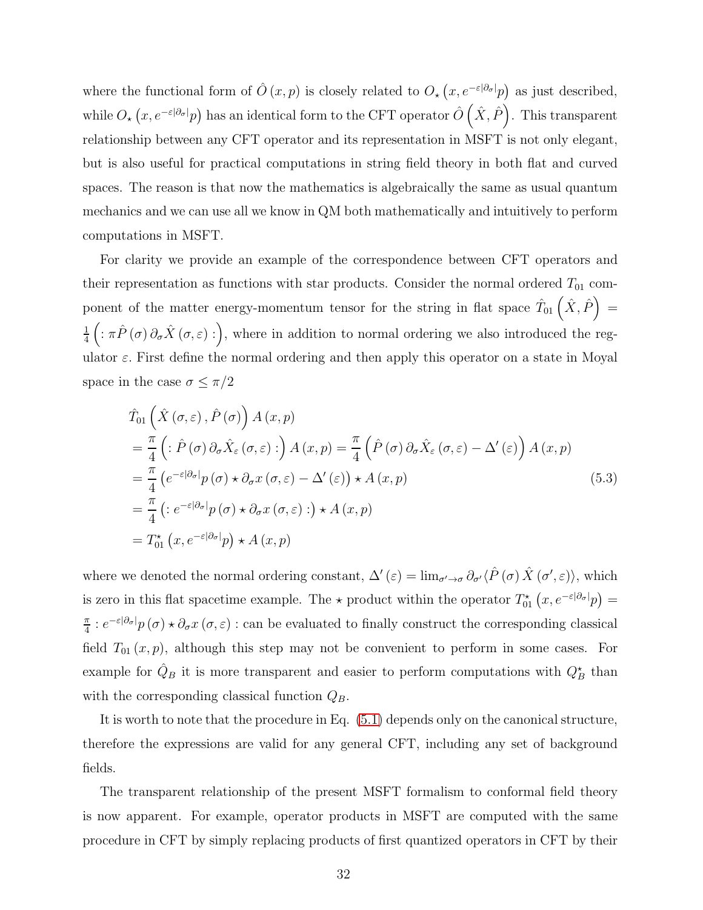where the functional form of $\hat{O}(x,p)$ is closely related to $O_\star\left(x, e^{-\varepsilon|\partial_\sigma|}p\right)$ as just described, while $O_\star\left(x, e^{-\varepsilon|\partial_\sigma|}p\right)$ has an identical form to the CFT operator $\hat{O}\left(\hat{X},\hat{P}\right)$. This transparent relationship between any CFT operator and its representation in MSFT is not only elegant, but is also useful for practical computations in string field theory in both flat and curved spaces. The reason is that now the mathematics is algebraically the same as usual quantum mechanics and we can use all we know in QM both mathematically and intuitively to perform computations in MSFT.

For clarity we provide an example of the correspondence between CFT operators and their representation as functions with star products. Consider the normal ordered $T_{01}$ component of the matter energy-momentum tensor for the string in flat space $\hat{T}_{01}\left(\hat{X},\hat{P}\right) = \frac{1}{4}\left(:\pi\hat{P}(\sigma)\,\partial_\sigma\hat{X}(\sigma,\varepsilon):\right)$, where in addition to normal ordering we also introduced the regulator $\varepsilon$. First define the normal ordering and then apply this operator on a state in Moyal space in the case $\sigma \le \pi/2$

$$
\begin{aligned}
&\hat{T}_{01}\left(\hat{X}(\sigma,\varepsilon),\hat{P}(\sigma)\right)A(x,p) \\
&= \frac{\pi}{4}\left(:\hat{P}(\sigma)\,\partial_\sigma\hat{X}_\varepsilon(\sigma,\varepsilon):\right)A(x,p) = \frac{\pi}{4}\left(\hat{P}(\sigma)\,\partial_\sigma\hat{X}_\varepsilon(\sigma,\varepsilon) - \Delta'(\varepsilon)\right)A(x,p) \\
&= \frac{\pi}{4}\left(e^{-\varepsilon|\partial_\sigma|}p(\sigma)\star\partial_\sigma x(\sigma,\varepsilon) - \Delta'(\varepsilon)\right)\star A(x,p) \\
&= \frac{\pi}{4}\left(:e^{-\varepsilon|\partial_\sigma|}p(\sigma)\star\partial_\sigma x(\sigma,\varepsilon):\right)\star A(x,p) \\
&= T_{01}^\star\left(x, e^{-\varepsilon|\partial_\sigma|}p\right)\star A(x,p)
\end{aligned}
\tag{5.3}
$$

where we denoted the normal ordering constant, $\Delta'(\varepsilon) = \lim_{\sigma'\to\sigma}\partial_{\sigma'}\langle\hat{P}(\sigma)\,\hat{X}(\sigma',\varepsilon)\rangle$, which is zero in this flat spacetime example. The $\star$ product within the operator $T_{01}^\star\left(x, e^{-\varepsilon|\partial_\sigma|}p\right) = \frac{\pi}{4}:e^{-\varepsilon|\partial_\sigma|}p(\sigma)\star\partial_\sigma x(\sigma,\varepsilon):$ can be evaluated to finally construct the corresponding classical field $T_{01}(x,p)$, although this step may not be convenient to perform in some cases. For example for $\hat{Q}_B$ it is more transparent and easier to perform computations with $Q_B^\star$ than with the corresponding classical function $Q_B$.

It is worth to note that the procedure in Eq. (5.1) depends only on the canonical structure, therefore the expressions are valid for any general CFT, including any set of background fields.

The transparent relationship of the present MSFT formalism to conformal field theory is now apparent. For example, operator products in MSFT are computed with the same procedure in CFT by simply replacing products of first quantized operators in CFT by their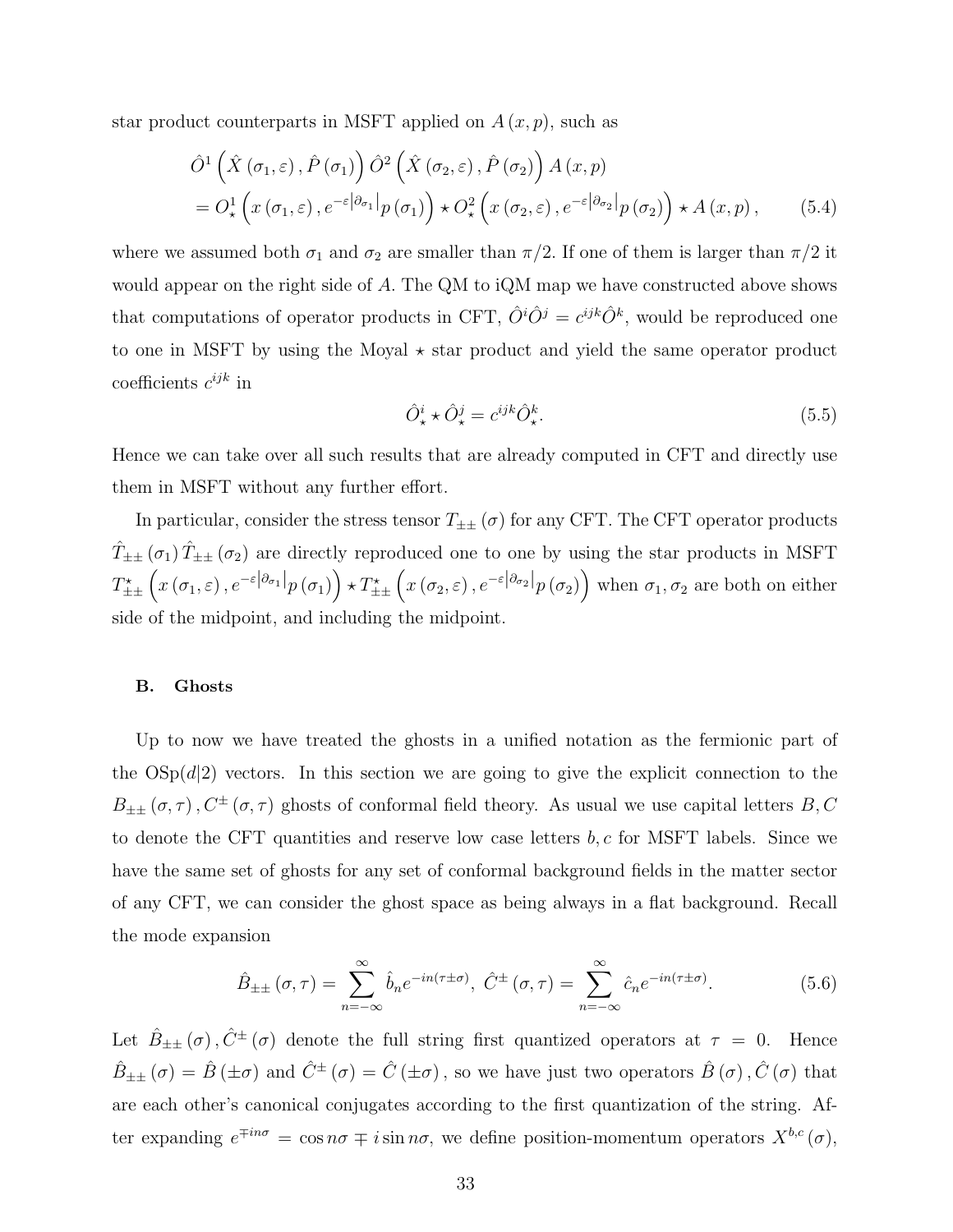star product counterparts in MSFT applied on $A(x,p)$, such as

$$\hat{O}^1\left(\hat{X}(\sigma_1,\varepsilon),\hat{P}(\sigma_1)\right)\hat{O}^2\left(\hat{X}(\sigma_2,\varepsilon),\hat{P}(\sigma_2)\right)A(x,p)$$
$$=O^1_\star\left(x(\sigma_1,\varepsilon),e^{-\varepsilon|\partial_{\sigma_1}|}p(\sigma_1)\right)\star O^2_\star\left(x(\sigma_2,\varepsilon),e^{-\varepsilon|\partial_{\sigma_2}|}p(\sigma_2)\right)\star A(x,p), \qquad (5.4)$$

where we assumed both $\sigma_1$ and $\sigma_2$ are smaller than $\pi/2$. If one of them is larger than $\pi/2$ it would appear on the right side of $A$. The QM to iQM map we have constructed above shows that computations of operator products in CFT, $\hat{O}^i\hat{O}^j = c^{ijk}\hat{O}^k$, would be reproduced one to one in MSFT by using the Moyal $\star$ star product and yield the same operator product coefficients $c^{ijk}$ in

$$\hat{O}^i_\star\star\hat{O}^j_\star = c^{ijk}\hat{O}^k_\star. \qquad (5.5)$$

Hence we can take over all such results that are already computed in CFT and directly use them in MSFT without any further effort.

In particular, consider the stress tensor $T_{\pm\pm}(\sigma)$ for any CFT. The CFT operator products $\hat{T}_{\pm\pm}(\sigma_1)\hat{T}_{\pm\pm}(\sigma_2)$ are directly reproduced one to one by using the star products in MSFT $T^\star_{\pm\pm}\left(x(\sigma_1,\varepsilon),e^{-\varepsilon|\partial_{\sigma_1}|}p(\sigma_1)\right)\star T^\star_{\pm\pm}\left(x(\sigma_2,\varepsilon),e^{-\varepsilon|\partial_{\sigma_2}|}p(\sigma_2)\right)$ when $\sigma_1,\sigma_2$ are both on either side of the midpoint, and including the midpoint.

### B. Ghosts

Up to now we have treated the ghosts in a unified notation as the fermionic part of the OSp$(d|2)$ vectors. In this section we are going to give the explicit connection to the $B_{\pm\pm}(\sigma,\tau), C^\pm(\sigma,\tau)$ ghosts of conformal field theory. As usual we use capital letters $B, C$ to denote the CFT quantities and reserve low case letters $b, c$ for MSFT labels. Since we have the same set of ghosts for any set of conformal background fields in the matter sector of any CFT, we can consider the ghost space as being always in a flat background. Recall the mode expansion

$$\hat{B}_{\pm\pm}(\sigma,\tau)=\sum_{n=-\infty}^{\infty}\hat{b}_n e^{-in(\tau\pm\sigma)},\ \hat{C}^\pm(\sigma,\tau)=\sum_{n=-\infty}^{\infty}\hat{c}_n e^{-in(\tau\pm\sigma)}. \qquad (5.6)$$

Let $\hat{B}_{\pm\pm}(\sigma), \hat{C}^\pm(\sigma)$ denote the full string first quantized operators at $\tau=0$. Hence $\hat{B}_{\pm\pm}(\sigma)=\hat{B}(\pm\sigma)$ and $\hat{C}^\pm(\sigma)=\hat{C}(\pm\sigma)$, so we have just two operators $\hat{B}(\sigma), \hat{C}(\sigma)$ that are each other's canonical conjugates according to the first quantization of the string. After expanding $e^{\mp in\sigma}=\cos n\sigma \mp i\sin n\sigma$, we define position-momentum operators $X^{b,c}(\sigma)$,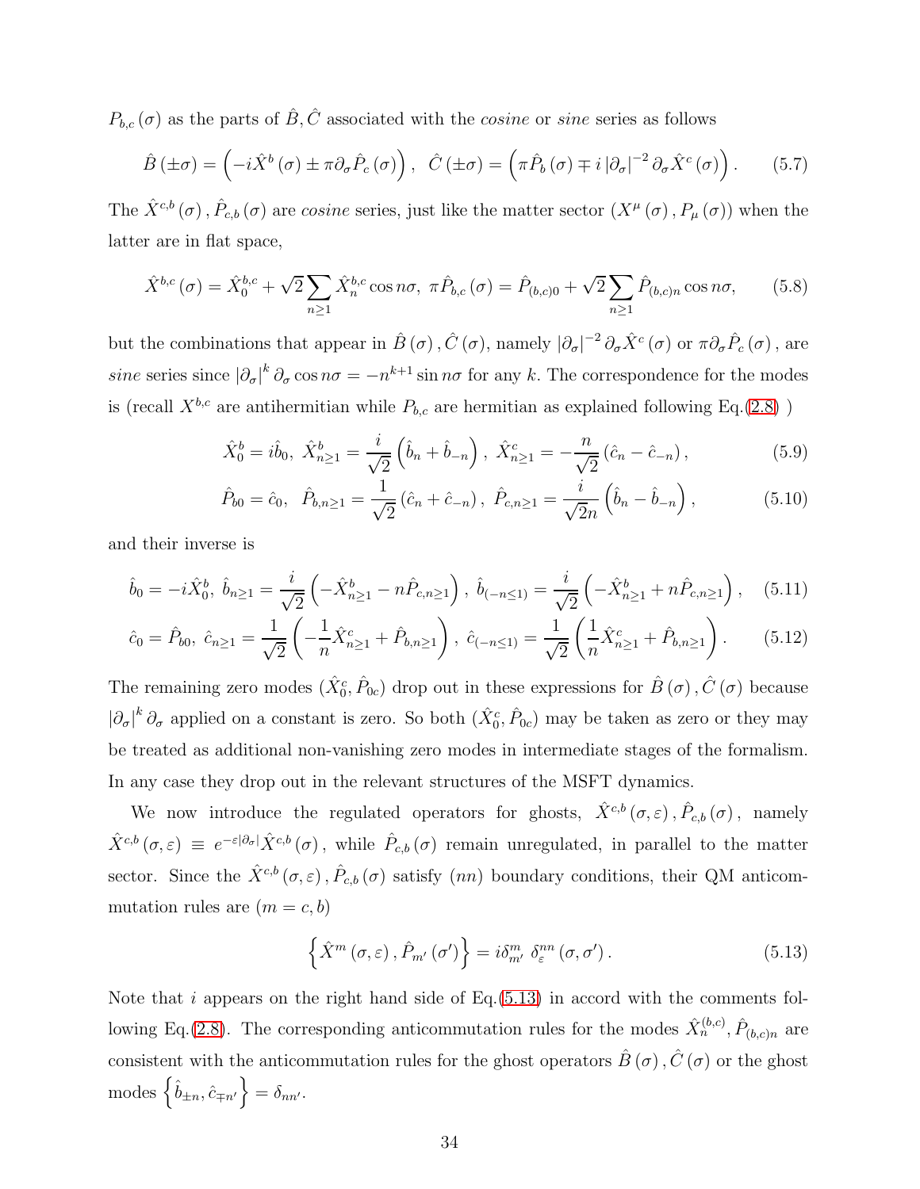$P_{b,c}(\sigma)$ as the parts of $\hat{B}, \hat{C}$ associated with the *cosine* or *sine* series as follows

$$\hat{B}(\pm\sigma) = \left(-i\hat{X}^b(\sigma) \pm \pi\partial_\sigma \hat{P}_c(\sigma)\right), \quad \hat{C}(\pm\sigma) = \left(\pi\hat{P}_b(\sigma) \mp i\left|\partial_\sigma\right|^{-2}\partial_\sigma \hat{X}^c(\sigma)\right). \tag{5.7}$$

The $\hat{X}^{c,b}(\sigma), \hat{P}_{c,b}(\sigma)$ are *cosine* series, just like the matter sector $(X^\mu(\sigma), P_\mu(\sigma))$ when the latter are in flat space,

$$\hat{X}^{b,c}(\sigma) = \hat{X}_0^{b,c} + \sqrt{2}\sum_{n\geq 1}\hat{X}_n^{b,c}\cos n\sigma, \ \pi\hat{P}_{b,c}(\sigma) = \hat{P}_{(b,c)0} + \sqrt{2}\sum_{n\geq 1}\hat{P}_{(b,c)n}\cos n\sigma, \tag{5.8}$$

but the combinations that appear in $\hat{B}(\sigma), \hat{C}(\sigma)$, namely $\left|\partial_\sigma\right|^{-2}\partial_\sigma \hat{X}^c(\sigma)$ or $\pi\partial_\sigma \hat{P}_c(\sigma)$, are *sine* series since $\left|\partial_\sigma\right|^k \partial_\sigma \cos n\sigma = -n^{k+1}\sin n\sigma$ for any $k$. The correspondence for the modes is (recall $X^{b,c}$ are antihermitian while $P_{b,c}$ are hermitian as explained following Eq.(2.8) )

$$\hat{X}_0^b = i\hat{b}_0, \ \hat{X}_{n\geq 1}^b = \frac{i}{\sqrt{2}}\left(\hat{b}_n + \hat{b}_{-n}\right), \ \hat{X}_{n\geq 1}^c = -\frac{n}{\sqrt{2}}\left(\hat{c}_n - \hat{c}_{-n}\right), \tag{5.9}$$

$$\hat{P}_{b0} = \hat{c}_0, \ \ \hat{P}_{b,n\geq 1} = \frac{1}{\sqrt{2}}\left(\hat{c}_n + \hat{c}_{-n}\right), \ \hat{P}_{c,n\geq 1} = \frac{i}{\sqrt{2}n}\left(\hat{b}_n - \hat{b}_{-n}\right), \tag{5.10}$$

and their inverse is

$$\hat{b}_0 = -i\hat{X}_0^b, \ \hat{b}_{n\geq 1} = \frac{i}{\sqrt{2}}\left(-\hat{X}_{n\geq 1}^b - n\hat{P}_{c,n\geq 1}\right), \ \hat{b}_{(-n\leq 1)} = \frac{i}{\sqrt{2}}\left(-\hat{X}_{n\geq 1}^b + n\hat{P}_{c,n\geq 1}\right), \tag{5.11}$$

$$\hat{c}_0 = \hat{P}_{b0}, \ \hat{c}_{n\geq 1} = \frac{1}{\sqrt{2}}\left(-\frac{1}{n}\hat{X}_{n\geq 1}^c + \hat{P}_{b,n\geq 1}\right), \ \hat{c}_{(-n\leq 1)} = \frac{1}{\sqrt{2}}\left(\frac{1}{n}\hat{X}_{n\geq 1}^c + \hat{P}_{b,n\geq 1}\right). \tag{5.12}$$

The remaining zero modes $(\hat{X}_0^c, \hat{P}_{0c})$ drop out in these expressions for $\hat{B}(\sigma), \hat{C}(\sigma)$ because $\left|\partial_\sigma\right|^k \partial_\sigma$ applied on a constant is zero. So both $(\hat{X}_0^c, \hat{P}_{0c})$ may be taken as zero or they may be treated as additional non-vanishing zero modes in intermediate stages of the formalism. In any case they drop out in the relevant structures of the MSFT dynamics.

We now introduce the regulated operators for ghosts, $\hat{X}^{c,b}(\sigma,\varepsilon), \hat{P}_{c,b}(\sigma)$, namely $\hat{X}^{c,b}(\sigma,\varepsilon) \equiv e^{-\varepsilon|\partial_\sigma|}\hat{X}^{c,b}(\sigma)$, while $\hat{P}_{c,b}(\sigma)$ remain unregulated, in parallel to the matter sector. Since the $\hat{X}^{c,b}(\sigma,\varepsilon), \hat{P}_{c,b}(\sigma)$ satisfy $(nn)$ boundary conditions, their QM anticommutation rules are $(m = c, b)$

$$\left\{\hat{X}^m(\sigma,\varepsilon), \hat{P}_{m'}(\sigma')\right\} = i\delta_{m'}^m \ \delta_\varepsilon^{nn}(\sigma,\sigma'). \tag{5.13}$$

Note that $i$ appears on the right hand side of Eq.(5.13) in accord with the comments following Eq.(2.8). The corresponding anticommutation rules for the modes $\hat{X}_n^{(b,c)}, \hat{P}_{(b,c)n}$ are consistent with the anticommutation rules for the ghost operators $\hat{B}(\sigma), \hat{C}(\sigma)$ or the ghost modes $\left\{\hat{b}_{\pm n}, \hat{c}_{\mp n'}\right\} = \delta_{nn'}$.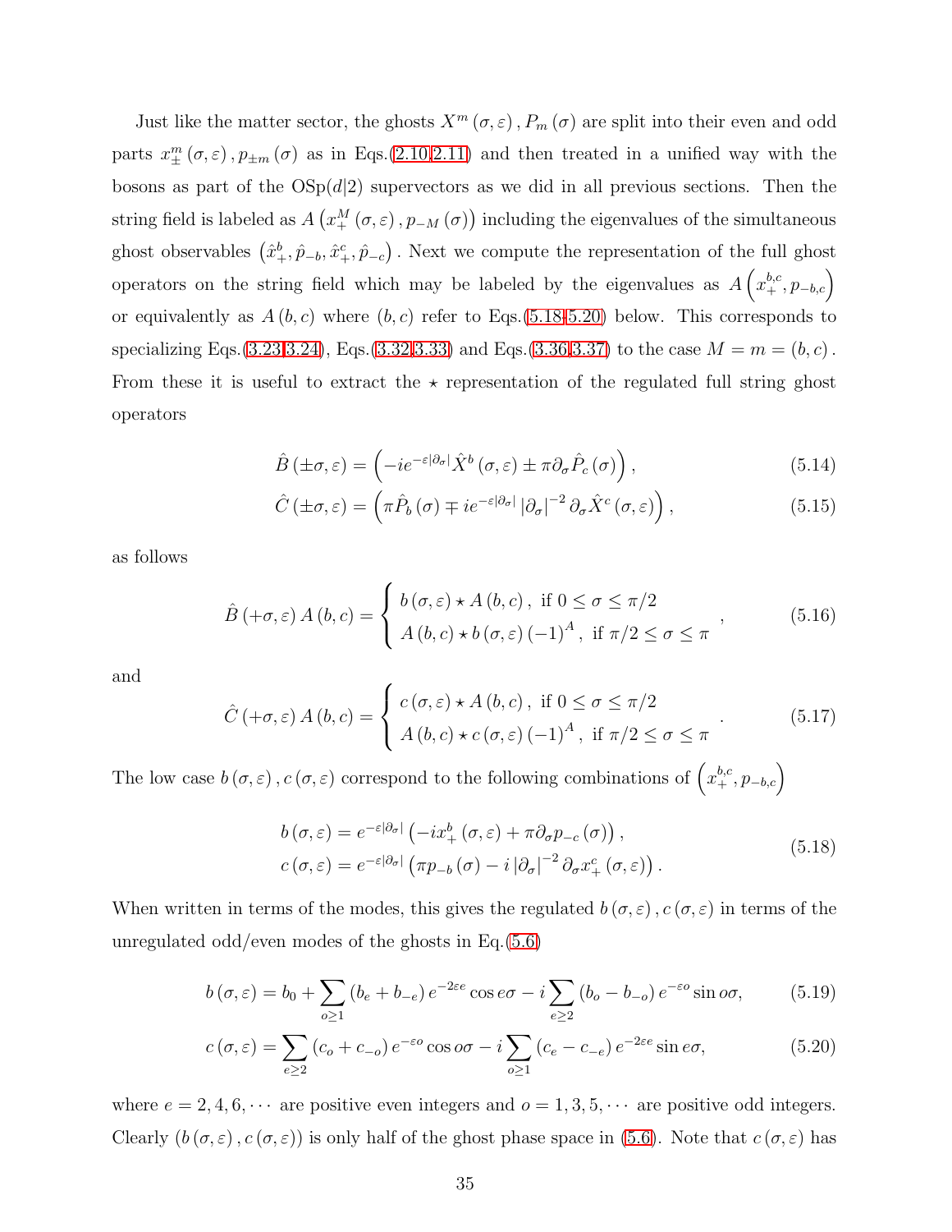Just like the matter sector, the ghosts $X^m(\sigma,\varepsilon), P_m(\sigma)$ are split into their even and odd parts $x_\pm^m(\sigma,\varepsilon), p_{\pm m}(\sigma)$ as in Eqs.(2.10,2.11) and then treated in a unified way with the bosons as part of the OSp$(d|2)$ supervectors as we did in all previous sections. Then the string field is labeled as $A\left(x_+^M(\sigma,\varepsilon), p_{-M}(\sigma)\right)$ including the eigenvalues of the simultaneous ghost observables $\left(\hat{x}_+^b, \hat{p}_{-b}, \hat{x}_+^c, \hat{p}_{-c}\right)$. Next we compute the representation of the full ghost operators on the string field which may be labeled by the eigenvalues as $A\left(x_+^{b,c}, p_{-b,c}\right)$ or equivalently as $A(b,c)$ where $(b,c)$ refer to Eqs.(5.18-5.20) below. This corresponds to specializing Eqs.(3.23,3.24), Eqs.(3.32,3.33) and Eqs.(3.36,3.37) to the case $M=m=(b,c)$. From these it is useful to extract the $\star$ representation of the regulated full string ghost operators

$$\hat{B}(\pm\sigma,\varepsilon) = \left(-ie^{-\varepsilon|\partial_\sigma|}\hat{X}^b(\sigma,\varepsilon) \pm \pi\partial_\sigma\hat{P}_c(\sigma)\right), \tag{5.14}$$

$$\hat{C}(\pm\sigma,\varepsilon) = \left(\pi\hat{P}_b(\sigma) \mp ie^{-\varepsilon|\partial_\sigma|}|\partial_\sigma|^{-2}\partial_\sigma\hat{X}^c(\sigma,\varepsilon)\right), \tag{5.15}$$

as follows

$$\hat{B}(+\sigma,\varepsilon)A(b,c) = \begin{cases} b(\sigma,\varepsilon)\star A(b,c), \text{ if } 0\leq\sigma\leq\pi/2 \\ A(b,c)\star b(\sigma,\varepsilon)(-1)^A, \text{ if } \pi/2\leq\sigma\leq\pi \end{cases}, \tag{5.16}$$

and

$$\hat{C}(+\sigma,\varepsilon)A(b,c) = \begin{cases} c(\sigma,\varepsilon)\star A(b,c), \text{ if } 0\leq\sigma\leq\pi/2 \\ A(b,c)\star c(\sigma,\varepsilon)(-1)^A, \text{ if } \pi/2\leq\sigma\leq\pi \end{cases}. \tag{5.17}$$

The low case $b(\sigma,\varepsilon), c(\sigma,\varepsilon)$ correspond to the following combinations of $\left(x_+^{b,c}, p_{-b,c}\right)$

$$\begin{aligned} b(\sigma,\varepsilon) &= e^{-\varepsilon|\partial_\sigma|}\left(-ix_+^b(\sigma,\varepsilon) + \pi\partial_\sigma p_{-c}(\sigma)\right), \\ c(\sigma,\varepsilon) &= e^{-\varepsilon|\partial_\sigma|}\left(\pi p_{-b}(\sigma) - i|\partial_\sigma|^{-2}\partial_\sigma x_+^c(\sigma,\varepsilon)\right). \end{aligned} \tag{5.18}$$

When written in terms of the modes, this gives the regulated $b(\sigma,\varepsilon), c(\sigma,\varepsilon)$ in terms of the unregulated odd/even modes of the ghosts in Eq.(5.6)

$$b(\sigma,\varepsilon) = b_0 + \sum_{o\geq1}(b_e + b_{-e})e^{-2\varepsilon e}\cos e\sigma - i\sum_{e\geq2}(b_o - b_{-o})e^{-\varepsilon o}\sin o\sigma, \tag{5.19}$$

$$c(\sigma,\varepsilon) = \sum_{e\geq2}(c_o + c_{-o})e^{-\varepsilon o}\cos o\sigma - i\sum_{o\geq1}(c_e - c_{-e})e^{-2\varepsilon e}\sin e\sigma, \tag{5.20}$$

where $e=2,4,6,\cdots$ are positive even integers and $o=1,3,5,\cdots$ are positive odd integers. Clearly $(b(\sigma,\varepsilon), c(\sigma,\varepsilon))$ is only half of the ghost phase space in (5.6). Note that $c(\sigma,\varepsilon)$ has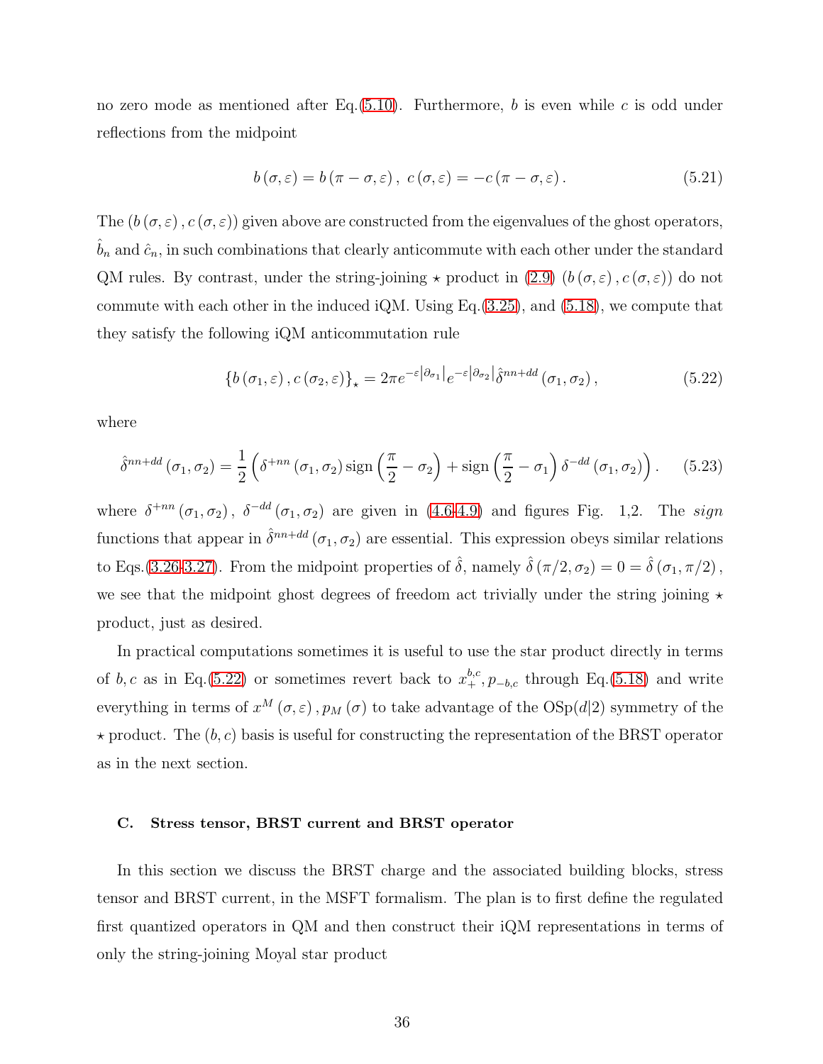no zero mode as mentioned after Eq.(5.10). Furthermore, $b$ is even while $c$ is odd under reflections from the midpoint

$$b(\sigma,\varepsilon) = b(\pi-\sigma,\varepsilon),\ c(\sigma,\varepsilon) = -c(\pi-\sigma,\varepsilon). \tag{5.21}$$

The $(b(\sigma,\varepsilon), c(\sigma,\varepsilon))$ given above are constructed from the eigenvalues of the ghost operators, $\hat{b}_n$ and $\hat{c}_n$, in such combinations that clearly anticommute with each other under the standard QM rules. By contrast, under the string-joining $\star$ product in (2.9) $(b(\sigma,\varepsilon), c(\sigma,\varepsilon))$ do not commute with each other in the induced iQM. Using Eq.(3.25), and (5.18), we compute that they satisfy the following iQM anticommutation rule

$$\{b(\sigma_1,\varepsilon), c(\sigma_2,\varepsilon)\}_\star = 2\pi e^{-\varepsilon|\partial_{\sigma_1}|} e^{-\varepsilon|\partial_{\sigma_2}|} \hat{\delta}^{nn+dd}(\sigma_1,\sigma_2), \tag{5.22}$$

where

$$\hat{\delta}^{nn+dd}(\sigma_1,\sigma_2) = \frac{1}{2}\left(\delta^{+nn}(\sigma_1,\sigma_2)\,\mathrm{sign}\left(\frac{\pi}{2}-\sigma_2\right) + \mathrm{sign}\left(\frac{\pi}{2}-\sigma_1\right)\delta^{-dd}(\sigma_1,\sigma_2)\right). \tag{5.23}$$

where $\delta^{+nn}(\sigma_1,\sigma_2)$, $\delta^{-dd}(\sigma_1,\sigma_2)$ are given in (4.6-4.9) and figures Fig. 1,2. The *sign* functions that appear in $\hat{\delta}^{nn+dd}(\sigma_1,\sigma_2)$ are essential. This expression obeys similar relations to Eqs.(3.26-3.27). From the midpoint properties of $\hat{\delta}$, namely $\hat{\delta}(\pi/2,\sigma_2) = 0 = \hat{\delta}(\sigma_1,\pi/2)$, we see that the midpoint ghost degrees of freedom act trivially under the string joining $\star$ product, just as desired.

In practical computations sometimes it is useful to use the star product directly in terms of $b, c$ as in Eq.(5.22) or sometimes revert back to $x_+^{b,c}, p_{-b,c}$ through Eq.(5.18) and write everything in terms of $x^M(\sigma,\varepsilon), p_M(\sigma)$ to take advantage of the OSp$(d|2)$ symmetry of the $\star$ product. The $(b,c)$ basis is useful for constructing the representation of the BRST operator as in the next section.

### C. Stress tensor, BRST current and BRST operator

In this section we discuss the BRST charge and the associated building blocks, stress tensor and BRST current, in the MSFT formalism. The plan is to first define the regulated first quantized operators in QM and then construct their iQM representations in terms of only the string-joining Moyal star product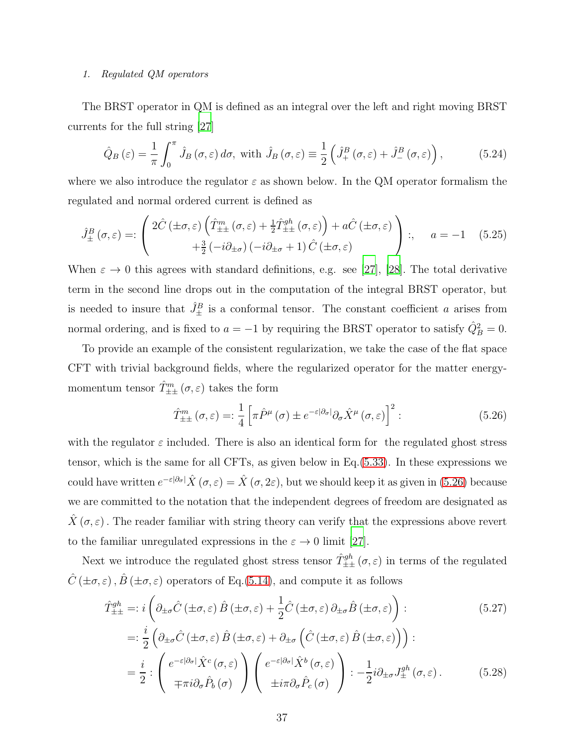*1. Regulated QM operators*

The BRST operator in QM is defined as an integral over the left and right moving BRST currents for the full string [27]

$$\hat{Q}_B(\varepsilon) = \frac{1}{\pi}\int_0^\pi \hat{J}_B(\sigma,\varepsilon)\, d\sigma, \text{ with } \hat{J}_B(\sigma,\varepsilon) \equiv \frac{1}{2}\left(\hat{J}_+^B(\sigma,\varepsilon) + \hat{J}_-^B(\sigma,\varepsilon)\right), \tag{5.24}$$

where we also introduce the regulator $\varepsilon$ as shown below. In the QM operator formalism the regulated and normal ordered current is defined as

$$\hat{J}_\pm^B(\sigma,\varepsilon) =: \left(\begin{array}{c} 2\hat{C}(\pm\sigma,\varepsilon)\left(\hat{T}_{\pm\pm}^m(\sigma,\varepsilon) + \frac{1}{2}\hat{T}_{\pm\pm}^{gh}(\sigma,\varepsilon)\right) + a\hat{C}(\pm\sigma,\varepsilon) \\ +\frac{3}{2}(-i\partial_{\pm\sigma})(-i\partial_{\pm\sigma}+1)\hat{C}(\pm\sigma,\varepsilon) \end{array}\right):, \quad a=-1 \tag{5.25}$$

When $\varepsilon \to 0$ this agrees with standard definitions, e.g. see [27], [28]. The total derivative term in the second line drops out in the computation of the integral BRST operator, but is needed to insure that $\hat{J}_\pm^B$ is a conformal tensor. The constant coefficient $a$ arises from normal ordering, and is fixed to $a=-1$ by requiring the BRST operator to satisfy $\hat{Q}_B^2 = 0$.

To provide an example of the consistent regularization, we take the case of the flat space CFT with trivial background fields, where the regularized operator for the matter energy-momentum tensor $\hat{T}_{\pm\pm}^m(\sigma,\varepsilon)$ takes the form

$$\hat{T}_{\pm\pm}^m(\sigma,\varepsilon) =: \frac{1}{4}\left[\pi\hat{P}^\mu(\sigma) \pm e^{-\varepsilon|\partial_\sigma|}\partial_\sigma\hat{X}^\mu(\sigma,\varepsilon)\right]^2 : \tag{5.26}$$

with the regulator $\varepsilon$ included. There is also an identical form for the regulated ghost stress tensor, which is the same for all CFTs, as given below in Eq.(5.33). In these expressions we could have written $e^{-\varepsilon|\partial_\sigma|}\hat{X}(\sigma,\varepsilon) = \hat{X}(\sigma,2\varepsilon)$, but we should keep it as given in (5.26) because we are committed to the notation that the independent degrees of freedom are designated as $\hat{X}(\sigma,\varepsilon)$. The reader familiar with string theory can verify that the expressions above revert to the familiar unregulated expressions in the $\varepsilon \to 0$ limit [27].

Next we introduce the regulated ghost stress tensor $\hat{T}_{\pm\pm}^{gh}(\sigma,\varepsilon)$ in terms of the regulated $\hat{C}(\pm\sigma,\varepsilon), \hat{B}(\pm\sigma,\varepsilon)$ operators of Eq.(5.14), and compute it as follows

$$\hat{T}_{\pm\pm}^{gh} =: i\left(\partial_{\pm\sigma}\hat{C}(\pm\sigma,\varepsilon)\hat{B}(\pm\sigma,\varepsilon) + \frac{1}{2}\hat{C}(\pm\sigma,\varepsilon)\partial_{\pm\sigma}\hat{B}(\pm\sigma,\varepsilon)\right): \tag{5.27}$$

$$=: \frac{i}{2}\left(\partial_{\pm\sigma}\hat{C}(\pm\sigma,\varepsilon)\hat{B}(\pm\sigma,\varepsilon) + \partial_{\pm\sigma}\left(\hat{C}(\pm\sigma,\varepsilon)\hat{B}(\pm\sigma,\varepsilon)\right)\right):$$

$$= \frac{i}{2} : \left(\begin{array}{c} e^{-\varepsilon|\partial_\sigma|}\hat{X}^c(\sigma,\varepsilon) \\ \mp\pi i\partial_\sigma\hat{P}_b(\sigma) \end{array}\right)\left(\begin{array}{c} e^{-\varepsilon|\partial_\sigma|}\hat{X}^b(\sigma,\varepsilon) \\ \pm i\pi\partial_\sigma\hat{P}_c(\sigma) \end{array}\right) : -\frac{1}{2}i\partial_{\pm\sigma}J_\pm^{gh}(\sigma,\varepsilon). \tag{5.28}$$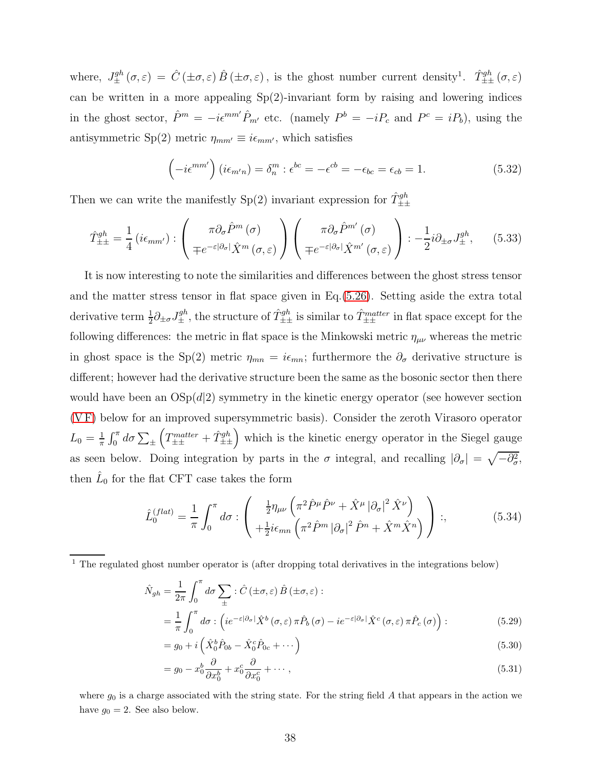where, $J_{\pm}^{gh}(\sigma,\varepsilon) = \hat{C}(\pm\sigma,\varepsilon)\hat{B}(\pm\sigma,\varepsilon)$, is the ghost number current density[1]. $\hat{T}_{\pm\pm}^{gh}(\sigma,\varepsilon)$ can be written in a more appealing Sp(2)-invariant form by raising and lowering indices in the ghost sector, $\hat{P}^m = -i\epsilon^{mm'}\hat{P}_{m'}$ etc. (namely $P^b = -iP_c$ and $P^c = iP_b$), using the antisymmetric Sp(2) metric $\eta_{mm'} \equiv i\epsilon_{mm'}$, which satisfies

$$\left(-i\epsilon^{mm'}\right)\left(i\epsilon_{m'n}\right) = \delta_n^m : \epsilon^{bc} = -\epsilon^{cb} = -\epsilon_{bc} = \epsilon_{cb} = 1. \tag{5.32}$$

Then we can write the manifestly Sp(2) invariant expression for $\hat{T}_{\pm\pm}^{gh}$

$$\hat{T}_{\pm\pm}^{gh} = \frac{1}{4}\left(i\epsilon_{mm'}\right) : \begin{pmatrix} \pi\partial_\sigma\hat{P}^m(\sigma) \\ \mp e^{-\varepsilon|\partial_\sigma|}\hat{X}^m(\sigma,\varepsilon) \end{pmatrix} \begin{pmatrix} \pi\partial_\sigma\hat{P}^{m'}(\sigma) \\ \mp e^{-\varepsilon|\partial_\sigma|}\hat{X}^{m'}(\sigma,\varepsilon) \end{pmatrix} : -\frac{1}{2}i\partial_{\pm\sigma}J_{\pm}^{gh}, \tag{5.33}$$

It is now interesting to note the similarities and differences between the ghost stress tensor and the matter stress tensor in flat space given in Eq.(5.26). Setting aside the extra total derivative term $\frac{1}{2}\partial_{\pm\sigma}J_{\pm}^{gh}$, the structure of $\hat{T}_{\pm\pm}^{gh}$ is similar to $\hat{T}_{\pm\pm}^{matter}$ in flat space except for the following differences: the metric in flat space is the Minkowski metric $\eta_{\mu\nu}$ whereas the metric in ghost space is the Sp(2) metric $\eta_{mn} = i\epsilon_{mn}$; furthermore the $\partial_\sigma$ derivative structure is different; however had the derivative structure been the same as the bosonic sector then there would have been an OSp($d|2$) symmetry in the kinetic energy operator (see however section (V F) below for an improved supersymmetric basis). Consider the zeroth Virasoro operator $L_0 = \frac{1}{\pi}\int_0^\pi d\sigma \sum_\pm \left(T_{\pm\pm}^{matter} + \hat{T}_{\pm\pm}^{gh}\right)$ which is the kinetic energy operator in the Siegel gauge as seen below. Doing integration by parts in the $\sigma$ integral, and recalling $|\partial_\sigma| = \sqrt{-\partial_\sigma^2}$, then $\hat{L}_0$ for the flat CFT case takes the form

$$\hat{L}_0^{(flat)} = \frac{1}{\pi}\int_0^\pi d\sigma : \begin{pmatrix} \frac{1}{2}\eta_{\mu\nu}\left(\pi^2\hat{P}^\mu\hat{P}^\nu + \hat{X}^\mu|\partial_\sigma|^2\hat{X}^\nu\right) \\ +\frac{1}{2}i\epsilon_{mn}\left(\pi^2\hat{P}^m|\partial_\sigma|^2\hat{P}^n + \hat{X}^m\hat{X}^n\right) \end{pmatrix} :, \tag{5.34}$$

---

[1] The regulated ghost number operator is (after dropping total derivatives in the integrations below)

$$\hat{N}_{gh} = \frac{1}{2\pi}\int_0^\pi d\sigma \sum_\pm : \hat{C}(\pm\sigma,\varepsilon)\hat{B}(\pm\sigma,\varepsilon) :$$

$$= \frac{1}{\pi}\int_0^\pi d\sigma : \left(ie^{-\varepsilon|\partial_\sigma|}\hat{X}^b(\sigma,\varepsilon)\pi\hat{P}_b(\sigma) - ie^{-\varepsilon|\partial_\sigma|}\hat{X}^c(\sigma,\varepsilon)\pi\hat{P}_c(\sigma)\right) : \tag{5.29}$$

$$= g_0 + i\left(\hat{X}_0^b\hat{P}_{0b} - \hat{X}_0^c\hat{P}_{0c} + \cdots\right) \tag{5.30}$$

$$= g_0 - x_0^b\frac{\partial}{\partial x_0^b} + x_0^c\frac{\partial}{\partial x_0^c} + \cdots, \tag{5.31}$$

where $g_0$ is a charge associated with the string state. For the string field $A$ that appears in the action we have $g_0 = 2$. See also below.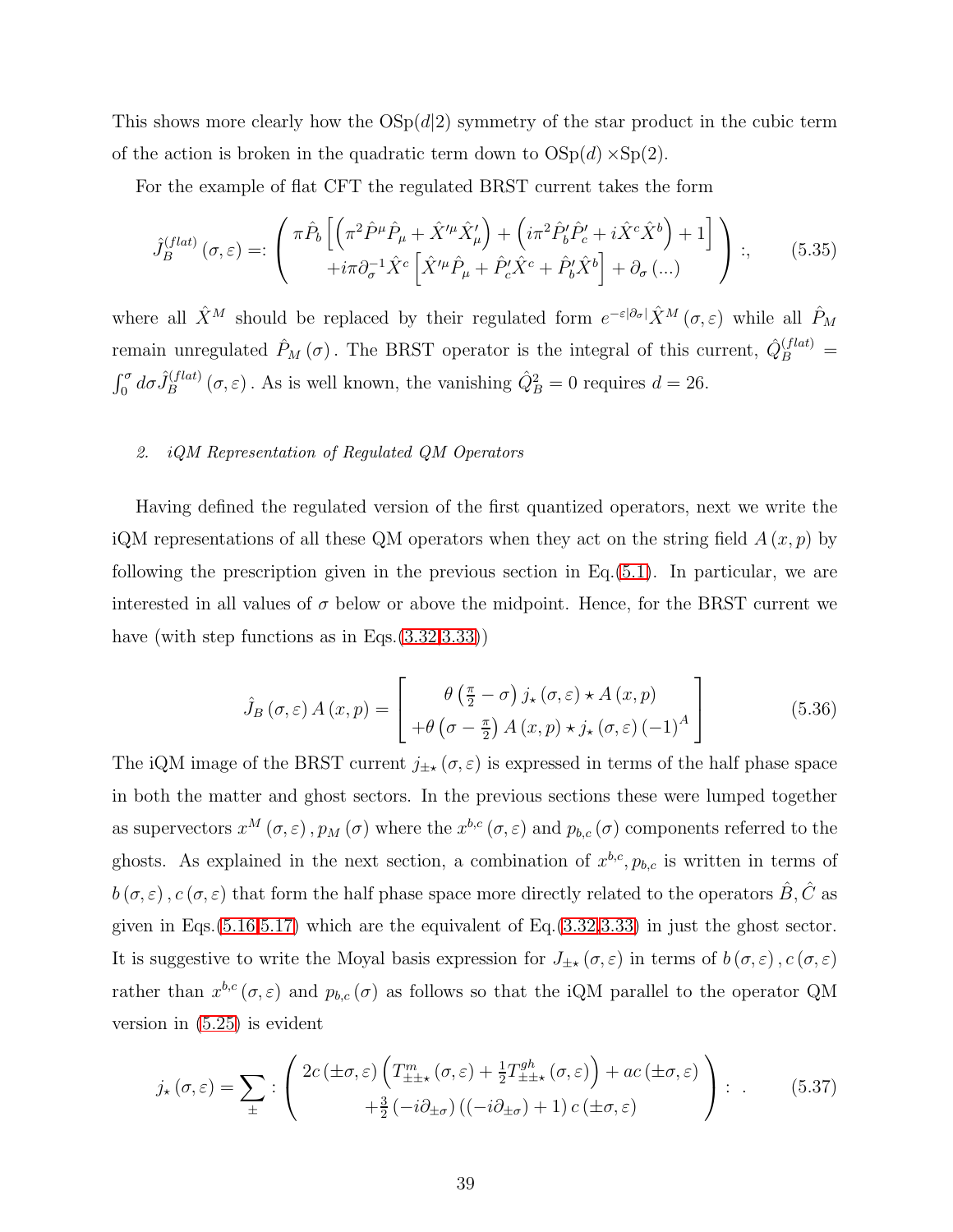This shows more clearly how the OSp$(d|2)$ symmetry of the star product in the cubic term of the action is broken in the quadratic term down to OSp$(d)$ ×Sp$(2)$.

For the example of flat CFT the regulated BRST current takes the form

$$\hat{J}_B^{(flat)}(\sigma,\varepsilon) =: \left( \begin{array}{c} \pi \hat{P}_b \left[ \left( \pi^2 \hat{P}^\mu \hat{P}_\mu + \hat{X}'^\mu \hat{X}'_\mu \right) + \left( i\pi^2 \hat{P}'_b \hat{P}'_c + i\hat{X}^c \hat{X}^b \right) + 1 \right] \\ + i\pi \partial_\sigma^{-1} \hat{X}^c \left[ \hat{X}'^\mu \hat{P}_\mu + \hat{P}'_c \hat{X}^c + \hat{P}'_b \hat{X}^b \right] + \partial_\sigma (...) \end{array} \right) :, \tag{5.35}$$

where all $\hat{X}^M$ should be replaced by their regulated form $e^{-\varepsilon|\partial_\sigma|}\hat{X}^M(\sigma,\varepsilon)$ while all $\hat{P}_M$ remain unregulated $\hat{P}_M(\sigma)$. The BRST operator is the integral of this current, $\hat{Q}_B^{(flat)} = \int_0^\sigma d\sigma \hat{J}_B^{(flat)}(\sigma,\varepsilon)$. As is well known, the vanishing $\hat{Q}_B^2 = 0$ requires $d = 26$.

## *2. iQM Representation of Regulated QM Operators*

Having defined the regulated version of the first quantized operators, next we write the iQM representations of all these QM operators when they act on the string field $A(x,p)$ by following the prescription given in the previous section in Eq.(5.1). In particular, we are interested in all values of $\sigma$ below or above the midpoint. Hence, for the BRST current we have (with step functions as in Eqs.(3.32,3.33))

$$\hat{J}_B(\sigma,\varepsilon) A(x,p) = \left[ \begin{array}{c} \theta\left(\frac{\pi}{2} - \sigma\right) j_\star(\sigma,\varepsilon) \star A(x,p) \\ +\theta\left(\sigma - \frac{\pi}{2}\right) A(x,p) \star j_\star(\sigma,\varepsilon) (-1)^A \end{array} \right] \tag{5.36}$$

The iQM image of the BRST current $j_{\pm\star}(\sigma,\varepsilon)$ is expressed in terms of the half phase space in both the matter and ghost sectors. In the previous sections these were lumped together as supervectors $x^M(\sigma,\varepsilon), p_M(\sigma)$ where the $x^{b,c}(\sigma,\varepsilon)$ and $p_{b,c}(\sigma)$ components referred to the ghosts. As explained in the next section, a combination of $x^{b,c}, p_{b,c}$ is written in terms of $b(\sigma,\varepsilon), c(\sigma,\varepsilon)$ that form the half phase space more directly related to the operators $\hat{B}, \hat{C}$ as given in Eqs.(5.16,5.17) which are the equivalent of Eq.(3.32,3.33) in just the ghost sector. It is suggestive to write the Moyal basis expression for $J_{\pm\star}(\sigma,\varepsilon)$ in terms of $b(\sigma,\varepsilon), c(\sigma,\varepsilon)$ rather than $x^{b,c}(\sigma,\varepsilon)$ and $p_{b,c}(\sigma)$ as follows so that the iQM parallel to the operator QM version in (5.25) is evident

$$j_\star(\sigma,\varepsilon) = \sum_\pm : \left( \begin{array}{c} 2c(\pm\sigma,\varepsilon)\left( T^m_{\pm\pm\star}(\sigma,\varepsilon) + \frac{1}{2} T^{gh}_{\pm\pm\star}(\sigma,\varepsilon) \right) + ac(\pm\sigma,\varepsilon) \\ +\frac{3}{2}(-i\partial_{\pm\sigma})\left((-i\partial_{\pm\sigma}) + 1\right) c(\pm\sigma,\varepsilon) \end{array} \right) : . \tag{5.37}$$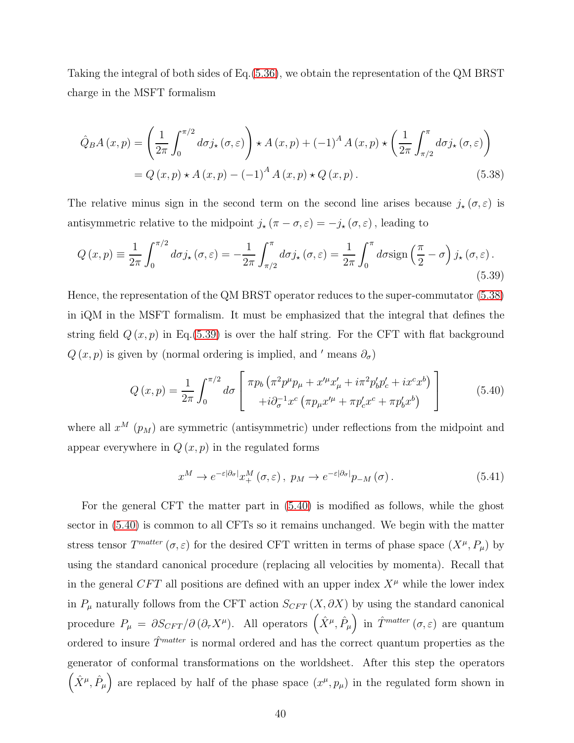Taking the integral of both sides of Eq.(5.36), we obtain the representation of the QM BRST charge in the MSFT formalism

$$
\begin{aligned}
\hat{Q}_B A(x,p) &= \left(\frac{1}{2\pi}\int_0^{\pi/2} d\sigma j_\star(\sigma,\varepsilon)\right)\star A(x,p) + (-1)^A A(x,p)\star\left(\frac{1}{2\pi}\int_{\pi/2}^{\pi} d\sigma j_\star(\sigma,\varepsilon)\right) \\
&= Q(x,p)\star A(x,p) - (-1)^A A(x,p)\star Q(x,p). \qquad (5.38)
\end{aligned}
$$

The relative minus sign in the second term on the second line arises because $j_\star(\sigma,\varepsilon)$ is antisymmetric relative to the midpoint $j_\star(\pi-\sigma,\varepsilon) = -j_\star(\sigma,\varepsilon)$, leading to

$$
Q(x,p) \equiv \frac{1}{2\pi}\int_0^{\pi/2} d\sigma j_\star(\sigma,\varepsilon) = -\frac{1}{2\pi}\int_{\pi/2}^{\pi} d\sigma j_\star(\sigma,\varepsilon) = \frac{1}{2\pi}\int_0^{\pi} d\sigma \,\mathrm{sign}\left(\frac{\pi}{2}-\sigma\right) j_\star(\sigma,\varepsilon). \qquad (5.39)
$$

Hence, the representation of the QM BRST operator reduces to the super-commutator (5.38) in iQM in the MSFT formalism. It must be emphasized that the integral that defines the string field $Q(x,p)$ in Eq.(5.39) is over the half string. For the CFT with flat background $Q(x,p)$ is given by (normal ordering is implied, and $'$ means $\partial_\sigma$)

$$
Q(x,p) = \frac{1}{2\pi}\int_0^{\pi/2} d\sigma \left[\begin{array}{c} \pi p_b\left(\pi^2 p^\mu p_\mu + x'^\mu x'_\mu + i\pi^2 p'_b p'_c + i x^c x^b\right) \\ +i\partial_\sigma^{-1} x^c \left(\pi p_\mu x'^\mu + \pi p'_c x^c + \pi p'_b x^b\right) \end{array}\right] \qquad (5.40)
$$

where all $x^M$ ($p_M$) are symmetric (antisymmetric) under reflections from the midpoint and appear everywhere in $Q(x,p)$ in the regulated forms

$$
x^M \to e^{-\varepsilon|\partial_\sigma|} x_+^M(\sigma,\varepsilon),\; p_M \to e^{-\varepsilon|\partial_\sigma|} p_{-M}(\sigma). \qquad (5.41)
$$

For the general CFT the matter part in (5.40) is modified as follows, while the ghost sector in (5.40) is common to all CFTs so it remains unchanged. We begin with the matter stress tensor $T^{matter}(\sigma,\varepsilon)$ for the desired CFT written in terms of phase space $(X^\mu, P_\mu)$ by using the standard canonical procedure (replacing all velocities by momenta). Recall that in the general $CFT$ all positions are defined with an upper index $X^\mu$ while the lower index in $P_\mu$ naturally follows from the CFT action $S_{CFT}(X,\partial X)$ by using the standard canonical procedure $P_\mu = \partial S_{CFT}/\partial(\partial_\tau X^\mu)$. All operators $\left(\hat{X}^\mu, \hat{P}_\mu\right)$ in $\hat{T}^{matter}(\sigma,\varepsilon)$ are quantum ordered to insure $\hat{T}^{matter}$ is normal ordered and has the correct quantum properties as the generator of conformal transformations on the worldsheet. After this step the operators $\left(\hat{X}^\mu, \hat{P}_\mu\right)$ are replaced by half of the phase space $(x^\mu, p_\mu)$ in the regulated form shown in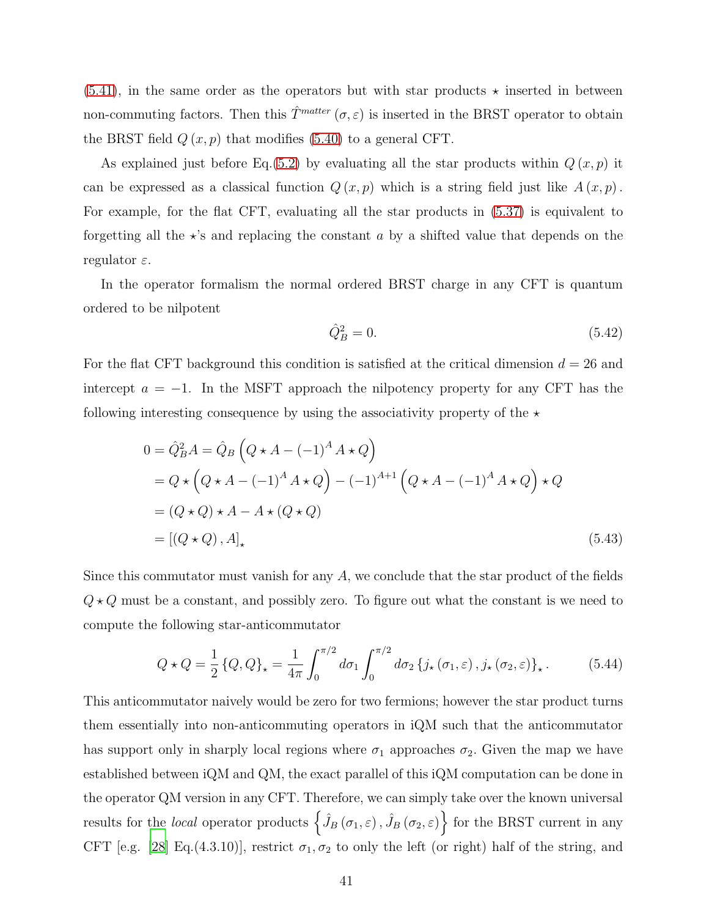(5.41), in the same order as the operators but with star products $\star$ inserted in between non-commuting factors. Then this $\hat{T}^{matter}(\sigma,\varepsilon)$ is inserted in the BRST operator to obtain the BRST field $Q(x,p)$ that modifies (5.40) to a general CFT.

As explained just before Eq.(5.2) by evaluating all the star products within $Q(x,p)$ it can be expressed as a classical function $Q(x,p)$ which is a string field just like $A(x,p)$. For example, for the flat CFT, evaluating all the star products in (5.37) is equivalent to forgetting all the $\star$'s and replacing the constant $a$ by a shifted value that depends on the regulator $\varepsilon$.

In the operator formalism the normal ordered BRST charge in any CFT is quantum ordered to be nilpotent

$$\hat{Q}_B^2 = 0. \tag{5.42}$$

For the flat CFT background this condition is satisfied at the critical dimension $d = 26$ and intercept $a = -1$. In the MSFT approach the nilpotency property for any CFT has the following interesting consequence by using the associativity property of the $\star$

$$\begin{aligned}
0 = \hat{Q}_B^2 A &= \hat{Q}_B \left( Q \star A - (-1)^A A \star Q \right) \\
&= Q \star \left( Q \star A - (-1)^A A \star Q \right) - (-1)^{A+1} \left( Q \star A - (-1)^A A \star Q \right) \star Q \\
&= (Q \star Q) \star A - A \star (Q \star Q) \\
&= \left[ (Q \star Q), A \right]_\star
\end{aligned} \tag{5.43}$$

Since this commutator must vanish for any $A$, we conclude that the star product of the fields $Q \star Q$ must be a constant, and possibly zero. To figure out what the constant is we need to compute the following star-anticommutator

$$Q \star Q = \frac{1}{2} \{Q, Q\}_\star = \frac{1}{4\pi} \int_0^{\pi/2} d\sigma_1 \int_0^{\pi/2} d\sigma_2 \left\{ j_\star(\sigma_1, \varepsilon), j_\star(\sigma_2, \varepsilon) \right\}_\star . \tag{5.44}$$

This anticommutator naively would be zero for two fermions; however the star product turns them essentially into non-anticommuting operators in iQM such that the anticommutator has support only in sharply local regions where $\sigma_1$ approaches $\sigma_2$. Given the map we have established between iQM and QM, the exact parallel of this iQM computation can be done in the operator QM version in any CFT. Therefore, we can simply take over the known universal results for the *local* operator products $\left\{ \hat{J}_B(\sigma_1, \varepsilon), \hat{J}_B(\sigma_2, \varepsilon) \right\}$ for the BRST current in any CFT [e.g. [28] Eq.(4.3.10)], restrict $\sigma_1, \sigma_2$ to only the left (or right) half of the string, and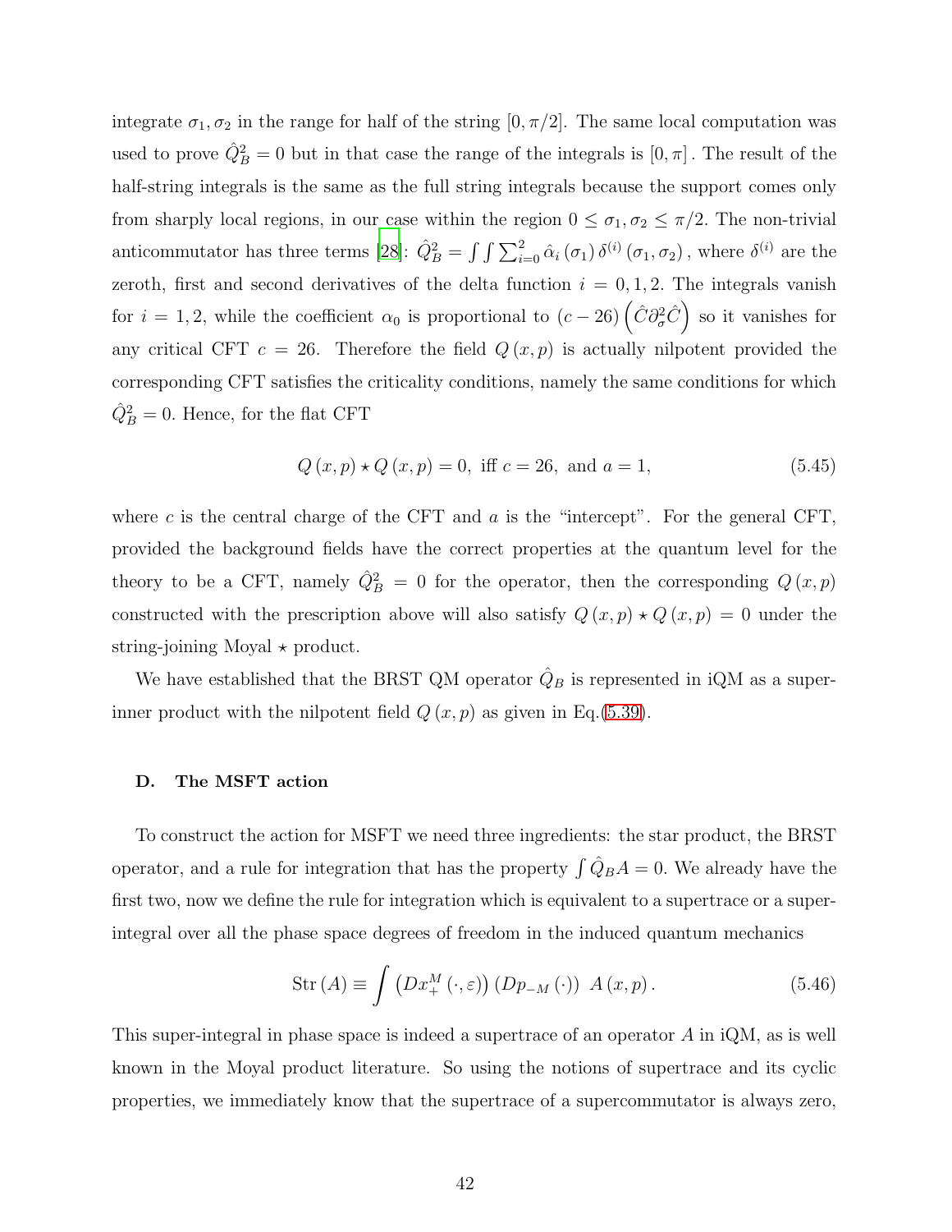integrate $\sigma_1, \sigma_2$ in the range for half of the string $[0, \pi/2]$. The same local computation was used to prove $\hat{Q}_B^2 = 0$ but in that case the range of the integrals is $[0, \pi]$. The result of the half-string integrals is the same as the full string integrals because the support comes only from sharply local regions, in our case within the region $0 \leq \sigma_1, \sigma_2 \leq \pi/2$. The non-trivial anticommutator has three terms [28]: $\hat{Q}_B^2 = \int\int \sum_{i=0}^{2} \hat{\alpha}_i(\sigma_1)\, \delta^{(i)}(\sigma_1, \sigma_2)$, where $\delta^{(i)}$ are the zeroth, first and second derivatives of the delta function $i = 0, 1, 2$. The integrals vanish for $i = 1, 2$, while the coefficient $\alpha_0$ is proportional to $(c - 26)\left(\hat{C}\partial_\sigma^2 \hat{C}\right)$ so it vanishes for any critical CFT $c = 26$. Therefore the field $Q(x, p)$ is actually nilpotent provided the corresponding CFT satisfies the criticality conditions, namely the same conditions for which $\hat{Q}_B^2 = 0$. Hence, for the flat CFT

$$Q(x, p) \star Q(x, p) = 0, \text{ iff } c = 26, \text{ and } a = 1, \tag{5.45}$$

where $c$ is the central charge of the CFT and $a$ is the "intercept". For the general CFT, provided the background fields have the correct properties at the quantum level for the theory to be a CFT, namely $\hat{Q}_B^2 = 0$ for the operator, then the corresponding $Q(x, p)$ constructed with the prescription above will also satisfy $Q(x, p) \star Q(x, p) = 0$ under the string-joining Moyal $\star$ product.

We have established that the BRST QM operator $\hat{Q}_B$ is represented in iQM as a super-inner product with the nilpotent field $Q(x, p)$ as given in Eq.(5.39).

### D. The MSFT action

To construct the action for MSFT we need three ingredients: the star product, the BRST operator, and a rule for integration that has the property $\int \hat{Q}_B A = 0$. We already have the first two, now we define the rule for integration which is equivalent to a supertrace or a super-integral over all the phase space degrees of freedom in the induced quantum mechanics

$$\mathrm{Str}(A) \equiv \int \left(Dx_+^M(\cdot, \varepsilon)\right)\left(Dp_{-M}(\cdot)\right)\ A(x, p). \tag{5.46}$$

This super-integral in phase space is indeed a supertrace of an operator $A$ in iQM, as is well known in the Moyal product literature. So using the notions of supertrace and its cyclic properties, we immediately know that the supertrace of a supercommutator is always zero,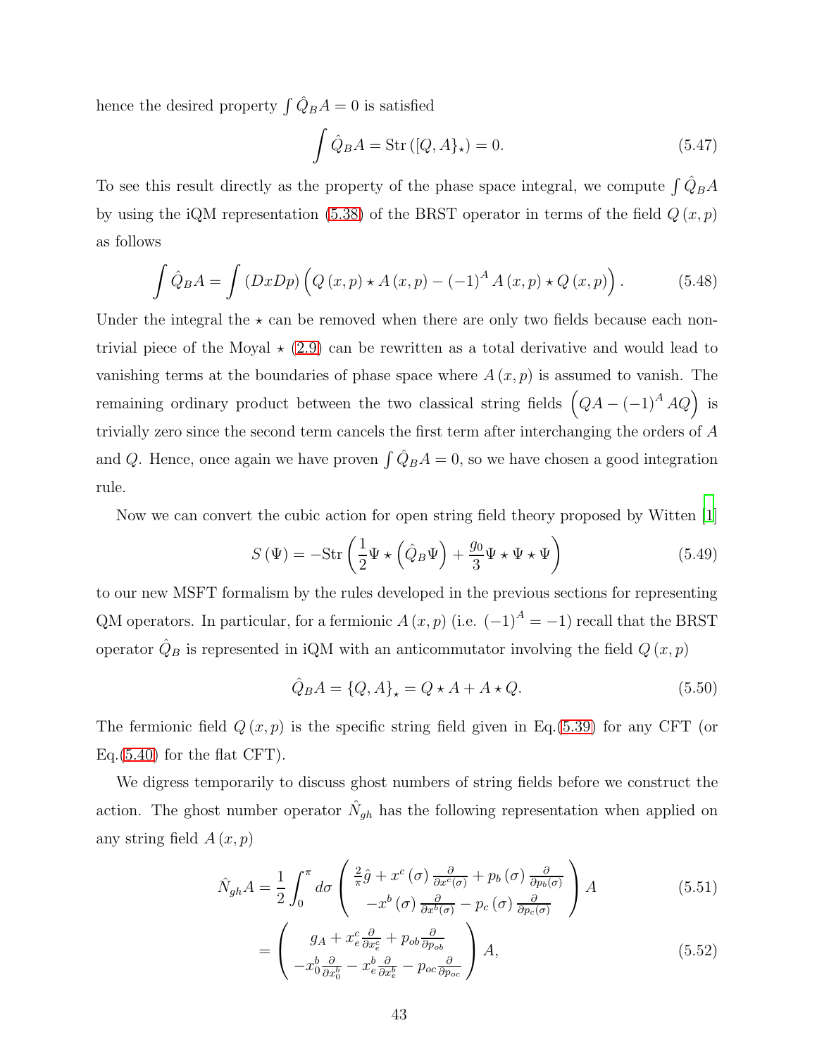hence the desired property $\int \hat{Q}_B A = 0$ is satisfied

$$\int \hat{Q}_B A = \text{Str}\left([Q, A\}_\star\right) = 0. \tag{5.47}$$

To see this result directly as the property of the phase space integral, we compute $\int \hat{Q}_B A$ by using the iQM representation (5.38) of the BRST operator in terms of the field $Q(x,p)$ as follows

$$\int \hat{Q}_B A = \int (DxDp)\left(Q(x,p) \star A(x,p) - (-1)^A A(x,p) \star Q(x,p)\right). \tag{5.48}$$

Under the integral the $\star$ can be removed when there are only two fields because each non-trivial piece of the Moyal $\star$ (2.9) can be rewritten as a total derivative and would lead to vanishing terms at the boundaries of phase space where $A(x,p)$ is assumed to vanish. The remaining ordinary product between the two classical string fields $\left(QA - (-1)^A AQ\right)$ is trivially zero since the second term cancels the first term after interchanging the orders of $A$ and $Q$. Hence, once again we have proven $\int \hat{Q}_B A = 0$, so we have chosen a good integration rule.

Now we can convert the cubic action for open string field theory proposed by Witten [1]

$$S(\Psi) = -\text{Str}\left(\frac{1}{2}\Psi \star \left(\hat{Q}_B \Psi\right) + \frac{g_0}{3}\Psi \star \Psi \star \Psi\right) \tag{5.49}$$

to our new MSFT formalism by the rules developed in the previous sections for representing QM operators. In particular, for a fermionic $A(x,p)$ (i.e. $(-1)^A = -1$) recall that the BRST operator $\hat{Q}_B$ is represented in iQM with an anticommutator involving the field $Q(x,p)$

$$\hat{Q}_B A = \{Q, A\}_\star = Q \star A + A \star Q. \tag{5.50}$$

The fermionic field $Q(x,p)$ is the specific string field given in Eq.(5.39) for any CFT (or Eq.(5.40) for the flat CFT).

We digress temporarily to discuss ghost numbers of string fields before we construct the action. The ghost number operator $\hat{N}_{gh}$ has the following representation when applied on any string field $A(x,p)$

$$\hat{N}_{gh} A = \frac{1}{2}\int_0^\pi d\sigma \begin{pmatrix} \frac{2}{\pi}\hat{g} + x^c(\sigma)\frac{\partial}{\partial x^c(\sigma)} + p_b(\sigma)\frac{\partial}{\partial p_b(\sigma)} \\ -x^b(\sigma)\frac{\partial}{\partial x^b(\sigma)} - p_c(\sigma)\frac{\partial}{\partial p_c(\sigma)} \end{pmatrix} A \tag{5.51}$$

$$= \begin{pmatrix} g_A + x_e^c \frac{\partial}{\partial x_e^c} + p_{ob}\frac{\partial}{\partial p_{ob}} \\ -x_0^b \frac{\partial}{\partial x_0^b} - x_e^b \frac{\partial}{\partial x_e^b} - p_{oc}\frac{\partial}{\partial p_{oc}} \end{pmatrix} A, \tag{5.52}$$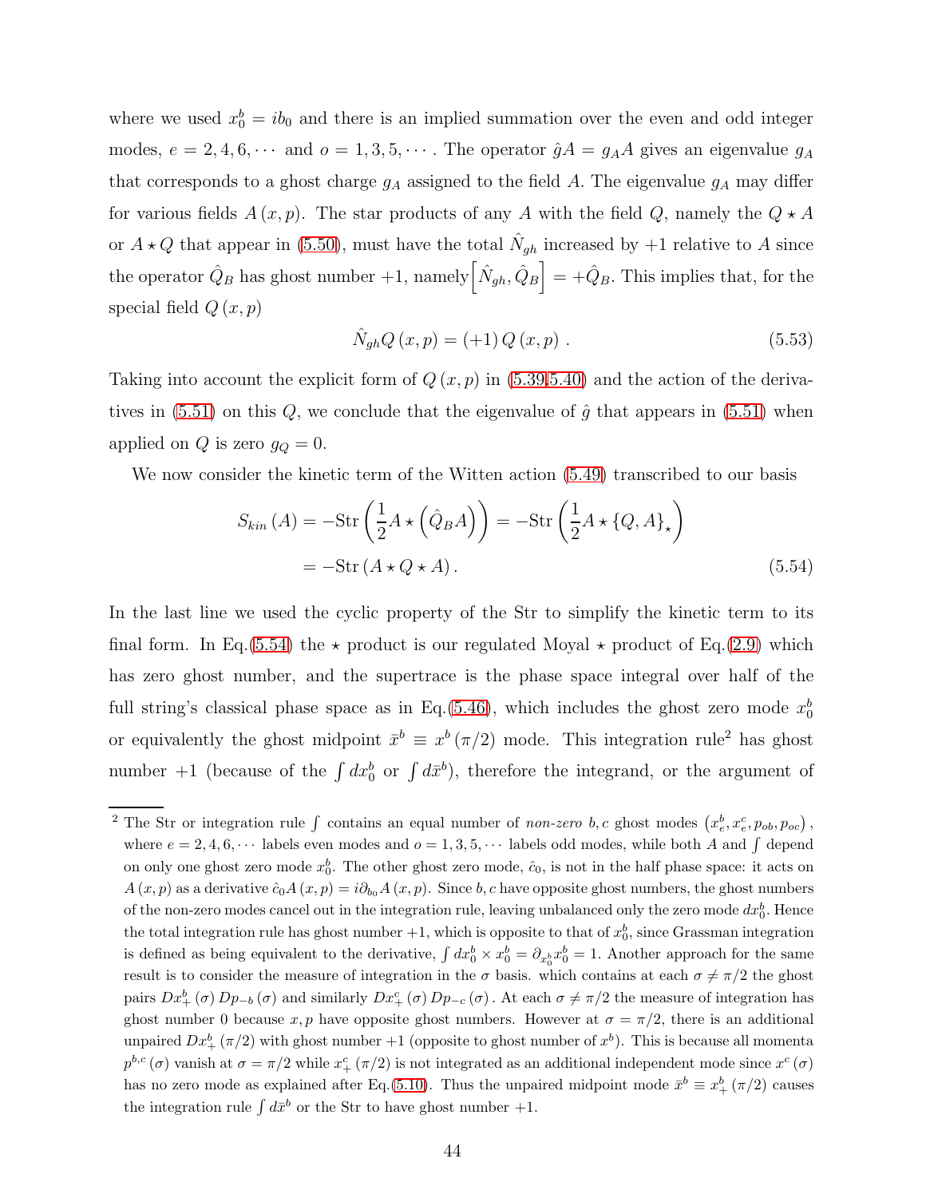where we used $x_0^b = ib_0$ and there is an implied summation over the even and odd integer modes, $e = 2, 4, 6, \cdots$ and $o = 1, 3, 5, \cdots$. The operator $\hat{g}A = g_A A$ gives an eigenvalue $g_A$ that corresponds to a ghost charge $g_A$ assigned to the field $A$. The eigenvalue $g_A$ may differ for various fields $A(x,p)$. The star products of any $A$ with the field $Q$, namely the $Q \star A$ or $A \star Q$ that appear in (5.50), must have the total $\hat{N}_{gh}$ increased by $+1$ relative to $A$ since the operator $\hat{Q}_B$ has ghost number $+1$, namely $\left[\hat{N}_{gh}, \hat{Q}_B\right] = +\hat{Q}_B$. This implies that, for the special field $Q(x,p)$

$$\hat{N}_{gh} Q(x,p) = (+1)\, Q(x,p) \,. \tag{5.53}$$

Taking into account the explicit form of $Q(x,p)$ in (5.39,5.40) and the action of the derivatives in (5.51) on this $Q$, we conclude that the eigenvalue of $\hat{g}$ that appears in (5.51) when applied on $Q$ is zero $g_Q = 0$.

We now consider the kinetic term of the Witten action (5.49) transcribed to our basis

$$\begin{aligned} S_{kin}(A) &= -\mathrm{Str}\left(\frac{1}{2} A \star \left(\hat{Q}_B A\right)\right) = -\mathrm{Str}\left(\frac{1}{2} A \star \{Q, A\}_\star\right) \\ &= -\mathrm{Str}\left(A \star Q \star A\right). \end{aligned} \tag{5.54}$$

In the last line we used the cyclic property of the Str to simplify the kinetic term to its final form. In Eq.(5.54) the $\star$ product is our regulated Moyal $\star$ product of Eq.(2.9) which has zero ghost number, and the supertrace is the phase space integral over half of the full string's classical phase space as in Eq.(5.46), which includes the ghost zero mode $x_0^b$ or equivalently the ghost midpoint $\bar{x}^b \equiv x^b(\pi/2)$ mode. This integration rule[2] has ghost number $+1$ (because of the $\int dx_0^b$ or $\int d\bar{x}^b$), therefore the integrand, or the argument of

---

[2] The Str or integration rule $\int$ contains an equal number of *non-zero* $b, c$ ghost modes $\left(x_e^b, x_e^c, p_{ob}, p_{oc}\right)$, where $e = 2, 4, 6, \cdots$ labels even modes and $o = 1, 3, 5, \cdots$ labels odd modes, while both $A$ and $\int$ depend on only one ghost zero mode $x_0^b$. The other ghost zero mode, $\hat{c}_0$, is not in the half phase space: it acts on $A(x,p)$ as a derivative $\hat{c}_0 A(x,p) = i\partial_{b_0} A(x,p)$. Since $b, c$ have opposite ghost numbers, the ghost numbers of the non-zero modes cancel out in the integration rule, leaving unbalanced only the zero mode $dx_0^b$. Hence the total integration rule has ghost number $+1$, which is opposite to that of $x_0^b$, since Grassman integration is defined as being equivalent to the derivative, $\int dx_0^b \times x_0^b = \partial_{x_0^b} x_0^b = 1$. Another approach for the same result is to consider the measure of integration in the $\sigma$ basis. which contains at each $\sigma \neq \pi/2$ the ghost pairs $Dx_+^b(\sigma)\, Dp_{-b}(\sigma)$ and similarly $Dx_+^c(\sigma)\, Dp_{-c}(\sigma)$. At each $\sigma \neq \pi/2$ the measure of integration has ghost number 0 because $x, p$ have opposite ghost numbers. However at $\sigma = \pi/2$, there is an additional unpaired $Dx_+^b(\pi/2)$ with ghost number $+1$ (opposite to ghost number of $x^b$). This is because all momenta $p^{b,c}(\sigma)$ vanish at $\sigma = \pi/2$ while $x_+^c(\pi/2)$ is not integrated as an additional independent mode since $x^c(\sigma)$ has no zero mode as explained after Eq.(5.10). Thus the unpaired midpoint mode $\bar{x}^b \equiv x_+^b(\pi/2)$ causes the integration rule $\int d\bar{x}^b$ or the Str to have ghost number $+1$.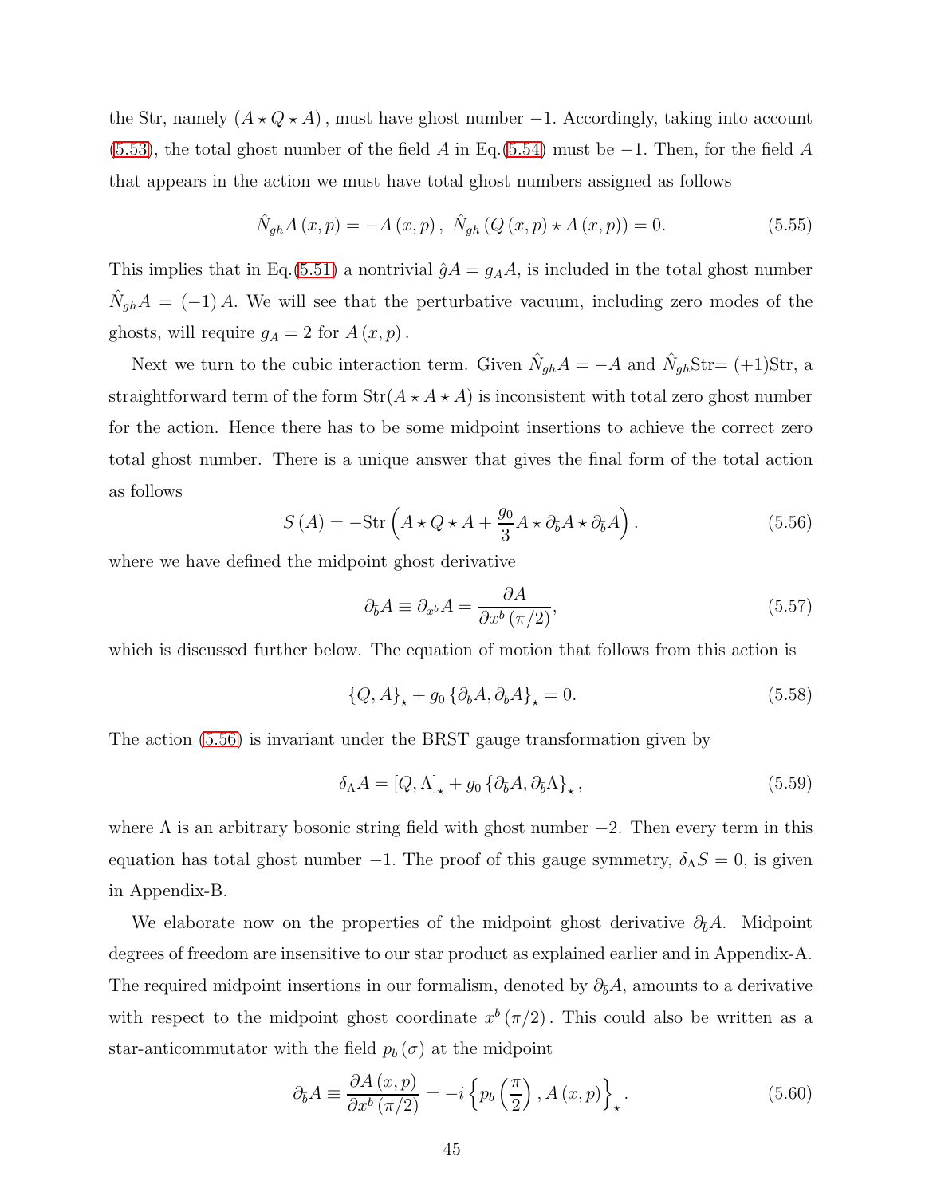the Str, namely $(A \star Q \star A)$, must have ghost number $-1$. Accordingly, taking into account (5.53), the total ghost number of the field $A$ in Eq.(5.54) must be $-1$. Then, for the field $A$ that appears in the action we must have total ghost numbers assigned as follows

$$\hat{N}_{gh} A(x,p) = -A(x,p), \ \hat{N}_{gh}(Q(x,p) \star A(x,p)) = 0. \tag{5.55}$$

This implies that in Eq.(5.51) a nontrivial $\hat{g}A = g_A A$, is included in the total ghost number $\hat{N}_{gh} A = (-1) A$. We will see that the perturbative vacuum, including zero modes of the ghosts, will require $g_A = 2$ for $A(x,p)$.

Next we turn to the cubic interaction term. Given $\hat{N}_{gh} A = -A$ and $\hat{N}_{gh}$Str$= (+1)$Str, a straightforward term of the form Str$(A \star A \star A)$ is inconsistent with total zero ghost number for the action. Hence there has to be some midpoint insertions to achieve the correct zero total ghost number. There is a unique answer that gives the final form of the total action as follows

$$S(A) = -\text{Str}\left(A \star Q \star A + \frac{g_0}{3} A \star \partial_{\bar{b}} A \star \partial_{\bar{b}} A\right). \tag{5.56}$$

where we have defined the midpoint ghost derivative

$$\partial_{\bar{b}} A \equiv \partial_{\bar{x}^b} A = \frac{\partial A}{\partial x^b(\pi/2)}, \tag{5.57}$$

which is discussed further below. The equation of motion that follows from this action is

$$\{Q, A\}_\star + g_0 \{\partial_{\bar{b}} A, \partial_{\bar{b}} A\}_\star = 0. \tag{5.58}$$

The action (5.56) is invariant under the BRST gauge transformation given by

$$\delta_\Lambda A = [Q, \Lambda]_\star + g_0 \{\partial_{\bar{b}} A, \partial_{\bar{b}} \Lambda\}_\star, \tag{5.59}$$

where $\Lambda$ is an arbitrary bosonic string field with ghost number $-2$. Then every term in this equation has total ghost number $-1$. The proof of this gauge symmetry, $\delta_\Lambda S = 0$, is given in Appendix-B.

We elaborate now on the properties of the midpoint ghost derivative $\partial_{\bar{b}} A$. Midpoint degrees of freedom are insensitive to our star product as explained earlier and in Appendix-A. The required midpoint insertions in our formalism, denoted by $\partial_{\bar{b}} A$, amounts to a derivative with respect to the midpoint ghost coordinate $x^b(\pi/2)$. This could also be written as a star-anticommutator with the field $p_b(\sigma)$ at the midpoint

$$\partial_{\bar{b}} A \equiv \frac{\partial A(x,p)}{\partial x^b(\pi/2)} = -i\left\{p_b\left(\frac{\pi}{2}\right), A(x,p)\right\}_\star. \tag{5.60}$$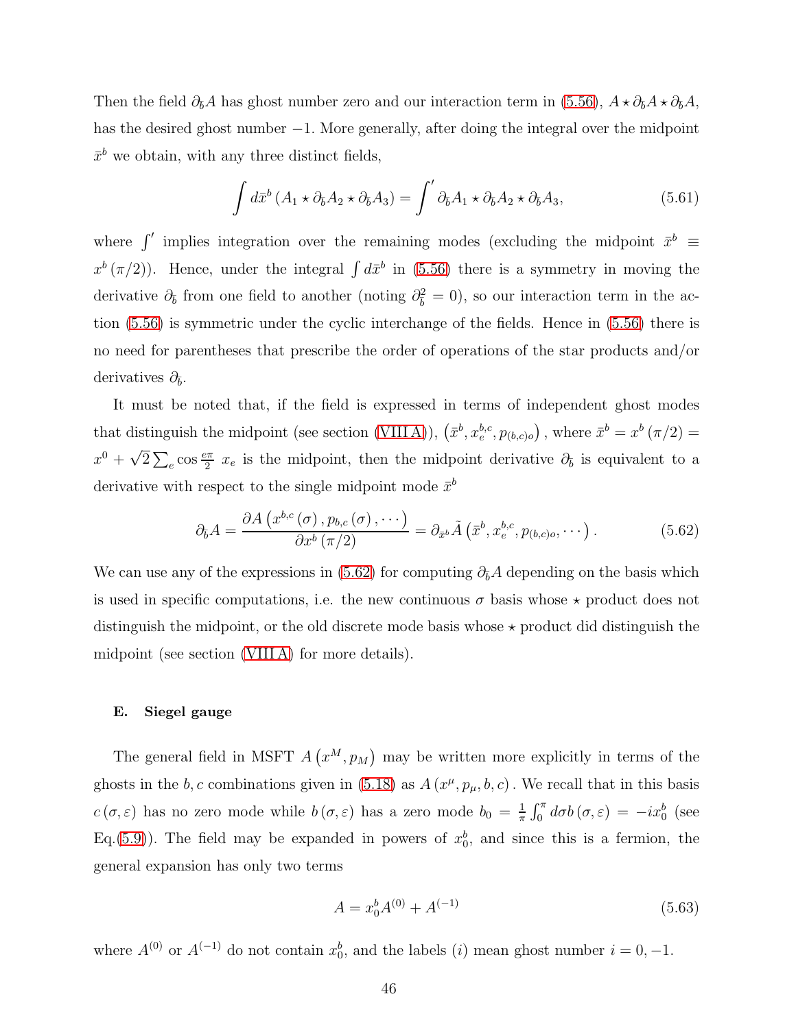Then the field $\partial_{\bar{b}} A$ has ghost number zero and our interaction term in (5.56), $A \star \partial_{\bar{b}} A \star \partial_{\bar{b}} A$, has the desired ghost number $-1$. More generally, after doing the integral over the midpoint $\bar{x}^b$ we obtain, with any three distinct fields,

$$\int d\bar{x}^b \left( A_1 \star \partial_{\bar{b}} A_2 \star \partial_{\bar{b}} A_3 \right) = \int' \partial_{\bar{b}} A_1 \star \partial_{\bar{b}} A_2 \star \partial_{\bar{b}} A_3, \tag{5.61}$$

where $\int'$ implies integration over the remaining modes (excluding the midpoint $\bar{x}^b \equiv x^b(\pi/2)$). Hence, under the integral $\int d\bar{x}^b$ in (5.56) there is a symmetry in moving the derivative $\partial_{\bar{b}}$ from one field to another (noting $\partial_{\bar{b}}^2 = 0$), so our interaction term in the action (5.56) is symmetric under the cyclic interchange of the fields. Hence in (5.56) there is no need for parentheses that prescribe the order of operations of the star products and/or derivatives $\partial_{\bar{b}}$.

It must be noted that, if the field is expressed in terms of independent ghost modes that distinguish the midpoint (see section (VIII A)), $\left(\bar{x}^b, x_e^{b,c}, p_{(b,c)o}\right)$, where $\bar{x}^b = x^b(\pi/2) = x^0 + \sqrt{2}\sum_e \cos\frac{e\pi}{2}\; x_e$ is the midpoint, then the midpoint derivative $\partial_{\bar{b}}$ is equivalent to a derivative with respect to the single midpoint mode $\bar{x}^b$

$$\partial_{\bar{b}} A = \frac{\partial A\left(x^{b,c}(\sigma), p_{b,c}(\sigma), \cdots\right)}{\partial x^b(\pi/2)} = \partial_{\bar{x}^b} \tilde{A}\left(\bar{x}^b, x_e^{b,c}, p_{(b,c)o}, \cdots\right). \tag{5.62}$$

We can use any of the expressions in (5.62) for computing $\partial_{\bar{b}} A$ depending on the basis which is used in specific computations, i.e. the new continuous $\sigma$ basis whose $\star$ product does not distinguish the midpoint, or the old discrete mode basis whose $\star$ product did distinguish the midpoint (see section (VIII A) for more details).

### E. Siegel gauge

The general field in MSFT $A\left(x^M, p_M\right)$ may be written more explicitly in terms of the ghosts in the $b,c$ combinations given in (5.18) as $A\left(x^\mu, p_\mu, b, c\right)$. We recall that in this basis $c(\sigma,\varepsilon)$ has no zero mode while $b(\sigma,\varepsilon)$ has a zero mode $b_0 = \frac{1}{\pi}\int_0^\pi d\sigma b(\sigma,\varepsilon) = -ix_0^b$ (see Eq.(5.9)). The field may be expanded in powers of $x_0^b$, and since this is a fermion, the general expansion has only two terms

$$A = x_0^b A^{(0)} + A^{(-1)} \tag{5.63}$$

where $A^{(0)}$ or $A^{(-1)}$ do not contain $x_0^b$, and the labels $(i)$ mean ghost number $i = 0, -1$.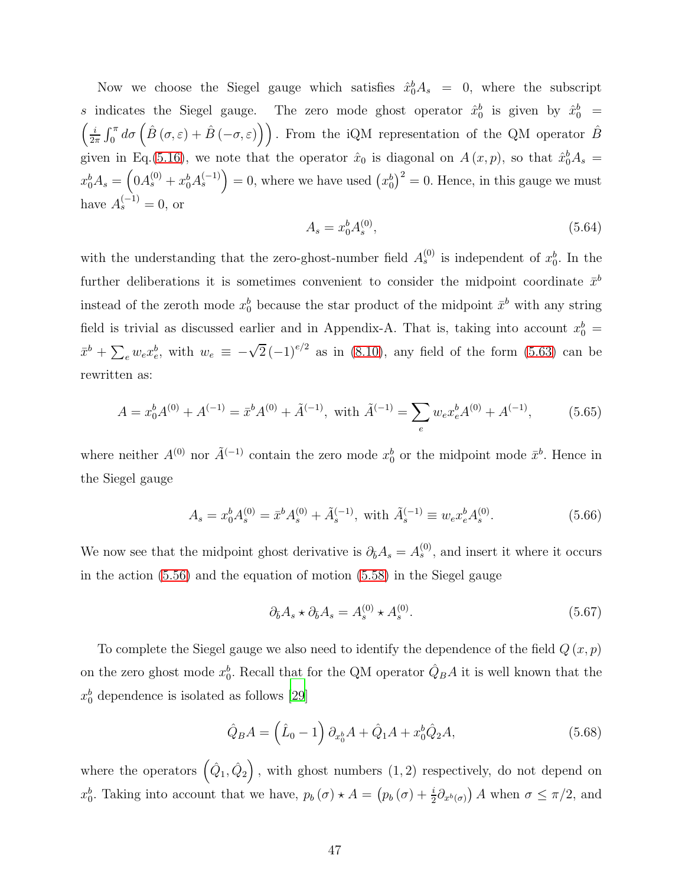Now we choose the Siegel gauge which satisfies $\hat{x}_0^b A_s = 0$, where the subscript $s$ indicates the Siegel gauge. The zero mode ghost operator $\hat{x}_0^b$ is given by $\hat{x}_0^b = \left(\frac{i}{2\pi}\int_0^\pi d\sigma\left(\hat{B}(\sigma,\varepsilon)+\hat{B}(-\sigma,\varepsilon)\right)\right)$. From the iQM representation of the QM operator $\hat{B}$ given in Eq.(5.16), we note that the operator $\hat{x}_0$ is diagonal on $A(x,p)$, so that $\hat{x}_0^b A_s = x_0^b A_s = \left(0A_s^{(0)} + x_0^b A_s^{(-1)}\right) = 0$, where we have used $\left(x_0^b\right)^2 = 0$. Hence, in this gauge we must have $A_s^{(-1)} = 0$, or

$$
A_s = x_0^b A_s^{(0)}, \tag{5.64}
$$

with the understanding that the zero-ghost-number field $A_s^{(0)}$ is independent of $x_0^b$. In the further deliberations it is sometimes convenient to consider the midpoint coordinate $\bar{x}^b$ instead of the zeroth mode $x_0^b$ because the star product of the midpoint $\bar{x}^b$ with any string field is trivial as discussed earlier and in Appendix-A. That is, taking into account $x_0^b = \bar{x}^b + \sum_e w_e x_e^b$, with $w_e \equiv -\sqrt{2}(-1)^{e/2}$ as in (8.10), any field of the form (5.63) can be rewritten as:

$$
A = x_0^b A^{(0)} + A^{(-1)} = \bar{x}^b A^{(0)} + \tilde{A}^{(-1)}, \text{ with } \tilde{A}^{(-1)} = \sum_e w_e x_e^b A^{(0)} + A^{(-1)}, \tag{5.65}
$$

where neither $A^{(0)}$ nor $\tilde{A}^{(-1)}$ contain the zero mode $x_0^b$ or the midpoint mode $\bar{x}^b$. Hence in the Siegel gauge

$$
A_s = x_0^b A_s^{(0)} = \bar{x}^b A_s^{(0)} + \tilde{A}_s^{(-1)}, \text{ with } \tilde{A}_s^{(-1)} \equiv w_e x_e^b A_s^{(0)}. \tag{5.66}
$$

We now see that the midpoint ghost derivative is $\partial_{\bar{b}} A_s = A_s^{(0)}$, and insert it where it occurs in the action (5.56) and the equation of motion (5.58) in the Siegel gauge

$$
\partial_{\bar{b}} A_s \star \partial_{\bar{b}} A_s = A_s^{(0)} \star A_s^{(0)}. \tag{5.67}
$$

To complete the Siegel gauge we also need to identify the dependence of the field $Q(x,p)$ on the zero ghost mode $x_0^b$. Recall that for the QM operator $\hat{Q}_B A$ it is well known that the $x_0^b$ dependence is isolated as follows [29]

$$
\hat{Q}_B A = \left(\hat{L}_0 - 1\right)\partial_{x_0^b} A + \hat{Q}_1 A + x_0^b \hat{Q}_2 A, \tag{5.68}
$$

where the operators $\left(\hat{Q}_1, \hat{Q}_2\right)$, with ghost numbers $(1,2)$ respectively, do not depend on $x_0^b$. Taking into account that we have, $p_b(\sigma) \star A = \left(p_b(\sigma) + \frac{i}{2}\partial_{x^b(\sigma)}\right) A$ when $\sigma \leq \pi/2$, and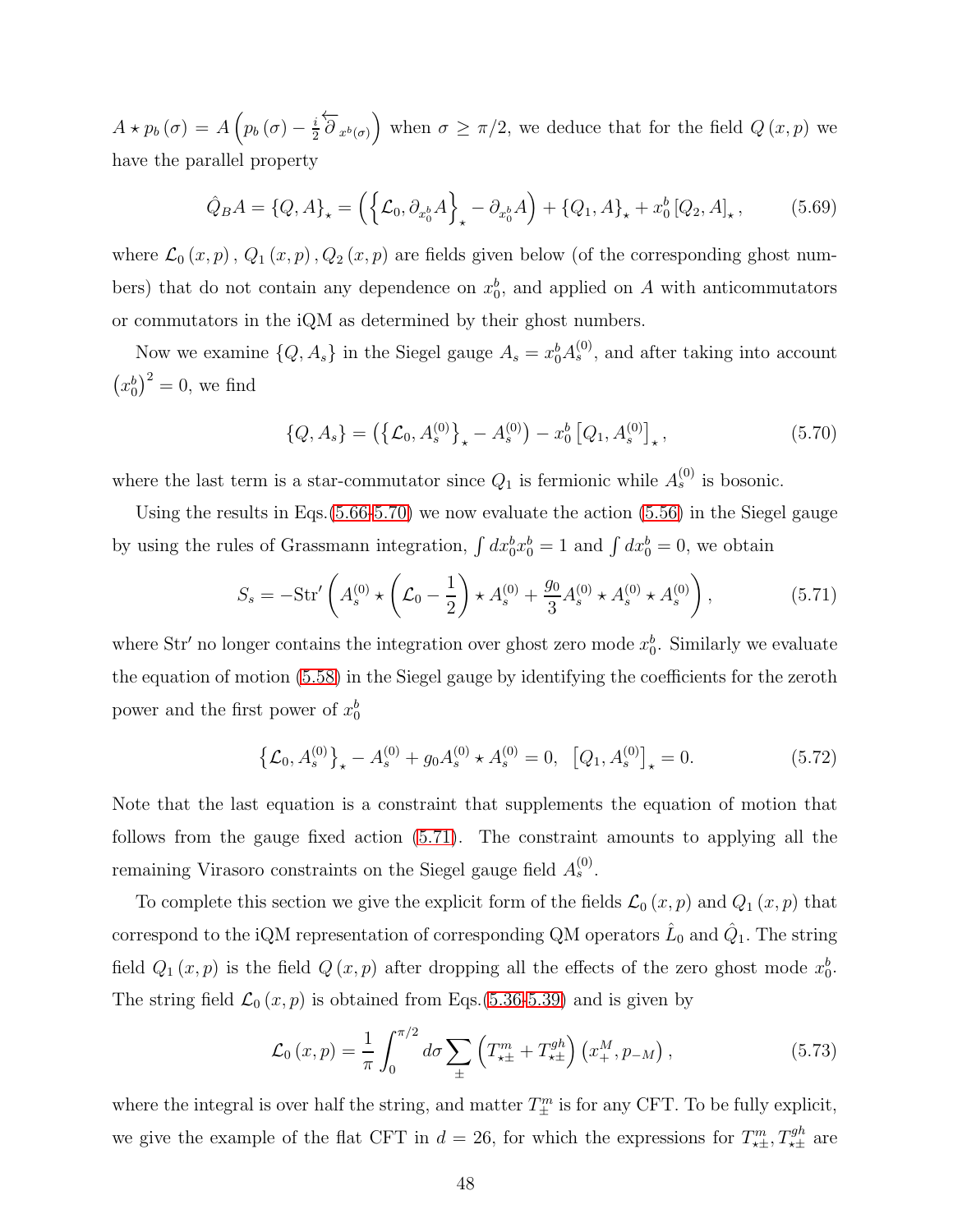$A \star p_b(\sigma) = A\left(p_b(\sigma) - \frac{i}{2}\overleftarrow{\partial}_{x^b(\sigma)}\right)$ when $\sigma \geq \pi/2$, we deduce that for the field $Q(x,p)$ we have the parallel property

$$\hat{Q}_B A = \{Q, A\}_\star = \left(\left\{\mathcal{L}_0, \partial_{x_0^b} A\right\}_\star - \partial_{x_0^b} A\right) + \{Q_1, A\}_\star + x_0^b [Q_2, A]_\star , \tag{5.69}$$

where $\mathcal{L}_0(x,p)$, $Q_1(x,p)$, $Q_2(x,p)$ are fields given below (of the corresponding ghost numbers) that do not contain any dependence on $x_0^b$, and applied on $A$ with anticommutators or commutators in the iQM as determined by their ghost numbers.

Now we examine $\{Q, A_s\}$ in the Siegel gauge $A_s = x_0^b A_s^{(0)}$, and after taking into account $\left(x_0^b\right)^2 = 0$, we find

$$\{Q, A_s\} = \left(\left\{\mathcal{L}_0, A_s^{(0)}\right\}_\star - A_s^{(0)}\right) - x_0^b \left[Q_1, A_s^{(0)}\right]_\star , \tag{5.70}$$

where the last term is a star-commutator since $Q_1$ is fermionic while $A_s^{(0)}$ is bosonic.

Using the results in Eqs.(5.66-5.70) we now evaluate the action (5.56) in the Siegel gauge by using the rules of Grassmann integration, $\int dx_0^b x_0^b = 1$ and $\int dx_0^b = 0$, we obtain

$$S_s = -\mathrm{Str}'\left(A_s^{(0)} \star \left(\mathcal{L}_0 - \frac{1}{2}\right) \star A_s^{(0)} + \frac{g_0}{3} A_s^{(0)} \star A_s^{(0)} \star A_s^{(0)}\right), \tag{5.71}$$

where $\mathrm{Str}'$ no longer contains the integration over ghost zero mode $x_0^b$. Similarly we evaluate the equation of motion (5.58) in the Siegel gauge by identifying the coefficients for the zeroth power and the first power of $x_0^b$

$$\left\{\mathcal{L}_0, A_s^{(0)}\right\}_\star - A_s^{(0)} + g_0 A_s^{(0)} \star A_s^{(0)} = 0, \quad \left[Q_1, A_s^{(0)}\right]_\star = 0. \tag{5.72}$$

Note that the last equation is a constraint that supplements the equation of motion that follows from the gauge fixed action (5.71). The constraint amounts to applying all the remaining Virasoro constraints on the Siegel gauge field $A_s^{(0)}$.

To complete this section we give the explicit form of the fields $\mathcal{L}_0(x,p)$ and $Q_1(x,p)$ that correspond to the iQM representation of corresponding QM operators $\hat{L}_0$ and $\hat{Q}_1$. The string field $Q_1(x,p)$ is the field $Q(x,p)$ after dropping all the effects of the zero ghost mode $x_0^b$. The string field $\mathcal{L}_0(x,p)$ is obtained from Eqs.(5.36-5.39) and is given by

$$\mathcal{L}_0(x,p) = \frac{1}{\pi}\int_0^{\pi/2} d\sigma \sum_{\pm}\left(T_{\star\pm}^m + T_{\star\pm}^{gh}\right)\left(x_+^M, p_{-M}\right), \tag{5.73}$$

where the integral is over half the string, and matter $T_\pm^m$ is for any CFT. To be fully explicit, we give the example of the flat CFT in $d = 26$, for which the expressions for $T_{\star\pm}^m, T_{\star\pm}^{gh}$ are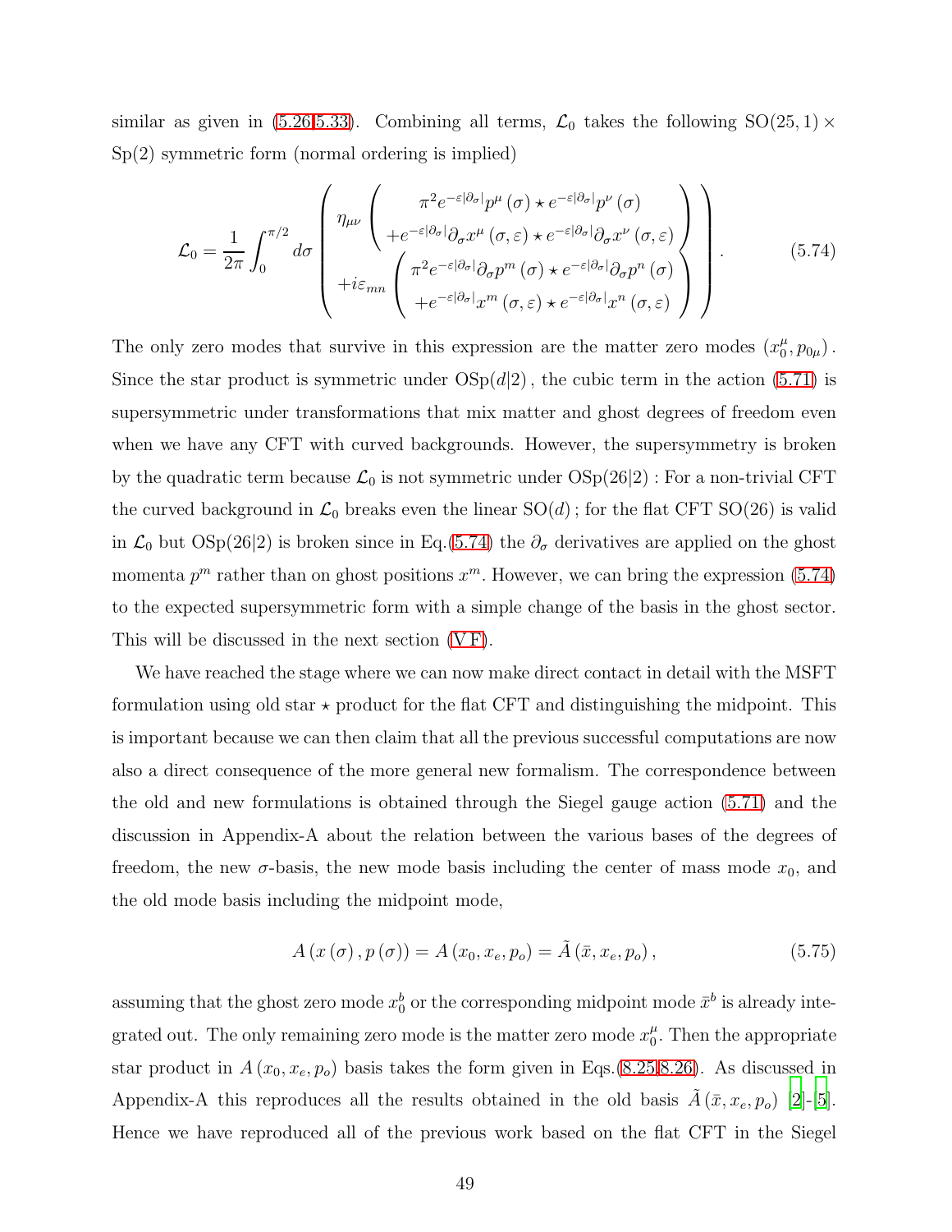similar as given in (5.26,5.33). Combining all terms, $\mathcal{L}_0$ takes the following $\mathrm{SO}(25,1)\times\mathrm{Sp}(2)$ symmetric form (normal ordering is implied)

$$
\mathcal{L}_0=\frac{1}{2\pi}\int_0^{\pi/2}d\sigma\left(\begin{array}{c}\eta_{\mu\nu}\left(\begin{array}{c}\pi^2 e^{-\varepsilon|\partial_\sigma|}p^\mu(\sigma)\star e^{-\varepsilon|\partial_\sigma|}p^\nu(\sigma)\\ +e^{-\varepsilon|\partial_\sigma|}\partial_\sigma x^\mu(\sigma,\varepsilon)\star e^{-\varepsilon|\partial_\sigma|}\partial_\sigma x^\nu(\sigma,\varepsilon)\end{array}\right)\\ +i\varepsilon_{mn}\left(\begin{array}{c}\pi^2 e^{-\varepsilon|\partial_\sigma|}\partial_\sigma p^m(\sigma)\star e^{-\varepsilon|\partial_\sigma|}\partial_\sigma p^n(\sigma)\\ +e^{-\varepsilon|\partial_\sigma|}x^m(\sigma,\varepsilon)\star e^{-\varepsilon|\partial_\sigma|}x^n(\sigma,\varepsilon)\end{array}\right)\end{array}\right). \tag{5.74}
$$

The only zero modes that survive in this expression are the matter zero modes $(x_0^\mu, p_{0\mu})$. Since the star product is symmetric under $\mathrm{OSp}(d|2)$, the cubic term in the action (5.71) is supersymmetric under transformations that mix matter and ghost degrees of freedom even when we have any CFT with curved backgrounds. However, the supersymmetry is broken by the quadratic term because $\mathcal{L}_0$ is not symmetric under $\mathrm{OSp}(26|2)$ : For a non-trivial CFT the curved background in $\mathcal{L}_0$ breaks even the linear $\mathrm{SO}(d)$; for the flat CFT $\mathrm{SO}(26)$ is valid in $\mathcal{L}_0$ but $\mathrm{OSp}(26|2)$ is broken since in Eq.(5.74) the $\partial_\sigma$ derivatives are applied on the ghost momenta $p^m$ rather than on ghost positions $x^m$. However, we can bring the expression (5.74) to the expected supersymmetric form with a simple change of the basis in the ghost sector. This will be discussed in the next section (V F).

We have reached the stage where we can now make direct contact in detail with the MSFT formulation using old star $\star$ product for the flat CFT and distinguishing the midpoint. This is important because we can then claim that all the previous successful computations are now also a direct consequence of the more general new formalism. The correspondence between the old and new formulations is obtained through the Siegel gauge action (5.71) and the discussion in Appendix-A about the relation between the various bases of the degrees of freedom, the new $\sigma$-basis, the new mode basis including the center of mass mode $x_0$, and the old mode basis including the midpoint mode,

$$
A(x(\sigma),p(\sigma))=A(x_0,x_e,p_o)=\tilde{A}(\bar{x},x_e,p_o), \tag{5.75}
$$

assuming that the ghost zero mode $x_0^b$ or the corresponding midpoint mode $\bar{x}^b$ is already integrated out. The only remaining zero mode is the matter zero mode $x_0^\mu$. Then the appropriate star product in $A(x_0,x_e,p_o)$ basis takes the form given in Eqs.(8.25,8.26). As discussed in Appendix-A this reproduces all the results obtained in the old basis $\tilde{A}(\bar{x},x_e,p_o)$ [2]-[5]. Hence we have reproduced all of the previous work based on the flat CFT in the Siegel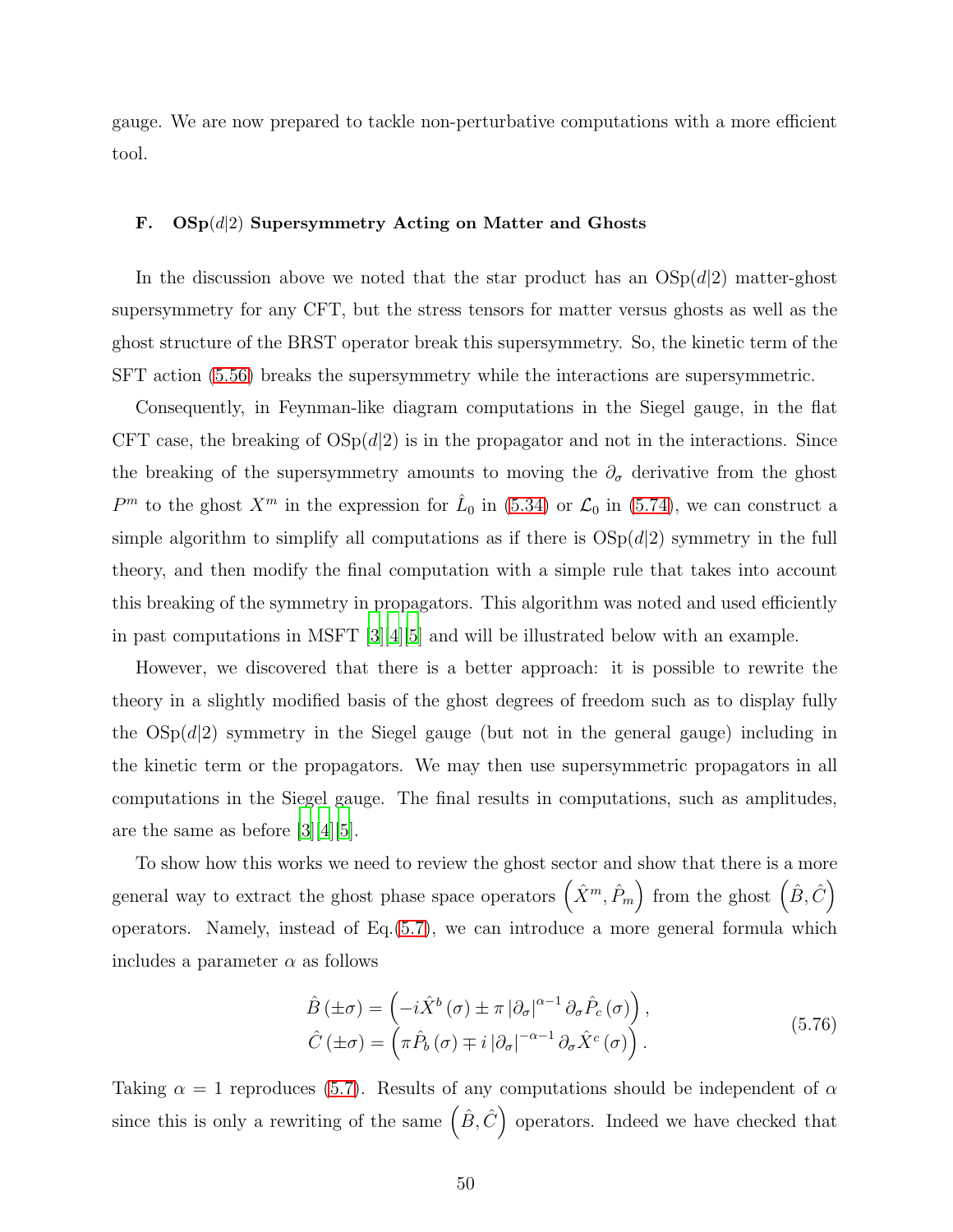gauge. We are now prepared to tackle non-perturbative computations with a more efficient tool.

### F. OSp($d$|2) Supersymmetry Acting on Matter and Ghosts

In the discussion above we noted that the star product has an OSp($d$|2) matter-ghost supersymmetry for any CFT, but the stress tensors for matter versus ghosts as well as the ghost structure of the BRST operator break this supersymmetry. So, the kinetic term of the SFT action (5.56) breaks the supersymmetry while the interactions are supersymmetric.

Consequently, in Feynman-like diagram computations in the Siegel gauge, in the flat CFT case, the breaking of OSp($d$|2) is in the propagator and not in the interactions. Since the breaking of the supersymmetry amounts to moving the $\partial_\sigma$ derivative from the ghost $P^m$ to the ghost $X^m$ in the expression for $\hat{L}_0$ in (5.34) or $\mathcal{L}_0$ in (5.74), we can construct a simple algorithm to simplify all computations as if there is OSp($d$|2) symmetry in the full theory, and then modify the final computation with a simple rule that takes into account this breaking of the symmetry in propagators. This algorithm was noted and used efficiently in past computations in MSFT [3][4][5] and will be illustrated below with an example.

However, we discovered that there is a better approach: it is possible to rewrite the theory in a slightly modified basis of the ghost degrees of freedom such as to display fully the OSp($d$|2) symmetry in the Siegel gauge (but not in the general gauge) including in the kinetic term or the propagators. We may then use supersymmetric propagators in all computations in the Siegel gauge. The final results in computations, such as amplitudes, are the same as before [3][4][5].

To show how this works we need to review the ghost sector and show that there is a more general way to extract the ghost phase space operators $\left(\hat{X}^m, \hat{P}_m\right)$ from the ghost $\left(\hat{B}, \hat{C}\right)$ operators. Namely, instead of Eq.(5.7), we can introduce a more general formula which includes a parameter $\alpha$ as follows

$$
\begin{aligned}
\hat{B}\left(\pm\sigma\right) &= \left(-i\hat{X}^b\left(\sigma\right) \pm \pi \left|\partial_\sigma\right|^{\alpha-1} \partial_\sigma \hat{P}_c\left(\sigma\right)\right), \\
\hat{C}\left(\pm\sigma\right) &= \left(\pi \hat{P}_b\left(\sigma\right) \mp i \left|\partial_\sigma\right|^{-\alpha-1} \partial_\sigma \hat{X}^c\left(\sigma\right)\right).
\end{aligned}
\tag{5.76}
$$

Taking $\alpha = 1$ reproduces (5.7). Results of any computations should be independent of $\alpha$ since this is only a rewriting of the same $\left(\hat{B}, \hat{C}\right)$ operators. Indeed we have checked that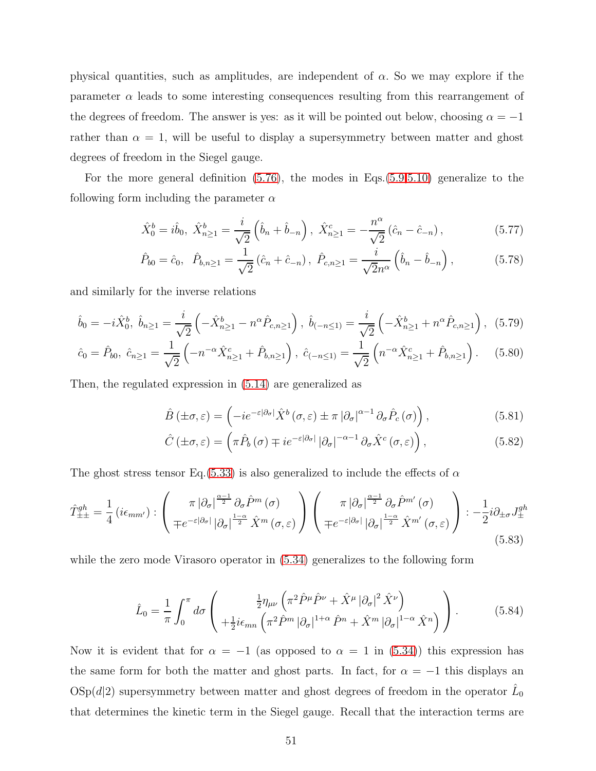physical quantities, such as amplitudes, are independent of $\alpha$. So we may explore if the parameter $\alpha$ leads to some interesting consequences resulting from this rearrangement of the degrees of freedom. The answer is yes: as it will be pointed out below, choosing $\alpha = -1$ rather than $\alpha = 1$, will be useful to display a supersymmetry between matter and ghost degrees of freedom in the Siegel gauge.

For the more general definition (5.76), the modes in Eqs.(5.9,5.10) generalize to the following form including the parameter $\alpha$

$$\hat{X}_0^b = i\hat{b}_0,\ \hat{X}^b_{n\geq 1} = \frac{i}{\sqrt{2}}\left(\hat{b}_n + \hat{b}_{-n}\right),\ \hat{X}^c_{n\geq 1} = -\frac{n^\alpha}{\sqrt{2}}\left(\hat{c}_n - \hat{c}_{-n}\right), \tag{5.77}$$

$$\hat{P}_{b0} = \hat{c}_0,\ \ \hat{P}_{b,n\geq 1} = \frac{1}{\sqrt{2}}\left(\hat{c}_n + \hat{c}_{-n}\right),\ \hat{P}_{c,n\geq 1} = \frac{i}{\sqrt{2}n^\alpha}\left(\hat{b}_n - \hat{b}_{-n}\right), \tag{5.78}$$

and similarly for the inverse relations

$$\hat{b}_0 = -i\hat{X}_0^b,\ \hat{b}_{n\geq 1} = \frac{i}{\sqrt{2}}\left(-\hat{X}^b_{n\geq 1} - n^\alpha \hat{P}_{c,n\geq 1}\right),\ \hat{b}_{(-n\leq 1)} = \frac{i}{\sqrt{2}}\left(-\hat{X}^b_{n\geq 1} + n^\alpha \hat{P}_{c,n\geq 1}\right), \tag{5.79}$$

$$\hat{c}_0 = \hat{P}_{b0},\ \hat{c}_{n\geq 1} = \frac{1}{\sqrt{2}}\left(-n^{-\alpha}\hat{X}^c_{n\geq 1} + \hat{P}_{b,n\geq 1}\right),\ \hat{c}_{(-n\leq 1)} = \frac{1}{\sqrt{2}}\left(n^{-\alpha}\hat{X}^c_{n\geq 1} + \hat{P}_{b,n\geq 1}\right). \tag{5.80}$$

Then, the regulated expression in (5.14) are generalized as

$$\hat{B}\left(\pm\sigma,\varepsilon\right) = \left(-ie^{-\varepsilon|\partial_\sigma|}\hat{X}^b\left(\sigma,\varepsilon\right) \pm \pi\left|\partial_\sigma\right|^{\alpha-1}\partial_\sigma \hat{P}_c\left(\sigma\right)\right), \tag{5.81}$$

$$\hat{C}\left(\pm\sigma,\varepsilon\right) = \left(\pi\hat{P}_b\left(\sigma\right) \mp ie^{-\varepsilon|\partial_\sigma|}\left|\partial_\sigma\right|^{-\alpha-1}\partial_\sigma \hat{X}^c\left(\sigma,\varepsilon\right)\right), \tag{5.82}$$

The ghost stress tensor Eq.(5.33) is also generalized to include the effects of $\alpha$

$$\hat{T}^{gh}_{\pm\pm} = \frac{1}{4}\left(i\epsilon_{mm'}\right) : \begin{pmatrix} \pi\left|\partial_\sigma\right|^{\frac{\alpha-1}{2}}\partial_\sigma \hat{P}^m\left(\sigma\right) \\ \mp e^{-\varepsilon|\partial_\sigma|}\left|\partial_\sigma\right|^{\frac{1-\alpha}{2}}\hat{X}^m\left(\sigma,\varepsilon\right)\end{pmatrix}\begin{pmatrix} \pi\left|\partial_\sigma\right|^{\frac{\alpha-1}{2}}\partial_\sigma \hat{P}^{m'}\left(\sigma\right) \\ \mp e^{-\varepsilon|\partial_\sigma|}\left|\partial_\sigma\right|^{\frac{1-\alpha}{2}}\hat{X}^{m'}\left(\sigma,\varepsilon\right)\end{pmatrix} : -\frac{1}{2}i\partial_{\pm\sigma}J^{gh}_{\pm} \tag{5.83}$$

while the zero mode Virasoro operator in (5.34) generalizes to the following form

$$\hat{L}_0 = \frac{1}{\pi}\int_0^\pi d\sigma\begin{pmatrix} \frac{1}{2}\eta_{\mu\nu}\left(\pi^2\hat{P}^\mu\hat{P}^\nu + \hat{X}^\mu\left|\partial_\sigma\right|^2\hat{X}^\nu\right) \\ +\frac{1}{2}i\epsilon_{mn}\left(\pi^2\hat{P}^m\left|\partial_\sigma\right|^{1+\alpha}\hat{P}^n + \hat{X}^m\left|\partial_\sigma\right|^{1-\alpha}\hat{X}^n\right)\end{pmatrix}. \tag{5.84}$$

Now it is evident that for $\alpha = -1$ (as opposed to $\alpha = 1$ in (5.34)) this expression has the same form for both the matter and ghost parts. In fact, for $\alpha = -1$ this displays an OSp$(d|2)$ supersymmetry between matter and ghost degrees of freedom in the operator $\hat{L}_0$ that determines the kinetic term in the Siegel gauge. Recall that the interaction terms are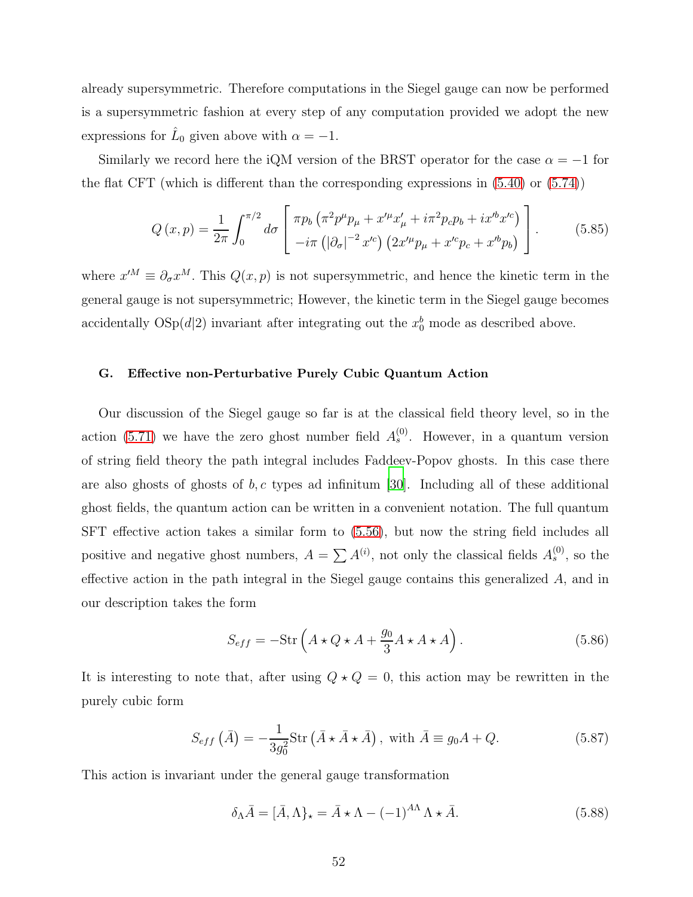already supersymmetric. Therefore computations in the Siegel gauge can now be performed is a supersymmetric fashion at every step of any computation provided we adopt the new expressions for $\hat{L}_0$ given above with $\alpha = -1$.

Similarly we record here the iQM version of the BRST operator for the case $\alpha = -1$ for the flat CFT (which is different than the corresponding expressions in (5.40) or (5.74))

$$Q(x,p) = \frac{1}{2\pi}\int_0^{\pi/2} d\sigma \left[ \begin{array}{l} \pi p_b \left(\pi^2 p^\mu p_\mu + x'^\mu x'_\mu + i\pi^2 p_c p_b + i x'^b x'^c\right) \\ -i\pi \left(\left|\partial_\sigma\right|^{-2} x'^c\right)\left(2x'^\mu p_\mu + x'^c p_c + x'^b p_b\right) \end{array} \right]. \tag{5.85}$$

where $x'^M \equiv \partial_\sigma x^M$. This $Q(x,p)$ is not supersymmetric, and hence the kinetic term in the general gauge is not supersymmetric; However, the kinetic term in the Siegel gauge becomes accidentally $\text{OSp}(d|2)$ invariant after integrating out the $x_0^b$ mode as described above.

### G. Effective non-Perturbative Purely Cubic Quantum Action

Our discussion of the Siegel gauge so far is at the classical field theory level, so in the action (5.71) we have the zero ghost number field $A_s^{(0)}$. However, in a quantum version of string field theory the path integral includes Faddeev-Popov ghosts. In this case there are also ghosts of ghosts of $b, c$ types ad infinitum [30]. Including all of these additional ghost fields, the quantum action can be written in a convenient notation. The full quantum SFT effective action takes a similar form to (5.56), but now the string field includes all positive and negative ghost numbers, $A = \sum A^{(i)}$, not only the classical fields $A_s^{(0)}$, so the effective action in the path integral in the Siegel gauge contains this generalized $A$, and in our description takes the form

$$S_{eff} = -\text{Str}\left(A \star Q \star A + \frac{g_0}{3} A \star A \star A\right). \tag{5.86}$$

It is interesting to note that, after using $Q \star Q = 0$, this action may be rewritten in the purely cubic form

$$S_{eff}\left(\bar{A}\right) = -\frac{1}{3g_0^2}\text{Str}\left(\bar{A} \star \bar{A} \star \bar{A}\right), \text{ with } \bar{A} \equiv g_0 A + Q. \tag{5.87}$$

This action is invariant under the general gauge transformation

$$\delta_\Lambda \bar{A} = [\bar{A}, \Lambda\}_\star = \bar{A} \star \Lambda - (-1)^{A\Lambda}\Lambda \star \bar{A}. \tag{5.88}$$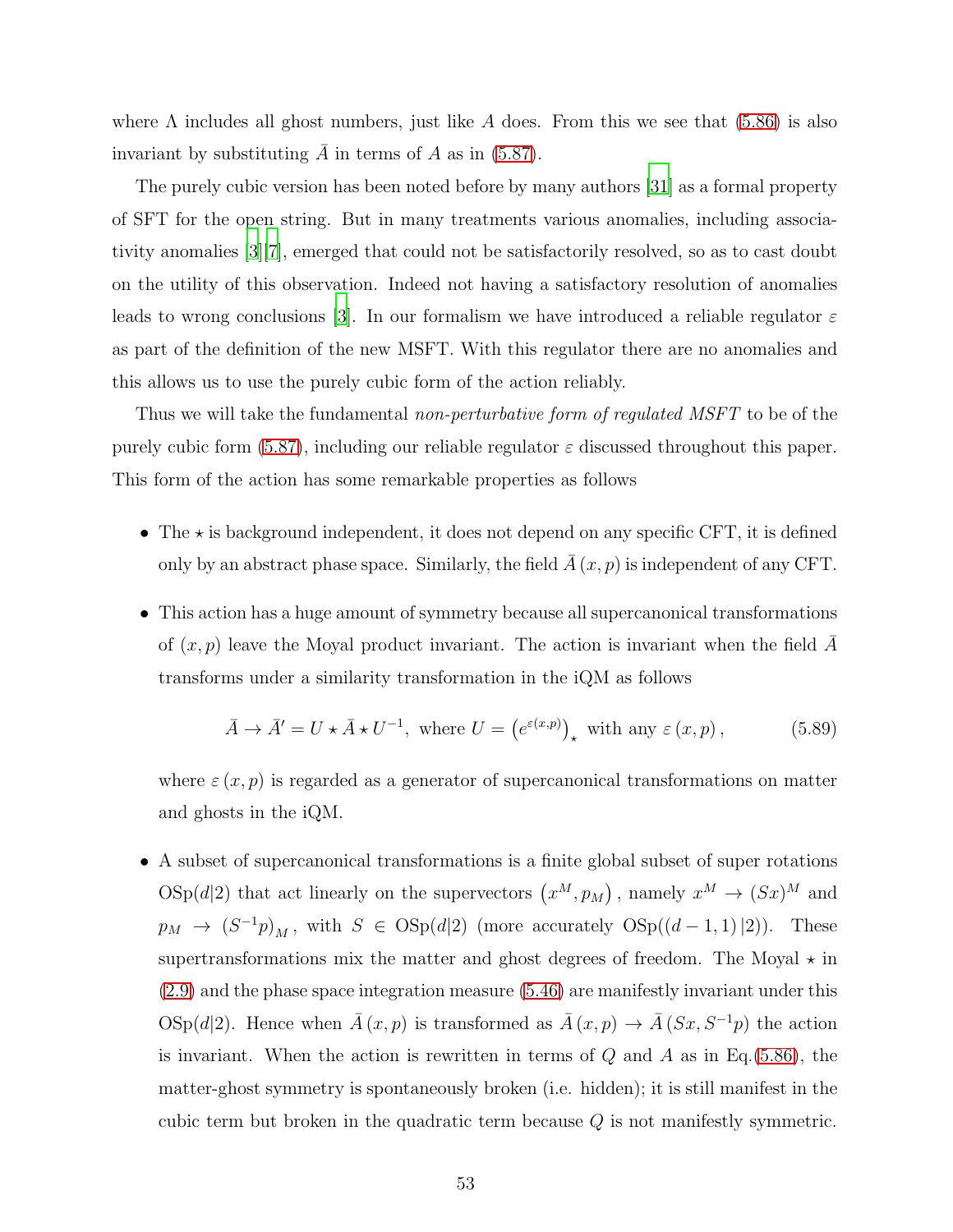where $\Lambda$ includes all ghost numbers, just like $A$ does. From this we see that (5.86) is also invariant by substituting $\bar{A}$ in terms of $A$ as in (5.87).

The purely cubic version has been noted before by many authors [31] as a formal property of SFT for the open string. But in many treatments various anomalies, including associativity anomalies [3][7], emerged that could not be satisfactorily resolved, so as to cast doubt on the utility of this observation. Indeed not having a satisfactory resolution of anomalies leads to wrong conclusions [3]. In our formalism we have introduced a reliable regulator $\varepsilon$ as part of the definition of the new MSFT. With this regulator there are no anomalies and this allows us to use the purely cubic form of the action reliably.

Thus we will take the fundamental *non-perturbative form of regulated MSFT* to be of the purely cubic form (5.87), including our reliable regulator $\varepsilon$ discussed throughout this paper. This form of the action has some remarkable properties as follows

- The $\star$ is background independent, it does not depend on any specific CFT, it is defined only by an abstract phase space. Similarly, the field $\bar{A}(x,p)$ is independent of any CFT.

- This action has a huge amount of symmetry because all supercanonical transformations of $(x,p)$ leave the Moyal product invariant. The action is invariant when the field $\bar{A}$ transforms under a similarity transformation in the iQM as follows

$$\bar{A} \to \bar{A}' = U \star \bar{A} \star U^{-1}, \text{ where } U = \left(e^{\varepsilon(x,p)}\right)_\star \text{ with any } \varepsilon(x,p), \tag{5.89}$$

  where $\varepsilon(x,p)$ is regarded as a generator of supercanonical transformations on matter and ghosts in the iQM.

- A subset of supercanonical transformations is a finite global subset of super rotations $\mathrm{OSp}(d|2)$ that act linearly on the supervectors $\left(x^M, p_M\right)$, namely $x^M \to (Sx)^M$ and $p_M \to \left(S^{-1}p\right)_M$, with $S \in \mathrm{OSp}(d|2)$ (more accurately $\mathrm{OSp}((d-1,1)|2)$). These supertransformations mix the matter and ghost degrees of freedom. The Moyal $\star$ in (2.9) and the phase space integration measure (5.46) are manifestly invariant under this $\mathrm{OSp}(d|2)$. Hence when $\bar{A}(x,p)$ is transformed as $\bar{A}(x,p) \to \bar{A}\left(Sx, S^{-1}p\right)$ the action is invariant. When the action is rewritten in terms of $Q$ and $A$ as in Eq.(5.86), the matter-ghost symmetry is spontaneously broken (i.e. hidden); it is still manifest in the cubic term but broken in the quadratic term because $Q$ is not manifestly symmetric.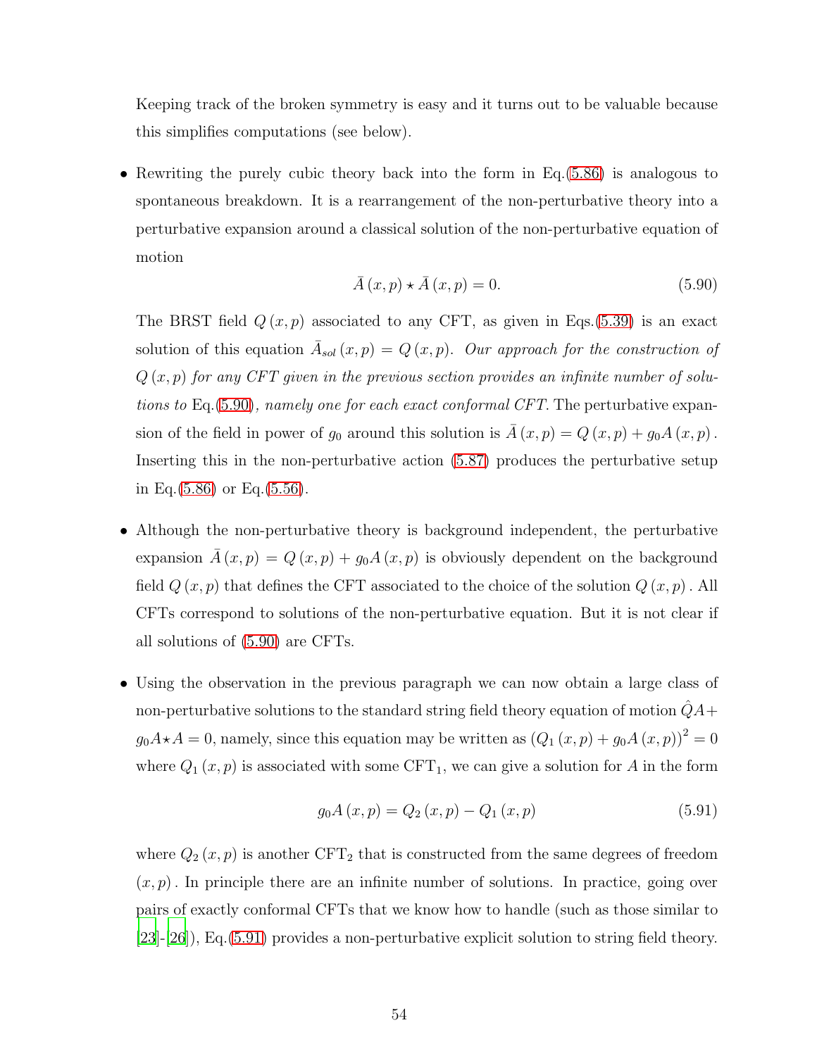Keeping track of the broken symmetry is easy and it turns out to be valuable because this simplifies computations (see below).

- Rewriting the purely cubic theory back into the form in Eq.(5.86) is analogous to spontaneous breakdown. It is a rearrangement of the non-perturbative theory into a perturbative expansion around a classical solution of the non-perturbative equation of motion

$$\bar{A}(x,p) \star \bar{A}(x,p) = 0. \tag{5.90}$$

The BRST field $Q(x,p)$ associated to any CFT, as given in Eqs.(5.39) is an exact solution of this equation $\bar{A}_{sol}(x,p) = Q(x,p)$. *Our approach for the construction of $Q(x,p)$ for any CFT given in the previous section provides an infinite number of solutions to* Eq.(5.90)*, namely one for each exact conformal CFT.* The perturbative expansion of the field in power of $g_0$ around this solution is $\bar{A}(x,p) = Q(x,p) + g_0 A(x,p)$. Inserting this in the non-perturbative action (5.87) produces the perturbative setup in Eq.(5.86) or Eq.(5.56).

- Although the non-perturbative theory is background independent, the perturbative expansion $\bar{A}(x,p) = Q(x,p) + g_0 A(x,p)$ is obviously dependent on the background field $Q(x,p)$ that defines the CFT associated to the choice of the solution $Q(x,p)$. All CFTs correspond to solutions of the non-perturbative equation. But it is not clear if all solutions of (5.90) are CFTs.

- Using the observation in the previous paragraph we can now obtain a large class of non-perturbative solutions to the standard string field theory equation of motion $\hat{Q}A + g_0 A \star A = 0$, namely, since this equation may be written as $(Q_1(x,p) + g_0 A(x,p))^2 = 0$ where $Q_1(x,p)$ is associated with some $\text{CFT}_1$, we can give a solution for $A$ in the form

$$g_0 A(x,p) = Q_2(x,p) - Q_1(x,p) \tag{5.91}$$

where $Q_2(x,p)$ is another $\text{CFT}_2$ that is constructed from the same degrees of freedom $(x,p)$. In principle there are an infinite number of solutions. In practice, going over pairs of exactly conformal CFTs that we know how to handle (such as those similar to [23]-[26]), Eq.(5.91) provides a non-perturbative explicit solution to string field theory.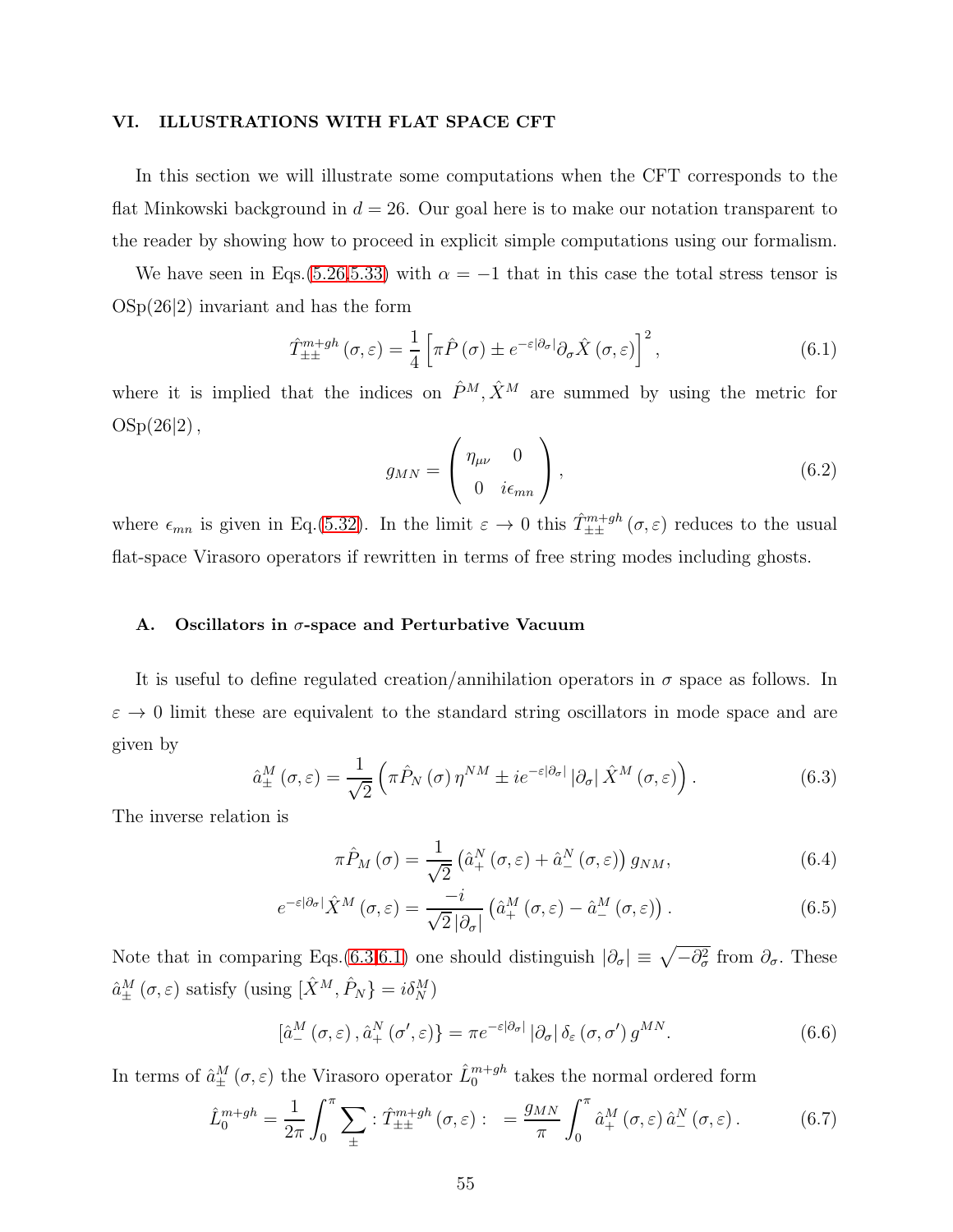## VI. ILLUSTRATIONS WITH FLAT SPACE CFT

In this section we will illustrate some computations when the CFT corresponds to the flat Minkowski background in $d = 26$. Our goal here is to make our notation transparent to the reader by showing how to proceed in explicit simple computations using our formalism.

We have seen in Eqs.(5.26,5.33) with $\alpha = -1$ that in this case the total stress tensor is OSp(26|2) invariant and has the form

$$\hat{T}^{m+gh}_{\pm\pm}(\sigma,\varepsilon) = \frac{1}{4}\left[\pi \hat{P}(\sigma) \pm e^{-\varepsilon|\partial_\sigma|}\partial_\sigma \hat{X}(\sigma,\varepsilon)\right]^2, \tag{6.1}$$

where it is implied that the indices on $\hat{P}^M, \hat{X}^M$ are summed by using the metric for OSp(26|2),

$$g_{MN} = \begin{pmatrix} \eta_{\mu\nu} & 0 \\ 0 & i\epsilon_{mn} \end{pmatrix}, \tag{6.2}$$

where $\epsilon_{mn}$ is given in Eq.(5.32). In the limit $\varepsilon \to 0$ this $\hat{T}^{m+gh}_{\pm\pm}(\sigma,\varepsilon)$ reduces to the usual flat-space Virasoro operators if rewritten in terms of free string modes including ghosts.

### A. Oscillators in $\sigma$-space and Perturbative Vacuum

It is useful to define regulated creation/annihilation operators in $\sigma$ space as follows. In $\varepsilon \to 0$ limit these are equivalent to the standard string oscillators in mode space and are given by

$$\hat{a}^M_\pm(\sigma,\varepsilon) = \frac{1}{\sqrt{2}}\left(\pi \hat{P}_N(\sigma)\eta^{NM} \pm i e^{-\varepsilon|\partial_\sigma|}|\partial_\sigma|\hat{X}^M(\sigma,\varepsilon)\right). \tag{6.3}$$

The inverse relation is

$$\pi \hat{P}_M(\sigma) = \frac{1}{\sqrt{2}}\left(\hat{a}^N_+(\sigma,\varepsilon) + \hat{a}^N_-(\sigma,\varepsilon)\right)g_{NM}, \tag{6.4}$$

$$e^{-\varepsilon|\partial_\sigma|}\hat{X}^M(\sigma,\varepsilon) = \frac{-i}{\sqrt{2}|\partial_\sigma|}\left(\hat{a}^M_+(\sigma,\varepsilon) - \hat{a}^M_-(\sigma,\varepsilon)\right). \tag{6.5}$$

Note that in comparing Eqs.(6.3,6.1) one should distinguish $|\partial_\sigma| \equiv \sqrt{-\partial_\sigma^2}$ from $\partial_\sigma$. These $\hat{a}^M_\pm(\sigma,\varepsilon)$ satisfy (using $[\hat{X}^M, \hat{P}_N\} = i\delta^M_N$)

$$[\hat{a}^M_-(\sigma,\varepsilon), \hat{a}^N_+(\sigma',\varepsilon)\} = \pi e^{-\varepsilon|\partial_\sigma|}|\partial_\sigma|\delta_\varepsilon(\sigma,\sigma')g^{MN}. \tag{6.6}$$

In terms of $\hat{a}^M_\pm(\sigma,\varepsilon)$ the Virasoro operator $\hat{L}^{m+gh}_0$ takes the normal ordered form

$$\hat{L}^{m+gh}_0 = \frac{1}{2\pi}\int_0^\pi \sum_\pm :\hat{T}^{m+gh}_{\pm\pm}(\sigma,\varepsilon): \; = \frac{g_{MN}}{\pi}\int_0^\pi \hat{a}^M_+(\sigma,\varepsilon)\hat{a}^N_-(\sigma,\varepsilon). \tag{6.7}$$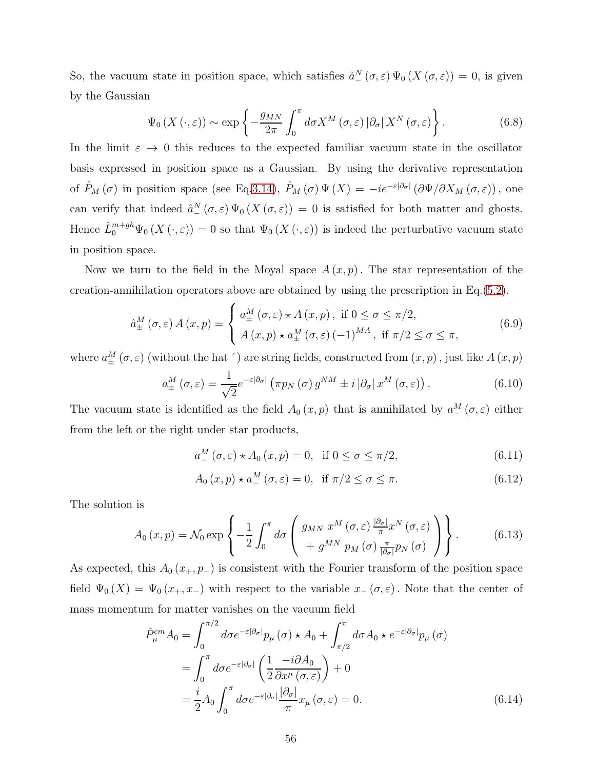So, the vacuum state in position space, which satisfies $\hat{a}_-^N(\sigma,\varepsilon)\Psi_0(X(\sigma,\varepsilon)) = 0$, is given by the Gaussian

$$\Psi_0(X(\cdot,\varepsilon)) \sim \exp\left\{-\frac{g_{MN}}{2\pi}\int_0^\pi d\sigma X^M(\sigma,\varepsilon)\,|\partial_\sigma|\,X^N(\sigma,\varepsilon)\right\}. \tag{6.8}$$

In the limit $\varepsilon \to 0$ this reduces to the expected familiar vacuum state in the oscillator basis expressed in position space as a Gaussian. By using the derivative representation of $\hat{P}_M(\sigma)$ in position space (see Eq.3.14), $\hat{P}_M(\sigma)\Psi(X) = -ie^{-\varepsilon|\partial_\sigma|}(\partial\Psi/\partial X_M(\sigma,\varepsilon))$, one can verify that indeed $\hat{a}_-^N(\sigma,\varepsilon)\Psi_0(X(\sigma,\varepsilon)) = 0$ is satisfied for both matter and ghosts. Hence $\hat{L}_0^{m+gh}\Psi_0(X(\cdot,\varepsilon)) = 0$ so that $\Psi_0(X(\cdot,\varepsilon))$ is indeed the perturbative vacuum state in position space.

Now we turn to the field in the Moyal space $A(x,p)$. The star representation of the creation-annihilation operators above are obtained by using the prescription in Eq.(5.2).

$$\hat{a}_\pm^M(\sigma,\varepsilon)A(x,p) = \begin{cases} a_\pm^M(\sigma,\varepsilon)\star A(x,p), & \text{if } 0\le\sigma\le\pi/2, \\ A(x,p)\star a_\pm^M(\sigma,\varepsilon)(-1)^{MA}, & \text{if } \pi/2\le\sigma\le\pi, \end{cases} \tag{6.9}$$

where $a_\pm^M(\sigma,\varepsilon)$ (without the hat $\hat{}$) are string fields, constructed from $(x,p)$, just like $A(x,p)$

$$a_\pm^M(\sigma,\varepsilon) = \frac{1}{\sqrt{2}}e^{-\varepsilon|\partial_\sigma|}\left(\pi p_N(\sigma)g^{NM} \pm i\,|\partial_\sigma|\,x^M(\sigma,\varepsilon)\right). \tag{6.10}$$

The vacuum state is identified as the field $A_0(x,p)$ that is annihilated by $a_-^M(\sigma,\varepsilon)$ either from the left or the right under star products,

$$a_-^M(\sigma,\varepsilon)\star A_0(x,p) = 0, \quad \text{if } 0\le\sigma\le\pi/2, \tag{6.11}$$

$$A_0(x,p)\star a_-^M(\sigma,\varepsilon) = 0, \quad \text{if } \pi/2\le\sigma\le\pi. \tag{6.12}$$

The solution is

$$A_0(x,p) = \mathcal{N}_0\exp\left\{-\frac{1}{2}\int_0^\pi d\sigma\left(\begin{array}{c} g_{MN}\;x^M(\sigma,\varepsilon)\frac{|\partial_\sigma|}{\pi}x^N(\sigma,\varepsilon) \\ +\;g^{MN}\;p_M(\sigma)\frac{\pi}{|\partial_\sigma|}p_N(\sigma) \end{array}\right)\right\}. \tag{6.13}$$

As expected, this $A_0(x_+,p_-)$ is consistent with the Fourier transform of the position space field $\Psi_0(X) = \Psi_0(x_+,x_-)$ with respect to the variable $x_-(\sigma,\varepsilon)$. Note that the center of mass momentum for matter vanishes on the vacuum field

$$\begin{aligned}
\hat{P}_\mu^{cm}A_0 &= \int_0^{\pi/2}d\sigma e^{-\varepsilon|\partial_\sigma|}p_\mu(\sigma)\star A_0 + \int_{\pi/2}^\pi d\sigma A_0\star e^{-\varepsilon|\partial_\sigma|}p_\mu(\sigma) \\
&= \int_0^\pi d\sigma e^{-\varepsilon|\partial_\sigma|}\left(\frac{1}{2}\frac{-i\partial A_0}{\partial x^\mu(\sigma,\varepsilon)}\right) + 0 \\
&= \frac{i}{2}A_0\int_0^\pi d\sigma e^{-\varepsilon|\partial_\sigma|}\frac{|\partial_\sigma|}{\pi}x_\mu(\sigma,\varepsilon) = 0.
\end{aligned} \tag{6.14}$$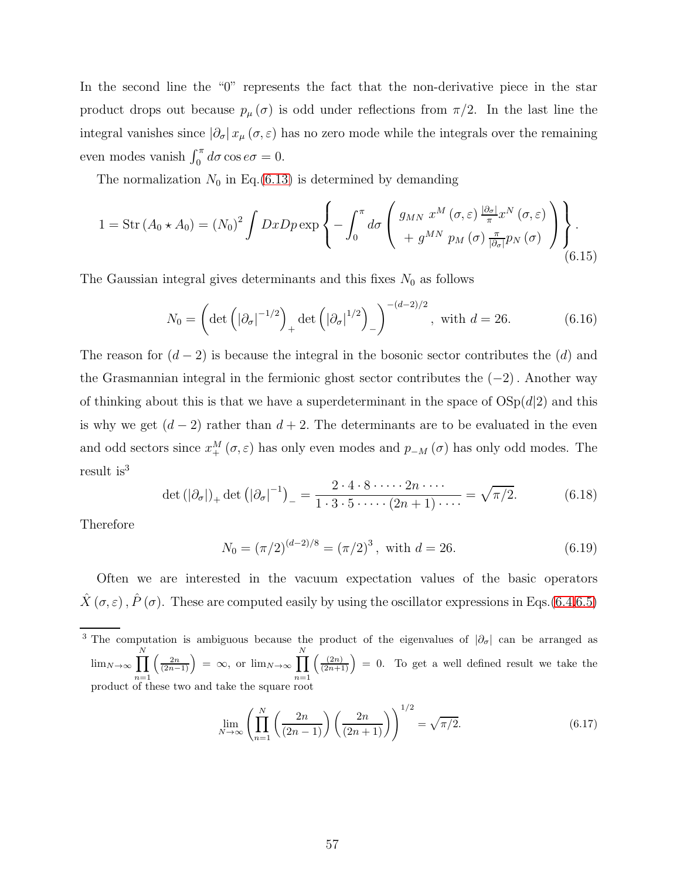In the second line the "0" represents the fact that the non-derivative piece in the star product drops out because $p_\mu(\sigma)$ is odd under reflections from $\pi/2$. In the last line the integral vanishes since $|\partial_\sigma| x_\mu(\sigma,\varepsilon)$ has no zero mode while the integrals over the remaining even modes vanish $\int_0^\pi d\sigma \cos e\sigma = 0$.

The normalization $N_0$ in Eq.(6.13) is determined by demanding

$$
1 = \mathrm{Str}\left(A_0 \star A_0\right) = \left(N_0\right)^2 \int DxDp \exp\left\{ -\int_0^\pi d\sigma \left( \begin{array}{c} g_{MN}\ x^M(\sigma,\varepsilon) \frac{|\partial_\sigma|}{\pi} x^N(\sigma,\varepsilon) \\ +\ g^{MN}\ p_M(\sigma) \frac{\pi}{|\partial_\sigma|} p_N(\sigma) \end{array} \right) \right\}. \tag{6.15}
$$

The Gaussian integral gives determinants and this fixes $N_0$ as follows

$$
N_0 = \left( \det\left( |\partial_\sigma|^{-1/2} \right)_+ \det\left( |\partial_\sigma|^{1/2} \right)_- \right)^{-(d-2)/2}, \text{ with } d = 26. \tag{6.16}
$$

The reason for $(d-2)$ is because the integral in the bosonic sector contributes the $(d)$ and the Grasmannian integral in the fermionic ghost sector contributes the $(-2)$. Another way of thinking about this is that we have a superdeterminant in the space of $\mathrm{OSp}(d|2)$ and this is why we get $(d-2)$ rather than $d+2$. The determinants are to be evaluated in the even and odd sectors since $x_+^M(\sigma,\varepsilon)$ has only even modes and $p_{-M}(\sigma)$ has only odd modes. The result is[3]

$$
\det\left(|\partial_\sigma|\right)_+ \det\left(|\partial_\sigma|^{-1}\right)_- = \frac{2\cdot 4\cdot 8\cdot\cdots\cdot 2n\cdot\cdots}{1\cdot 3\cdot 5\cdot\cdots\cdot(2n+1)\cdot\cdots} = \sqrt{\pi/2}. \tag{6.18}
$$

Therefore

$$
N_0 = (\pi/2)^{(d-2)/8} = (\pi/2)^3, \text{ with } d = 26. \tag{6.19}
$$

Often we are interested in the vacuum expectation values of the basic operators $\hat{X}(\sigma,\varepsilon), \hat{P}(\sigma)$. These are computed easily by using the oscillator expressions in Eqs.(6.4,6.5)

---

[3] The computation is ambiguous because the product of the eigenvalues of $|\partial_\sigma|$ can be arranged as $\lim_{N\to\infty} \prod_{n=1}^N \left(\frac{2n}{(2n-1)}\right) = \infty$, or $\lim_{N\to\infty} \prod_{n=1}^N \left(\frac{(2n)}{(2n+1)}\right) = 0$. To get a well defined result we take the product of these two and take the square root

$$
\lim_{N\to\infty} \left( \prod_{n=1}^N \left(\frac{2n}{(2n-1)}\right)\left(\frac{2n}{(2n+1)}\right) \right)^{1/2} = \sqrt{\pi/2}. \tag{6.17}
$$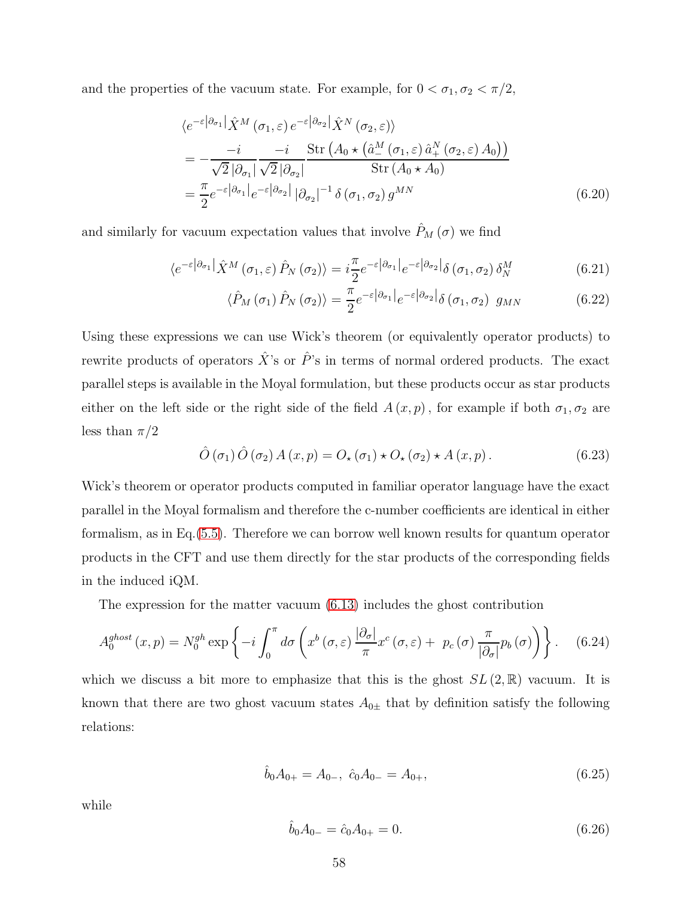and the properties of the vacuum state. For example, for $0<\sigma_1,\sigma_2<\pi/2$,

$$\begin{aligned}
&\langle e^{-\varepsilon|\partial_{\sigma_1}|}\hat{X}^M(\sigma_1,\varepsilon)\, e^{-\varepsilon|\partial_{\sigma_2}|}\hat{X}^N(\sigma_2,\varepsilon)\rangle \\
&= -\frac{-i}{\sqrt{2}\,|\partial_{\sigma_1}|}\frac{-i}{\sqrt{2}\,|\partial_{\sigma_2}|}\frac{\mathrm{Str}\left(A_0\star\left(\hat{a}_-^M(\sigma_1,\varepsilon)\,\hat{a}_+^N(\sigma_2,\varepsilon)\,A_0\right)\right)}{\mathrm{Str}\left(A_0\star A_0\right)} \\
&= \frac{\pi}{2}e^{-\varepsilon|\partial_{\sigma_1}|}e^{-\varepsilon|\partial_{\sigma_2}|}\,|\partial_{\sigma_2}|^{-1}\,\delta(\sigma_1,\sigma_2)\,g^{MN}
\end{aligned} \tag{6.20}$$

and similarly for vacuum expectation values that involve $\hat{P}_M(\sigma)$ we find

$$\langle e^{-\varepsilon|\partial_{\sigma_1}|}\hat{X}^M(\sigma_1,\varepsilon)\,\hat{P}_N(\sigma_2)\rangle = i\frac{\pi}{2}e^{-\varepsilon|\partial_{\sigma_1}|}e^{-\varepsilon|\partial_{\sigma_2}|}\delta(\sigma_1,\sigma_2)\,\delta^M_N \tag{6.21}$$

$$\langle \hat{P}_M(\sigma_1)\,\hat{P}_N(\sigma_2)\rangle = \frac{\pi}{2}e^{-\varepsilon|\partial_{\sigma_1}|}e^{-\varepsilon|\partial_{\sigma_2}|}\delta(\sigma_1,\sigma_2)\;\; g_{MN} \tag{6.22}$$

Using these expressions we can use Wick's theorem (or equivalently operator products) to rewrite products of operators $\hat{X}$'s or $\hat{P}$'s in terms of normal ordered products. The exact parallel steps is available in the Moyal formulation, but these products occur as star products either on the left side or the right side of the field $A(x,p)$, for example if both $\sigma_1,\sigma_2$ are less than $\pi/2$

$$\hat{O}(\sigma_1)\,\hat{O}(\sigma_2)\,A(x,p) = O_\star(\sigma_1)\star O_\star(\sigma_2)\star A(x,p)\,. \tag{6.23}$$

Wick's theorem or operator products computed in familiar operator language have the exact parallel in the Moyal formalism and therefore the c-number coefficients are identical in either formalism, as in Eq.(5.5). Therefore we can borrow well known results for quantum operator products in the CFT and use them directly for the star products of the corresponding fields in the induced iQM.

The expression for the matter vacuum (6.13) includes the ghost contribution

$$A_0^{ghost}(x,p) = N_0^{gh}\exp\left\{-i\int_0^\pi d\sigma\left(x^b(\sigma,\varepsilon)\frac{|\partial_\sigma|}{\pi}x^c(\sigma,\varepsilon) + \; p_c(\sigma)\frac{\pi}{|\partial_\sigma|}p_b(\sigma)\right)\right\}. \tag{6.24}$$

which we discuss a bit more to emphasize that this is the ghost $SL(2,\mathbb{R})$ vacuum. It is known that there are two ghost vacuum states $A_{0\pm}$ that by definition satisfy the following relations:

$$\hat{b}_0 A_{0+} = A_{0-},\;\; \hat{c}_0 A_{0-} = A_{0+}, \tag{6.25}$$

while

$$\hat{b}_0 A_{0-} = \hat{c}_0 A_{0+} = 0. \tag{6.26}$$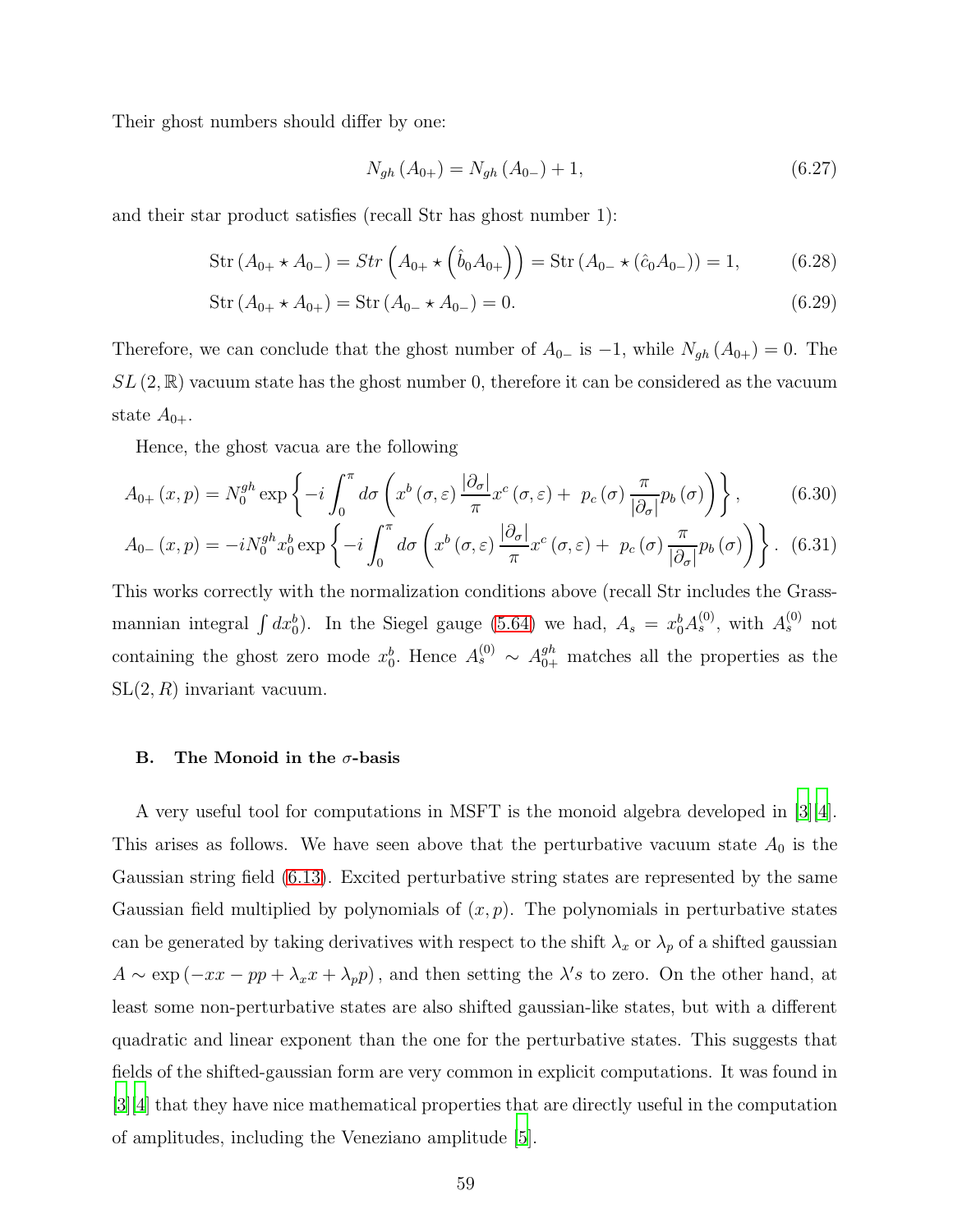Their ghost numbers should differ by one:

$$N_{gh}(A_{0+}) = N_{gh}(A_{0-}) + 1, \tag{6.27}$$

and their star product satisfies (recall Str has ghost number 1):

$$\text{Str}(A_{0+} \star A_{0-}) = Str\left(A_{0+} \star \left(\hat{b}_0 A_{0+}\right)\right) = \text{Str}(A_{0-} \star (\hat{c}_0 A_{0-})) = 1, \tag{6.28}$$

$$\text{Str}(A_{0+} \star A_{0+}) = \text{Str}(A_{0-} \star A_{0-}) = 0. \tag{6.29}$$

Therefore, we can conclude that the ghost number of $A_{0-}$ is $-1$, while $N_{gh}(A_{0+}) = 0$. The $SL(2,\mathbb{R})$ vacuum state has the ghost number 0, therefore it can be considered as the vacuum state $A_{0+}$.

Hence, the ghost vacua are the following

$$A_{0+}(x,p) = N_0^{gh} \exp\left\{-i\int_0^\pi d\sigma \left(x^b(\sigma,\varepsilon)\frac{|\partial_\sigma|}{\pi}x^c(\sigma,\varepsilon) + \ p_c(\sigma)\frac{\pi}{|\partial_\sigma|}p_b(\sigma)\right)\right\}, \tag{6.30}$$

$$A_{0-}(x,p) = -iN_0^{gh}x_0^b \exp\left\{-i\int_0^\pi d\sigma \left(x^b(\sigma,\varepsilon)\frac{|\partial_\sigma|}{\pi}x^c(\sigma,\varepsilon) + \ p_c(\sigma)\frac{\pi}{|\partial_\sigma|}p_b(\sigma)\right)\right\}. \tag{6.31}$$

This works correctly with the normalization conditions above (recall Str includes the Grassmannian integral $\int dx_0^b$). In the Siegel gauge (5.64) we had, $A_s = x_0^b A_s^{(0)}$, with $A_s^{(0)}$ not containing the ghost zero mode $x_0^b$. Hence $A_s^{(0)} \sim A_{0+}^{gh}$ matches all the properties as the $\text{SL}(2,R)$ invariant vacuum.

### B. The Monoid in the $\sigma$-basis

A very useful tool for computations in MSFT is the monoid algebra developed in [3][4]. This arises as follows. We have seen above that the perturbative vacuum state $A_0$ is the Gaussian string field (6.13). Excited perturbative string states are represented by the same Gaussian field multiplied by polynomials of $(x,p)$. The polynomials in perturbative states can be generated by taking derivatives with respect to the shift $\lambda_x$ or $\lambda_p$ of a shifted gaussian $A \sim \exp(-xx - pp + \lambda_x x + \lambda_p p)$, and then setting the $\lambda's$ to zero. On the other hand, at least some non-perturbative states are also shifted gaussian-like states, but with a different quadratic and linear exponent than the one for the perturbative states. This suggests that fields of the shifted-gaussian form are very common in explicit computations. It was found in [3][4] that they have nice mathematical properties that are directly useful in the computation of amplitudes, including the Veneziano amplitude [5].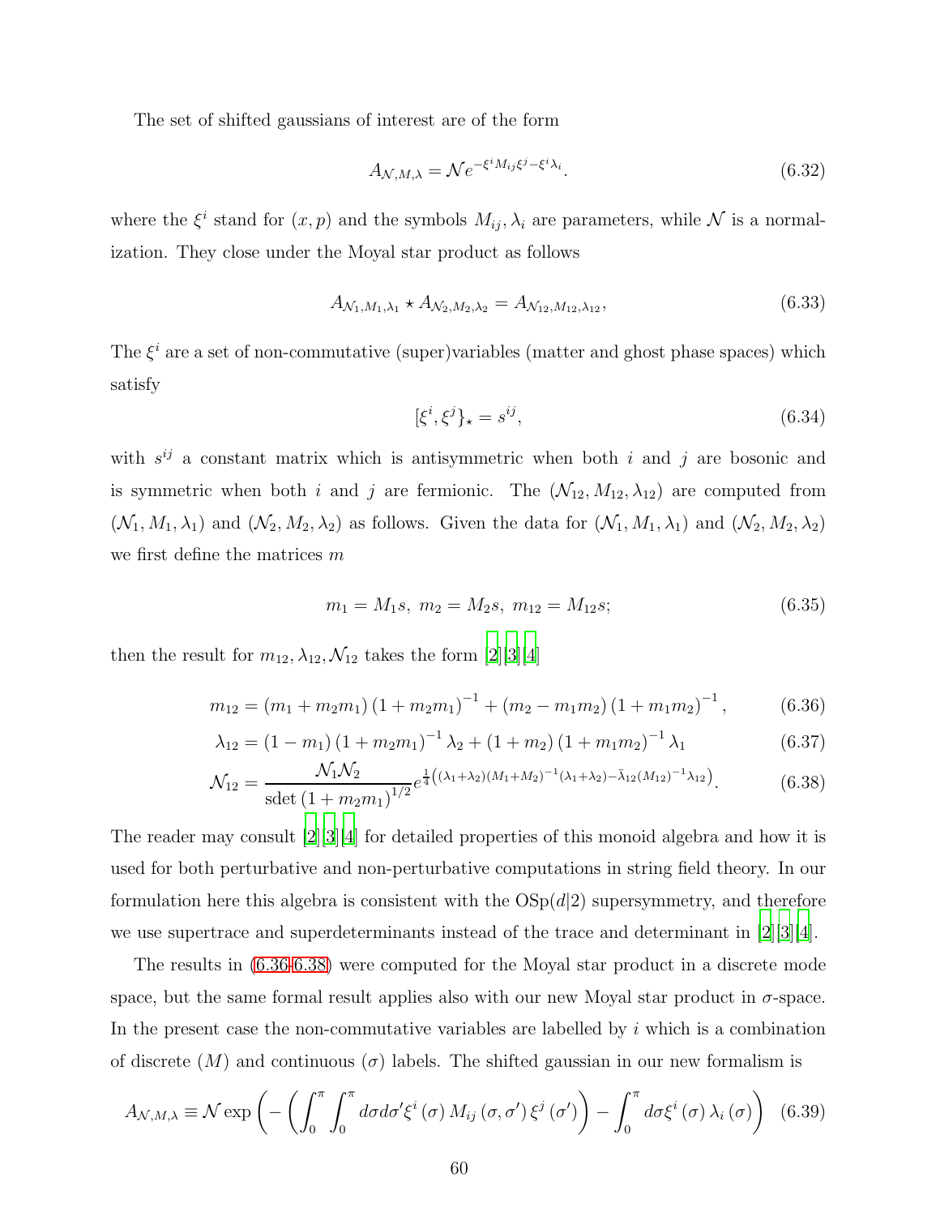The set of shifted gaussians of interest are of the form

$$A_{\mathcal{N},M,\lambda} = \mathcal{N} e^{-\xi^i M_{ij} \xi^j - \xi^i \lambda_i}. \tag{6.32}$$

where the $\xi^i$ stand for $(x, p)$ and the symbols $M_{ij}, \lambda_i$ are parameters, while $\mathcal{N}$ is a normalization. They close under the Moyal star product as follows

$$A_{\mathcal{N}_1,M_1,\lambda_1} \star A_{\mathcal{N}_2,M_2,\lambda_2} = A_{\mathcal{N}_{12},M_{12},\lambda_{12}}, \tag{6.33}$$

The $\xi^i$ are a set of non-commutative (super)variables (matter and ghost phase spaces) which satisfy

$$[\xi^i, \xi^j\}_\star = s^{ij}, \tag{6.34}$$

with $s^{ij}$ a constant matrix which is antisymmetric when both $i$ and $j$ are bosonic and is symmetric when both $i$ and $j$ are fermionic. The $(\mathcal{N}_{12}, M_{12}, \lambda_{12})$ are computed from $(\mathcal{N}_1, M_1, \lambda_1)$ and $(\mathcal{N}_2, M_2, \lambda_2)$ as follows. Given the data for $(\mathcal{N}_1, M_1, \lambda_1)$ and $(\mathcal{N}_2, M_2, \lambda_2)$ we first define the matrices $m$

$$m_1 = M_1 s, \; m_2 = M_2 s, \; m_{12} = M_{12} s; \tag{6.35}$$

then the result for $m_{12}, \lambda_{12}, \mathcal{N}_{12}$ takes the form [2][3][4]

$$m_{12} = (m_1 + m_2 m_1)(1 + m_2 m_1)^{-1} + (m_2 - m_1 m_2)(1 + m_1 m_2)^{-1}, \tag{6.36}$$

$$\lambda_{12} = (1 - m_1)(1 + m_2 m_1)^{-1} \lambda_2 + (1 + m_2)(1 + m_1 m_2)^{-1} \lambda_1 \tag{6.37}$$

$$\mathcal{N}_{12} = \frac{\mathcal{N}_1 \mathcal{N}_2}{\text{sdet}(1 + m_2 m_1)^{1/2}} e^{\frac{1}{4}\left((\lambda_1+\lambda_2)(M_1+M_2)^{-1}(\lambda_1+\lambda_2) - \bar{\lambda}_{12}(M_{12})^{-1}\lambda_{12}\right)}. \tag{6.38}$$

The reader may consult [2][3][4] for detailed properties of this monoid algebra and how it is used for both perturbative and non-perturbative computations in string field theory. In our formulation here this algebra is consistent with the $\text{OSp}(d|2)$ supersymmetry, and therefore we use supertrace and superdeterminants instead of the trace and determinant in [2][3][4].

The results in (6.36-6.38) were computed for the Moyal star product in a discrete mode space, but the same formal result applies also with our new Moyal star product in $\sigma$-space. In the present case the non-commutative variables are labelled by $i$ which is a combination of discrete $(M)$ and continuous $(\sigma)$ labels. The shifted gaussian in our new formalism is

$$A_{\mathcal{N},M,\lambda} \equiv \mathcal{N} \exp\left(-\left(\int_0^\pi \int_0^\pi d\sigma d\sigma' \xi^i(\sigma) M_{ij}(\sigma,\sigma') \xi^j(\sigma')\right) - \int_0^\pi d\sigma \xi^i(\sigma) \lambda_i(\sigma)\right) \tag{6.39}$$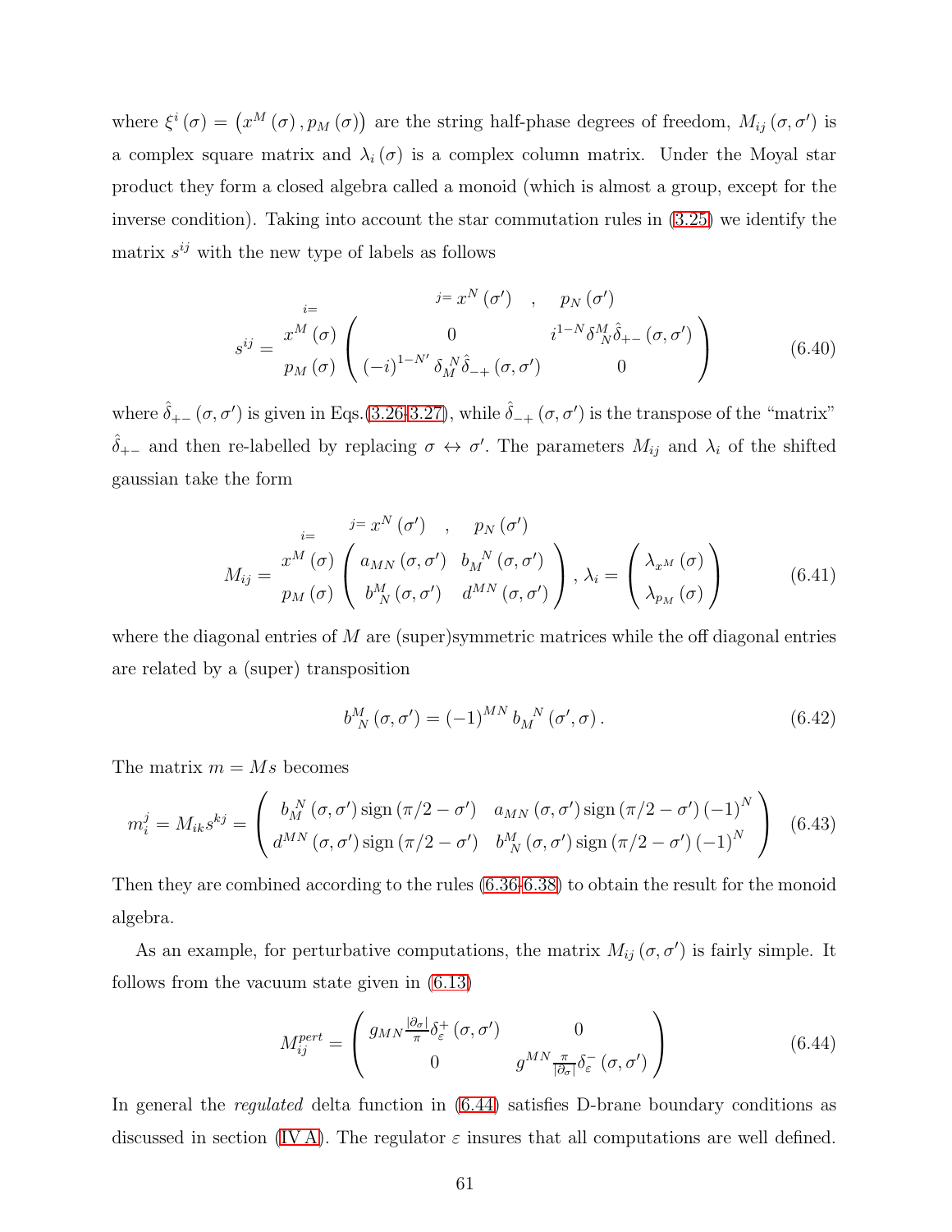where $\xi^i(\sigma) = \left(x^M(\sigma), p_M(\sigma)\right)$ are the string half-phase degrees of freedom, $M_{ij}(\sigma,\sigma')$ is a complex square matrix and $\lambda_i(\sigma)$ is a complex column matrix. Under the Moyal star product they form a closed algebra called a monoid (which is almost a group, except for the inverse condition). Taking into account the star commutation rules in (3.25) we identify the matrix $s^{ij}$ with the new type of labels as follows

$$
s^{ij} = \begin{array}{c} {\scriptstyle i=} \\ x^M(\sigma) \\ p_M(\sigma) \end{array} \begin{array}{c} \begin{array}{cc} {\scriptstyle j=}\ x^N(\sigma') \quad , & \quad p_N(\sigma') \end{array} \\ \left( \begin{array}{cc} 0 & i^{1-N}\delta^M_{\ N}\hat{\delta}_{+-}(\sigma,\sigma') \\ (-i)^{1-N'}\delta_M^{\ N}\hat{\delta}_{-+}(\sigma,\sigma') & 0 \end{array} \right) \end{array} \tag{6.40}
$$

where $\hat{\delta}_{+-}(\sigma,\sigma')$ is given in Eqs.(3.26-3.27), while $\hat{\delta}_{-+}(\sigma,\sigma')$ is the transpose of the "matrix" $\hat{\delta}_{+-}$ and then re-labelled by replacing $\sigma \leftrightarrow \sigma'$. The parameters $M_{ij}$ and $\lambda_i$ of the shifted gaussian take the form

$$
M_{ij} = \begin{array}{c} {\scriptstyle i=} \\ x^M(\sigma) \\ p_M(\sigma) \end{array} \begin{array}{c} \begin{array}{cc} {\scriptstyle j=}\ x^N(\sigma') \quad , & \quad p_N(\sigma') \end{array} \\ \left( \begin{array}{cc} a_{MN}(\sigma,\sigma') & b_M^{\ N}(\sigma,\sigma') \\ b^M_{\ N}(\sigma,\sigma') & d^{MN}(\sigma,\sigma') \end{array} \right) \end{array}, \ \lambda_i = \left( \begin{array}{c} \lambda_{x^M}(\sigma) \\ \lambda_{p_M}(\sigma) \end{array} \right) \tag{6.41}
$$

where the diagonal entries of $M$ are (super)symmetric matrices while the off diagonal entries are related by a (super) transposition

$$
b^M_{\ N}(\sigma,\sigma') = (-1)^{MN}\, b_M^{\ N}(\sigma',\sigma). \tag{6.42}
$$

The matrix $m = Ms$ becomes

$$
m_i^{\ j} = M_{ik}s^{kj} = \left( \begin{array}{cc} b_M^{\ N}(\sigma,\sigma')\,\mathrm{sign}(\pi/2-\sigma') & a_{MN}(\sigma,\sigma')\,\mathrm{sign}(\pi/2-\sigma')\,(-1)^N \\ d^{MN}(\sigma,\sigma')\,\mathrm{sign}(\pi/2-\sigma') & b^M_{\ N}(\sigma,\sigma')\,\mathrm{sign}(\pi/2-\sigma')\,(-1)^N \end{array} \right) \tag{6.43}
$$

Then they are combined according to the rules (6.36-6.38) to obtain the result for the monoid algebra.

As an example, for perturbative computations, the matrix $M_{ij}(\sigma,\sigma')$ is fairly simple. It follows from the vacuum state given in (6.13)

$$
M_{ij}^{pert} = \left( \begin{array}{cc} g_{MN}\frac{|\partial_\sigma|}{\pi}\delta_\varepsilon^+(\sigma,\sigma') & 0 \\ 0 & g^{MN}\frac{\pi}{|\partial_\sigma|}\delta_\varepsilon^-(\sigma,\sigma') \end{array} \right) \tag{6.44}
$$

In general the *regulated* delta function in (6.44) satisfies D-brane boundary conditions as discussed in section (IV A). The regulator $\varepsilon$ insures that all computations are well defined.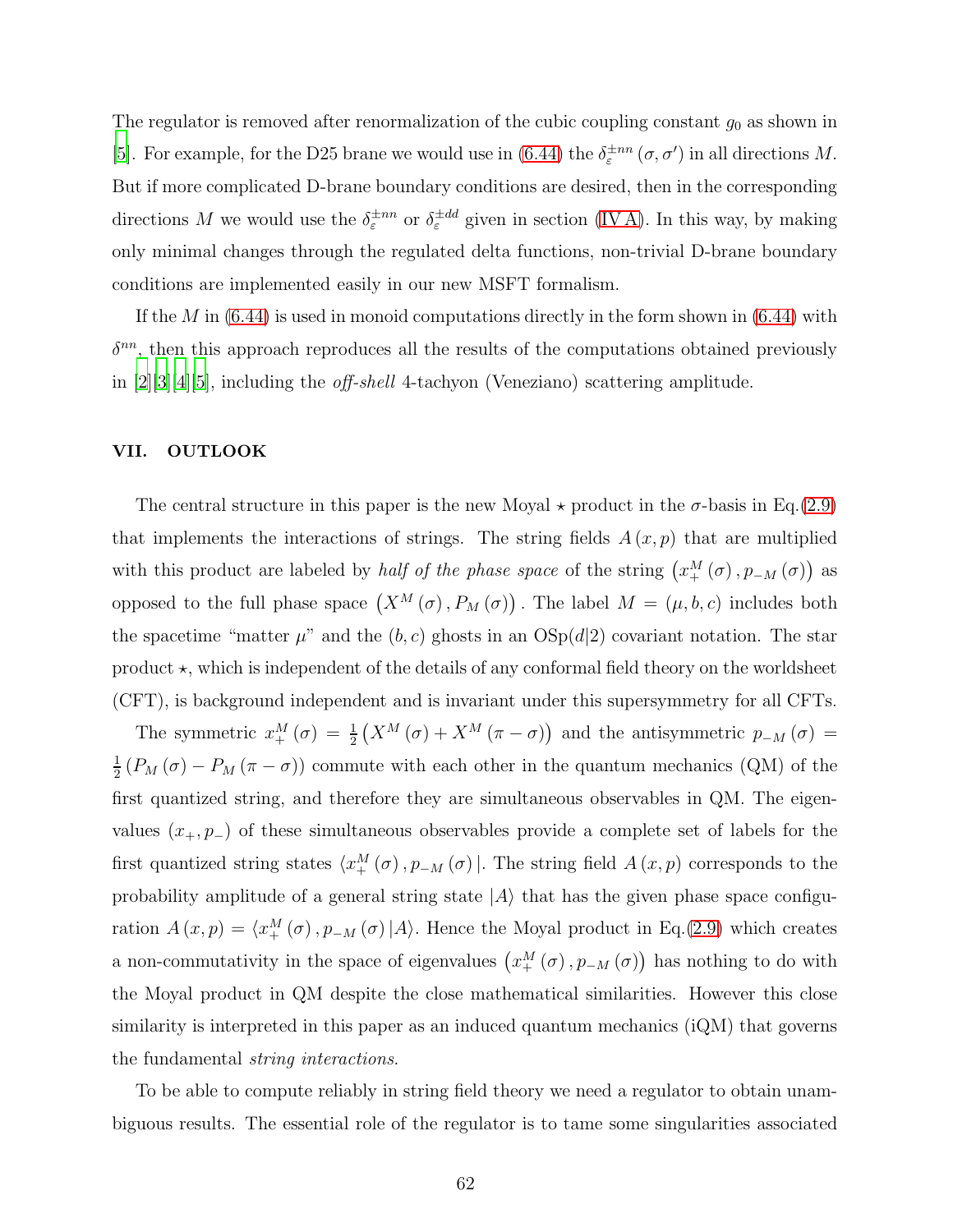The regulator is removed after renormalization of the cubic coupling constant $g_0$ as shown in [5]. For example, for the D25 brane we would use in (6.44) the $\delta_\varepsilon^{\pm nn}(\sigma,\sigma')$ in all directions $M$. But if more complicated D-brane boundary conditions are desired, then in the corresponding directions $M$ we would use the $\delta_\varepsilon^{\pm nn}$ or $\delta_\varepsilon^{\pm dd}$ given in section (IV A). In this way, by making only minimal changes through the regulated delta functions, non-trivial D-brane boundary conditions are implemented easily in our new MSFT formalism.

If the $M$ in (6.44) is used in monoid computations directly in the form shown in (6.44) with $\delta^{nn}$, then this approach reproduces all the results of the computations obtained previously in [2][3][4][5], including the *off-shell* 4-tachyon (Veneziano) scattering amplitude.

## VII. OUTLOOK

The central structure in this paper is the new Moyal $\star$ product in the $\sigma$-basis in Eq.(2.9) that implements the interactions of strings. The string fields $A(x,p)$ that are multiplied with this product are labeled by *half of the phase space* of the string $\left(x_+^M(\sigma), p_{-M}(\sigma)\right)$ as opposed to the full phase space $\left(X^M(\sigma), P_M(\sigma)\right)$. The label $M=(\mu,b,c)$ includes both the spacetime "matter $\mu$" and the $(b,c)$ ghosts in an $\mathrm{OSp}(d|2)$ covariant notation. The star product $\star$, which is independent of the details of any conformal field theory on the worldsheet (CFT), is background independent and is invariant under this supersymmetry for all CFTs.

The symmetric $x_+^M(\sigma)=\frac{1}{2}\left(X^M(\sigma)+X^M(\pi-\sigma)\right)$ and the antisymmetric $p_{-M}(\sigma)=\frac{1}{2}\left(P_M(\sigma)-P_M(\pi-\sigma)\right)$ commute with each other in the quantum mechanics (QM) of the first quantized string, and therefore they are simultaneous observables in QM. The eigenvalues $(x_+,p_-)$ of these simultaneous observables provide a complete set of labels for the first quantized string states $\langle x_+^M(\sigma), p_{-M}(\sigma)|$. The string field $A(x,p)$ corresponds to the probability amplitude of a general string state $|A\rangle$ that has the given phase space configuration $A(x,p)=\langle x_+^M(\sigma), p_{-M}(\sigma)|A\rangle$. Hence the Moyal product in Eq.(2.9) which creates a non-commutativity in the space of eigenvalues $\left(x_+^M(\sigma), p_{-M}(\sigma)\right)$ has nothing to do with the Moyal product in QM despite the close mathematical similarities. However this close similarity is interpreted in this paper as an induced quantum mechanics (iQM) that governs the fundamental *string interactions*.

To be able to compute reliably in string field theory we need a regulator to obtain unambiguous results. The essential role of the regulator is to tame some singularities associated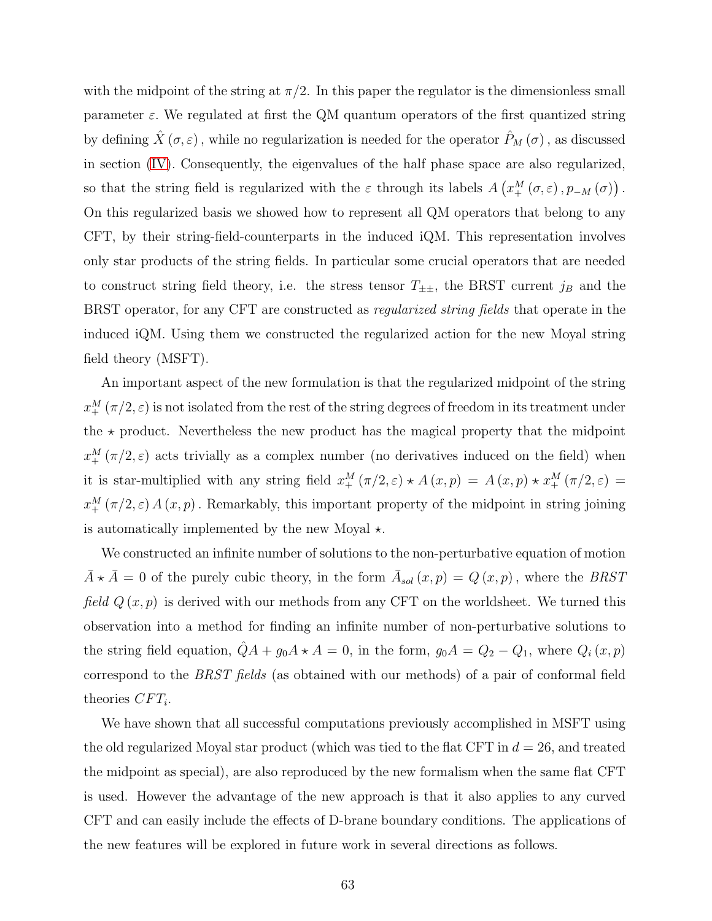with the midpoint of the string at $\pi/2$. In this paper the regulator is the dimensionless small parameter $\varepsilon$. We regulated at first the QM quantum operators of the first quantized string by defining $\hat{X}(\sigma,\varepsilon)$, while no regularization is needed for the operator $\hat{P}_M(\sigma)$, as discussed in section (IV). Consequently, the eigenvalues of the half phase space are also regularized, so that the string field is regularized with the $\varepsilon$ through its labels $A\left(x_+^M(\sigma,\varepsilon), p_{-M}(\sigma)\right)$. On this regularized basis we showed how to represent all QM operators that belong to any CFT, by their string-field-counterparts in the induced iQM. This representation involves only star products of the string fields. In particular some crucial operators that are needed to construct string field theory, i.e. the stress tensor $T_{\pm\pm}$, the BRST current $j_B$ and the BRST operator, for any CFT are constructed as *regularized string fields* that operate in the induced iQM. Using them we constructed the regularized action for the new Moyal string field theory (MSFT).

An important aspect of the new formulation is that the regularized midpoint of the string $x_+^M(\pi/2,\varepsilon)$ is not isolated from the rest of the string degrees of freedom in its treatment under the $\star$ product. Nevertheless the new product has the magical property that the midpoint $x_+^M(\pi/2,\varepsilon)$ acts trivially as a complex number (no derivatives induced on the field) when it is star-multiplied with any string field $x_+^M(\pi/2,\varepsilon)\star A(x,p) = A(x,p)\star x_+^M(\pi/2,\varepsilon) = x_+^M(\pi/2,\varepsilon)A(x,p)$. Remarkably, this important property of the midpoint in string joining is automatically implemented by the new Moyal $\star$.

We constructed an infinite number of solutions to the non-perturbative equation of motion $\bar{A}\star\bar{A}=0$ of the purely cubic theory, in the form $\bar{A}_{sol}(x,p) = Q(x,p)$, where the *BRST field* $Q(x,p)$ is derived with our methods from any CFT on the worldsheet. We turned this observation into a method for finding an infinite number of non-perturbative solutions to the string field equation, $\hat{Q}A + g_0 A\star A = 0$, in the form, $g_0 A = Q_2 - Q_1$, where $Q_i(x,p)$ correspond to the *BRST fields* (as obtained with our methods) of a pair of conformal field theories $CFT_i$.

We have shown that all successful computations previously accomplished in MSFT using the old regularized Moyal star product (which was tied to the flat CFT in $d=26$, and treated the midpoint as special), are also reproduced by the new formalism when the same flat CFT is used. However the advantage of the new approach is that it also applies to any curved CFT and can easily include the effects of D-brane boundary conditions. The applications of the new features will be explored in future work in several directions as follows.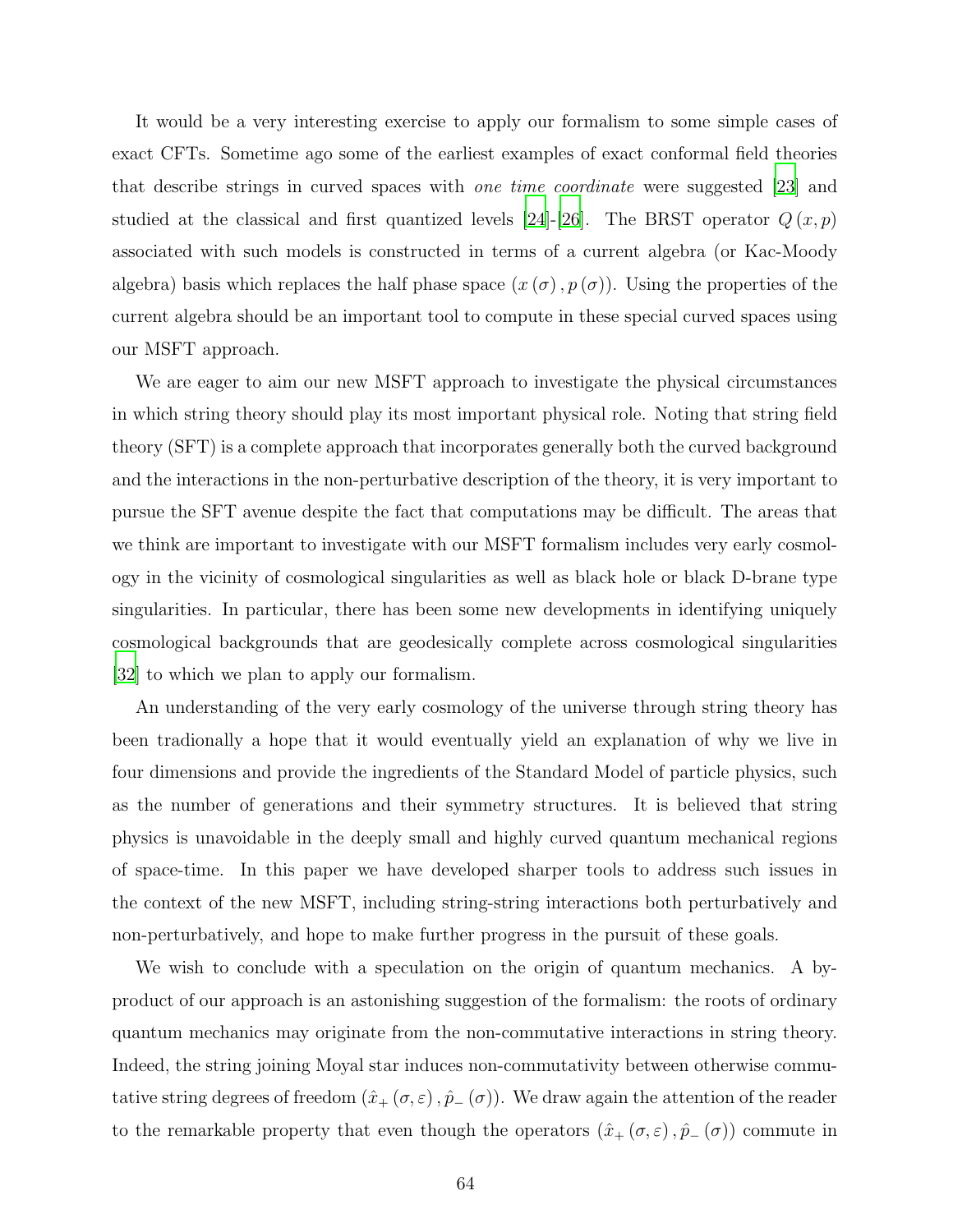It would be a very interesting exercise to apply our formalism to some simple cases of exact CFTs. Sometime ago some of the earliest examples of exact conformal field theories that describe strings in curved spaces with *one time coordinate* were suggested [23] and studied at the classical and first quantized levels [24]-[26]. The BRST operator $Q(x,p)$ associated with such models is constructed in terms of a current algebra (or Kac-Moody algebra) basis which replaces the half phase space $(x(\sigma), p(\sigma))$. Using the properties of the current algebra should be an important tool to compute in these special curved spaces using our MSFT approach.

We are eager to aim our new MSFT approach to investigate the physical circumstances in which string theory should play its most important physical role. Noting that string field theory (SFT) is a complete approach that incorporates generally both the curved background and the interactions in the non-perturbative description of the theory, it is very important to pursue the SFT avenue despite the fact that computations may be difficult. The areas that we think are important to investigate with our MSFT formalism includes very early cosmology in the vicinity of cosmological singularities as well as black hole or black D-brane type singularities. In particular, there has been some new developments in identifying uniquely cosmological backgrounds that are geodesically complete across cosmological singularities [32] to which we plan to apply our formalism.

An understanding of the very early cosmology of the universe through string theory has been tradionally a hope that it would eventually yield an explanation of why we live in four dimensions and provide the ingredients of the Standard Model of particle physics, such as the number of generations and their symmetry structures. It is believed that string physics is unavoidable in the deeply small and highly curved quantum mechanical regions of space-time. In this paper we have developed sharper tools to address such issues in the context of the new MSFT, including string-string interactions both perturbatively and non-perturbatively, and hope to make further progress in the pursuit of these goals.

We wish to conclude with a speculation on the origin of quantum mechanics. A by-product of our approach is an astonishing suggestion of the formalism: the roots of ordinary quantum mechanics may originate from the non-commutative interactions in string theory. Indeed, the string joining Moyal star induces non-commutativity between otherwise commutative string degrees of freedom $(\hat{x}_+(\sigma,\varepsilon), \hat{p}_-(\sigma))$. We draw again the attention of the reader to the remarkable property that even though the operators $(\hat{x}_+(\sigma,\varepsilon), \hat{p}_-(\sigma))$ commute in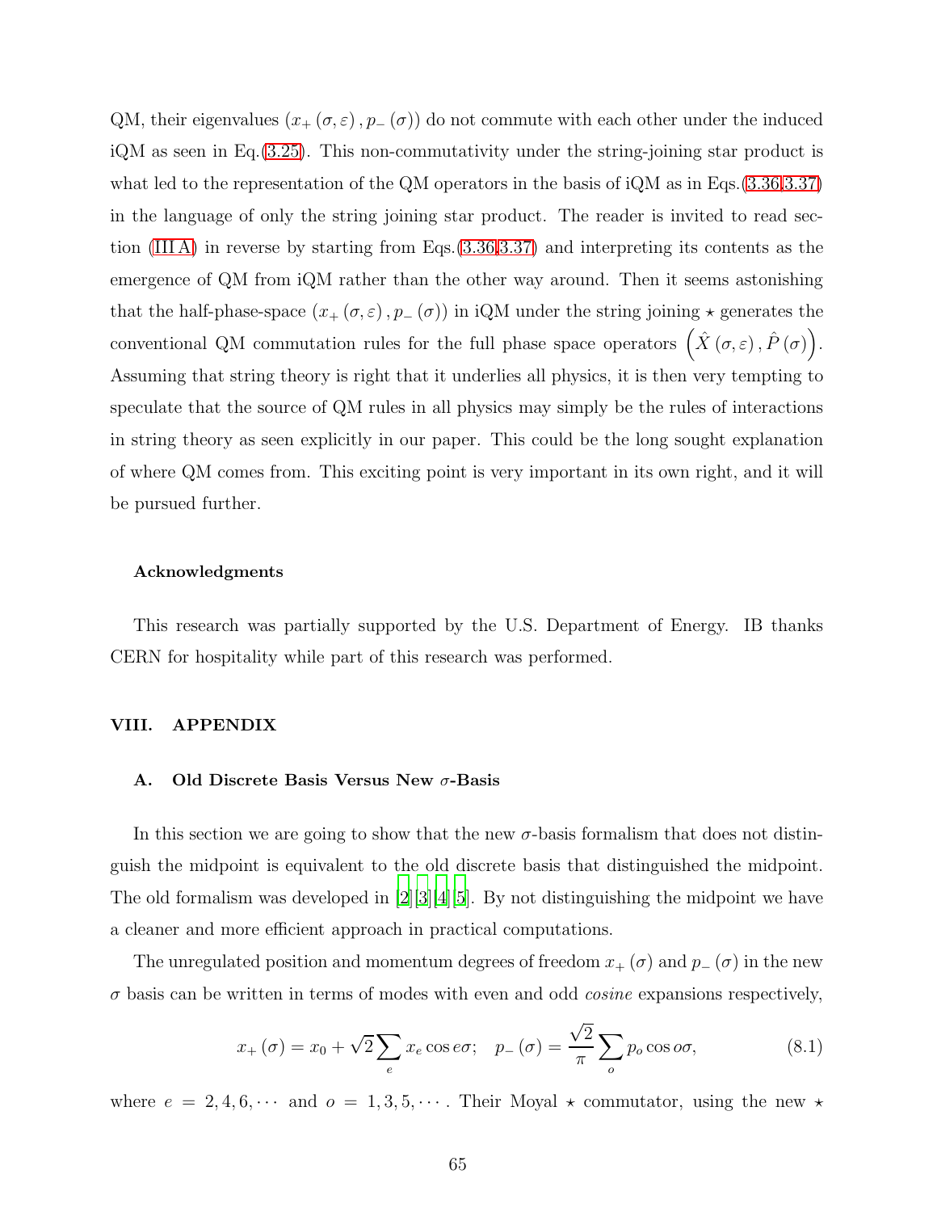QM, their eigenvalues $(x_+(\sigma,\varepsilon), p_-(\sigma))$ do not commute with each other under the induced iQM as seen in Eq.(3.25). This non-commutativity under the string-joining star product is what led to the representation of the QM operators in the basis of iQM as in Eqs.(3.36,3.37) in the language of only the string joining star product. The reader is invited to read section (III A) in reverse by starting from Eqs.(3.36,3.37) and interpreting its contents as the emergence of QM from iQM rather than the other way around. Then it seems astonishing that the half-phase-space $(x_+(\sigma,\varepsilon), p_-(\sigma))$ in iQM under the string joining $\star$ generates the conventional QM commutation rules for the full phase space operators $\left(\hat{X}(\sigma,\varepsilon), \hat{P}(\sigma)\right)$. Assuming that string theory is right that it underlies all physics, it is then very tempting to speculate that the source of QM rules in all physics may simply be the rules of interactions in string theory as seen explicitly in our paper. This could be the long sought explanation of where QM comes from. This exciting point is very important in its own right, and it will be pursued further.

### Acknowledgments

This research was partially supported by the U.S. Department of Energy. IB thanks CERN for hospitality while part of this research was performed.

## VIII. APPENDIX

### A. Old Discrete Basis Versus New $\sigma$-Basis

In this section we are going to show that the new $\sigma$-basis formalism that does not distinguish the midpoint is equivalent to the old discrete basis that distinguished the midpoint. The old formalism was developed in [2][3][4][5]. By not distinguishing the midpoint we have a cleaner and more efficient approach in practical computations.

The unregulated position and momentum degrees of freedom $x_+(\sigma)$ and $p_-(\sigma)$ in the new $\sigma$ basis can be written in terms of modes with even and odd *cosine* expansions respectively,

$$x_+(\sigma) = x_0 + \sqrt{2}\sum_e x_e \cos e\sigma; \quad p_-(\sigma) = \frac{\sqrt{2}}{\pi}\sum_o p_o \cos o\sigma, \tag{8.1}$$

where $e = 2, 4, 6, \cdots$ and $o = 1, 3, 5, \cdots$. Their Moyal $\star$ commutator, using the new $\star$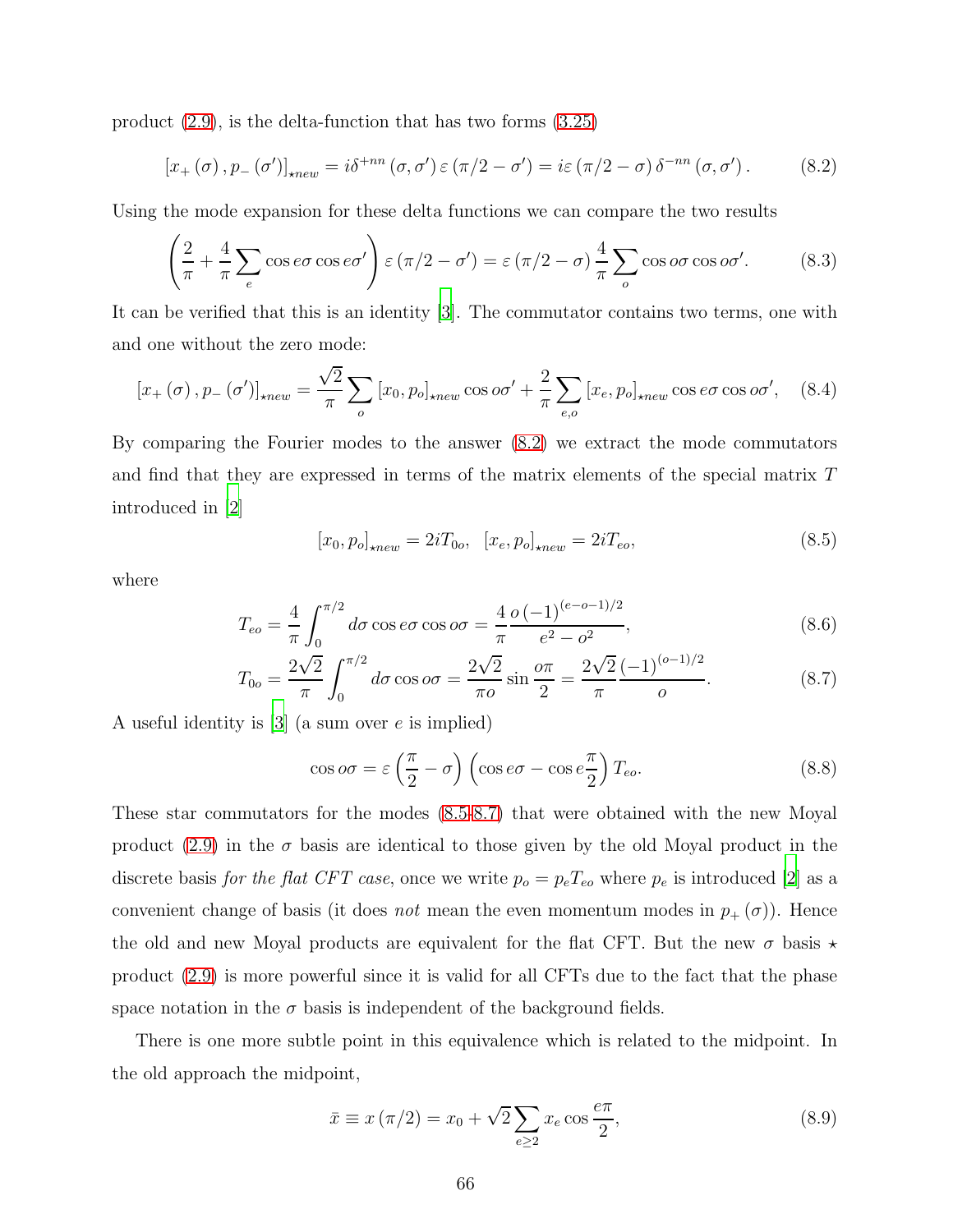product (2.9), is the delta-function that has two forms (3.25)

$$[x_+(\sigma), p_-(\sigma')]_{\star new} = i\delta^{+nn}(\sigma,\sigma')\,\varepsilon(\pi/2-\sigma') = i\varepsilon(\pi/2-\sigma)\,\delta^{-nn}(\sigma,\sigma'). \tag{8.2}$$

Using the mode expansion for these delta functions we can compare the two results

$$\left(\frac{2}{\pi}+\frac{4}{\pi}\sum_e \cos e\sigma\cos e\sigma'\right)\varepsilon(\pi/2-\sigma') = \varepsilon(\pi/2-\sigma)\,\frac{4}{\pi}\sum_o \cos o\sigma\cos o\sigma'. \tag{8.3}$$

It can be verified that this is an identity [3]. The commutator contains two terms, one with and one without the zero mode:

$$[x_+(\sigma), p_-(\sigma')]_{\star new} = \frac{\sqrt{2}}{\pi}\sum_o [x_0, p_o]_{\star new}\cos o\sigma' + \frac{2}{\pi}\sum_{e,o}[x_e, p_o]_{\star new}\cos e\sigma\cos o\sigma', \tag{8.4}$$

By comparing the Fourier modes to the answer (8.2) we extract the mode commutators and find that they are expressed in terms of the matrix elements of the special matrix $T$ introduced in [2]

$$[x_0, p_o]_{\star new} = 2iT_{0o}, \quad [x_e, p_o]_{\star new} = 2iT_{eo}, \tag{8.5}$$

where

$$T_{eo} = \frac{4}{\pi}\int_0^{\pi/2} d\sigma\cos e\sigma\cos o\sigma = \frac{4}{\pi}\frac{o\,(-1)^{(e-o-1)/2}}{e^2-o^2}, \tag{8.6}$$

$$T_{0o} = \frac{2\sqrt{2}}{\pi}\int_0^{\pi/2} d\sigma\cos o\sigma = \frac{2\sqrt{2}}{\pi o}\sin\frac{o\pi}{2} = \frac{2\sqrt{2}}{\pi}\frac{(-1)^{(o-1)/2}}{o}. \tag{8.7}$$

A useful identity is [3] (a sum over $e$ is implied)

$$\cos o\sigma = \varepsilon\left(\frac{\pi}{2}-\sigma\right)\left(\cos e\sigma - \cos e\frac{\pi}{2}\right)T_{eo}. \tag{8.8}$$

These star commutators for the modes (8.5-8.7) that were obtained with the new Moyal product (2.9) in the $\sigma$ basis are identical to those given by the old Moyal product in the discrete basis *for the flat CFT case*, once we write $p_o = p_e T_{eo}$ where $p_e$ is introduced [2] as a convenient change of basis (it does *not* mean the even momentum modes in $p_+(\sigma)$). Hence the old and new Moyal products are equivalent for the flat CFT. But the new $\sigma$ basis $\star$ product (2.9) is more powerful since it is valid for all CFTs due to the fact that the phase space notation in the $\sigma$ basis is independent of the background fields.

There is one more subtle point in this equivalence which is related to the midpoint. In the old approach the midpoint,

$$\bar{x} \equiv x(\pi/2) = x_0 + \sqrt{2}\sum_{e\geq 2} x_e\cos\frac{e\pi}{2}, \tag{8.9}$$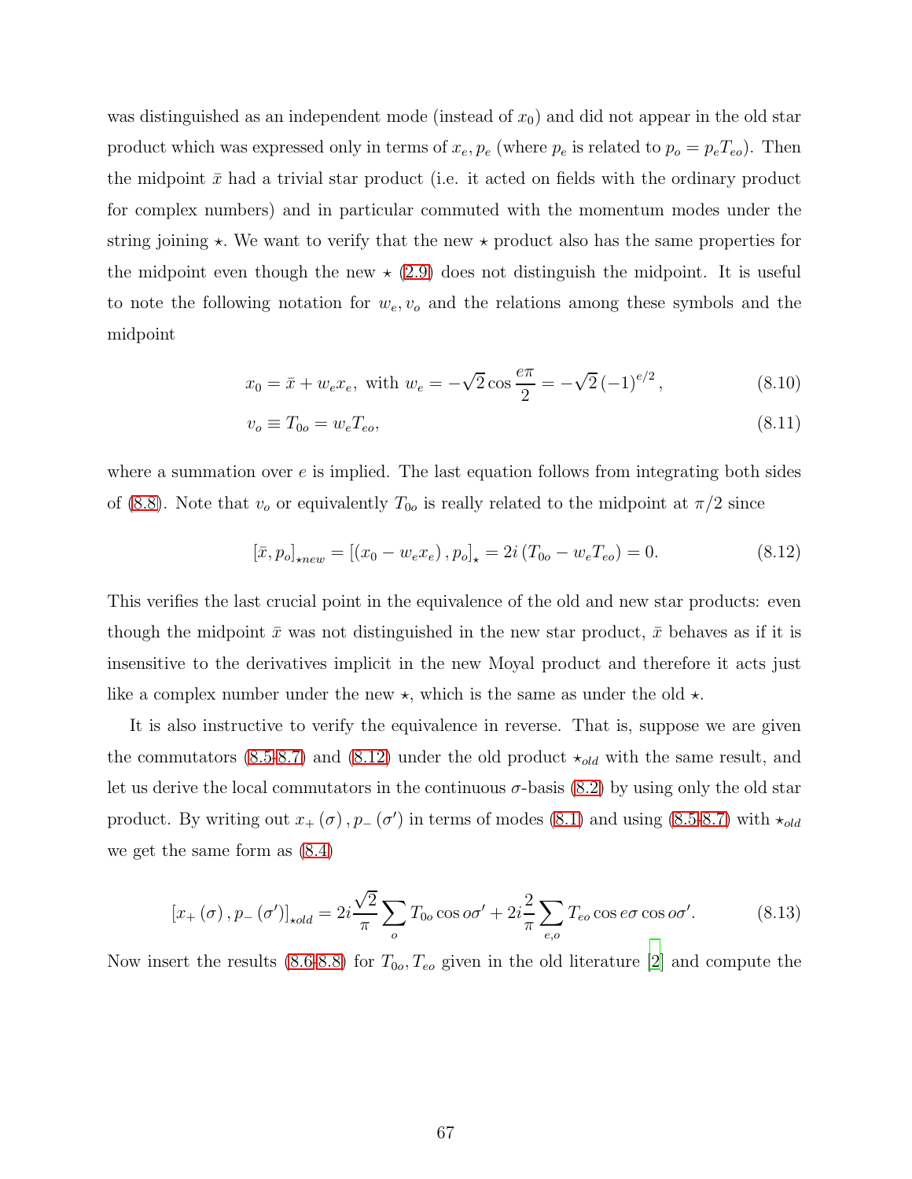was distinguished as an independent mode (instead of $x_0$) and did not appear in the old star product which was expressed only in terms of $x_e, p_e$ (where $p_e$ is related to $p_o = p_e T_{eo}$). Then the midpoint $\bar{x}$ had a trivial star product (i.e. it acted on fields with the ordinary product for complex numbers) and in particular commuted with the momentum modes under the string joining $\star$. We want to verify that the new $\star$ product also has the same properties for the midpoint even though the new $\star$ (2.9) does not distinguish the midpoint. It is useful to note the following notation for $w_e, v_o$ and the relations among these symbols and the midpoint

$$x_0 = \bar{x} + w_e x_e, \text{ with } w_e = -\sqrt{2}\cos\frac{e\pi}{2} = -\sqrt{2}\,(-1)^{e/2}, \tag{8.10}$$

$$v_o \equiv T_{0o} = w_e T_{eo}, \tag{8.11}$$

where a summation over $e$ is implied. The last equation follows from integrating both sides of (8.8). Note that $v_o$ or equivalently $T_{0o}$ is really related to the midpoint at $\pi/2$ since

$$[\bar{x}, p_o]_{\star new} = [(x_0 - w_e x_e), p_o]_\star = 2i\,(T_{0o} - w_e T_{eo}) = 0. \tag{8.12}$$

This verifies the last crucial point in the equivalence of the old and new star products: even though the midpoint $\bar{x}$ was not distinguished in the new star product, $\bar{x}$ behaves as if it is insensitive to the derivatives implicit in the new Moyal product and therefore it acts just like a complex number under the new $\star$, which is the same as under the old $\star$.

It is also instructive to verify the equivalence in reverse. That is, suppose we are given the commutators (8.5-8.7) and (8.12) under the old product $\star_{old}$ with the same result, and let us derive the local commutators in the continuous $\sigma$-basis (8.2) by using only the old star product. By writing out $x_+(\sigma), p_-(\sigma')$ in terms of modes (8.1) and using (8.5-8.7) with $\star_{old}$ we get the same form as (8.4)

$$[x_+(\sigma), p_-(\sigma')]_{\star old} = 2i\frac{\sqrt{2}}{\pi}\sum_o T_{0o}\cos o\sigma' + 2i\frac{2}{\pi}\sum_{e,o} T_{eo}\cos e\sigma\cos o\sigma'. \tag{8.13}$$

Now insert the results (8.6-8.8) for $T_{0o}, T_{eo}$ given in the old literature [2] and compute the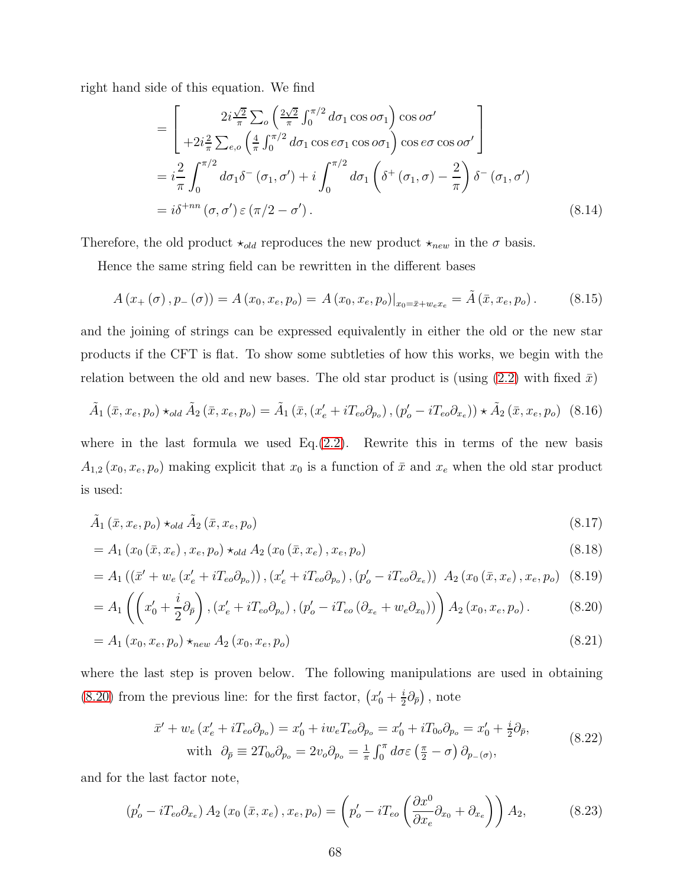right hand side of this equation. We find

$$
\begin{aligned}
&= \left[ \begin{array}{c} 2i\frac{\sqrt{2}}{\pi}\sum_o \left(\frac{2\sqrt{2}}{\pi}\int_0^{\pi/2} d\sigma_1 \cos o\sigma_1\right)\cos o\sigma' \\ +2i\frac{2}{\pi}\sum_{e,o}\left(\frac{4}{\pi}\int_0^{\pi/2} d\sigma_1 \cos e\sigma_1 \cos o\sigma_1\right)\cos e\sigma \cos o\sigma' \end{array}\right] \\
&= i\frac{2}{\pi}\int_0^{\pi/2} d\sigma_1 \delta^-(\sigma_1,\sigma') + i\int_0^{\pi/2} d\sigma_1 \left(\delta^+(\sigma_1,\sigma) - \frac{2}{\pi}\right)\delta^-(\sigma_1,\sigma') \\
&= i\delta^{+nn}(\sigma,\sigma')\,\varepsilon(\pi/2-\sigma').
\end{aligned} \tag{8.14}
$$

Therefore, the old product $\star_{old}$ reproduces the new product $\star_{new}$ in the $\sigma$ basis.

Hence the same string field can be rewritten in the different bases

$$
A(x_+(\sigma), p_-(\sigma)) = A(x_0, x_e, p_o) = A(x_0, x_e, p_o)\big|_{x_0 = \bar{x} + w_e x_e} = \tilde{A}(\bar{x}, x_e, p_o). \tag{8.15}
$$

and the joining of strings can be expressed equivalently in either the old or the new star products if the CFT is flat. To show some subtleties of how this works, we begin with the relation between the old and new bases. The old star product is (using (2.2) with fixed $\bar{x}$)

$$
\tilde{A}_1(\bar{x}, x_e, p_o) \star_{old} \tilde{A}_2(\bar{x}, x_e, p_o) = \tilde{A}_1(\bar{x}, (x_e' + iT_{eo}\partial_{p_o}), (p_o' - iT_{eo}\partial_{x_e})) \star \tilde{A}_2(\bar{x}, x_e, p_o) \tag{8.16}
$$

where in the last formula we used Eq.(2.2). Rewrite this in terms of the new basis $A_{1,2}(x_0, x_e, p_o)$ making explicit that $x_0$ is a function of $\bar{x}$ and $x_e$ when the old star product is used:

$$
\tilde{A}_1(\bar{x}, x_e, p_o) \star_{old} \tilde{A}_2(\bar{x}, x_e, p_o) \tag{8.17}
$$

$$
= A_1(x_0(\bar{x}, x_e), x_e, p_o) \star_{old} A_2(x_0(\bar{x}, x_e), x_e, p_o) \tag{8.18}
$$

$$
= A_1((\bar{x}' + w_e(x_e' + iT_{eo}\partial_{p_o})), (x_e' + iT_{eo}\partial_{p_o}), (p_o' - iT_{eo}\partial_{x_e}))\ A_2(x_0(\bar{x}, x_e), x_e, p_o) \tag{8.19}
$$

$$
= A_1\left(\left(x_0' + \frac{i}{2}\partial_{\bar{p}}\right), (x_e' + iT_{eo}\partial_{p_o}), (p_o' - iT_{eo}(\partial_{x_e} + w_e\partial_{x_0}))\right) A_2(x_0, x_e, p_o). \tag{8.20}
$$

$$
= A_1(x_0, x_e, p_o) \star_{new} A_2(x_0, x_e, p_o) \tag{8.21}
$$

where the last step is proven below. The following manipulations are used in obtaining (8.20) from the previous line: for the first factor, $\left(x_0' + \frac{i}{2}\partial_{\bar{p}}\right)$, note

$$
\begin{gathered}
\bar{x}' + w_e(x_e' + iT_{eo}\partial_{p_o}) = x_0' + iw_e T_{eo}\partial_{p_o} = x_0' + iT_{0o}\partial_{p_o} = x_0' + \tfrac{i}{2}\partial_{\bar{p}}, \\
\text{with } \ \partial_{\bar{p}} \equiv 2T_{0o}\partial_{p_o} = 2v_o\partial_{p_o} = \tfrac{1}{\pi}\int_0^\pi d\sigma\,\varepsilon\left(\tfrac{\pi}{2} - \sigma\right)\partial_{p_-(\sigma)},
\end{gathered} \tag{8.22}
$$

and for the last factor note,

$$
(p_o' - iT_{eo}\partial_{x_e})\,A_2(x_0(\bar{x}, x_e), x_e, p_o) = \left(p_o' - iT_{eo}\left(\frac{\partial x^0}{\partial x_e}\partial_{x_0} + \partial_{x_e}\right)\right)A_2, \tag{8.23}
$$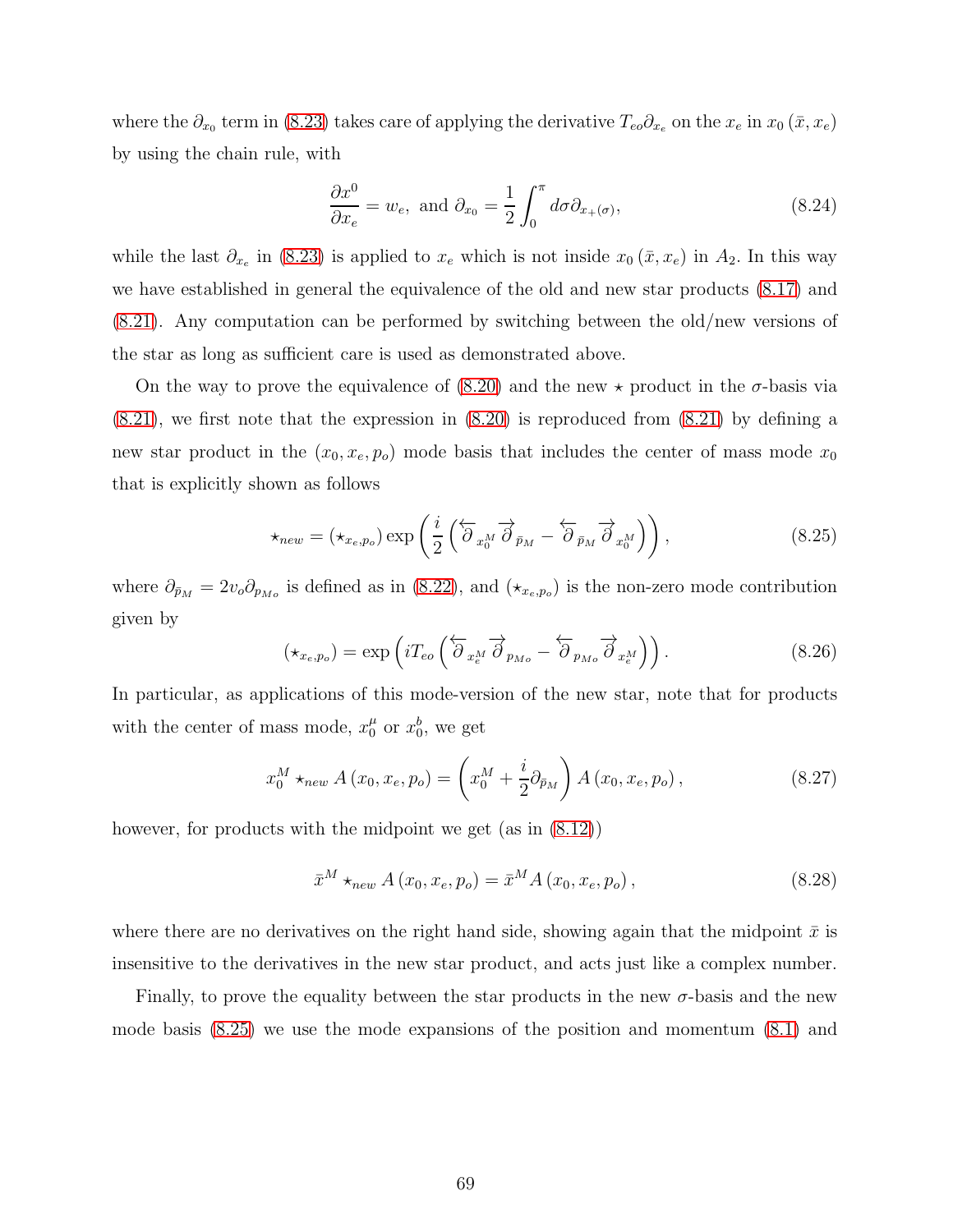where the $\partial_{x_0}$ term in (8.23) takes care of applying the derivative $T_{eo}\partial_{x_e}$ on the $x_e$ in $x_0(\bar{x}, x_e)$ by using the chain rule, with

$$\frac{\partial x^0}{\partial x_e} = w_e, \text{ and } \partial_{x_0} = \frac{1}{2}\int_0^\pi d\sigma \partial_{x_+(\sigma)}, \tag{8.24}$$

while the last $\partial_{x_e}$ in (8.23) is applied to $x_e$ which is not inside $x_0(\bar{x}, x_e)$ in $A_2$. In this way we have established in general the equivalence of the old and new star products (8.17) and (8.21). Any computation can be performed by switching between the old/new versions of the star as long as sufficient care is used as demonstrated above.

On the way to prove the equivalence of (8.20) and the new $\star$ product in the $\sigma$-basis via (8.21), we first note that the expression in (8.20) is reproduced from (8.21) by defining a new star product in the $(x_0, x_e, p_o)$ mode basis that includes the center of mass mode $x_0$ that is explicitly shown as follows

$$\star_{new} = (\star_{x_e,p_o}) \exp\left(\frac{i}{2}\left(\overleftarrow{\partial}_{x_0^M}\overrightarrow{\partial}_{\bar{p}_M} - \overleftarrow{\partial}_{\bar{p}_M}\overrightarrow{\partial}_{x_0^M}\right)\right), \tag{8.25}$$

where $\partial_{\bar{p}_M} = 2v_o\partial_{p_{Mo}}$ is defined as in (8.22), and $(\star_{x_e,p_o})$ is the non-zero mode contribution given by

$$(\star_{x_e,p_o}) = \exp\left(iT_{eo}\left(\overleftarrow{\partial}_{x_e^M}\overrightarrow{\partial}_{p_{Mo}} - \overleftarrow{\partial}_{p_{Mo}}\overrightarrow{\partial}_{x_e^M}\right)\right). \tag{8.26}$$

In particular, as applications of this mode-version of the new star, note that for products with the center of mass mode, $x_0^\mu$ or $x_0^b$, we get

$$x_0^M \star_{new} A(x_0, x_e, p_o) = \left(x_0^M + \frac{i}{2}\partial_{\bar{p}_M}\right) A(x_0, x_e, p_o), \tag{8.27}$$

however, for products with the midpoint we get (as in (8.12))

$$\bar{x}^M \star_{new} A(x_0, x_e, p_o) = \bar{x}^M A(x_0, x_e, p_o), \tag{8.28}$$

where there are no derivatives on the right hand side, showing again that the midpoint $\bar{x}$ is insensitive to the derivatives in the new star product, and acts just like a complex number.

Finally, to prove the equality between the star products in the new $\sigma$-basis and the new mode basis (8.25) we use the mode expansions of the position and momentum (8.1) and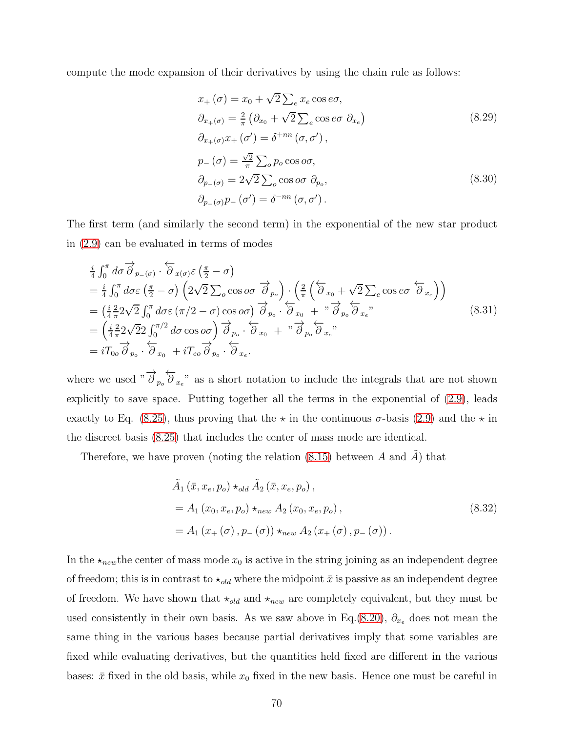compute the mode expansion of their derivatives by using the chain rule as follows:

$$
\begin{aligned}
&x_+(\sigma) = x_0 + \sqrt{2}\sum_e x_e \cos e\sigma, \\
&\partial_{x_+(\sigma)} = \tfrac{2}{\pi}\left(\partial_{x_0} + \sqrt{2}\sum_e \cos e\sigma \ \partial_{x_e}\right) \\
&\partial_{x_+(\sigma)} x_+(\sigma') = \delta^{+nn}(\sigma,\sigma'),
\end{aligned}
\tag{8.29}
$$

$$
\begin{aligned}
&p_-(\sigma) = \tfrac{\sqrt{2}}{\pi}\sum_o p_o \cos o\sigma, \\
&\partial_{p_-(\sigma)} = 2\sqrt{2}\sum_o \cos o\sigma \ \partial_{p_o}, \\
&\partial_{p_-(\sigma)} p_-(\sigma') = \delta^{-nn}(\sigma,\sigma').
\end{aligned}
\tag{8.30}
$$

The first term (and similarly the second term) in the exponential of the new star product in (2.9) can be evaluated in terms of modes

$$
\begin{aligned}
&\tfrac{i}{4}\int_0^\pi d\sigma \overrightarrow{\partial}_{p_-(\sigma)} \cdot \overleftarrow{\partial}_{x(\sigma)} \varepsilon\left(\tfrac{\pi}{2}-\sigma\right) \\
&= \tfrac{i}{4}\int_0^\pi d\sigma \varepsilon\left(\tfrac{\pi}{2}-\sigma\right)\left(2\sqrt{2}\sum_o \cos o\sigma \ \overrightarrow{\partial}_{p_o}\right)\cdot\left(\tfrac{2}{\pi}\left(\overleftarrow{\partial}_{x_0} + \sqrt{2}\sum_e \cos e\sigma \ \overleftarrow{\partial}_{x_e}\right)\right) \\
&= \left(\tfrac{i}{4}\tfrac{2}{\pi}2\sqrt{2}\int_0^\pi d\sigma \varepsilon\left(\pi/2-\sigma\right)\cos o\sigma\right)\overrightarrow{\partial}_{p_o}\cdot\overleftarrow{\partial}_{x_0} \ + \ "\overrightarrow{\partial}_{p_o}\overleftarrow{\partial}_{x_e}" \\
&= \left(\tfrac{i}{4}\tfrac{2}{\pi}2\sqrt{2}2\int_0^{\pi/2} d\sigma \cos o\sigma\right)\overrightarrow{\partial}_{p_o}\cdot\overleftarrow{\partial}_{x_0} \ + \ "\overrightarrow{\partial}_{p_o}\overleftarrow{\partial}_{x_e}" \\
&= iT_{0o}\overrightarrow{\partial}_{p_o}\cdot\overleftarrow{\partial}_{x_0} \ + iT_{eo}\overrightarrow{\partial}_{p_o}\cdot\overleftarrow{\partial}_{x_e}.
\end{aligned}
\tag{8.31}
$$

where we used $"\overrightarrow{\partial}_{p_o}\overleftarrow{\partial}_{x_e}"$ as a short notation to include the integrals that are not shown explicitly to save space. Putting together all the terms in the exponential of (2.9), leads exactly to Eq. (8.25), thus proving that the $\star$ in the continuous $\sigma$-basis (2.9) and the $\star$ in the discreet basis (8.25) that includes the center of mass mode are identical.

Therefore, we have proven (noting the relation (8.15) between $A$ and $\tilde{A}$) that

$$
\begin{aligned}
&\tilde{A}_1(\bar{x}, x_e, p_o) \star_{old} \tilde{A}_2(\bar{x}, x_e, p_o), \\
&= A_1(x_0, x_e, p_o) \star_{new} A_2(x_0, x_e, p_o), \\
&= A_1(x_+(\sigma), p_-(\sigma)) \star_{new} A_2(x_+(\sigma), p_-(\sigma)).
\end{aligned}
\tag{8.32}
$$

In the $\star_{new}$the center of mass mode $x_0$ is active in the string joining as an independent degree of freedom; this is in contrast to $\star_{old}$ where the midpoint $\bar{x}$ is passive as an independent degree of freedom. We have shown that $\star_{old}$ and $\star_{new}$ are completely equivalent, but they must be used consistently in their own basis. As we saw above in Eq.(8.20), $\partial_{x_e}$ does not mean the same thing in the various bases because partial derivatives imply that some variables are fixed while evaluating derivatives, but the quantities held fixed are different in the various bases: $\bar{x}$ fixed in the old basis, while $x_0$ fixed in the new basis. Hence one must be careful in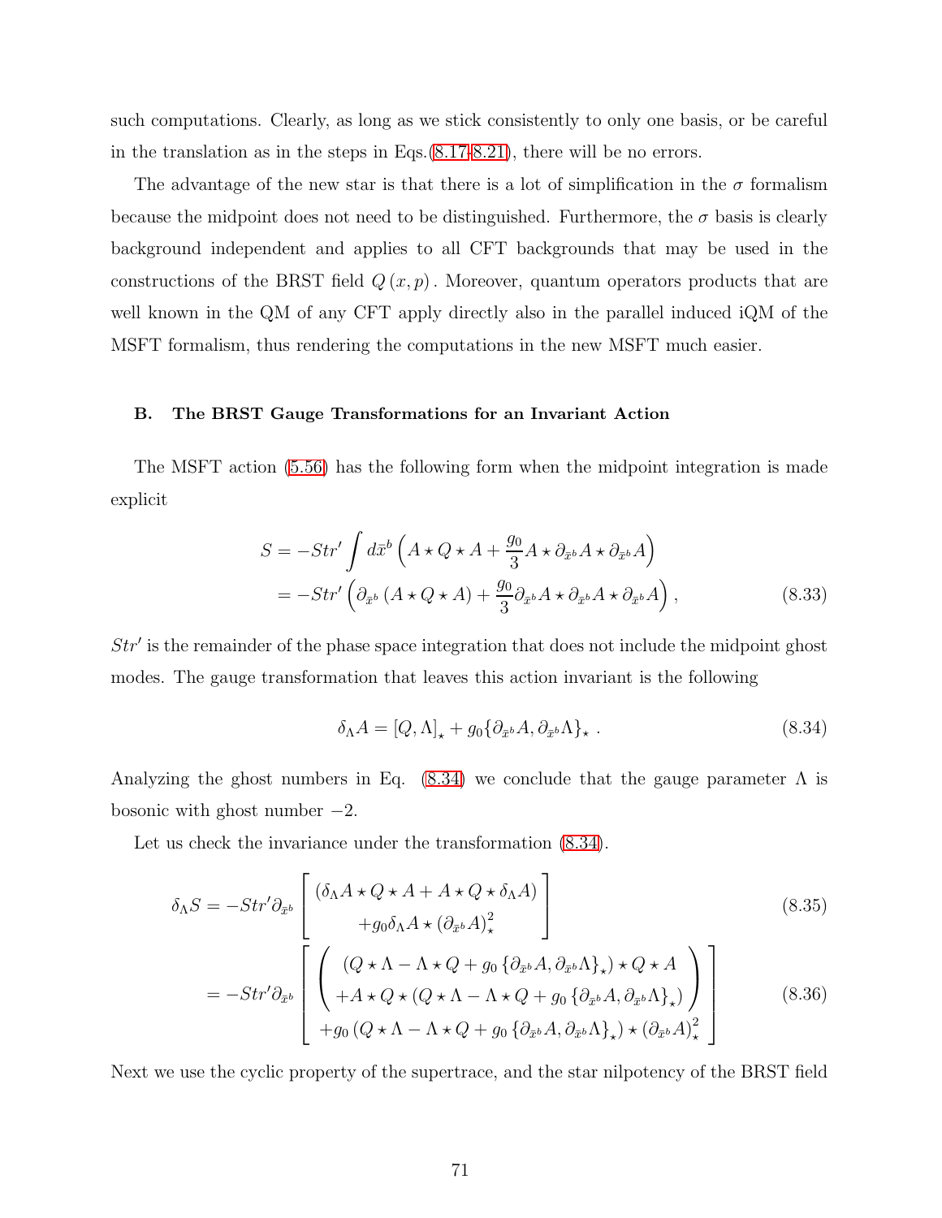such computations. Clearly, as long as we stick consistently to only one basis, or be careful in the translation as in the steps in Eqs.(8.17-8.21), there will be no errors.

The advantage of the new star is that there is a lot of simplification in the $\sigma$ formalism because the midpoint does not need to be distinguished. Furthermore, the $\sigma$ basis is clearly background independent and applies to all CFT backgrounds that may be used in the constructions of the BRST field $Q(x,p)$. Moreover, quantum operators products that are well known in the QM of any CFT apply directly also in the parallel induced iQM of the MSFT formalism, thus rendering the computations in the new MSFT much easier.

### B. The BRST Gauge Transformations for an Invariant Action

The MSFT action (5.56) has the following form when the midpoint integration is made explicit

$$
\begin{aligned}
S &= -Str' \int d\bar{x}^b \left( A \star Q \star A + \frac{g_0}{3} A \star \partial_{\bar{x}^b} A \star \partial_{\bar{x}^b} A \right) \\
&= -Str' \left( \partial_{\bar{x}^b} \left( A \star Q \star A \right) + \frac{g_0}{3} \partial_{\bar{x}^b} A \star \partial_{\bar{x}^b} A \star \partial_{\bar{x}^b} A \right),
\end{aligned} \tag{8.33}
$$

$Str'$ is the remainder of the phase space integration that does not include the midpoint ghost modes. The gauge transformation that leaves this action invariant is the following

$$
\delta_\Lambda A = [Q, \Lambda]_\star + g_0 \{ \partial_{\bar{x}^b} A, \partial_{\bar{x}^b} \Lambda \}_\star \,. \tag{8.34}
$$

Analyzing the ghost numbers in Eq. (8.34) we conclude that the gauge parameter $\Lambda$ is bosonic with ghost number $-2$.

Let us check the invariance under the transformation (8.34).

$$
\delta_\Lambda S = -Str' \partial_{\bar{x}^b} \left[ \begin{array}{c} (\delta_\Lambda A \star Q \star A + A \star Q \star \delta_\Lambda A) \\ + g_0 \delta_\Lambda A \star (\partial_{\bar{x}^b} A)^2_\star \end{array} \right] \tag{8.35}
$$

$$
= -Str' \partial_{\bar{x}^b} \left[ \begin{array}{c} \left( \begin{array}{c} (Q \star \Lambda - \Lambda \star Q + g_0 \{ \partial_{\bar{x}^b} A, \partial_{\bar{x}^b} \Lambda \}_\star) \star Q \star A \\ + A \star Q \star (Q \star \Lambda - \Lambda \star Q + g_0 \{ \partial_{\bar{x}^b} A, \partial_{\bar{x}^b} \Lambda \}_\star) \end{array} \right) \\ + g_0 (Q \star \Lambda - \Lambda \star Q + g_0 \{ \partial_{\bar{x}^b} A, \partial_{\bar{x}^b} \Lambda \}_\star) \star (\partial_{\bar{x}^b} A)^2_\star \end{array} \right] \tag{8.36}
$$

Next we use the cyclic property of the supertrace, and the star nilpotency of the BRST field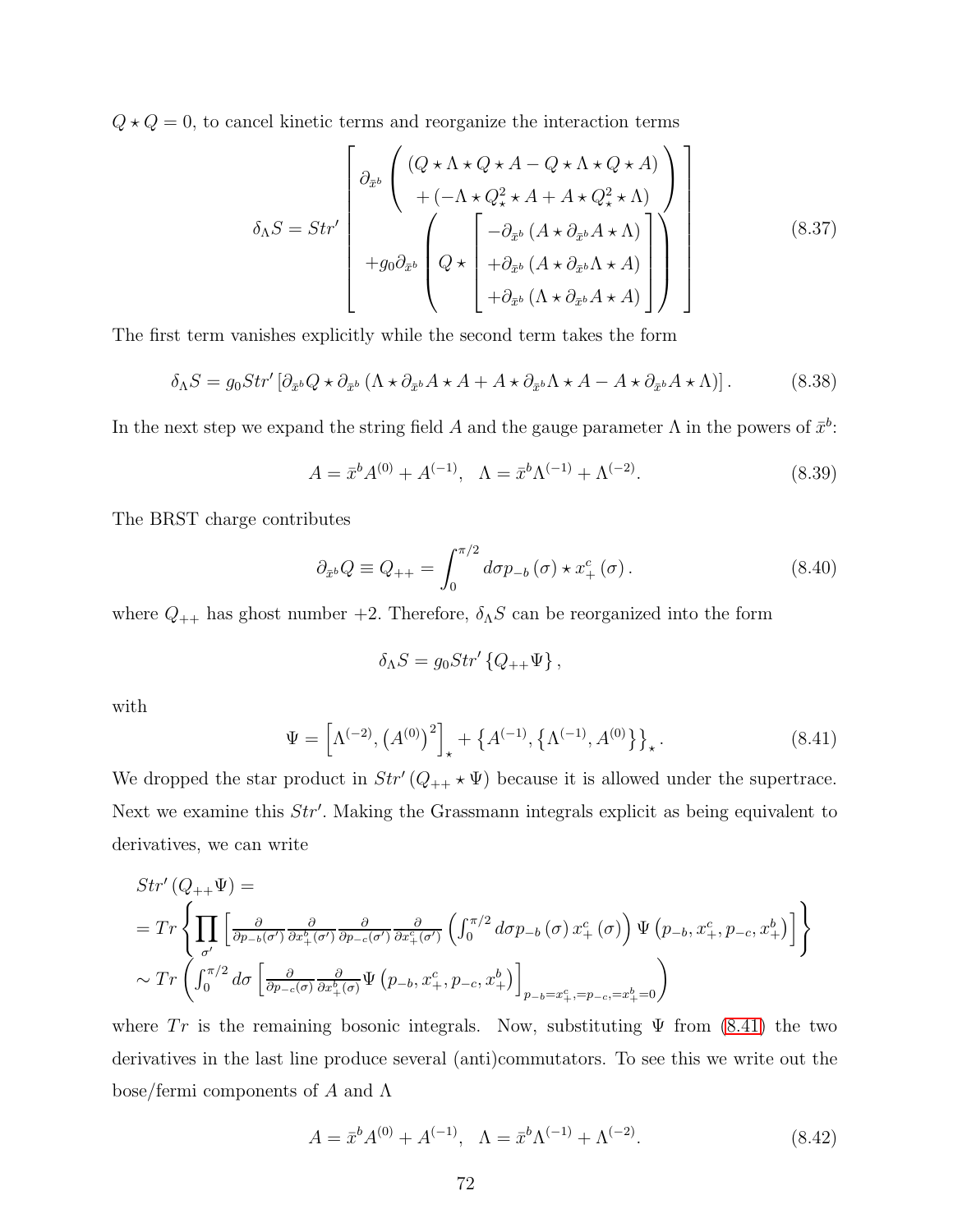$Q \star Q = 0$, to cancel kinetic terms and reorganize the interaction terms

$$\delta_\Lambda S = Str' \left[ \begin{array}{c} \partial_{\bar{x}^b} \left( \begin{array}{c} (Q \star \Lambda \star Q \star A - Q \star \Lambda \star Q \star A) \\ + (-\Lambda \star Q_\star^2 \star A + A \star Q_\star^2 \star \Lambda) \end{array} \right) \\ + g_0 \partial_{\bar{x}^b} \left( Q \star \left[ \begin{array}{c} -\partial_{\bar{x}^b} (A \star \partial_{\bar{x}^b} A \star \Lambda) \\ + \partial_{\bar{x}^b} (A \star \partial_{\bar{x}^b} \Lambda \star A) \\ + \partial_{\bar{x}^b} (\Lambda \star \partial_{\bar{x}^b} A \star A) \end{array} \right] \right) \end{array} \right] \tag{8.37}$$

The first term vanishes explicitly while the second term takes the form

$$\delta_\Lambda S = g_0 Str' \left[ \partial_{\bar{x}^b} Q \star \partial_{\bar{x}^b} \left( \Lambda \star \partial_{\bar{x}^b} A \star A + A \star \partial_{\bar{x}^b} \Lambda \star A - A \star \partial_{\bar{x}^b} A \star \Lambda \right) \right]. \tag{8.38}$$

In the next step we expand the string field $A$ and the gauge parameter $\Lambda$ in the powers of $\bar{x}^b$:

$$A = \bar{x}^b A^{(0)} + A^{(-1)}, \quad \Lambda = \bar{x}^b \Lambda^{(-1)} + \Lambda^{(-2)}. \tag{8.39}$$

The BRST charge contributes

$$\partial_{\bar{x}^b} Q \equiv Q_{++} = \int_0^{\pi/2} d\sigma p_{-b}(\sigma) \star x_+^c(\sigma). \tag{8.40}$$

where $Q_{++}$ has ghost number +2. Therefore, $\delta_\Lambda S$ can be reorganized into the form

$$\delta_\Lambda S = g_0 Str' \{ Q_{++} \Psi \},$$

with

$$\Psi = \left[ \Lambda^{(-2)}, \left(A^{(0)}\right)^2 \right]_\star + \left\{ A^{(-1)}, \left\{ \Lambda^{(-1)}, A^{(0)} \right\} \right\}_\star. \tag{8.41}$$

We dropped the star product in $Str'(Q_{++} \star \Psi)$ because it is allowed under the supertrace. Next we examine this $Str'$. Making the Grassmann integrals explicit as being equivalent to derivatives, we can write

$$\begin{aligned} & Str'(Q_{++}\Psi) = \\ & = Tr \left\{ \prod_{\sigma'} \left[ \frac{\partial}{\partial p_{-b}(\sigma')} \frac{\partial}{\partial x_+^b(\sigma')} \frac{\partial}{\partial p_{-c}(\sigma')} \frac{\partial}{\partial x_+^c(\sigma')} \left( \int_0^{\pi/2} d\sigma p_{-b}(\sigma) x_+^c(\sigma) \right) \Psi\left(p_{-b}, x_+^c, p_{-c}, x_+^b\right) \right] \right\} \\ & \sim Tr \left( \int_0^{\pi/2} d\sigma \left[ \frac{\partial}{\partial p_{-c}(\sigma)} \frac{\partial}{\partial x_+^b(\sigma)} \Psi\left(p_{-b}, x_+^c, p_{-c}, x_+^b\right) \right]_{p_{-b}=x_+^c,=p_{-c},=x_+^b=0} \right) \end{aligned}$$

where $Tr$ is the remaining bosonic integrals. Now, substituting $\Psi$ from (8.41) the two derivatives in the last line produce several (anti)commutators. To see this we write out the bose/fermi components of $A$ and $\Lambda$

$$A = \bar{x}^b A^{(0)} + A^{(-1)}, \quad \Lambda = \bar{x}^b \Lambda^{(-1)} + \Lambda^{(-2)}. \tag{8.42}$$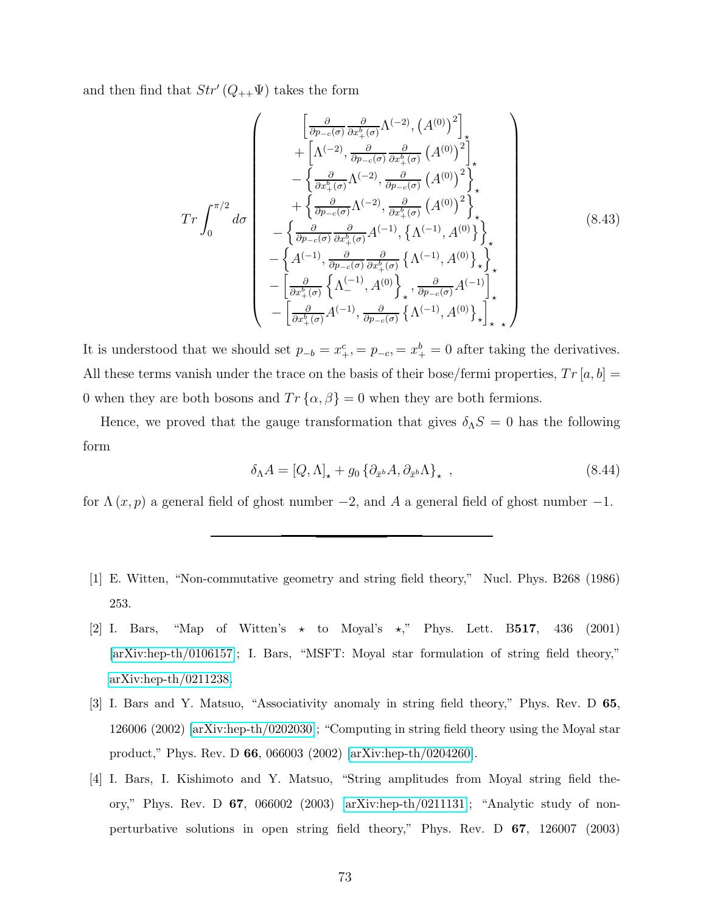and then find that $Str'\left(Q_{++}\Psi\right)$ takes the form

$$
Tr\int_0^{\pi/2}d\sigma\left(\begin{array}{c}
\left[\frac{\partial}{\partial p_{-c}(\sigma)}\frac{\partial}{\partial x_+^b(\sigma)}\Lambda^{(-2)},\left(A^{(0)}\right)^2\right]_\star \\
+\left[\Lambda^{(-2)},\frac{\partial}{\partial p_{-c}(\sigma)}\frac{\partial}{\partial x_+^b(\sigma)}\left(A^{(0)}\right)^2\right]_\star \\
-\left\{\frac{\partial}{\partial x_+^b(\sigma)}\Lambda^{(-2)},\frac{\partial}{\partial p_{-c}(\sigma)}\left(A^{(0)}\right)^2\right\}_\star \\
+\left\{\frac{\partial}{\partial p_{-c}(\sigma)}\Lambda^{(-2)},\frac{\partial}{\partial x_+^b(\sigma)}\left(A^{(0)}\right)^2\right\}_\star \\
-\left\{\frac{\partial}{\partial p_{-c}(\sigma)}\frac{\partial}{\partial x_+^b(\sigma)}A^{(-1)},\left\{\Lambda^{(-1)},A^{(0)}\right\}\right\}_\star \\
-\left\{A^{(-1)},\frac{\partial}{\partial p_{-c}(\sigma)}\frac{\partial}{\partial x_+^b(\sigma)}\left\{\Lambda^{(-1)},A^{(0)}\right\}_\star\right\}_\star \\
-\left[\frac{\partial}{\partial x_+^b(\sigma)}\left\{\Lambda_-^{(-1)},A^{(0)}\right\}_\star,\frac{\partial}{\partial p_{-c}(\sigma)}A^{(-1)}\right]_\star \\
-\left[\frac{\partial}{\partial x_+^b(\sigma)}A^{(-1)},\frac{\partial}{\partial p_{-c}(\sigma)}\left\{\Lambda^{(-1)},A^{(0)}\right\}_\star\right]_{\star\ \star}
\end{array}\right) \tag{8.43}
$$

It is understood that we should set $p_{-b}=x_+^c,=p_{-c},=x_+^b=0$ after taking the derivatives. All these terms vanish under the trace on the basis of their bose/fermi properties, $Tr\left[a,b\right]=0$ when they are both bosons and $Tr\left\{\alpha,\beta\right\}=0$ when they are both fermions.

Hence, we proved that the gauge transformation that gives $\delta_\Lambda S=0$ has the following form

$$
\delta_\Lambda A=\left[Q,\Lambda\right]_\star+g_0\left\{\partial_{\bar{x}^b}A,\partial_{\bar{x}^b}\Lambda\right\}_\star\ , \tag{8.44}
$$

for $\Lambda\left(x,p\right)$ a general field of ghost number $-2$, and $A$ a general field of ghost number $-1$.

---

[1] E. Witten, "Non-commutative geometry and string field theory," Nucl. Phys. B268 (1986) 253.

[2] I. Bars, "Map of Witten's $\star$ to Moyal's $\star$," Phys. Lett. B**517**, 436 (2001) [arXiv:hep-th/0106157]; I. Bars, "MSFT: Moyal star formulation of string field theory," arXiv:hep-th/0211238.

[3] I. Bars and Y. Matsuo, "Associativity anomaly in string field theory," Phys. Rev. D **65**, 126006 (2002) [arXiv:hep-th/0202030]; "Computing in string field theory using the Moyal star product," Phys. Rev. D **66**, 066003 (2002) [arXiv:hep-th/0204260].

[4] I. Bars, I. Kishimoto and Y. Matsuo, "String amplitudes from Moyal string field theory," Phys. Rev. D **67**, 066002 (2003) [arXiv:hep-th/0211131]; "Analytic study of nonperturbative solutions in open string field theory," Phys. Rev. D **67**, 126007 (2003)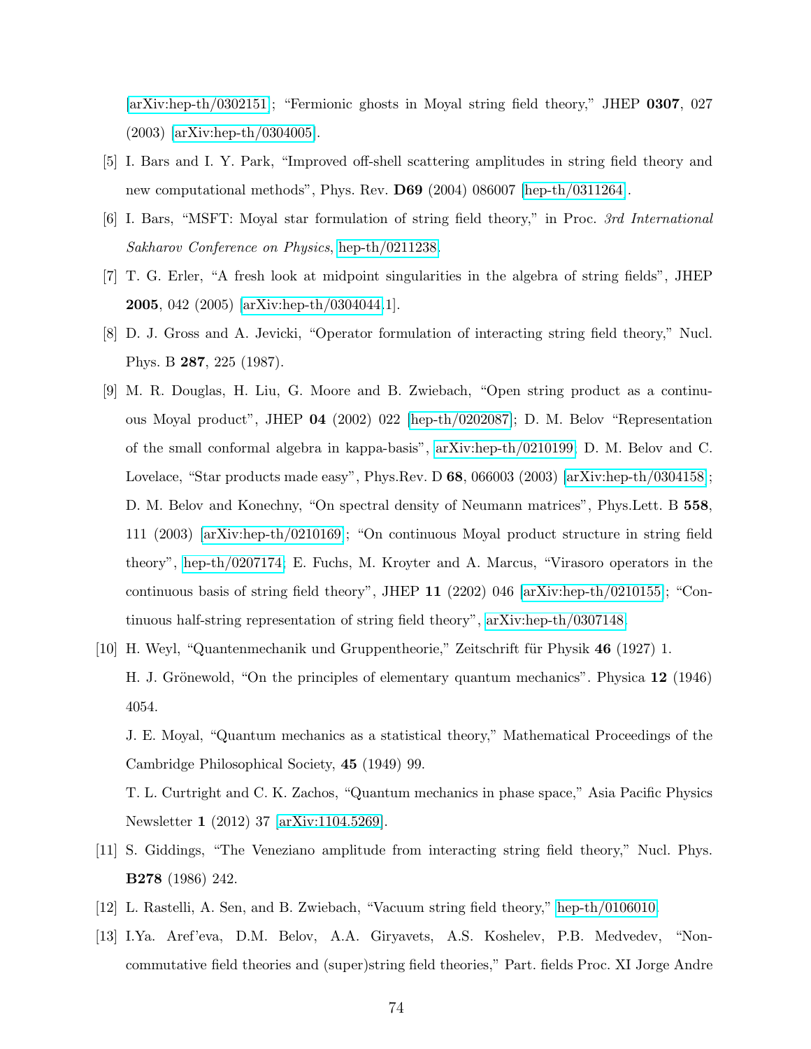[arXiv:hep-th/0302151]; "Fermionic ghosts in Moyal string field theory," JHEP **0307**, 027 (2003) [arXiv:hep-th/0304005].

[5] I. Bars and I. Y. Park, "Improved off-shell scattering amplitudes in string field theory and new computational methods", Phys. Rev. **D69** (2004) 086007 [hep-th/0311264].

[6] I. Bars, "MSFT: Moyal star formulation of string field theory," in Proc. *3rd International Sakharov Conference on Physics*, hep-th/0211238.

[7] T. G. Erler, "A fresh look at midpoint singularities in the algebra of string fields", JHEP **2005**, 042 (2005) [arXiv:hep-th/0304044.1].

[8] D. J. Gross and A. Jevicki, "Operator formulation of interacting string field theory," Nucl. Phys. B **287**, 225 (1987).

[9] M. R. Douglas, H. Liu, G. Moore and B. Zwiebach, "Open string product as a continuous Moyal product", JHEP **04** (2002) 022 [hep-th/0202087]; D. M. Belov "Representation of the small conformal algebra in kappa-basis", arXiv:hep-th/0210199; D. M. Belov and C. Lovelace, "Star products made easy", Phys.Rev. D **68**, 066003 (2003) [arXiv:hep-th/0304158]; D. M. Belov and Konechny, "On spectral density of Neumann matrices", Phys.Lett. B **558**, 111 (2003) [arXiv:hep-th/0210169]; "On continuous Moyal product structure in string field theory", hep-th/0207174; E. Fuchs, M. Kroyter and A. Marcus, "Virasoro operators in the continuous basis of string field theory", JHEP **11** (2202) 046 [arXiv:hep-th/0210155]; "Continuous half-string representation of string field theory", arXiv:hep-th/0307148.

[10] H. Weyl, "Quantenmechanik und Gruppentheorie," Zeitschrift für Physik **46** (1927) 1.

H. J. Grönewold, "On the principles of elementary quantum mechanics". Physica **12** (1946) 4054.

J. E. Moyal, "Quantum mechanics as a statistical theory," Mathematical Proceedings of the Cambridge Philosophical Society, **45** (1949) 99.

T. L. Curtright and C. K. Zachos, "Quantum mechanics in phase space," Asia Pacific Physics Newsletter **1** (2012) 37 [arXiv:1104.5269].

[11] S. Giddings, "The Veneziano amplitude from interacting string field theory," Nucl. Phys. **B278** (1986) 242.

[12] L. Rastelli, A. Sen, and B. Zwiebach, "Vacuum string field theory," hep-th/0106010.

[13] I.Ya. Aref'eva, D.M. Belov, A.A. Giryavets, A.S. Koshelev, P.B. Medvedev, "Noncommutative field theories and (super)string field theories," Part. fields Proc. XI Jorge Andre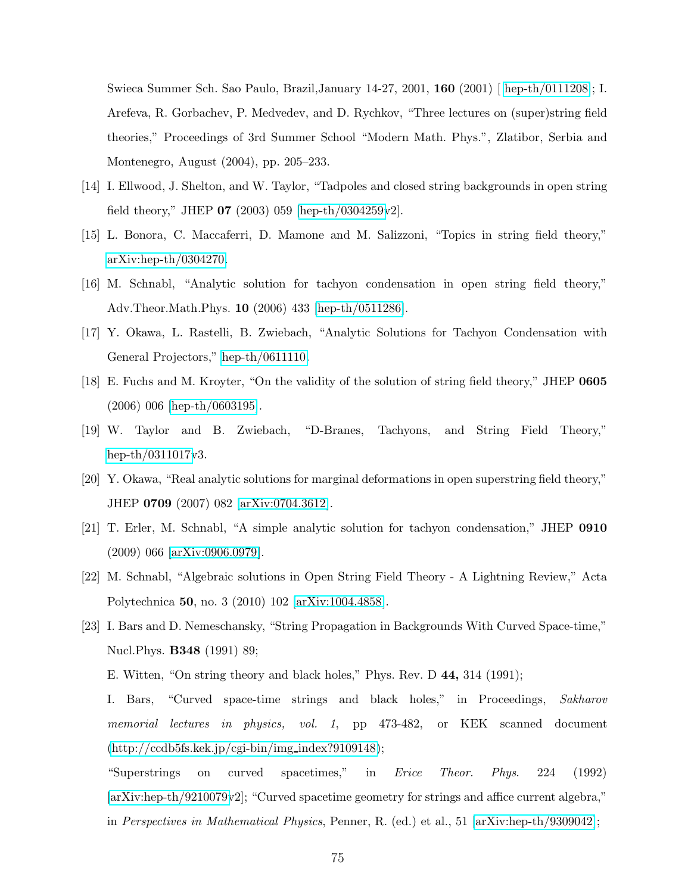Swieca Summer Sch. Sao Paulo, Brazil,January 14-27, 2001, **160** (2001) [ hep-th/0111208]; I. Arefeva, R. Gorbachev, P. Medvedev, and D. Rychkov, "Three lectures on (super)string field theories," Proceedings of 3rd Summer School "Modern Math. Phys.", Zlatibor, Serbia and Montenegro, August (2004), pp. 205–233.

[14] I. Ellwood, J. Shelton, and W. Taylor, "Tadpoles and closed string backgrounds in open string field theory," JHEP **07** (2003) 059 [hep-th/0304259v2].

[15] L. Bonora, C. Maccaferri, D. Mamone and M. Salizzoni, "Topics in string field theory," arXiv:hep-th/0304270.

[16] M. Schnabl, "Analytic solution for tachyon condensation in open string field theory," Adv.Theor.Math.Phys. **10** (2006) 433 [hep-th/0511286].

[17] Y. Okawa, L. Rastelli, B. Zwiebach, "Analytic Solutions for Tachyon Condensation with General Projectors," hep-th/0611110.

[18] E. Fuchs and M. Kroyter, "On the validity of the solution of string field theory," JHEP **0605** (2006) 006 [hep-th/0603195].

[19] W. Taylor and B. Zwiebach, "D-Branes, Tachyons, and String Field Theory," hep-th/0311017v3.

[20] Y. Okawa, "Real analytic solutions for marginal deformations in open superstring field theory," JHEP **0709** (2007) 082 [arXiv:0704.3612].

[21] T. Erler, M. Schnabl, "A simple analytic solution for tachyon condensation," JHEP **0910** (2009) 066 [arXiv:0906.0979].

[22] M. Schnabl, "Algebraic solutions in Open String Field Theory - A Lightning Review," Acta Polytechnica **50**, no. 3 (2010) 102 [arXiv:1004.4858].

[23] I. Bars and D. Nemeschansky, "String Propagation in Backgrounds With Curved Space-time," Nucl.Phys. **B348** (1991) 89;

E. Witten, "On string theory and black holes," Phys. Rev. D **44,** 314 (1991);

I. Bars, "Curved space-time strings and black holes," in Proceedings, *Sakharov memorial lectures in physics, vol. 1*, pp 473-482, or KEK scanned document (http://ccdb5fs.kek.jp/cgi-bin/img_index?9109148);

"Superstrings on curved spacetimes," in *Erice Theor. Phys.* 224 (1992) [arXiv:hep-th/9210079v2]; "Curved spacetime geometry for strings and affice current algebra," in *Perspectives in Mathematical Physics*, Penner, R. (ed.) et al., 51 [arXiv:hep-th/9309042];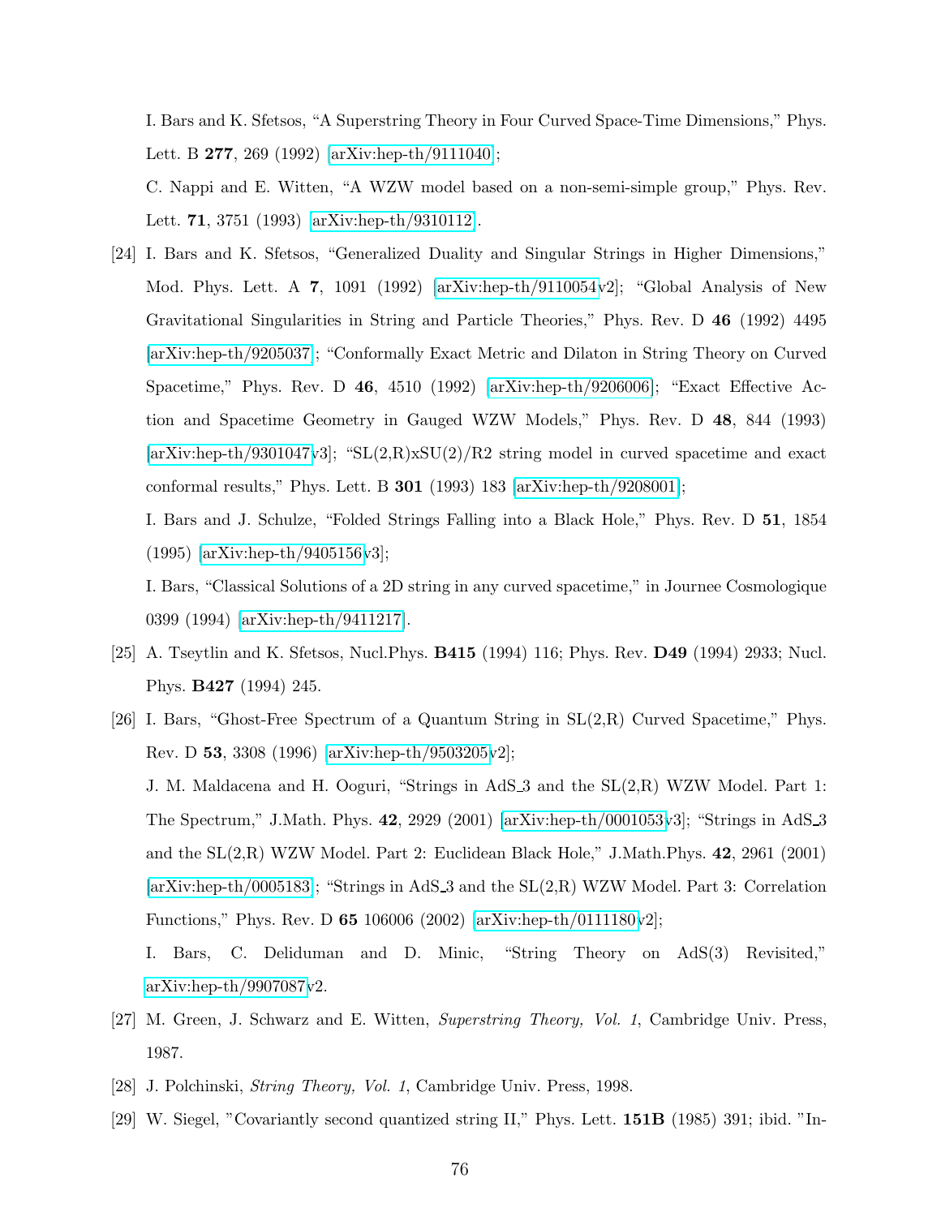I. Bars and K. Sfetsos, "A Superstring Theory in Four Curved Space-Time Dimensions," Phys. Lett. B **277**, 269 (1992) [arXiv:hep-th/9111040];

C. Nappi and E. Witten, "A WZW model based on a non-semi-simple group," Phys. Rev. Lett. **71**, 3751 (1993) [arXiv:hep-th/9310112].

[24] I. Bars and K. Sfetsos, "Generalized Duality and Singular Strings in Higher Dimensions," Mod. Phys. Lett. A **7**, 1091 (1992) [arXiv:hep-th/9110054v2]; "Global Analysis of New Gravitational Singularities in String and Particle Theories," Phys. Rev. D **46** (1992) 4495 [arXiv:hep-th/9205037]; "Conformally Exact Metric and Dilaton in String Theory on Curved Spacetime," Phys. Rev. D **46**, 4510 (1992) [arXiv:hep-th/9206006]; "Exact Effective Action and Spacetime Geometry in Gauged WZW Models," Phys. Rev. D **48**, 844 (1993) [arXiv:hep-th/9301047v3]; "SL(2,R)xSU(2)/R2 string model in curved spacetime and exact conformal results," Phys. Lett. B **301** (1993) 183 [arXiv:hep-th/9208001];

I. Bars and J. Schulze, "Folded Strings Falling into a Black Hole," Phys. Rev. D **51**, 1854 (1995) [arXiv:hep-th/9405156v3];

I. Bars, "Classical Solutions of a 2D string in any curved spacetime," in Journee Cosmologique 0399 (1994) [arXiv:hep-th/9411217].

[25] A. Tseytlin and K. Sfetsos, Nucl.Phys. **B415** (1994) 116; Phys. Rev. **D49** (1994) 2933; Nucl. Phys. **B427** (1994) 245.

[26] I. Bars, "Ghost-Free Spectrum of a Quantum String in SL(2,R) Curved Spacetime," Phys. Rev. D **53**, 3308 (1996) [arXiv:hep-th/9503205v2];

J. M. Maldacena and H. Ooguri, "Strings in AdS_3 and the SL(2,R) WZW Model. Part 1: The Spectrum," J.Math. Phys. **42**, 2929 (2001) [arXiv:hep-th/0001053v3]; "Strings in AdS_3 and the SL(2,R) WZW Model. Part 2: Euclidean Black Hole," J.Math.Phys. **42**, 2961 (2001) [arXiv:hep-th/0005183]; "Strings in AdS_3 and the SL(2,R) WZW Model. Part 3: Correlation Functions," Phys. Rev. D **65** 106006 (2002) [arXiv:hep-th/0111180v2];

I. Bars, C. Deliduman and D. Minic, "String Theory on AdS(3) Revisited," arXiv:hep-th/9907087v2.

[27] M. Green, J. Schwarz and E. Witten, *Superstring Theory, Vol. 1*, Cambridge Univ. Press, 1987.

[28] J. Polchinski, *String Theory, Vol. 1*, Cambridge Univ. Press, 1998.

[29] W. Siegel, "Covariantly second quantized string II," Phys. Lett. **151B** (1985) 391; ibid. "In-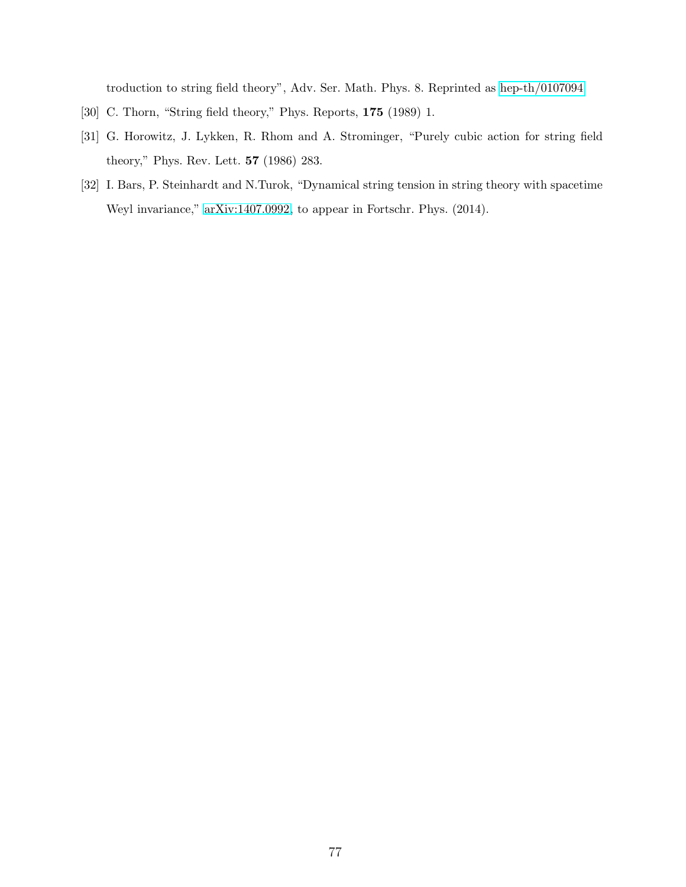troduction to string field theory", Adv. Ser. Math. Phys. 8. Reprinted as hep-th/0107094

[30] C. Thorn, "String field theory," Phys. Reports, **175** (1989) 1.

[31] G. Horowitz, J. Lykken, R. Rhom and A. Strominger, "Purely cubic action for string field theory," Phys. Rev. Lett. **57** (1986) 283.

[32] I. Bars, P. Steinhardt and N.Turok, "Dynamical string tension in string theory with spacetime Weyl invariance," arXiv:1407.0992, to appear in Fortschr. Phys. (2014).